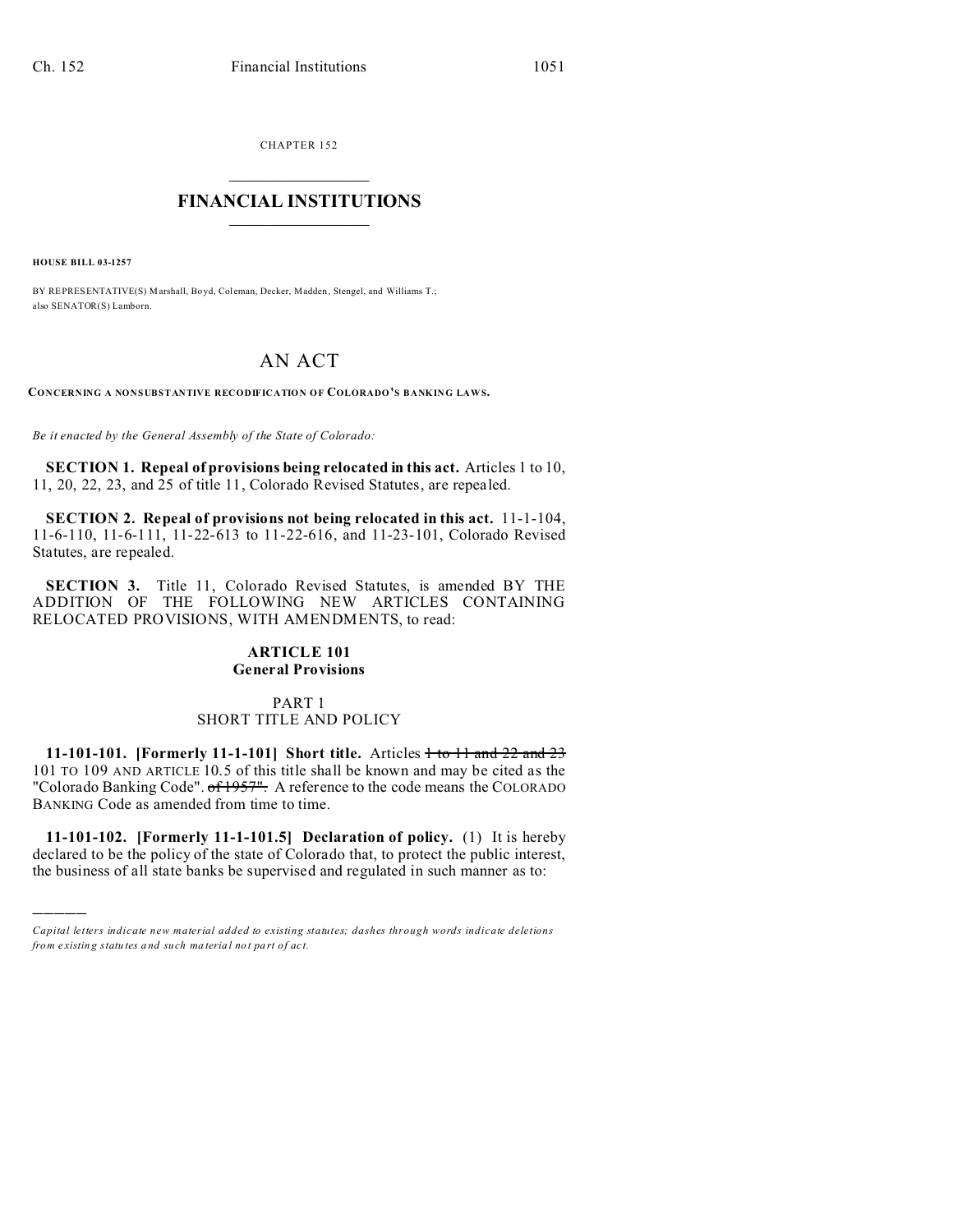CHAPTER 152

# FINANCIAL INSTITUTIONS

**HOUSE BILL 03-1257**

BY REPRESENTATIVE(S) Marshall, Boyd, Coleman, Decker, Madden, Stengel, and Williams T.; also SENATOR(S) Lamborn.

# AN ACT

**CONCERNING A NONSUBSTANTIVE RECODIFICATION OF COLORADO'S BANKING LAWS.**

*Be it enacted by the General Assembly of the State of Colorado:*

**SECTION 1. Repeal of provisions being relocated in this act.** Articles 1 to 10, 11, 20, 22, 23, and 25 of title 11, Colorado Revised Statutes, are repealed.

**SECTION 2. Repeal of provisions not being relocated in this act.** 11-1-104, 11-6-110, 11-6-111, 11-22-613 to 11-22-616, and 11-23-101, Colorado Revised Statutes, are repealed.

**SECTION 3.** Title 11, Colorado Revised Statutes, is amended BY THE ADDITION OF THE FOLLOWING NEW ARTICLES CONTAINING RELOCATED PROVISIONS, WITH AMENDMENTS, to read:

## ARTICLE 101
## General Provisions

### PART 1
### SHORT TITLE AND POLICY

**11-101-101. [Formerly 11-1-101] Short title.** Articles ~~1 to 11 and 22 and 23~~ 101 TO 109 AND ARTICLE 10.5 of this title shall be known and may be cited as the "Colorado Banking Code". ~~of 1957".~~ A reference to the code means the COLORADO BANKING Code as amended from time to time.

**11-101-102. [Formerly 11-1-101.5] Declaration of policy.** (1) It is hereby declared to be the policy of the state of Colorado that, to protect the public interest, the business of all state banks be supervised and regulated in such manner as to:

---

*Capital letters indicate new material added to existing statutes; dashes through words indicate deletions from existing statutes and such material not part of act.*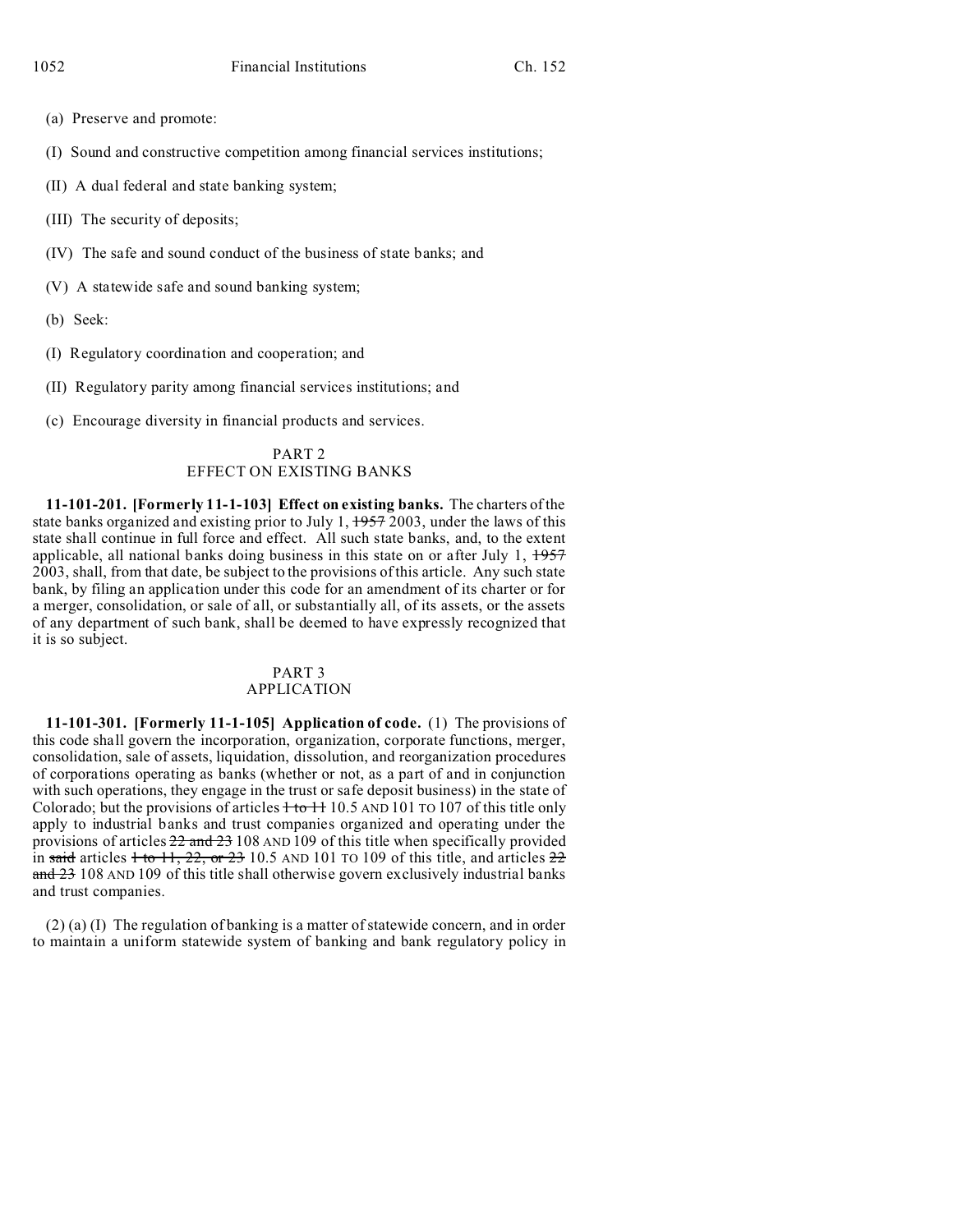(a) Preserve and promote:

(I) Sound and constructive competition among financial services institutions;

(II) A dual federal and state banking system;

(III) The security of deposits;

(IV) The safe and sound conduct of the business of state banks; and

(V) A statewide safe and sound banking system;

(b) Seek:

(I) Regulatory coordination and cooperation; and

(II) Regulatory parity among financial services institutions; and

(c) Encourage diversity in financial products and services.

## PART 2
## EFFECT ON EXISTING BANKS

**11-101-201. [Formerly 11-1-103] Effect on existing banks.** The charters of the state banks organized and existing prior to July 1, ~~1957~~ 2003, under the laws of this state shall continue in full force and effect. All such state banks, and, to the extent applicable, all national banks doing business in this state on or after July 1, ~~1957~~ 2003, shall, from that date, be subject to the provisions of this article. Any such state bank, by filing an application under this code for an amendment of its charter or for a merger, consolidation, or sale of all, or substantially all, of its assets, or the assets of any department of such bank, shall be deemed to have expressly recognized that it is so subject.

## PART 3
## APPLICATION

**11-101-301. [Formerly 11-1-105] Application of code.** (1) The provisions of this code shall govern the incorporation, organization, corporate functions, merger, consolidation, sale of assets, liquidation, dissolution, and reorganization procedures of corporations operating as banks (whether or not, as a part of and in conjunction with such operations, they engage in the trust or safe deposit business) in the state of Colorado; but the provisions of articles ~~1 to 11~~ 10.5 AND 101 TO 107 of this title only apply to industrial banks and trust companies organized and operating under the provisions of articles ~~22 and 23~~ 108 AND 109 of this title when specifically provided in ~~said~~ articles ~~1 to 11, 22, or 23~~ 10.5 AND 101 TO 109 of this title, and articles ~~22 and 23~~ 108 AND 109 of this title shall otherwise govern exclusively industrial banks and trust companies.

(2) (a) (I) The regulation of banking is a matter of statewide concern, and in order to maintain a uniform statewide system of banking and bank regulatory policy in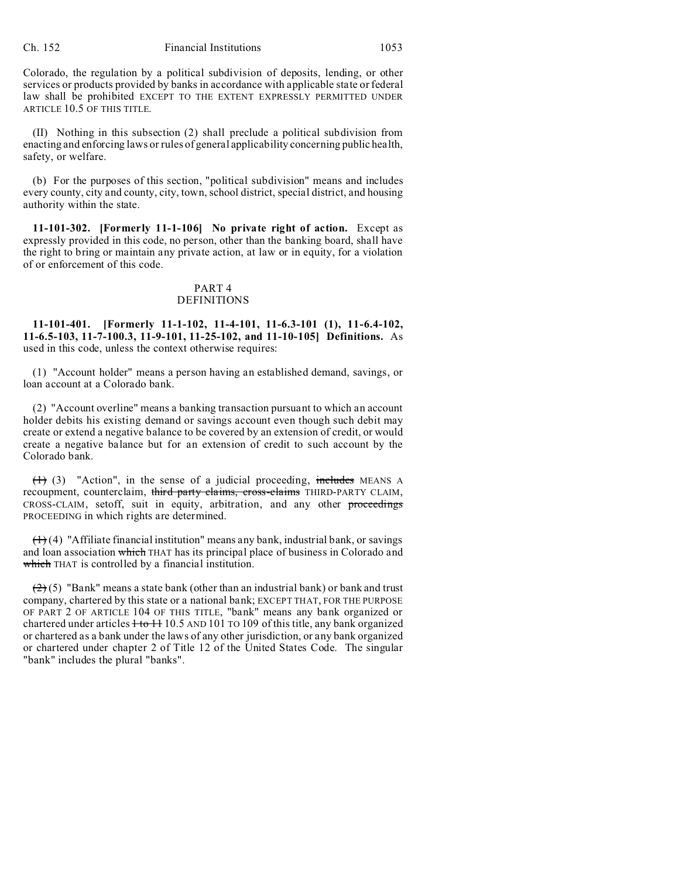Colorado, the regulation by a political subdivision of deposits, lending, or other services or products provided by banks in accordance with applicable state or federal law shall be prohibited EXCEPT TO THE EXTENT EXPRESSLY PERMITTED UNDER ARTICLE 10.5 OF THIS TITLE.

(II) Nothing in this subsection (2) shall preclude a political subdivision from enacting and enforcing laws or rules of general applicability concerning public health, safety, or welfare.

(b) For the purposes of this section, "political subdivision" means and includes every county, city and county, city, town, school district, special district, and housing authority within the state.

**11-101-302. [Formerly 11-1-106] No private right of action.** Except as expressly provided in this code, no person, other than the banking board, shall have the right to bring or maintain any private action, at law or in equity, for a violation of or enforcement of this code.

PART 4
DEFINITIONS

**11-101-401. [Formerly 11-1-102, 11-4-101, 11-6.3-101 (1), 11-6.4-102, 11-6.5-103, 11-7-100.3, 11-9-101, 11-25-102, and 11-10-105] Definitions.** As used in this code, unless the context otherwise requires:

(1) "Account holder" means a person having an established demand, savings, or loan account at a Colorado bank.

(2) "Account overline" means a banking transaction pursuant to which an account holder debits his existing demand or savings account even though such debit may create or extend a negative balance to be covered by an extension of credit, or would create a negative balance but for an extension of credit to such account by the Colorado bank.

~~(1)~~ (3) "Action", in the sense of a judicial proceeding, ~~includes~~ MEANS A recoupment, counterclaim, ~~third party claims, cross-claims~~ THIRD-PARTY CLAIM, CROSS-CLAIM, setoff, suit in equity, arbitration, and any other ~~proceedings~~ PROCEEDING in which rights are determined.

~~(1)~~ (4) "Affiliate financial institution" means any bank, industrial bank, or savings and loan association ~~which~~ THAT has its principal place of business in Colorado and ~~which~~ THAT is controlled by a financial institution.

~~(2)~~ (5) "Bank" means a state bank (other than an industrial bank) or bank and trust company, chartered by this state or a national bank; EXCEPT THAT, FOR THE PURPOSE OF PART 2 OF ARTICLE 104 OF THIS TITLE, "bank" means any bank organized or chartered under articles ~~1 to 11~~ 10.5 AND 101 TO 109 of this title, any bank organized or chartered as a bank under the laws of any other jurisdiction, or any bank organized or chartered under chapter 2 of Title 12 of the United States Code. The singular "bank" includes the plural "banks".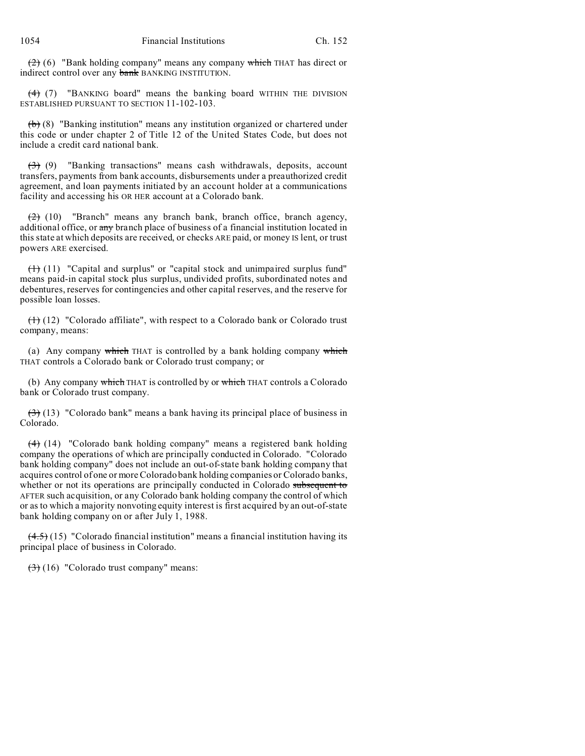~~(2)~~ (6) "Bank holding company" means any company ~~which~~ THAT has direct or indirect control over any ~~bank~~ BANKING INSTITUTION.

~~(4)~~ (7) "BANKING board" means the banking board WITHIN THE DIVISION ESTABLISHED PURSUANT TO SECTION 11-102-103.

~~(b)~~ (8) "Banking institution" means any institution organized or chartered under this code or under chapter 2 of Title 12 of the United States Code, but does not include a credit card national bank.

~~(3)~~ (9) "Banking transactions" means cash withdrawals, deposits, account transfers, payments from bank accounts, disbursements under a preauthorized credit agreement, and loan payments initiated by an account holder at a communications facility and accessing his OR HER account at a Colorado bank.

~~(2)~~ (10) "Branch" means any branch bank, branch office, branch agency, additional office, or ~~any~~ branch place of business of a financial institution located in this state at which deposits are received, or checks ARE paid, or money IS lent, or trust powers ARE exercised.

~~(1)~~ (11) "Capital and surplus" or "capital stock and unimpaired surplus fund" means paid-in capital stock plus surplus, undivided profits, subordinated notes and debentures, reserves for contingencies and other capital reserves, and the reserve for possible loan losses.

~~(1)~~ (12) "Colorado affiliate", with respect to a Colorado bank or Colorado trust company, means:

(a) Any company ~~which~~ THAT is controlled by a bank holding company ~~which~~ THAT controls a Colorado bank or Colorado trust company; or

(b) Any company ~~which~~ THAT is controlled by or ~~which~~ THAT controls a Colorado bank or Colorado trust company.

~~(3)~~ (13) "Colorado bank" means a bank having its principal place of business in Colorado.

~~(4)~~ (14) "Colorado bank holding company" means a registered bank holding company the operations of which are principally conducted in Colorado. "Colorado bank holding company" does not include an out-of-state bank holding company that acquires control of one or more Colorado bank holding companies or Colorado banks, whether or not its operations are principally conducted in Colorado ~~subsequent to~~ AFTER such acquisition, or any Colorado bank holding company the control of which or as to which a majority nonvoting equity interest is first acquired by an out-of-state bank holding company on or after July 1, 1988.

~~(4.5)~~ (15) "Colorado financial institution" means a financial institution having its principal place of business in Colorado.

~~(3)~~ (16) "Colorado trust company" means: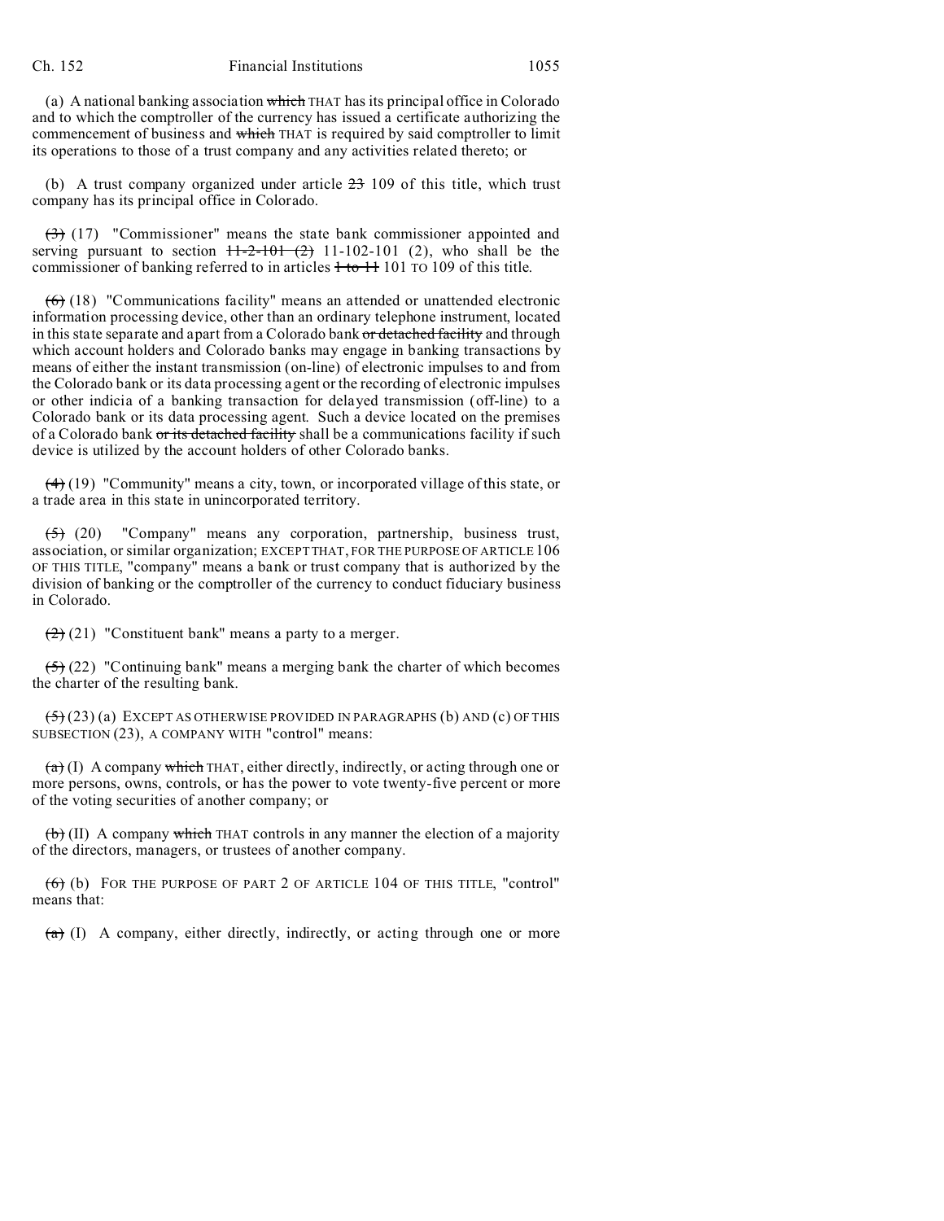(a) A national banking association ~~which~~ THAT has its principal office in Colorado and to which the comptroller of the currency has issued a certificate authorizing the commencement of business and ~~which~~ THAT is required by said comptroller to limit its operations to those of a trust company and any activities related thereto; or

(b) A trust company organized under article ~~23~~ 109 of this title, which trust company has its principal office in Colorado.

~~(3)~~ (17) "Commissioner" means the state bank commissioner appointed and serving pursuant to section ~~11-2-101 (2)~~ 11-102-101 (2), who shall be the commissioner of banking referred to in articles ~~1 to 11~~ 101 TO 109 of this title.

~~(6)~~ (18) "Communications facility" means an attended or unattended electronic information processing device, other than an ordinary telephone instrument, located in this state separate and apart from a Colorado bank ~~or detached facility~~ and through which account holders and Colorado banks may engage in banking transactions by means of either the instant transmission (on-line) of electronic impulses to and from the Colorado bank or its data processing agent or the recording of electronic impulses or other indicia of a banking transaction for delayed transmission (off-line) to a Colorado bank or its data processing agent. Such a device located on the premises of a Colorado bank ~~or its detached facility~~ shall be a communications facility if such device is utilized by the account holders of other Colorado banks.

~~(4)~~ (19) "Community" means a city, town, or incorporated village of this state, or a trade area in this state in unincorporated territory.

~~(5)~~ (20) "Company" means any corporation, partnership, business trust, association, or similar organization; EXCEPT THAT, FOR THE PURPOSE OF ARTICLE 106 OF THIS TITLE, "company" means a bank or trust company that is authorized by the division of banking or the comptroller of the currency to conduct fiduciary business in Colorado.

~~(2)~~ (21) "Constituent bank" means a party to a merger.

~~(5)~~ (22) "Continuing bank" means a merging bank the charter of which becomes the charter of the resulting bank.

~~(5)~~ (23) (a) EXCEPT AS OTHERWISE PROVIDED IN PARAGRAPHS (b) AND (c) OF THIS SUBSECTION (23), A COMPANY WITH "control" means:

~~(a)~~ (I) A company ~~which~~ THAT, either directly, indirectly, or acting through one or more persons, owns, controls, or has the power to vote twenty-five percent or more of the voting securities of another company; or

~~(b)~~ (II) A company ~~which~~ THAT controls in any manner the election of a majority of the directors, managers, or trustees of another company.

~~(6)~~ (b) FOR THE PURPOSE OF PART 2 OF ARTICLE 104 OF THIS TITLE, "control" means that:

~~(a)~~ (I) A company, either directly, indirectly, or acting through one or more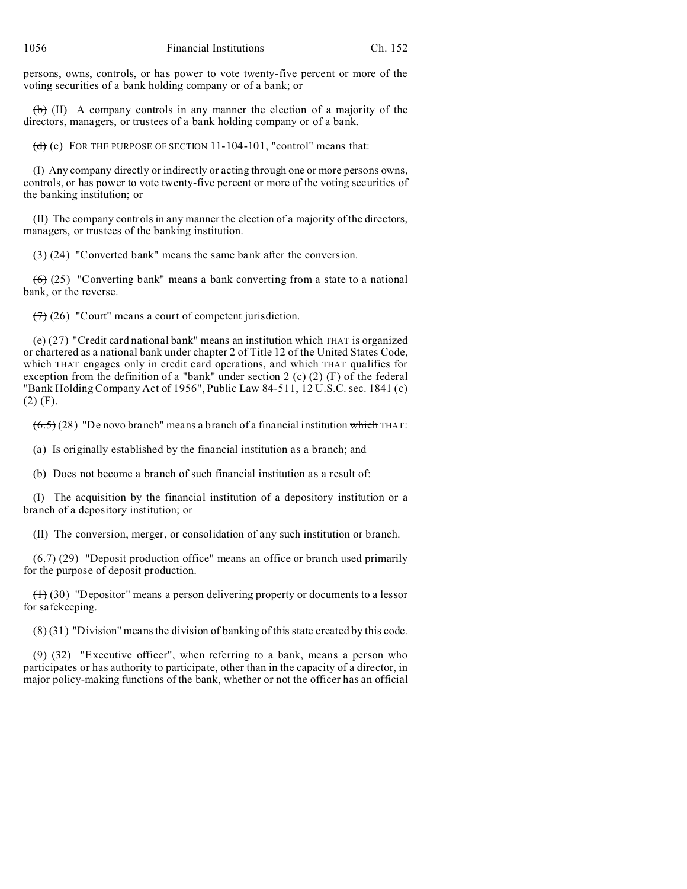persons, owns, controls, or has power to vote twenty-five percent or more of the voting securities of a bank holding company or of a bank; or

~~(b)~~ (II) A company controls in any manner the election of a majority of the directors, managers, or trustees of a bank holding company or of a bank.

~~(d)~~ (c) FOR THE PURPOSE OF SECTION 11-104-101, "control" means that:

(I) Any company directly or indirectly or acting through one or more persons owns, controls, or has power to vote twenty-five percent or more of the voting securities of the banking institution; or

(II) The company controls in any manner the election of a majority of the directors, managers, or trustees of the banking institution.

~~(3)~~ (24) "Converted bank" means the same bank after the conversion.

~~(6)~~ (25) "Converting bank" means a bank converting from a state to a national bank, or the reverse.

~~(7)~~ (26) "Court" means a court of competent jurisdiction.

~~(c)~~ (27) "Credit card national bank" means an institution ~~which~~ THAT is organized or chartered as a national bank under chapter 2 of Title 12 of the United States Code, ~~which~~ THAT engages only in credit card operations, and ~~which~~ THAT qualifies for exception from the definition of a "bank" under section 2 (c) (2) (F) of the federal "Bank Holding Company Act of 1956", Public Law 84-511, 12 U.S.C. sec. 1841 (c) (2) (F).

~~(6.5)~~ (28) "De novo branch" means a branch of a financial institution ~~which~~ THAT:

(a) Is originally established by the financial institution as a branch; and

(b) Does not become a branch of such financial institution as a result of:

(I) The acquisition by the financial institution of a depository institution or a branch of a depository institution; or

(II) The conversion, merger, or consolidation of any such institution or branch.

~~(6.7)~~ (29) "Deposit production office" means an office or branch used primarily for the purpose of deposit production.

~~(1)~~ (30) "Depositor" means a person delivering property or documents to a lessor for safekeeping.

~~(8)~~ (31) "Division" means the division of banking of this state created by this code.

~~(9)~~ (32) "Executive officer", when referring to a bank, means a person who participates or has authority to participate, other than in the capacity of a director, in major policy-making functions of the bank, whether or not the officer has an official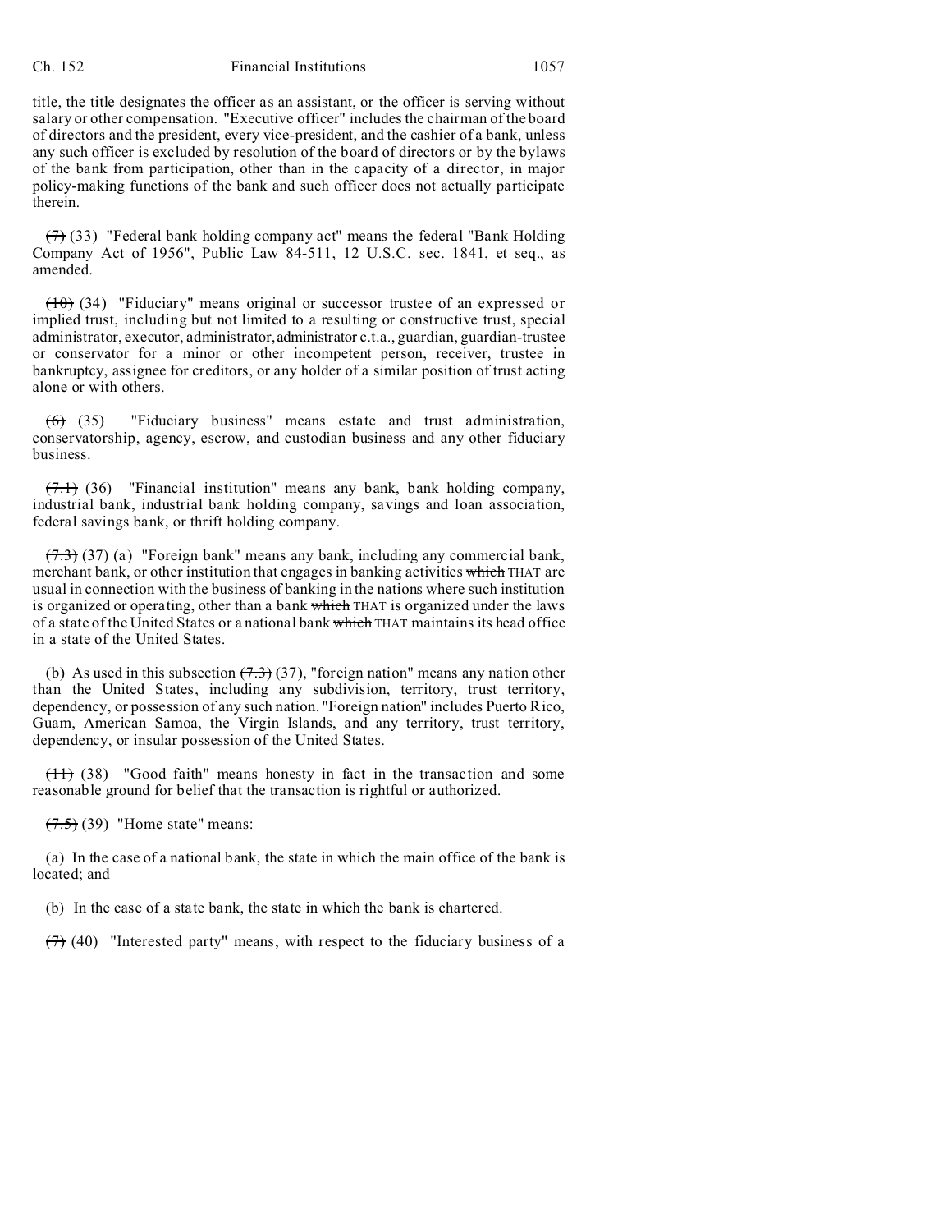title, the title designates the officer as an assistant, or the officer is serving without salary or other compensation. "Executive officer" includes the chairman of the board of directors and the president, every vice-president, and the cashier of a bank, unless any such officer is excluded by resolution of the board of directors or by the bylaws of the bank from participation, other than in the capacity of a director, in major policy-making functions of the bank and such officer does not actually participate therein.

~~(7)~~ (33) "Federal bank holding company act" means the federal "Bank Holding Company Act of 1956", Public Law 84-511, 12 U.S.C. sec. 1841, et seq., as amended.

~~(10)~~ (34) "Fiduciary" means original or successor trustee of an expressed or implied trust, including but not limited to a resulting or constructive trust, special administrator, executor, administrator, administrator c.t.a., guardian, guardian-trustee or conservator for a minor or other incompetent person, receiver, trustee in bankruptcy, assignee for creditors, or any holder of a similar position of trust acting alone or with others.

~~(6)~~ (35) "Fiduciary business" means estate and trust administration, conservatorship, agency, escrow, and custodian business and any other fiduciary business.

~~(7.1)~~ (36) "Financial institution" means any bank, bank holding company, industrial bank, industrial bank holding company, savings and loan association, federal savings bank, or thrift holding company.

~~(7.3)~~ (37) (a) "Foreign bank" means any bank, including any commercial bank, merchant bank, or other institution that engages in banking activities ~~which~~ THAT are usual in connection with the business of banking in the nations where such institution is organized or operating, other than a bank ~~which~~ THAT is organized under the laws of a state of the United States or a national bank ~~which~~ THAT maintains its head office in a state of the United States.

(b) As used in this subsection ~~(7.3)~~ (37), "foreign nation" means any nation other than the United States, including any subdivision, territory, trust territory, dependency, or possession of any such nation. "Foreign nation" includes Puerto Rico, Guam, American Samoa, the Virgin Islands, and any territory, trust territory, dependency, or insular possession of the United States.

~~(11)~~ (38) "Good faith" means honesty in fact in the transaction and some reasonable ground for belief that the transaction is rightful or authorized.

~~(7.5)~~ (39) "Home state" means:

(a) In the case of a national bank, the state in which the main office of the bank is located; and

(b) In the case of a state bank, the state in which the bank is chartered.

~~(7)~~ (40) "Interested party" means, with respect to the fiduciary business of a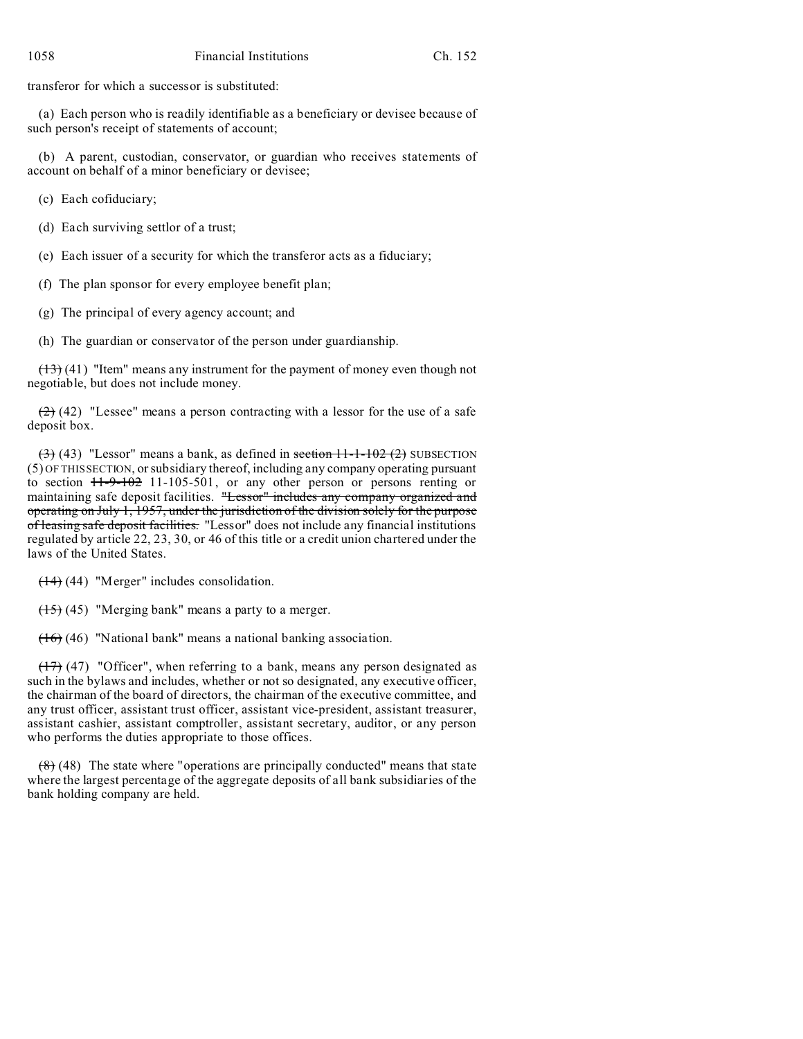transferor for which a successor is substituted:

(a) Each person who is readily identifiable as a beneficiary or devisee because of such person's receipt of statements of account;

(b) A parent, custodian, conservator, or guardian who receives statements of account on behalf of a minor beneficiary or devisee;

(c) Each cofiduciary;

(d) Each surviving settlor of a trust;

(e) Each issuer of a security for which the transferor acts as a fiduciary;

(f) The plan sponsor for every employee benefit plan;

(g) The principal of every agency account; and

(h) The guardian or conservator of the person under guardianship.

~~(13)~~ (41) "Item" means any instrument for the payment of money even though not negotiable, but does not include money.

~~(2)~~ (42) "Lessee" means a person contracting with a lessor for the use of a safe deposit box.

~~(3)~~ (43) "Lessor" means a bank, as defined in ~~section 11-1-102 (2)~~ SUBSECTION (5) OF THIS SECTION, or subsidiary thereof, including any company operating pursuant to section ~~11-9-102~~ 11-105-501, or any other person or persons renting or maintaining safe deposit facilities. ~~"Lessor" includes any company organized and operating on July 1, 1957, under the jurisdiction of the division solely for the purpose of leasing safe deposit facilities.~~ "Lessor" does not include any financial institutions regulated by article 22, 23, 30, or 46 of this title or a credit union chartered under the laws of the United States.

~~(14)~~ (44) "Merger" includes consolidation.

~~(15)~~ (45) "Merging bank" means a party to a merger.

~~(16)~~ (46) "National bank" means a national banking association.

~~(17)~~ (47) "Officer", when referring to a bank, means any person designated as such in the bylaws and includes, whether or not so designated, any executive officer, the chairman of the board of directors, the chairman of the executive committee, and any trust officer, assistant trust officer, assistant vice-president, assistant treasurer, assistant cashier, assistant comptroller, assistant secretary, auditor, or any person who performs the duties appropriate to those offices.

~~(8)~~ (48) The state where "operations are principally conducted" means that state where the largest percentage of the aggregate deposits of all bank subsidiaries of the bank holding company are held.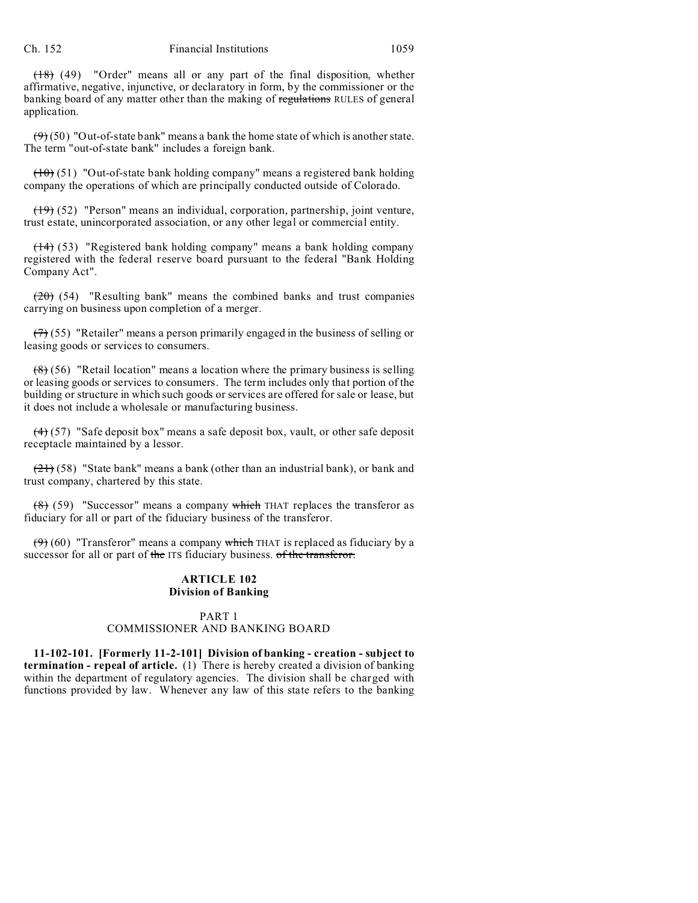~~(18)~~ (49) "Order" means all or any part of the final disposition, whether affirmative, negative, injunctive, or declaratory in form, by the commissioner or the banking board of any matter other than the making of ~~regulations~~ RULES of general application.

~~(9)~~ (50) "Out-of-state bank" means a bank the home state of which is another state. The term "out-of-state bank" includes a foreign bank.

~~(10)~~ (51) "Out-of-state bank holding company" means a registered bank holding company the operations of which are principally conducted outside of Colorado.

~~(19)~~ (52) "Person" means an individual, corporation, partnership, joint venture, trust estate, unincorporated association, or any other legal or commercial entity.

~~(14)~~ (53) "Registered bank holding company" means a bank holding company registered with the federal reserve board pursuant to the federal "Bank Holding Company Act".

~~(20)~~ (54) "Resulting bank" means the combined banks and trust companies carrying on business upon completion of a merger.

~~(7)~~ (55) "Retailer" means a person primarily engaged in the business of selling or leasing goods or services to consumers.

~~(8)~~ (56) "Retail location" means a location where the primary business is selling or leasing goods or services to consumers. The term includes only that portion of the building or structure in which such goods or services are offered for sale or lease, but it does not include a wholesale or manufacturing business.

~~(4)~~ (57) "Safe deposit box" means a safe deposit box, vault, or other safe deposit receptacle maintained by a lessor.

~~(21)~~ (58) "State bank" means a bank (other than an industrial bank), or bank and trust company, chartered by this state.

~~(8)~~ (59) "Successor" means a company ~~which~~ THAT replaces the transferor as fiduciary for all or part of the fiduciary business of the transferor.

~~(9)~~ (60) "Transferor" means a company ~~which~~ THAT is replaced as fiduciary by a successor for all or part of ~~the~~ ITS fiduciary business. ~~of the transferor.~~

## ARTICLE 102
## Division of Banking

### PART 1
### COMMISSIONER AND BANKING BOARD

**11-102-101. [Formerly 11-2-101] Division of banking - creation - subject to termination - repeal of article.** (1) There is hereby created a division of banking within the department of regulatory agencies. The division shall be charged with functions provided by law. Whenever any law of this state refers to the banking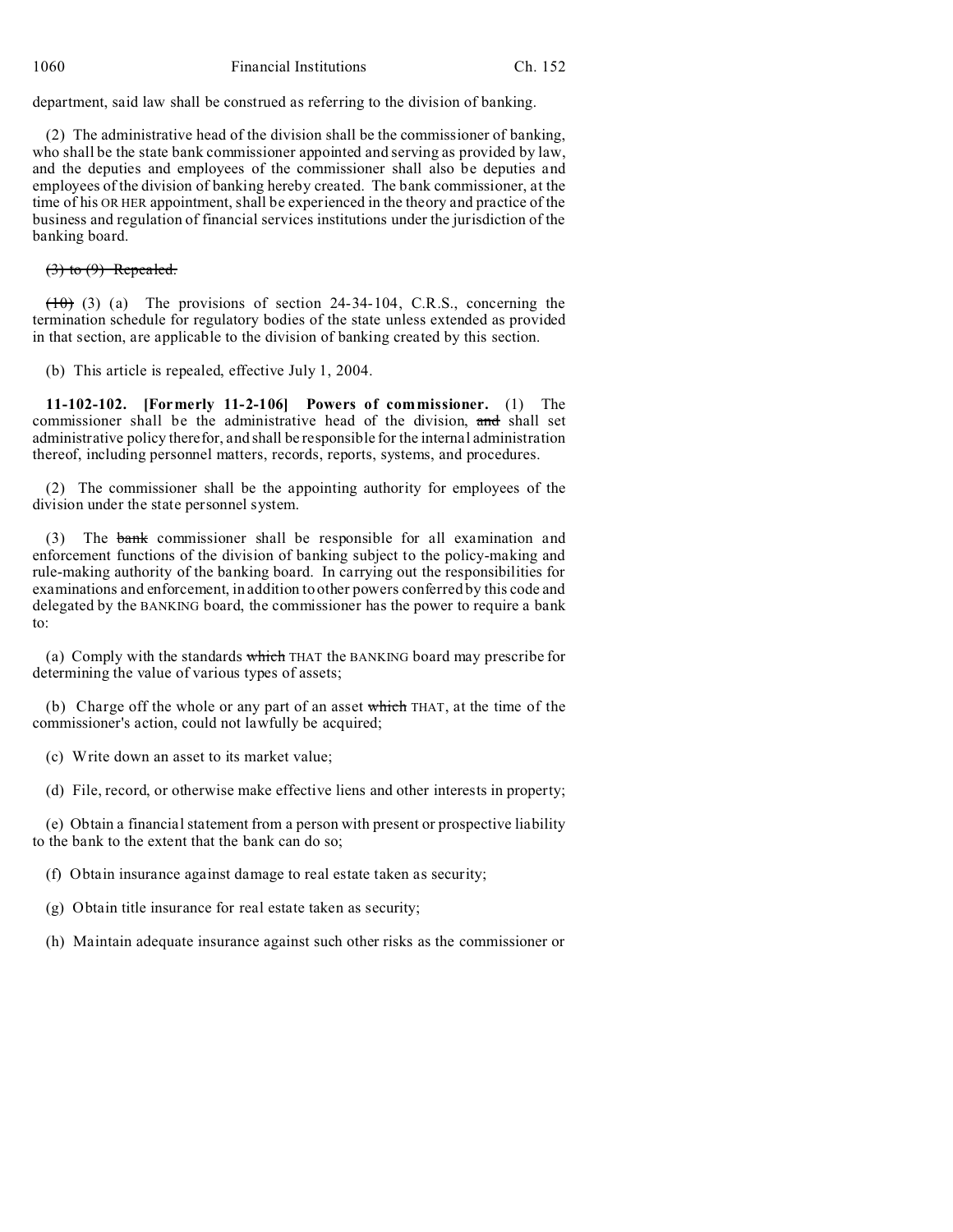department, said law shall be construed as referring to the division of banking.

(2) The administrative head of the division shall be the commissioner of banking, who shall be the state bank commissioner appointed and serving as provided by law, and the deputies and employees of the commissioner shall also be deputies and employees of the division of banking hereby created. The bank commissioner, at the time of his OR HER appointment, shall be experienced in the theory and practice of the business and regulation of financial services institutions under the jurisdiction of the banking board.

~~(3) to (9) Repealed.~~

~~(10)~~ (3) (a) The provisions of section 24-34-104, C.R.S., concerning the termination schedule for regulatory bodies of the state unless extended as provided in that section, are applicable to the division of banking created by this section.

(b) This article is repealed, effective July 1, 2004.

**11-102-102. [Formerly 11-2-106] Powers of commissioner.** (1) The commissioner shall be the administrative head of the division, ~~and~~ shall set administrative policy therefor, and shall be responsible for the internal administration thereof, including personnel matters, records, reports, systems, and procedures.

(2) The commissioner shall be the appointing authority for employees of the division under the state personnel system.

(3) The ~~bank~~ commissioner shall be responsible for all examination and enforcement functions of the division of banking subject to the policy-making and rule-making authority of the banking board. In carrying out the responsibilities for examinations and enforcement, in addition to other powers conferred by this code and delegated by the BANKING board, the commissioner has the power to require a bank to:

(a) Comply with the standards ~~which~~ THAT the BANKING board may prescribe for determining the value of various types of assets;

(b) Charge off the whole or any part of an asset ~~which~~ THAT, at the time of the commissioner's action, could not lawfully be acquired;

(c) Write down an asset to its market value;

(d) File, record, or otherwise make effective liens and other interests in property;

(e) Obtain a financial statement from a person with present or prospective liability to the bank to the extent that the bank can do so;

(f) Obtain insurance against damage to real estate taken as security;

(g) Obtain title insurance for real estate taken as security;

(h) Maintain adequate insurance against such other risks as the commissioner or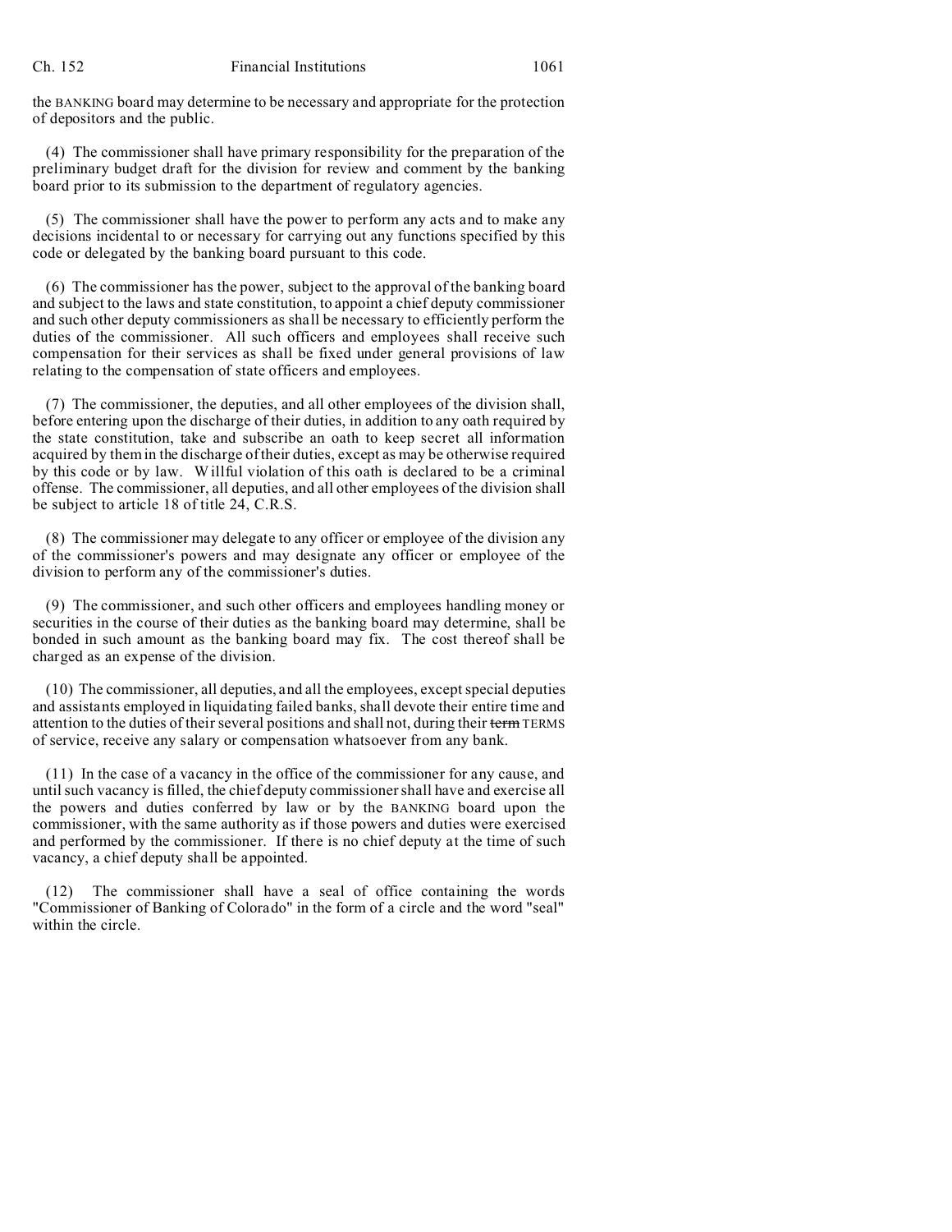the BANKING board may determine to be necessary and appropriate for the protection of depositors and the public.

(4) The commissioner shall have primary responsibility for the preparation of the preliminary budget draft for the division for review and comment by the banking board prior to its submission to the department of regulatory agencies.

(5) The commissioner shall have the power to perform any acts and to make any decisions incidental to or necessary for carrying out any functions specified by this code or delegated by the banking board pursuant to this code.

(6) The commissioner has the power, subject to the approval of the banking board and subject to the laws and state constitution, to appoint a chief deputy commissioner and such other deputy commissioners as shall be necessary to efficiently perform the duties of the commissioner. All such officers and employees shall receive such compensation for their services as shall be fixed under general provisions of law relating to the compensation of state officers and employees.

(7) The commissioner, the deputies, and all other employees of the division shall, before entering upon the discharge of their duties, in addition to any oath required by the state constitution, take and subscribe an oath to keep secret all information acquired by them in the discharge of their duties, except as may be otherwise required by this code or by law. Willful violation of this oath is declared to be a criminal offense. The commissioner, all deputies, and all other employees of the division shall be subject to article 18 of title 24, C.R.S.

(8) The commissioner may delegate to any officer or employee of the division any of the commissioner's powers and may designate any officer or employee of the division to perform any of the commissioner's duties.

(9) The commissioner, and such other officers and employees handling money or securities in the course of their duties as the banking board may determine, shall be bonded in such amount as the banking board may fix. The cost thereof shall be charged as an expense of the division.

(10) The commissioner, all deputies, and all the employees, except special deputies and assistants employed in liquidating failed banks, shall devote their entire time and attention to the duties of their several positions and shall not, during their ~~term~~ TERMS of service, receive any salary or compensation whatsoever from any bank.

(11) In the case of a vacancy in the office of the commissioner for any cause, and until such vacancy is filled, the chief deputy commissioner shall have and exercise all the powers and duties conferred by law or by the BANKING board upon the commissioner, with the same authority as if those powers and duties were exercised and performed by the commissioner. If there is no chief deputy at the time of such vacancy, a chief deputy shall be appointed.

(12) The commissioner shall have a seal of office containing the words "Commissioner of Banking of Colorado" in the form of a circle and the word "seal" within the circle.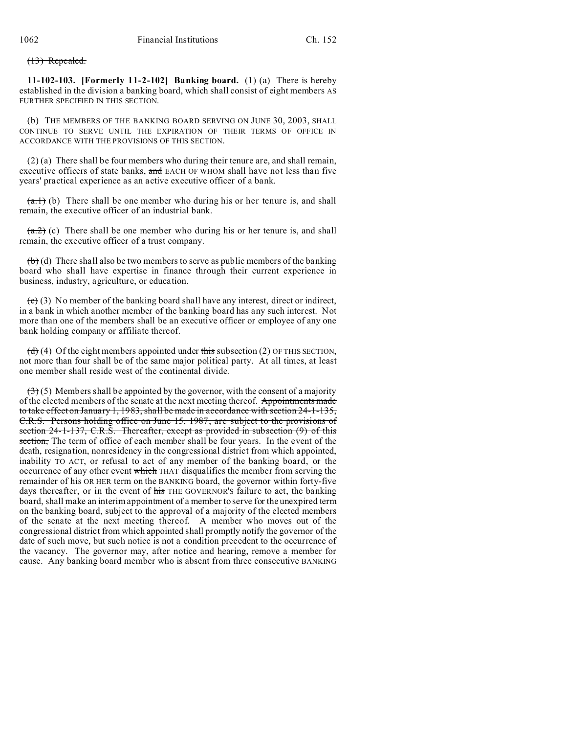(13) Repealed.

**11-102-103. [Formerly 11-2-102] Banking board.** (1) (a) There is hereby established in the division a banking board, which shall consist of eight members AS FURTHER SPECIFIED IN THIS SECTION.

(b) THE MEMBERS OF THE BANKING BOARD SERVING ON JUNE 30, 2003, SHALL CONTINUE TO SERVE UNTIL THE EXPIRATION OF THEIR TERMS OF OFFICE IN ACCORDANCE WITH THE PROVISIONS OF THIS SECTION.

(2) (a) There shall be four members who during their tenure are, and shall remain, executive officers of state banks, and EACH OF WHOM shall have not less than five years' practical experience as an active executive officer of a bank.

(a.1) (b) There shall be one member who during his or her tenure is, and shall remain, the executive officer of an industrial bank.

(a.2) (c) There shall be one member who during his or her tenure is, and shall remain, the executive officer of a trust company.

(b) (d) There shall also be two members to serve as public members of the banking board who shall have expertise in finance through their current experience in business, industry, agriculture, or education.

(c) (3) No member of the banking board shall have any interest, direct or indirect, in a bank in which another member of the banking board has any such interest. Not more than one of the members shall be an executive officer or employee of any one bank holding company or affiliate thereof.

(d) (4) Of the eight members appointed under this subsection (2) OF THIS SECTION, not more than four shall be of the same major political party. At all times, at least one member shall reside west of the continental divide.

(3) (5) Members shall be appointed by the governor, with the consent of a majority of the elected members of the senate at the next meeting thereof. Appointments made to take effect on January 1, 1983, shall be made in accordance with section 24-1-135, C.R.S. Persons holding office on June 15, 1987, are subject to the provisions of section 24-1-137, C.R.S. Thereafter, except as provided in subsection (9) of this section, The term of office of each member shall be four years. In the event of the death, resignation, nonresidency in the congressional district from which appointed, inability TO ACT, or refusal to act of any member of the banking board, or the occurrence of any other event which THAT disqualifies the member from serving the remainder of his OR HER term on the BANKING board, the governor within forty-five days thereafter, or in the event of his THE GOVERNOR'S failure to act, the banking board, shall make an interim appointment of a member to serve for the unexpired term on the banking board, subject to the approval of a majority of the elected members of the senate at the next meeting thereof. A member who moves out of the congressional district from which appointed shall promptly notify the governor of the date of such move, but such notice is not a condition precedent to the occurrence of the vacancy. The governor may, after notice and hearing, remove a member for cause. Any banking board member who is absent from three consecutive BANKING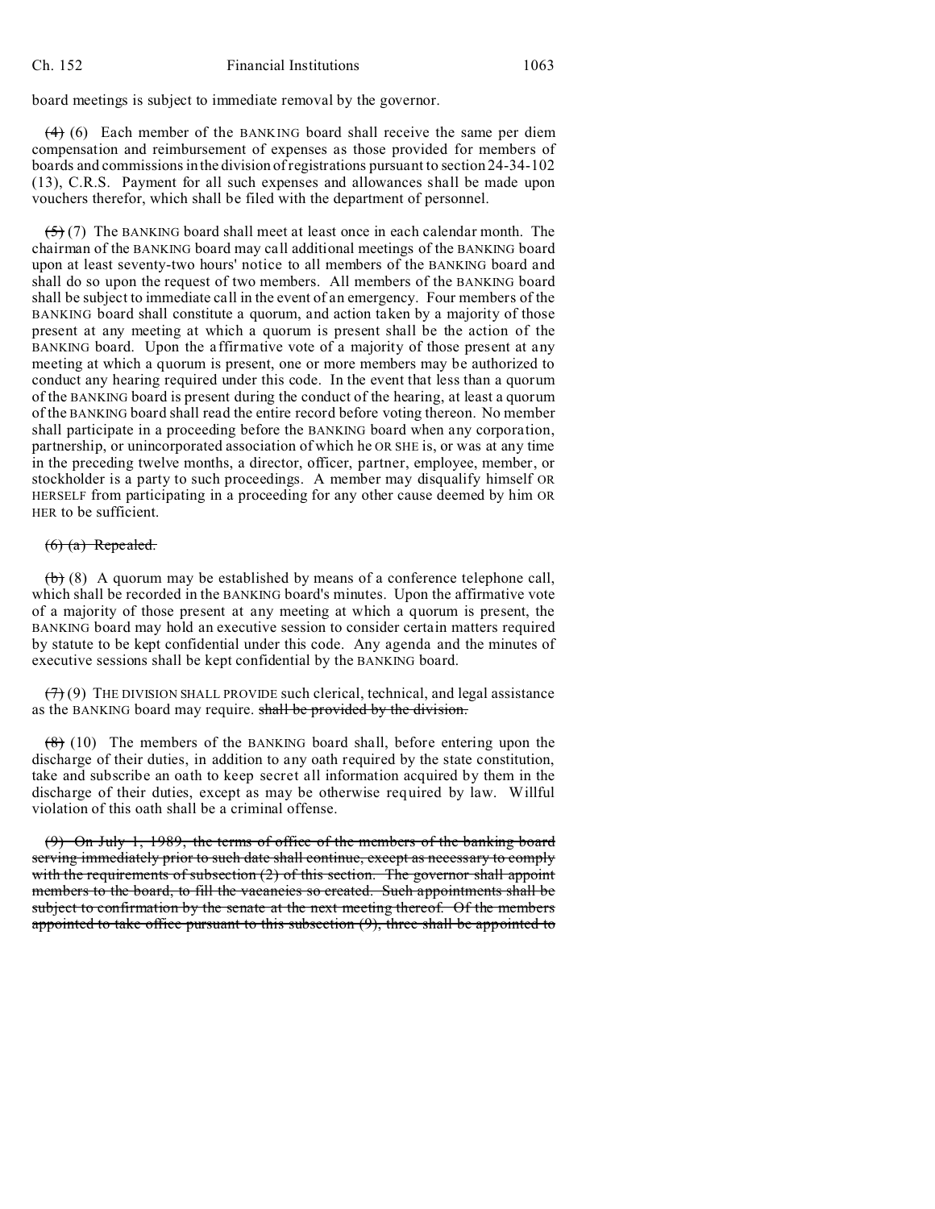board meetings is subject to immediate removal by the governor.

~~(4)~~ (6) Each member of the BANKING board shall receive the same per diem compensation and reimbursement of expenses as those provided for members of boards and commissions in the division of registrations pursuant to section 24-34-102 (13), C.R.S. Payment for all such expenses and allowances shall be made upon vouchers therefor, which shall be filed with the department of personnel.

~~(5)~~ (7) The BANKING board shall meet at least once in each calendar month. The chairman of the BANKING board may call additional meetings of the BANKING board upon at least seventy-two hours' notice to all members of the BANKING board and shall do so upon the request of two members. All members of the BANKING board shall be subject to immediate call in the event of an emergency. Four members of the BANKING board shall constitute a quorum, and action taken by a majority of those present at any meeting at which a quorum is present shall be the action of the BANKING board. Upon the affirmative vote of a majority of those present at any meeting at which a quorum is present, one or more members may be authorized to conduct any hearing required under this code. In the event that less than a quorum of the BANKING board is present during the conduct of the hearing, at least a quorum of the BANKING board shall read the entire record before voting thereon. No member shall participate in a proceeding before the BANKING board when any corporation, partnership, or unincorporated association of which he OR SHE is, or was at any time in the preceding twelve months, a director, officer, partner, employee, member, or stockholder is a party to such proceedings. A member may disqualify himself OR HERSELF from participating in a proceeding for any other cause deemed by him OR HER to be sufficient.

~~(6) (a) Repealed.~~

~~(b)~~ (8) A quorum may be established by means of a conference telephone call, which shall be recorded in the BANKING board's minutes. Upon the affirmative vote of a majority of those present at any meeting at which a quorum is present, the BANKING board may hold an executive session to consider certain matters required by statute to be kept confidential under this code. Any agenda and the minutes of executive sessions shall be kept confidential by the BANKING board.

~~(7)~~ (9) THE DIVISION SHALL PROVIDE such clerical, technical, and legal assistance as the BANKING board may require. ~~shall be provided by the division.~~

~~(8)~~ (10) The members of the BANKING board shall, before entering upon the discharge of their duties, in addition to any oath required by the state constitution, take and subscribe an oath to keep secret all information acquired by them in the discharge of their duties, except as may be otherwise required by law. Willful violation of this oath shall be a criminal offense.

~~(9) On July 1, 1989, the terms of office of the members of the banking board serving immediately prior to such date shall continue, except as necessary to comply with the requirements of subsection (2) of this section. The governor shall appoint members to the board, to fill the vacancies so created. Such appointments shall be subject to confirmation by the senate at the next meeting thereof. Of the members appointed to take office pursuant to this subsection (9), three shall be appointed to~~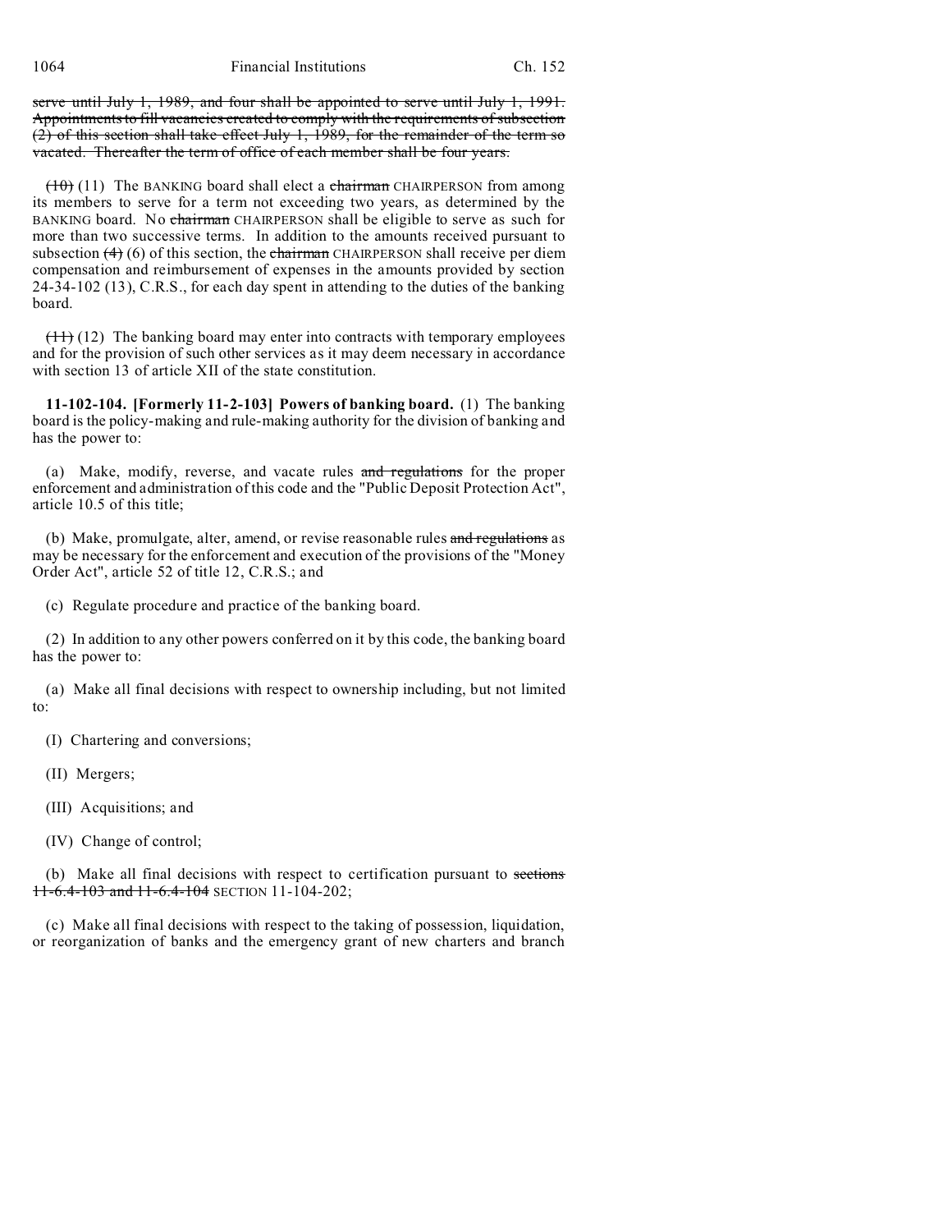~~serve until July 1, 1989, and four shall be appointed to serve until July 1, 1991. Appointments to fill vacancies created to comply with the requirements of subsection (2) of this section shall take effect July 1, 1989, for the remainder of the term so vacated. Thereafter the term of office of each member shall be four years.~~

~~(10)~~ (11) The BANKING board shall elect a ~~chairman~~ CHAIRPERSON from among its members to serve for a term not exceeding two years, as determined by the BANKING board. No ~~chairman~~ CHAIRPERSON shall be eligible to serve as such for more than two successive terms. In addition to the amounts received pursuant to subsection ~~(4)~~ (6) of this section, the ~~chairman~~ CHAIRPERSON shall receive per diem compensation and reimbursement of expenses in the amounts provided by section 24-34-102 (13), C.R.S., for each day spent in attending to the duties of the banking board.

~~(11)~~ (12) The banking board may enter into contracts with temporary employees and for the provision of such other services as it may deem necessary in accordance with section 13 of article XII of the state constitution.

**11-102-104. [Formerly 11-2-103] Powers of banking board.** (1) The banking board is the policy-making and rule-making authority for the division of banking and has the power to:

(a) Make, modify, reverse, and vacate rules ~~and regulations~~ for the proper enforcement and administration of this code and the "Public Deposit Protection Act", article 10.5 of this title;

(b) Make, promulgate, alter, amend, or revise reasonable rules ~~and regulations~~ as may be necessary for the enforcement and execution of the provisions of the "Money Order Act", article 52 of title 12, C.R.S.; and

(c) Regulate procedure and practice of the banking board.

(2) In addition to any other powers conferred on it by this code, the banking board has the power to:

(a) Make all final decisions with respect to ownership including, but not limited to:

(I) Chartering and conversions;

(II) Mergers;

(III) Acquisitions; and

(IV) Change of control;

(b) Make all final decisions with respect to certification pursuant to ~~sections 11-6.4-103 and 11-6.4-104~~ SECTION 11-104-202;

(c) Make all final decisions with respect to the taking of possession, liquidation, or reorganization of banks and the emergency grant of new charters and branch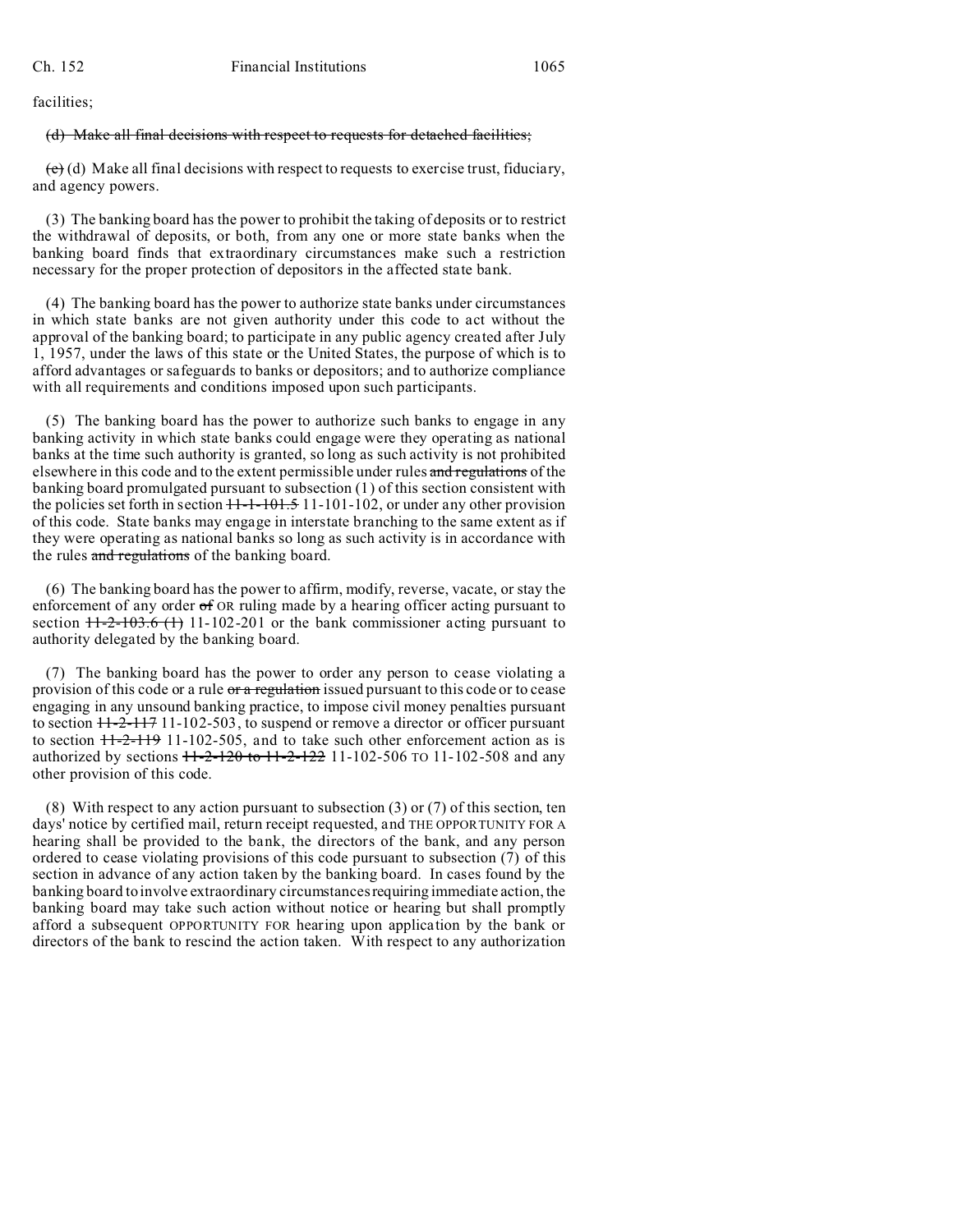facilities;

~~(d) Make all final decisions with respect to requests for detached facilities;~~

~~(e)~~ (d) Make all final decisions with respect to requests to exercise trust, fiduciary, and agency powers.

(3) The banking board has the power to prohibit the taking of deposits or to restrict the withdrawal of deposits, or both, from any one or more state banks when the banking board finds that extraordinary circumstances make such a restriction necessary for the proper protection of depositors in the affected state bank.

(4) The banking board has the power to authorize state banks under circumstances in which state banks are not given authority under this code to act without the approval of the banking board; to participate in any public agency created after July 1, 1957, under the laws of this state or the United States, the purpose of which is to afford advantages or safeguards to banks or depositors; and to authorize compliance with all requirements and conditions imposed upon such participants.

(5) The banking board has the power to authorize such banks to engage in any banking activity in which state banks could engage were they operating as national banks at the time such authority is granted, so long as such activity is not prohibited elsewhere in this code and to the extent permissible under rules ~~and regulations~~ of the banking board promulgated pursuant to subsection (1) of this section consistent with the policies set forth in section ~~11-1-101.5~~ 11-101-102, or under any other provision of this code. State banks may engage in interstate branching to the same extent as if they were operating as national banks so long as such activity is in accordance with the rules ~~and regulations~~ of the banking board.

(6) The banking board has the power to affirm, modify, reverse, vacate, or stay the enforcement of any order ~~of~~ OR ruling made by a hearing officer acting pursuant to section ~~11-2-103.6 (1)~~ 11-102-201 or the bank commissioner acting pursuant to authority delegated by the banking board.

(7) The banking board has the power to order any person to cease violating a provision of this code or a rule ~~or a regulation~~ issued pursuant to this code or to cease engaging in any unsound banking practice, to impose civil money penalties pursuant to section ~~11-2-117~~ 11-102-503, to suspend or remove a director or officer pursuant to section ~~11-2-119~~ 11-102-505, and to take such other enforcement action as is authorized by sections ~~11-2-120 to 11-2-122~~ 11-102-506 TO 11-102-508 and any other provision of this code.

(8) With respect to any action pursuant to subsection (3) or (7) of this section, ten days' notice by certified mail, return receipt requested, and THE OPPORTUNITY FOR A hearing shall be provided to the bank, the directors of the bank, and any person ordered to cease violating provisions of this code pursuant to subsection (7) of this section in advance of any action taken by the banking board. In cases found by the banking board to involve extraordinary circumstances requiring immediate action, the banking board may take such action without notice or hearing but shall promptly afford a subsequent OPPORTUNITY FOR hearing upon application by the bank or directors of the bank to rescind the action taken. With respect to any authorization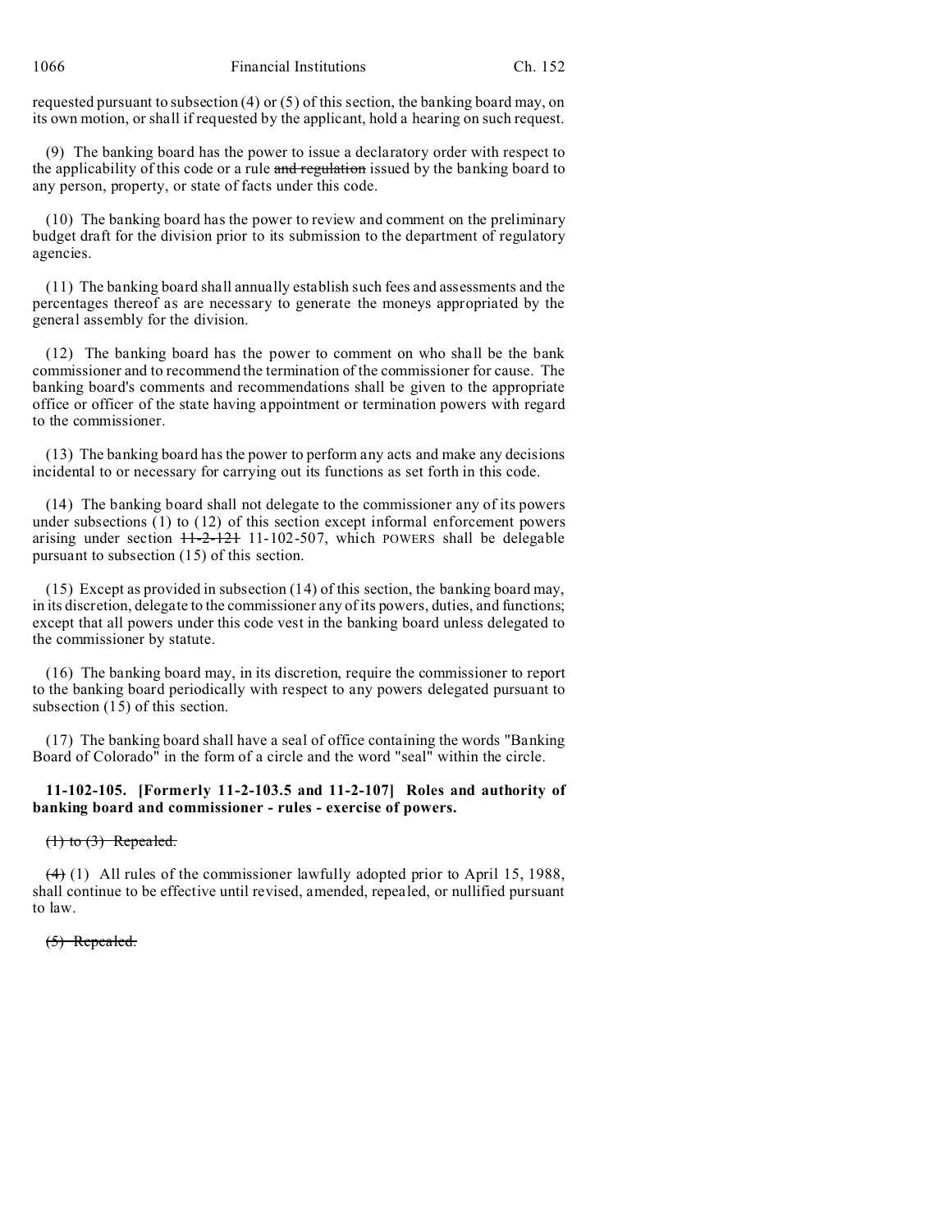requested pursuant to subsection (4) or (5) of this section, the banking board may, on its own motion, or shall if requested by the applicant, hold a hearing on such request.

(9) The banking board has the power to issue a declaratory order with respect to the applicability of this code or a rule ~~and regulation~~ issued by the banking board to any person, property, or state of facts under this code.

(10) The banking board has the power to review and comment on the preliminary budget draft for the division prior to its submission to the department of regulatory agencies.

(11) The banking board shall annually establish such fees and assessments and the percentages thereof as are necessary to generate the moneys appropriated by the general assembly for the division.

(12) The banking board has the power to comment on who shall be the bank commissioner and to recommend the termination of the commissioner for cause. The banking board's comments and recommendations shall be given to the appropriate office or officer of the state having appointment or termination powers with regard to the commissioner.

(13) The banking board has the power to perform any acts and make any decisions incidental to or necessary for carrying out its functions as set forth in this code.

(14) The banking board shall not delegate to the commissioner any of its powers under subsections (1) to (12) of this section except informal enforcement powers arising under section ~~11-2-121~~ 11-102-507, which POWERS shall be delegable pursuant to subsection (15) of this section.

(15) Except as provided in subsection (14) of this section, the banking board may, in its discretion, delegate to the commissioner any of its powers, duties, and functions; except that all powers under this code vest in the banking board unless delegated to the commissioner by statute.

(16) The banking board may, in its discretion, require the commissioner to report to the banking board periodically with respect to any powers delegated pursuant to subsection (15) of this section.

(17) The banking board shall have a seal of office containing the words "Banking Board of Colorado" in the form of a circle and the word "seal" within the circle.

**11-102-105. [Formerly 11-2-103.5 and 11-2-107] Roles and authority of banking board and commissioner - rules - exercise of powers.**

~~(1) to (3) Repealed.~~

~~(4)~~ (1) All rules of the commissioner lawfully adopted prior to April 15, 1988, shall continue to be effective until revised, amended, repealed, or nullified pursuant to law.

~~(5) Repealed.~~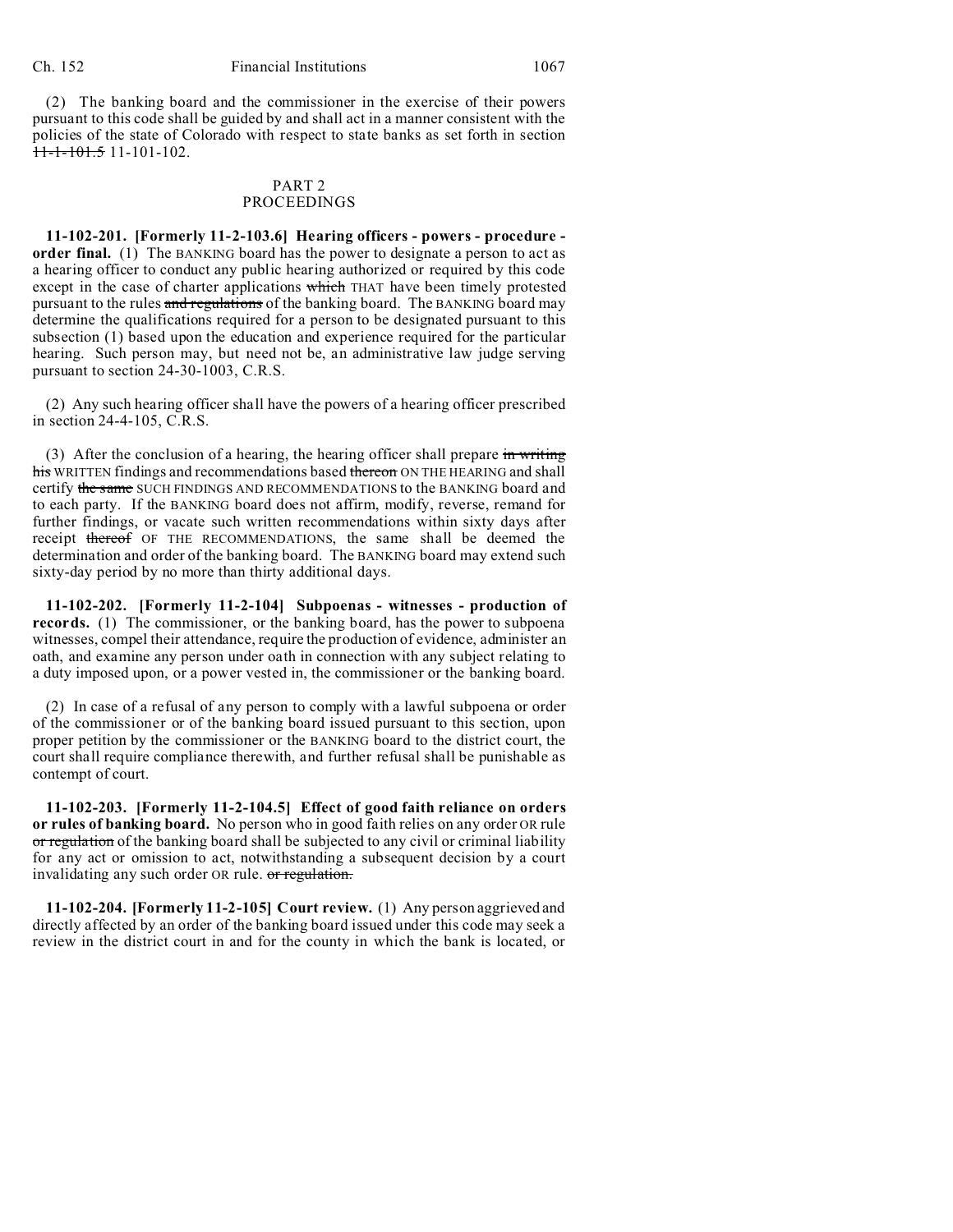(2) The banking board and the commissioner in the exercise of their powers pursuant to this code shall be guided by and shall act in a manner consistent with the policies of the state of Colorado with respect to state banks as set forth in section ~~11-1-101.5~~ 11-101-102.

## PART 2
## PROCEEDINGS

**11-102-201. [Formerly 11-2-103.6] Hearing officers - powers - procedure - order final.** (1) The BANKING board has the power to designate a person to act as a hearing officer to conduct any public hearing authorized or required by this code except in the case of charter applications ~~which~~ THAT have been timely protested pursuant to the rules ~~and regulations~~ of the banking board. The BANKING board may determine the qualifications required for a person to be designated pursuant to this subsection (1) based upon the education and experience required for the particular hearing. Such person may, but need not be, an administrative law judge serving pursuant to section 24-30-1003, C.R.S.

(2) Any such hearing officer shall have the powers of a hearing officer prescribed in section 24-4-105, C.R.S.

(3) After the conclusion of a hearing, the hearing officer shall prepare ~~in writing his~~ WRITTEN findings and recommendations based ~~thereon~~ ON THE HEARING and shall certify ~~the same~~ SUCH FINDINGS AND RECOMMENDATIONS to the BANKING board and to each party. If the BANKING board does not affirm, modify, reverse, remand for further findings, or vacate such written recommendations within sixty days after receipt ~~thereof~~ OF THE RECOMMENDATIONS, the same shall be deemed the determination and order of the banking board. The BANKING board may extend such sixty-day period by no more than thirty additional days.

**11-102-202. [Formerly 11-2-104] Subpoenas - witnesses - production of records.** (1) The commissioner, or the banking board, has the power to subpoena witnesses, compel their attendance, require the production of evidence, administer an oath, and examine any person under oath in connection with any subject relating to a duty imposed upon, or a power vested in, the commissioner or the banking board.

(2) In case of a refusal of any person to comply with a lawful subpoena or order of the commissioner or of the banking board issued pursuant to this section, upon proper petition by the commissioner or the BANKING board to the district court, the court shall require compliance therewith, and further refusal shall be punishable as contempt of court.

**11-102-203. [Formerly 11-2-104.5] Effect of good faith reliance on orders or rules of banking board.** No person who in good faith relies on any order OR rule ~~or regulation~~ of the banking board shall be subjected to any civil or criminal liability for any act or omission to act, notwithstanding a subsequent decision by a court invalidating any such order OR rule. ~~or regulation.~~

**11-102-204. [Formerly 11-2-105] Court review.** (1) Any person aggrieved and directly affected by an order of the banking board issued under this code may seek a review in the district court in and for the county in which the bank is located, or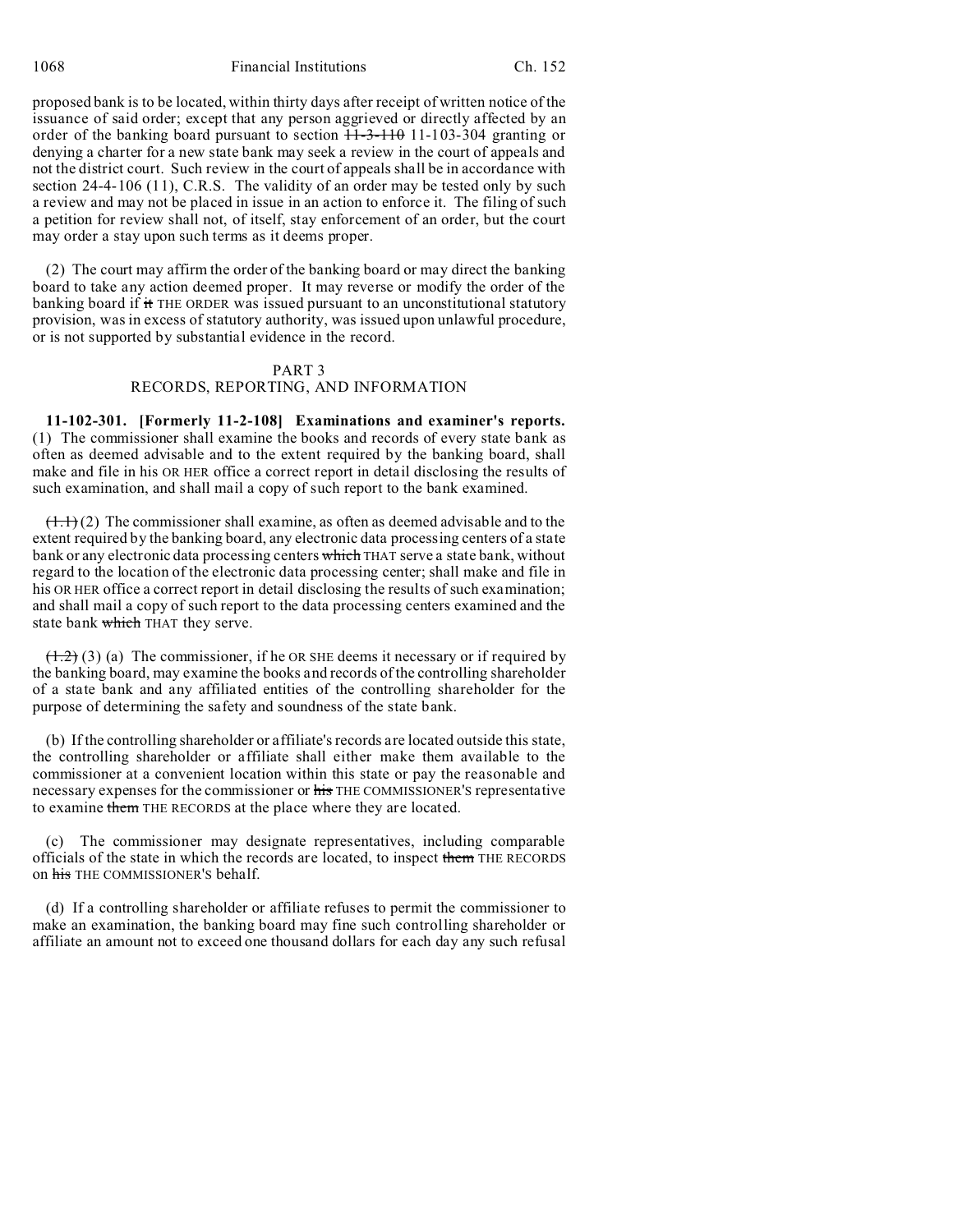proposed bank is to be located, within thirty days after receipt of written notice of the issuance of said order; except that any person aggrieved or directly affected by an order of the banking board pursuant to section ~~11-3-110~~ 11-103-304 granting or denying a charter for a new state bank may seek a review in the court of appeals and not the district court. Such review in the court of appeals shall be in accordance with section 24-4-106 (11), C.R.S. The validity of an order may be tested only by such a review and may not be placed in issue in an action to enforce it. The filing of such a petition for review shall not, of itself, stay enforcement of an order, but the court may order a stay upon such terms as it deems proper.

(2) The court may affirm the order of the banking board or may direct the banking board to take any action deemed proper. It may reverse or modify the order of the banking board if ~~it~~ THE ORDER was issued pursuant to an unconstitutional statutory provision, was in excess of statutory authority, was issued upon unlawful procedure, or is not supported by substantial evidence in the record.

## PART 3
## RECORDS, REPORTING, AND INFORMATION

**11-102-301. [Formerly 11-2-108] Examinations and examiner's reports.** (1) The commissioner shall examine the books and records of every state bank as often as deemed advisable and to the extent required by the banking board, shall make and file in his OR HER office a correct report in detail disclosing the results of such examination, and shall mail a copy of such report to the bank examined.

~~(1.1)~~ (2) The commissioner shall examine, as often as deemed advisable and to the extent required by the banking board, any electronic data processing centers of a state bank or any electronic data processing centers ~~which~~ THAT serve a state bank, without regard to the location of the electronic data processing center; shall make and file in his OR HER office a correct report in detail disclosing the results of such examination; and shall mail a copy of such report to the data processing centers examined and the state bank ~~which~~ THAT they serve.

~~(1.2)~~ (3) (a) The commissioner, if he OR SHE deems it necessary or if required by the banking board, may examine the books and records of the controlling shareholder of a state bank and any affiliated entities of the controlling shareholder for the purpose of determining the safety and soundness of the state bank.

(b) If the controlling shareholder or affiliate's records are located outside this state, the controlling shareholder or affiliate shall either make them available to the commissioner at a convenient location within this state or pay the reasonable and necessary expenses for the commissioner or ~~his~~ THE COMMISSIONER'S representative to examine ~~them~~ THE RECORDS at the place where they are located.

(c) The commissioner may designate representatives, including comparable officials of the state in which the records are located, to inspect ~~them~~ THE RECORDS on ~~his~~ THE COMMISSIONER'S behalf.

(d) If a controlling shareholder or affiliate refuses to permit the commissioner to make an examination, the banking board may fine such controlling shareholder or affiliate an amount not to exceed one thousand dollars for each day any such refusal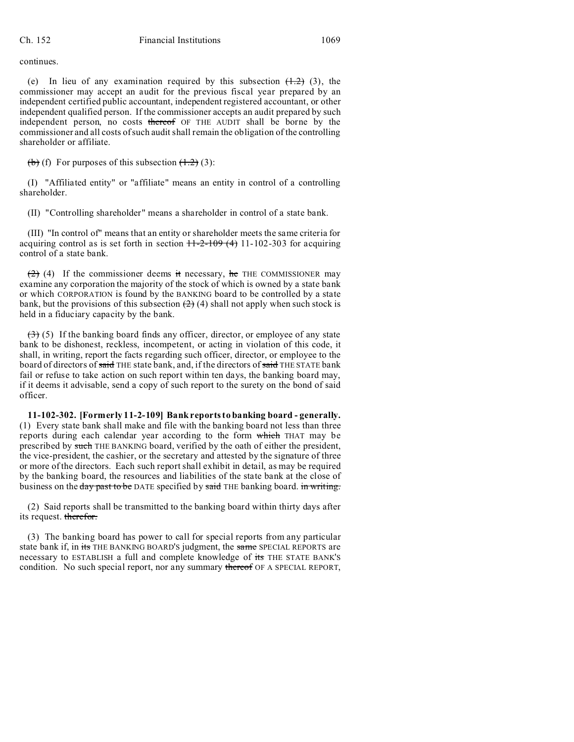continues.

(e) In lieu of any examination required by this subsection ~~(1.2)~~ (3), the commissioner may accept an audit for the previous fiscal year prepared by an independent certified public accountant, independent registered accountant, or other independent qualified person. If the commissioner accepts an audit prepared by such independent person, no costs ~~thereof~~ OF THE AUDIT shall be borne by the commissioner and all costs of such audit shall remain the obligation of the controlling shareholder or affiliate.

~~(b)~~ (f) For purposes of this subsection ~~(1.2)~~ (3):

(I) "Affiliated entity" or "affiliate" means an entity in control of a controlling shareholder.

(II) "Controlling shareholder" means a shareholder in control of a state bank.

(III) "In control of" means that an entity or shareholder meets the same criteria for acquiring control as is set forth in section ~~11-2-109 (4)~~ 11-102-303 for acquiring control of a state bank.

~~(2)~~ (4) If the commissioner deems ~~it~~ necessary, ~~he~~ THE COMMISSIONER may examine any corporation the majority of the stock of which is owned by a state bank or which CORPORATION is found by the BANKING board to be controlled by a state bank, but the provisions of this subsection ~~(2)~~ (4) shall not apply when such stock is held in a fiduciary capacity by the bank.

~~(3)~~ (5) If the banking board finds any officer, director, or employee of any state bank to be dishonest, reckless, incompetent, or acting in violation of this code, it shall, in writing, report the facts regarding such officer, director, or employee to the board of directors of ~~said~~ THE state bank, and, if the directors of ~~said~~ THE STATE bank fail or refuse to take action on such report within ten days, the banking board may, if it deems it advisable, send a copy of such report to the surety on the bond of said officer.

**11-102-302. [Formerly 11-2-109] Bank reports to banking board - generally.** (1) Every state bank shall make and file with the banking board not less than three reports during each calendar year according to the form ~~which~~ THAT may be prescribed by ~~such~~ THE BANKING board, verified by the oath of either the president, the vice-president, the cashier, or the secretary and attested by the signature of three or more of the directors. Each such report shall exhibit in detail, as may be required by the banking board, the resources and liabilities of the state bank at the close of business on the ~~day past to be~~ DATE specified by ~~said~~ THE banking board. ~~in writing.~~

(2) Said reports shall be transmitted to the banking board within thirty days after its request. ~~therefor.~~

(3) The banking board has power to call for special reports from any particular state bank if, in ~~its~~ THE BANKING BOARD'S judgment, the ~~same~~ SPECIAL REPORTS are necessary to ESTABLISH a full and complete knowledge of ~~its~~ THE STATE BANK'S condition. No such special report, nor any summary ~~thereof~~ OF A SPECIAL REPORT,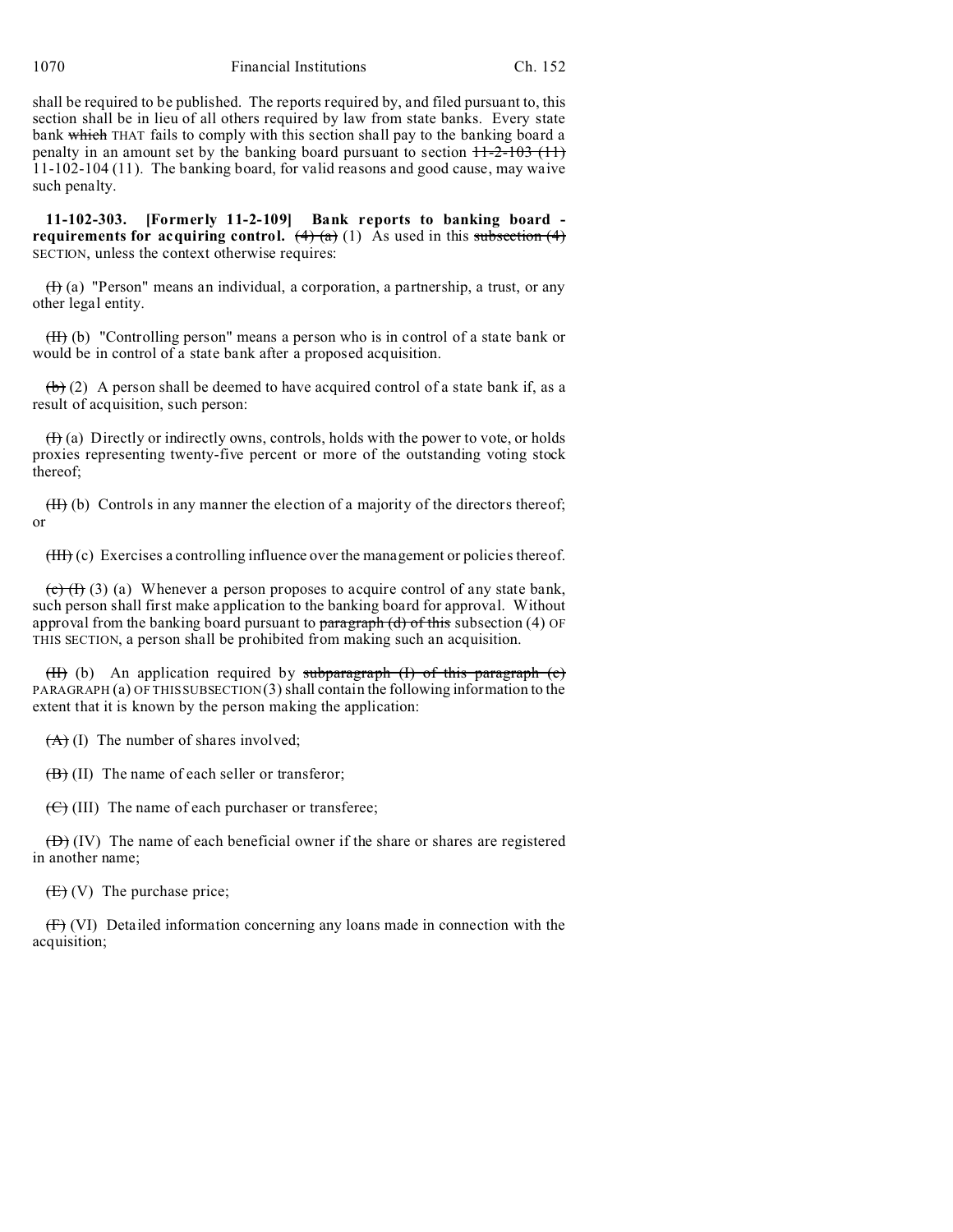shall be required to be published. The reports required by, and filed pursuant to, this section shall be in lieu of all others required by law from state banks. Every state bank ~~which~~ THAT fails to comply with this section shall pay to the banking board a penalty in an amount set by the banking board pursuant to section ~~11-2-103 (11)~~ 11-102-104 (11). The banking board, for valid reasons and good cause, may waive such penalty.

**11-102-303. [Formerly 11-2-109] Bank reports to banking board - requirements for acquiring control.** ~~(4) (a)~~ (1) As used in this ~~subsection (4)~~ SECTION, unless the context otherwise requires:

~~(I)~~ (a) "Person" means an individual, a corporation, a partnership, a trust, or any other legal entity.

~~(II)~~ (b) "Controlling person" means a person who is in control of a state bank or would be in control of a state bank after a proposed acquisition.

~~(b)~~ (2) A person shall be deemed to have acquired control of a state bank if, as a result of acquisition, such person:

~~(I)~~ (a) Directly or indirectly owns, controls, holds with the power to vote, or holds proxies representing twenty-five percent or more of the outstanding voting stock thereof;

~~(II)~~ (b) Controls in any manner the election of a majority of the directors thereof; or

~~(III)~~ (c) Exercises a controlling influence over the management or policies thereof.

~~(c) (I)~~ (3) (a) Whenever a person proposes to acquire control of any state bank, such person shall first make application to the banking board for approval. Without approval from the banking board pursuant to ~~paragraph (d) of this~~ subsection (4) OF THIS SECTION, a person shall be prohibited from making such an acquisition.

~~(II)~~ (b) An application required by ~~subparagraph (I) of this paragraph (c)~~ PARAGRAPH (a) OF THIS SUBSECTION (3) shall contain the following information to the extent that it is known by the person making the application:

~~(A)~~ (I) The number of shares involved;

~~(B)~~ (II) The name of each seller or transferor;

~~(C)~~ (III) The name of each purchaser or transferee;

~~(D)~~ (IV) The name of each beneficial owner if the share or shares are registered in another name;

~~(E)~~ (V) The purchase price;

~~(F)~~ (VI) Detailed information concerning any loans made in connection with the acquisition;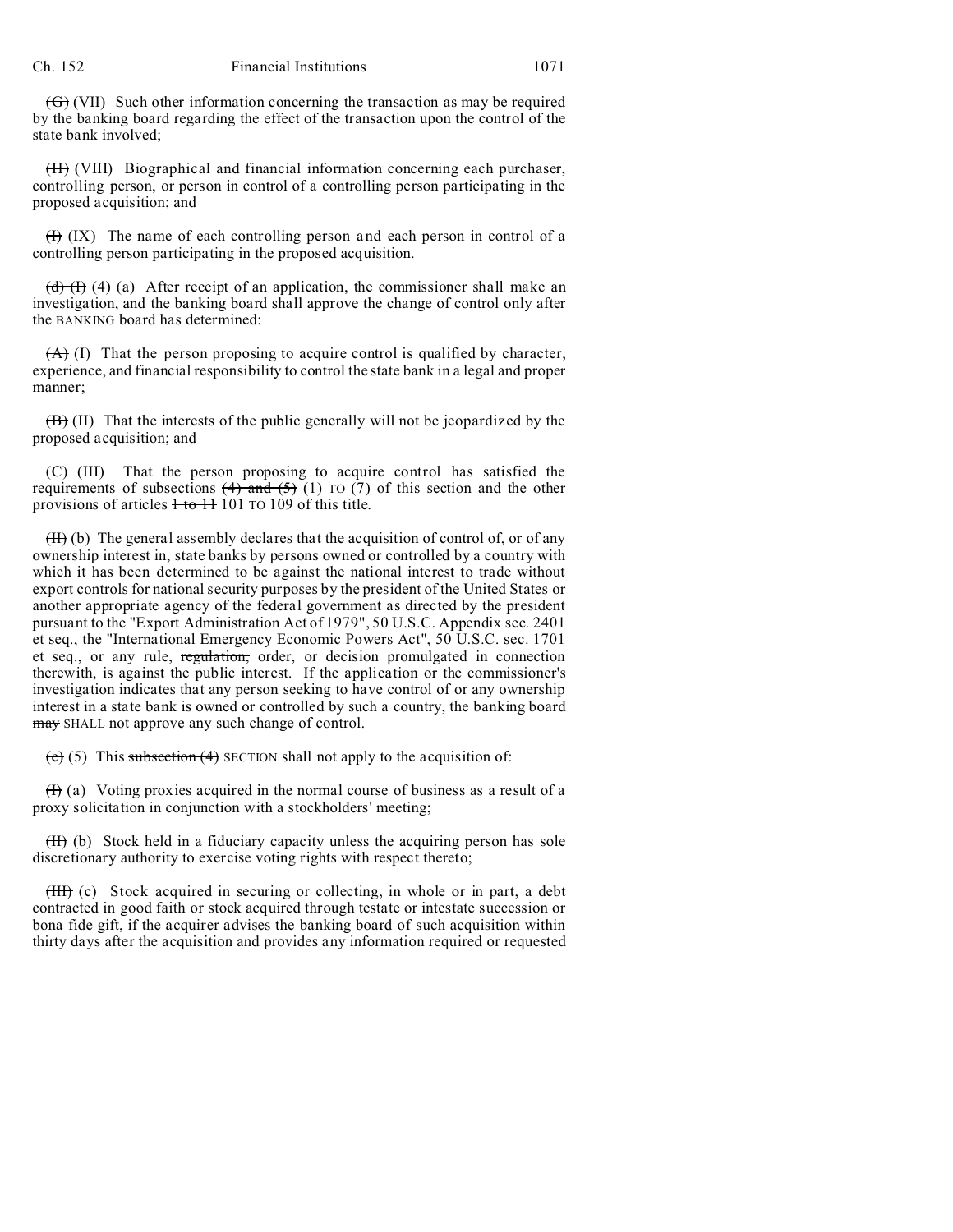~~(G)~~ (VII) Such other information concerning the transaction as may be required by the banking board regarding the effect of the transaction upon the control of the state bank involved;

~~(H)~~ (VIII) Biographical and financial information concerning each purchaser, controlling person, or person in control of a controlling person participating in the proposed acquisition; and

~~(I)~~ (IX) The name of each controlling person and each person in control of a controlling person participating in the proposed acquisition.

~~(d) (I)~~ (4) (a) After receipt of an application, the commissioner shall make an investigation, and the banking board shall approve the change of control only after the BANKING board has determined:

~~(A)~~ (I) That the person proposing to acquire control is qualified by character, experience, and financial responsibility to control the state bank in a legal and proper manner;

~~(B)~~ (II) That the interests of the public generally will not be jeopardized by the proposed acquisition; and

~~(C)~~ (III) That the person proposing to acquire control has satisfied the requirements of subsections ~~(4) and (5)~~ (1) TO (7) of this section and the other provisions of articles ~~1 to 11~~ 101 TO 109 of this title.

~~(II)~~ (b) The general assembly declares that the acquisition of control of, or of any ownership interest in, state banks by persons owned or controlled by a country with which it has been determined to be against the national interest to trade without export controls for national security purposes by the president of the United States or another appropriate agency of the federal government as directed by the president pursuant to the "Export Administration Act of 1979", 50 U.S.C. Appendix sec. 2401 et seq., the "International Emergency Economic Powers Act", 50 U.S.C. sec. 1701 et seq., or any rule, ~~regulation,~~ order, or decision promulgated in connection therewith, is against the public interest. If the application or the commissioner's investigation indicates that any person seeking to have control of or any ownership interest in a state bank is owned or controlled by such a country, the banking board ~~may~~ SHALL not approve any such change of control.

~~(e)~~ (5) This ~~subsection (4)~~ SECTION shall not apply to the acquisition of:

~~(I)~~ (a) Voting proxies acquired in the normal course of business as a result of a proxy solicitation in conjunction with a stockholders' meeting;

~~(II)~~ (b) Stock held in a fiduciary capacity unless the acquiring person has sole discretionary authority to exercise voting rights with respect thereto;

~~(III)~~ (c) Stock acquired in securing or collecting, in whole or in part, a debt contracted in good faith or stock acquired through testate or intestate succession or bona fide gift, if the acquirer advises the banking board of such acquisition within thirty days after the acquisition and provides any information required or requested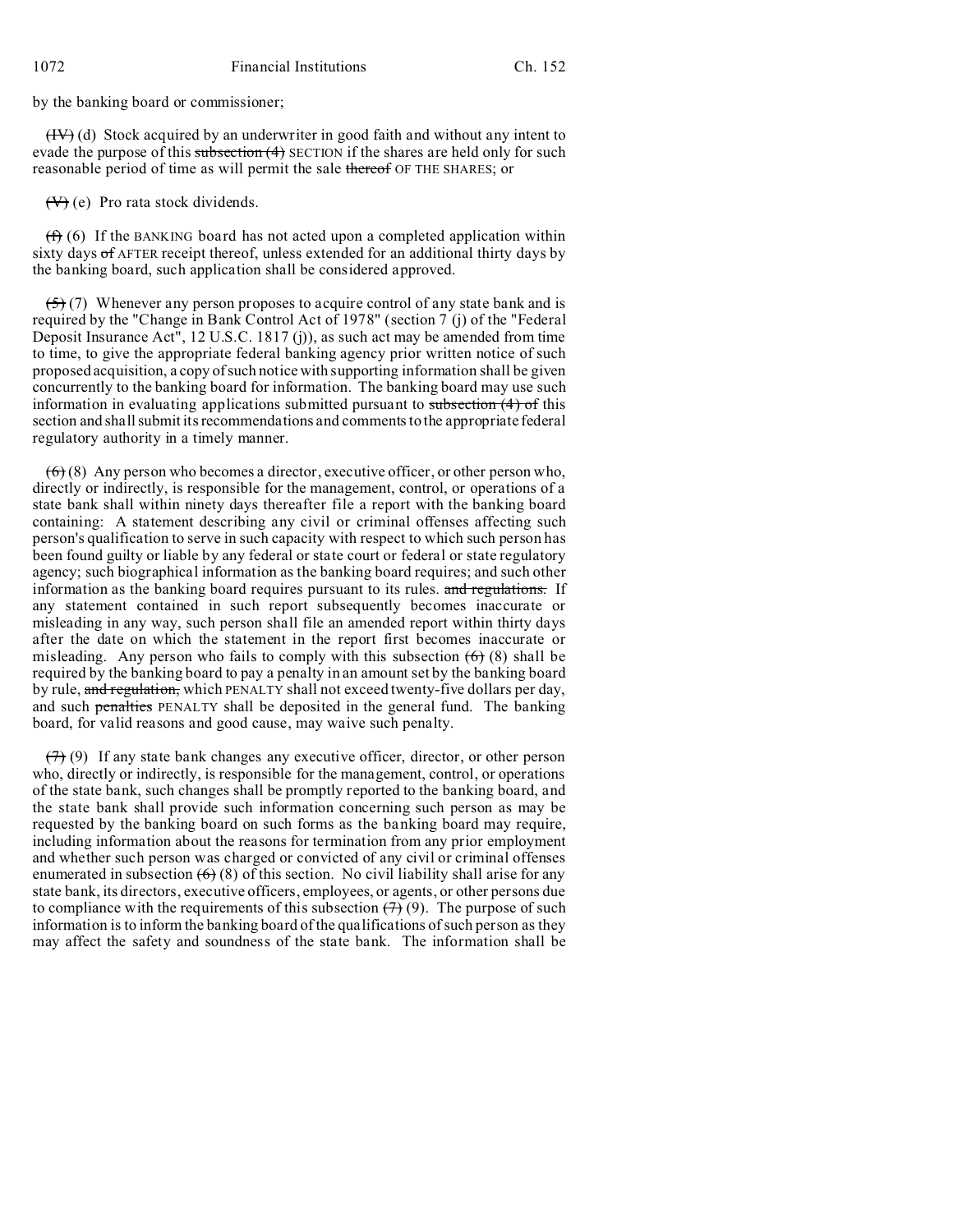by the banking board or commissioner;

~~(IV)~~ (d) Stock acquired by an underwriter in good faith and without any intent to evade the purpose of this ~~subsection (4)~~ SECTION if the shares are held only for such reasonable period of time as will permit the sale ~~thereof~~ OF THE SHARES; or

~~(V)~~ (e) Pro rata stock dividends.

~~(f)~~ (6) If the BANKING board has not acted upon a completed application within sixty days ~~of~~ AFTER receipt thereof, unless extended for an additional thirty days by the banking board, such application shall be considered approved.

~~(5)~~ (7) Whenever any person proposes to acquire control of any state bank and is required by the "Change in Bank Control Act of 1978" (section 7 (j) of the "Federal Deposit Insurance Act", 12 U.S.C. 1817 (j)), as such act may be amended from time to time, to give the appropriate federal banking agency prior written notice of such proposed acquisition, a copy of such notice with supporting information shall be given concurrently to the banking board for information. The banking board may use such information in evaluating applications submitted pursuant to ~~subsection (4) of~~ this section and shall submit its recommendations and comments to the appropriate federal regulatory authority in a timely manner.

~~(6)~~ (8) Any person who becomes a director, executive officer, or other person who, directly or indirectly, is responsible for the management, control, or operations of a state bank shall within ninety days thereafter file a report with the banking board containing: A statement describing any civil or criminal offenses affecting such person's qualification to serve in such capacity with respect to which such person has been found guilty or liable by any federal or state court or federal or state regulatory agency; such biographical information as the banking board requires; and such other information as the banking board requires pursuant to its rules. ~~and regulations.~~ If any statement contained in such report subsequently becomes inaccurate or misleading in any way, such person shall file an amended report within thirty days after the date on which the statement in the report first becomes inaccurate or misleading. Any person who fails to comply with this subsection ~~(6)~~ (8) shall be required by the banking board to pay a penalty in an amount set by the banking board by rule, ~~and regulation,~~ which PENALTY shall not exceed twenty-five dollars per day, and such ~~penalties~~ PENALTY shall be deposited in the general fund. The banking board, for valid reasons and good cause, may waive such penalty.

~~(7)~~ (9) If any state bank changes any executive officer, director, or other person who, directly or indirectly, is responsible for the management, control, or operations of the state bank, such changes shall be promptly reported to the banking board, and the state bank shall provide such information concerning such person as may be requested by the banking board on such forms as the banking board may require, including information about the reasons for termination from any prior employment and whether such person was charged or convicted of any civil or criminal offenses enumerated in subsection ~~(6)~~ (8) of this section. No civil liability shall arise for any state bank, its directors, executive officers, employees, or agents, or other persons due to compliance with the requirements of this subsection ~~(7)~~ (9). The purpose of such information is to inform the banking board of the qualifications of such person as they may affect the safety and soundness of the state bank. The information shall be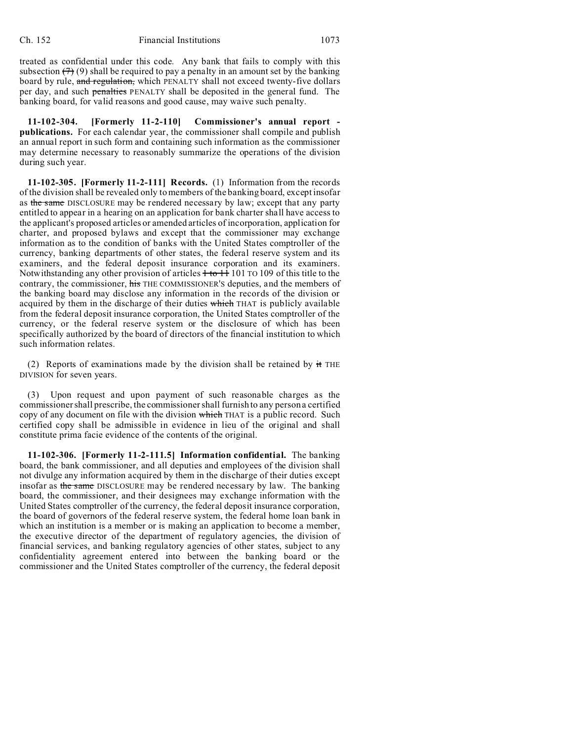treated as confidential under this code. Any bank that fails to comply with this subsection ~~(7)~~ (9) shall be required to pay a penalty in an amount set by the banking board by rule, ~~and regulation,~~ which PENALTY shall not exceed twenty-five dollars per day, and such ~~penalties~~ PENALTY shall be deposited in the general fund. The banking board, for valid reasons and good cause, may waive such penalty.

**11-102-304. [Formerly 11-2-110] Commissioner's annual report - publications.** For each calendar year, the commissioner shall compile and publish an annual report in such form and containing such information as the commissioner may determine necessary to reasonably summarize the operations of the division during such year.

**11-102-305. [Formerly 11-2-111] Records.** (1) Information from the records of the division shall be revealed only to members of the banking board, except insofar as ~~the same~~ DISCLOSURE may be rendered necessary by law; except that any party entitled to appear in a hearing on an application for bank charter shall have access to the applicant's proposed articles or amended articles of incorporation, application for charter, and proposed bylaws and except that the commissioner may exchange information as to the condition of banks with the United States comptroller of the currency, banking departments of other states, the federal reserve system and its examiners, and the federal deposit insurance corporation and its examiners. Notwithstanding any other provision of articles ~~1 to 11~~ 101 TO 109 of this title to the contrary, the commissioner, ~~his~~ THE COMMISSIONER'S deputies, and the members of the banking board may disclose any information in the records of the division or acquired by them in the discharge of their duties ~~which~~ THAT is publicly available from the federal deposit insurance corporation, the United States comptroller of the currency, or the federal reserve system or the disclosure of which has been specifically authorized by the board of directors of the financial institution to which such information relates.

(2) Reports of examinations made by the division shall be retained by ~~it~~ THE DIVISION for seven years.

(3) Upon request and upon payment of such reasonable charges as the commissioner shall prescribe, the commissioner shall furnish to any person a certified copy of any document on file with the division ~~which~~ THAT is a public record. Such certified copy shall be admissible in evidence in lieu of the original and shall constitute prima facie evidence of the contents of the original.

**11-102-306. [Formerly 11-2-111.5] Information confidential.** The banking board, the bank commissioner, and all deputies and employees of the division shall not divulge any information acquired by them in the discharge of their duties except insofar as ~~the same~~ DISCLOSURE may be rendered necessary by law. The banking board, the commissioner, and their designees may exchange information with the United States comptroller of the currency, the federal deposit insurance corporation, the board of governors of the federal reserve system, the federal home loan bank in which an institution is a member or is making an application to become a member, the executive director of the department of regulatory agencies, the division of financial services, and banking regulatory agencies of other states, subject to any confidentiality agreement entered into between the banking board or the commissioner and the United States comptroller of the currency, the federal deposit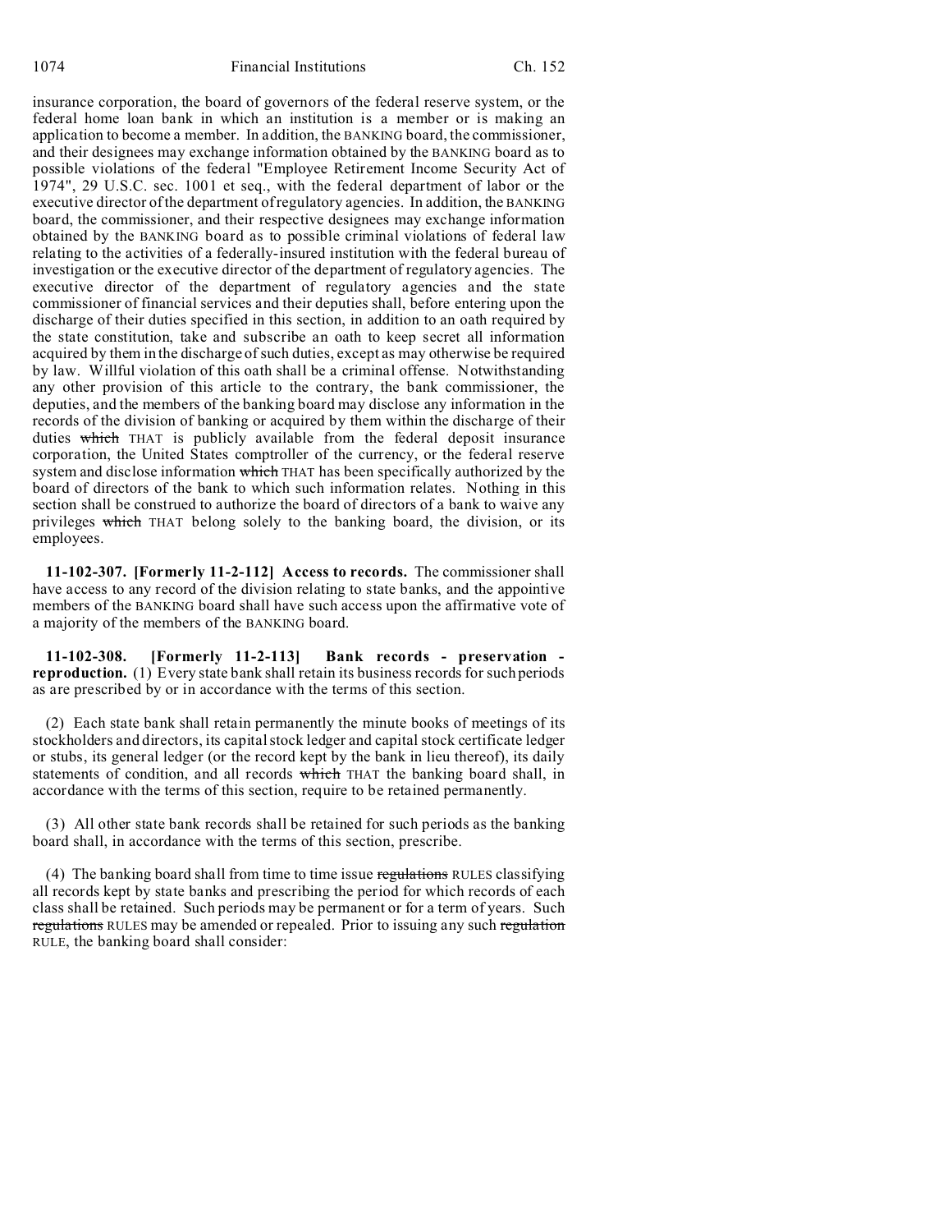insurance corporation, the board of governors of the federal reserve system, or the federal home loan bank in which an institution is a member or is making an application to become a member. In addition, the BANKING board, the commissioner, and their designees may exchange information obtained by the BANKING board as to possible violations of the federal "Employee Retirement Income Security Act of 1974", 29 U.S.C. sec. 1001 et seq., with the federal department of labor or the executive director of the department of regulatory agencies. In addition, the BANKING board, the commissioner, and their respective designees may exchange information obtained by the BANKING board as to possible criminal violations of federal law relating to the activities of a federally-insured institution with the federal bureau of investigation or the executive director of the department of regulatory agencies. The executive director of the department of regulatory agencies and the state commissioner of financial services and their deputies shall, before entering upon the discharge of their duties specified in this section, in addition to an oath required by the state constitution, take and subscribe an oath to keep secret all information acquired by them in the discharge of such duties, except as may otherwise be required by law. Willful violation of this oath shall be a criminal offense. Notwithstanding any other provision of this article to the contrary, the bank commissioner, the deputies, and the members of the banking board may disclose any information in the records of the division of banking or acquired by them within the discharge of their duties ~~which~~ THAT is publicly available from the federal deposit insurance corporation, the United States comptroller of the currency, or the federal reserve system and disclose information ~~which~~ THAT has been specifically authorized by the board of directors of the bank to which such information relates. Nothing in this section shall be construed to authorize the board of directors of a bank to waive any privileges ~~which~~ THAT belong solely to the banking board, the division, or its employees.

**11-102-307. [Formerly 11-2-112] Access to records.** The commissioner shall have access to any record of the division relating to state banks, and the appointive members of the BANKING board shall have such access upon the affirmative vote of a majority of the members of the BANKING board.

**11-102-308. [Formerly 11-2-113] Bank records - preservation - reproduction.** (1) Every state bank shall retain its business records for such periods as are prescribed by or in accordance with the terms of this section.

(2) Each state bank shall retain permanently the minute books of meetings of its stockholders and directors, its capital stock ledger and capital stock certificate ledger or stubs, its general ledger (or the record kept by the bank in lieu thereof), its daily statements of condition, and all records ~~which~~ THAT the banking board shall, in accordance with the terms of this section, require to be retained permanently.

(3) All other state bank records shall be retained for such periods as the banking board shall, in accordance with the terms of this section, prescribe.

(4) The banking board shall from time to time issue ~~regulations~~ RULES classifying all records kept by state banks and prescribing the period for which records of each class shall be retained. Such periods may be permanent or for a term of years. Such ~~regulations~~ RULES may be amended or repealed. Prior to issuing any such ~~regulation~~ RULE, the banking board shall consider: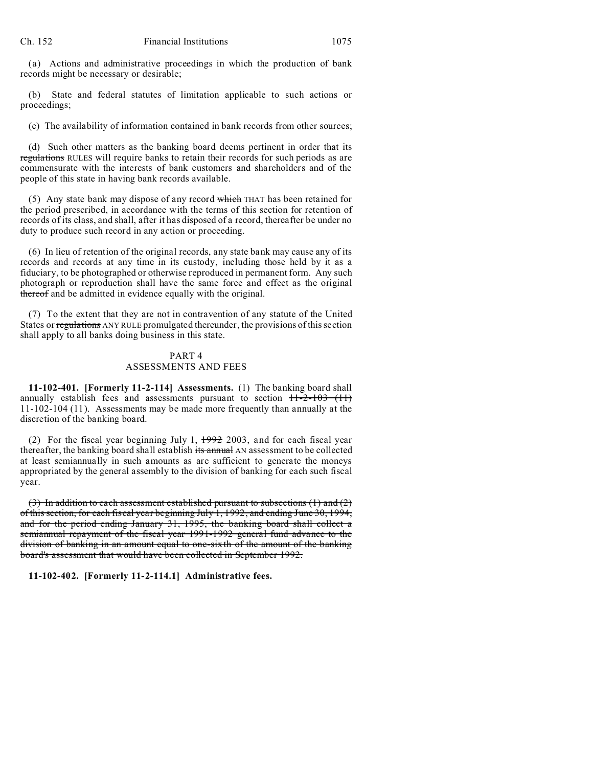(a) Actions and administrative proceedings in which the production of bank records might be necessary or desirable;

(b) State and federal statutes of limitation applicable to such actions or proceedings;

(c) The availability of information contained in bank records from other sources;

(d) Such other matters as the banking board deems pertinent in order that its ~~regulations~~ RULES will require banks to retain their records for such periods as are commensurate with the interests of bank customers and shareholders and of the people of this state in having bank records available.

(5) Any state bank may dispose of any record ~~which~~ THAT has been retained for the period prescribed, in accordance with the terms of this section for retention of records of its class, and shall, after it has disposed of a record, thereafter be under no duty to produce such record in any action or proceeding.

(6) In lieu of retention of the original records, any state bank may cause any of its records and records at any time in its custody, including those held by it as a fiduciary, to be photographed or otherwise reproduced in permanent form. Any such photograph or reproduction shall have the same force and effect as the original ~~thereof~~ and be admitted in evidence equally with the original.

(7) To the extent that they are not in contravention of any statute of the United States or ~~regulations~~ ANY RULE promulgated thereunder, the provisions of this section shall apply to all banks doing business in this state.

## PART 4
## ASSESSMENTS AND FEES

**11-102-401. [Formerly 11-2-114] Assessments.** (1) The banking board shall annually establish fees and assessments pursuant to section ~~11-2-103 (11)~~ 11-102-104 (11). Assessments may be made more frequently than annually at the discretion of the banking board.

(2) For the fiscal year beginning July 1, ~~1992~~ 2003, and for each fiscal year thereafter, the banking board shall establish ~~its annual~~ AN assessment to be collected at least semiannually in such amounts as are sufficient to generate the moneys appropriated by the general assembly to the division of banking for each such fiscal year.

~~(3) In addition to each assessment established pursuant to subsections (1) and (2) of this section, for each fiscal year beginning July 1, 1992, and ending June 30, 1994, and for the period ending January 31, 1995, the banking board shall collect a semiannual repayment of the fiscal year 1991-1992 general fund advance to the division of banking in an amount equal to one-sixth of the amount of the banking board's assessment that would have been collected in September 1992.~~

**11-102-402. [Formerly 11-2-114.1] Administrative fees.**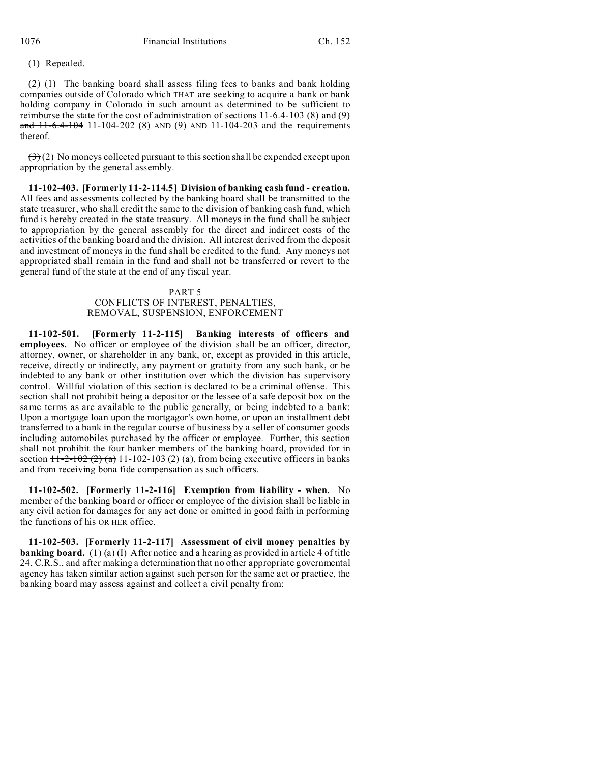~~(1) Repealed.~~

~~(2)~~ (1) The banking board shall assess filing fees to banks and bank holding companies outside of Colorado ~~which~~ THAT are seeking to acquire a bank or bank holding company in Colorado in such amount as determined to be sufficient to reimburse the state for the cost of administration of sections ~~11-6.4-103 (8) and (9) and 11-6.4-104~~ 11-104-202 (8) AND (9) AND 11-104-203 and the requirements thereof.

~~(3)~~ (2) No moneys collected pursuant to this section shall be expended except upon appropriation by the general assembly.

**11-102-403. [Formerly 11-2-114.5] Division of banking cash fund - creation.** All fees and assessments collected by the banking board shall be transmitted to the state treasurer, who shall credit the same to the division of banking cash fund, which fund is hereby created in the state treasury. All moneys in the fund shall be subject to appropriation by the general assembly for the direct and indirect costs of the activities of the banking board and the division. All interest derived from the deposit and investment of moneys in the fund shall be credited to the fund. Any moneys not appropriated shall remain in the fund and shall not be transferred or revert to the general fund of the state at the end of any fiscal year.

## PART 5
## CONFLICTS OF INTEREST, PENALTIES, REMOVAL, SUSPENSION, ENFORCEMENT

**11-102-501. [Formerly 11-2-115] Banking interests of officers and employees.** No officer or employee of the division shall be an officer, director, attorney, owner, or shareholder in any bank, or, except as provided in this article, receive, directly or indirectly, any payment or gratuity from any such bank, or be indebted to any bank or other institution over which the division has supervisory control. Willful violation of this section is declared to be a criminal offense. This section shall not prohibit being a depositor or the lessee of a safe deposit box on the same terms as are available to the public generally, or being indebted to a bank: Upon a mortgage loan upon the mortgagor's own home, or upon an installment debt transferred to a bank in the regular course of business by a seller of consumer goods including automobiles purchased by the officer or employee. Further, this section shall not prohibit the four banker members of the banking board, provided for in section ~~11-2-102 (2) (a)~~ 11-102-103 (2) (a), from being executive officers in banks and from receiving bona fide compensation as such officers.

**11-102-502. [Formerly 11-2-116] Exemption from liability - when.** No member of the banking board or officer or employee of the division shall be liable in any civil action for damages for any act done or omitted in good faith in performing the functions of his OR HER office.

**11-102-503. [Formerly 11-2-117] Assessment of civil money penalties by banking board.** (1) (a) (I) After notice and a hearing as provided in article 4 of title 24, C.R.S., and after making a determination that no other appropriate governmental agency has taken similar action against such person for the same act or practice, the banking board may assess against and collect a civil penalty from: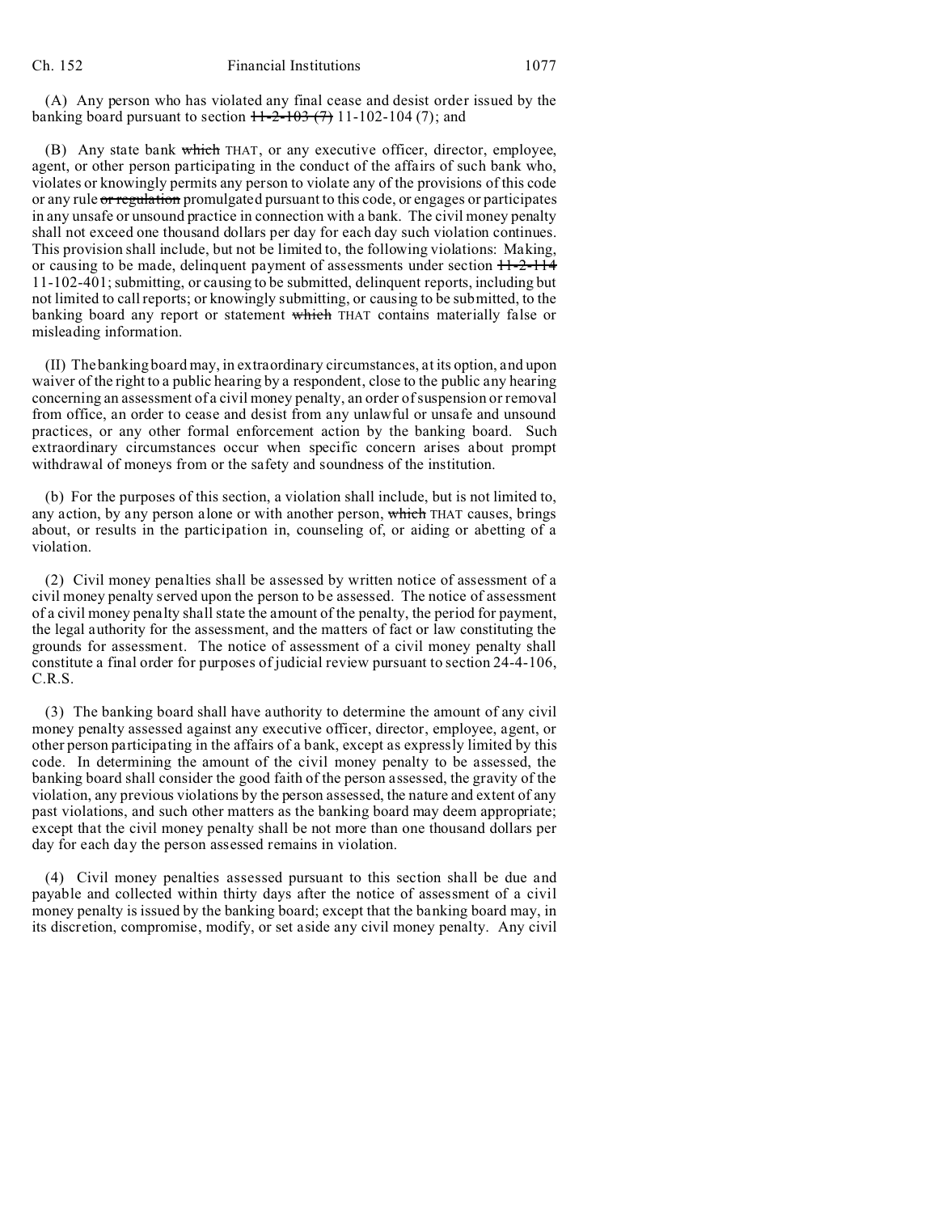(A) Any person who has violated any final cease and desist order issued by the banking board pursuant to section ~~11-2-103 (7)~~ 11-102-104 (7); and

(B) Any state bank ~~which~~ THAT, or any executive officer, director, employee, agent, or other person participating in the conduct of the affairs of such bank who, violates or knowingly permits any person to violate any of the provisions of this code or any rule ~~or regulation~~ promulgated pursuant to this code, or engages or participates in any unsafe or unsound practice in connection with a bank. The civil money penalty shall not exceed one thousand dollars per day for each day such violation continues. This provision shall include, but not be limited to, the following violations: Making, or causing to be made, delinquent payment of assessments under section ~~11-2-114~~ 11-102-401; submitting, or causing to be submitted, delinquent reports, including but not limited to call reports; or knowingly submitting, or causing to be submitted, to the banking board any report or statement ~~which~~ THAT contains materially false or misleading information.

(II) The banking board may, in extraordinary circumstances, at its option, and upon waiver of the right to a public hearing by a respondent, close to the public any hearing concerning an assessment of a civil money penalty, an order of suspension or removal from office, an order to cease and desist from any unlawful or unsafe and unsound practices, or any other formal enforcement action by the banking board. Such extraordinary circumstances occur when specific concern arises about prompt withdrawal of moneys from or the safety and soundness of the institution.

(b) For the purposes of this section, a violation shall include, but is not limited to, any action, by any person alone or with another person, ~~which~~ THAT causes, brings about, or results in the participation in, counseling of, or aiding or abetting of a violation.

(2) Civil money penalties shall be assessed by written notice of assessment of a civil money penalty served upon the person to be assessed. The notice of assessment of a civil money penalty shall state the amount of the penalty, the period for payment, the legal authority for the assessment, and the matters of fact or law constituting the grounds for assessment. The notice of assessment of a civil money penalty shall constitute a final order for purposes of judicial review pursuant to section 24-4-106, C.R.S.

(3) The banking board shall have authority to determine the amount of any civil money penalty assessed against any executive officer, director, employee, agent, or other person participating in the affairs of a bank, except as expressly limited by this code. In determining the amount of the civil money penalty to be assessed, the banking board shall consider the good faith of the person assessed, the gravity of the violation, any previous violations by the person assessed, the nature and extent of any past violations, and such other matters as the banking board may deem appropriate; except that the civil money penalty shall be not more than one thousand dollars per day for each day the person assessed remains in violation.

(4) Civil money penalties assessed pursuant to this section shall be due and payable and collected within thirty days after the notice of assessment of a civil money penalty is issued by the banking board; except that the banking board may, in its discretion, compromise, modify, or set aside any civil money penalty. Any civil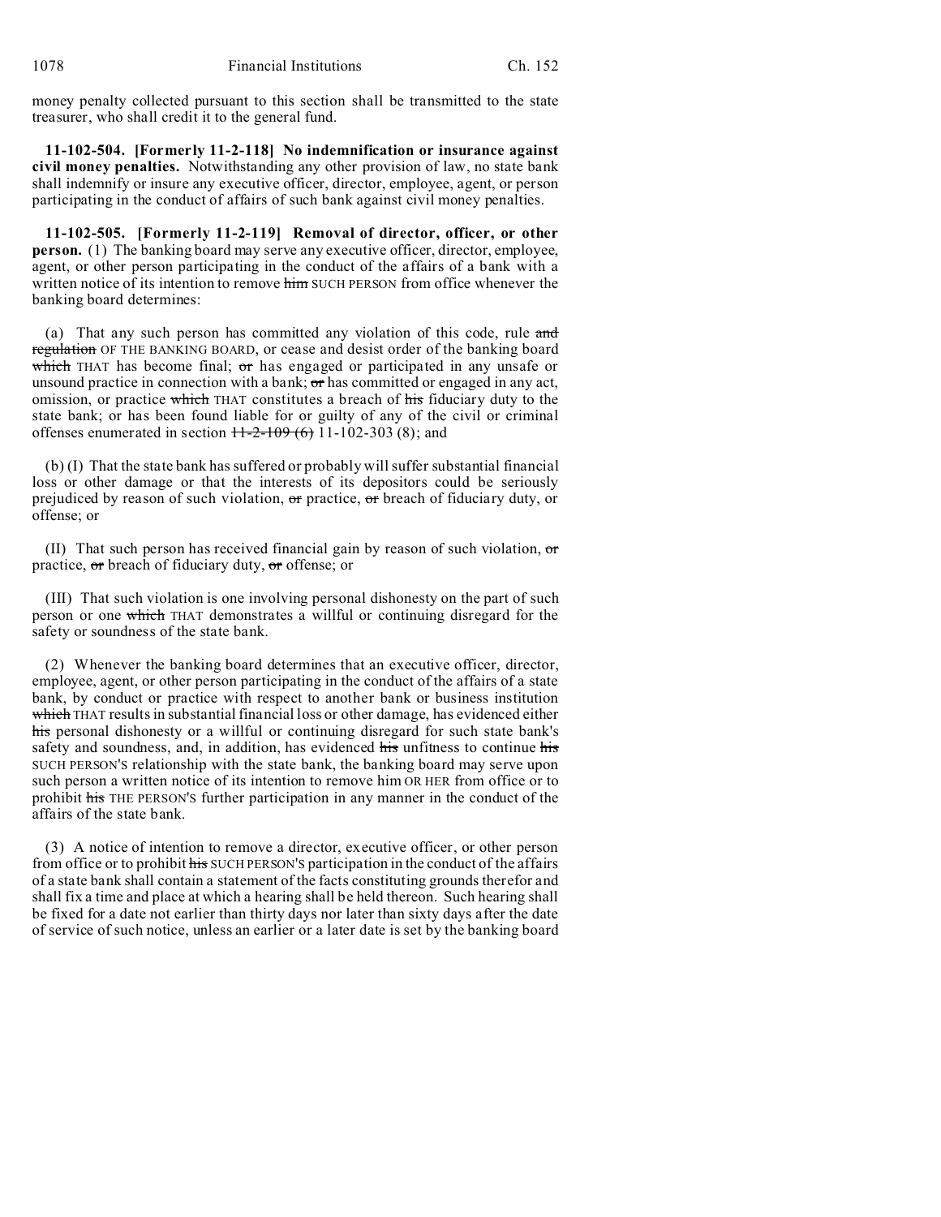money penalty collected pursuant to this section shall be transmitted to the state treasurer, who shall credit it to the general fund.

**11-102-504. [Formerly 11-2-118] No indemnification or insurance against civil money penalties.** Notwithstanding any other provision of law, no state bank shall indemnify or insure any executive officer, director, employee, agent, or person participating in the conduct of affairs of such bank against civil money penalties.

**11-102-505. [Formerly 11-2-119] Removal of director, officer, or other person.** (1) The banking board may serve any executive officer, director, employee, agent, or other person participating in the conduct of the affairs of a bank with a written notice of its intention to remove ~~him~~ SUCH PERSON from office whenever the banking board determines:

(a) That any such person has committed any violation of this code, rule ~~and regulation~~ OF THE BANKING BOARD, or cease and desist order of the banking board ~~which~~ THAT has become final; ~~or~~ has engaged or participated in any unsafe or unsound practice in connection with a bank; ~~or~~ has committed or engaged in any act, omission, or practice ~~which~~ THAT constitutes a breach of ~~his~~ fiduciary duty to the state bank; or has been found liable for or guilty of any of the civil or criminal offenses enumerated in section ~~11-2-109 (6)~~ 11-102-303 (8); and

(b) (I) That the state bank has suffered or probably will suffer substantial financial loss or other damage or that the interests of its depositors could be seriously prejudiced by reason of such violation, ~~or~~ practice, ~~or~~ breach of fiduciary duty, or offense; or

(II) That such person has received financial gain by reason of such violation, ~~or~~ practice, ~~or~~ breach of fiduciary duty, ~~or~~ offense; or

(III) That such violation is one involving personal dishonesty on the part of such person or one ~~which~~ THAT demonstrates a willful or continuing disregard for the safety or soundness of the state bank.

(2) Whenever the banking board determines that an executive officer, director, employee, agent, or other person participating in the conduct of the affairs of a state bank, by conduct or practice with respect to another bank or business institution ~~which~~ THAT results in substantial financial loss or other damage, has evidenced either ~~his~~ personal dishonesty or a willful or continuing disregard for such state bank's safety and soundness, and, in addition, has evidenced ~~his~~ unfitness to continue ~~his~~ SUCH PERSON'S relationship with the state bank, the banking board may serve upon such person a written notice of its intention to remove him OR HER from office or to prohibit ~~his~~ THE PERSON'S further participation in any manner in the conduct of the affairs of the state bank.

(3) A notice of intention to remove a director, executive officer, or other person from office or to prohibit ~~his~~ SUCH PERSON'S participation in the conduct of the affairs of a state bank shall contain a statement of the facts constituting grounds therefor and shall fix a time and place at which a hearing shall be held thereon. Such hearing shall be fixed for a date not earlier than thirty days nor later than sixty days after the date of service of such notice, unless an earlier or a later date is set by the banking board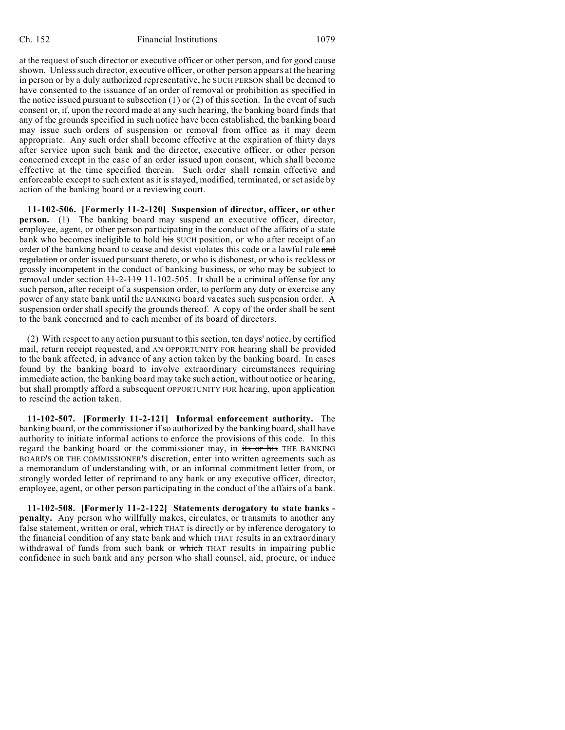at the request of such director or executive officer or other person, and for good cause shown. Unless such director, executive officer, or other person appears at the hearing in person or by a duly authorized representative, ~~he~~ SUCH PERSON shall be deemed to have consented to the issuance of an order of removal or prohibition as specified in the notice issued pursuant to subsection (1) or (2) of this section. In the event of such consent or, if, upon the record made at any such hearing, the banking board finds that any of the grounds specified in such notice have been established, the banking board may issue such orders of suspension or removal from office as it may deem appropriate. Any such order shall become effective at the expiration of thirty days after service upon such bank and the director, executive officer, or other person concerned except in the case of an order issued upon consent, which shall become effective at the time specified therein. Such order shall remain effective and enforceable except to such extent as it is stayed, modified, terminated, or set aside by action of the banking board or a reviewing court.

**11-102-506. [Formerly 11-2-120] Suspension of director, officer, or other person.** (1) The banking board may suspend an executive officer, director, employee, agent, or other person participating in the conduct of the affairs of a state bank who becomes ineligible to hold ~~his~~ SUCH position, or who after receipt of an order of the banking board to cease and desist violates this code or a lawful rule ~~and regulation~~ or order issued pursuant thereto, or who is dishonest, or who is reckless or grossly incompetent in the conduct of banking business, or who may be subject to removal under section ~~11-2-119~~ 11-102-505. It shall be a criminal offense for any such person, after receipt of a suspension order, to perform any duty or exercise any power of any state bank until the BANKING board vacates such suspension order. A suspension order shall specify the grounds thereof. A copy of the order shall be sent to the bank concerned and to each member of its board of directors.

(2) With respect to any action pursuant to this section, ten days' notice, by certified mail, return receipt requested, and AN OPPORTUNITY FOR hearing shall be provided to the bank affected, in advance of any action taken by the banking board. In cases found by the banking board to involve extraordinary circumstances requiring immediate action, the banking board may take such action, without notice or hearing, but shall promptly afford a subsequent OPPORTUNITY FOR hearing, upon application to rescind the action taken.

**11-102-507. [Formerly 11-2-121] Informal enforcement authority.** The banking board, or the commissioner if so authorized by the banking board, shall have authority to initiate informal actions to enforce the provisions of this code. In this regard the banking board or the commissioner may, in ~~its or his~~ THE BANKING BOARD'S OR THE COMMISSIONER'S discretion, enter into written agreements such as a memorandum of understanding with, or an informal commitment letter from, or strongly worded letter of reprimand to any bank or any executive officer, director, employee, agent, or other person participating in the conduct of the affairs of a bank.

**11-102-508. [Formerly 11-2-122] Statements derogatory to state banks - penalty.** Any person who willfully makes, circulates, or transmits to another any false statement, written or oral, ~~which~~ THAT is directly or by inference derogatory to the financial condition of any state bank and ~~which~~ THAT results in an extraordinary withdrawal of funds from such bank or ~~which~~ THAT results in impairing public confidence in such bank and any person who shall counsel, aid, procure, or induce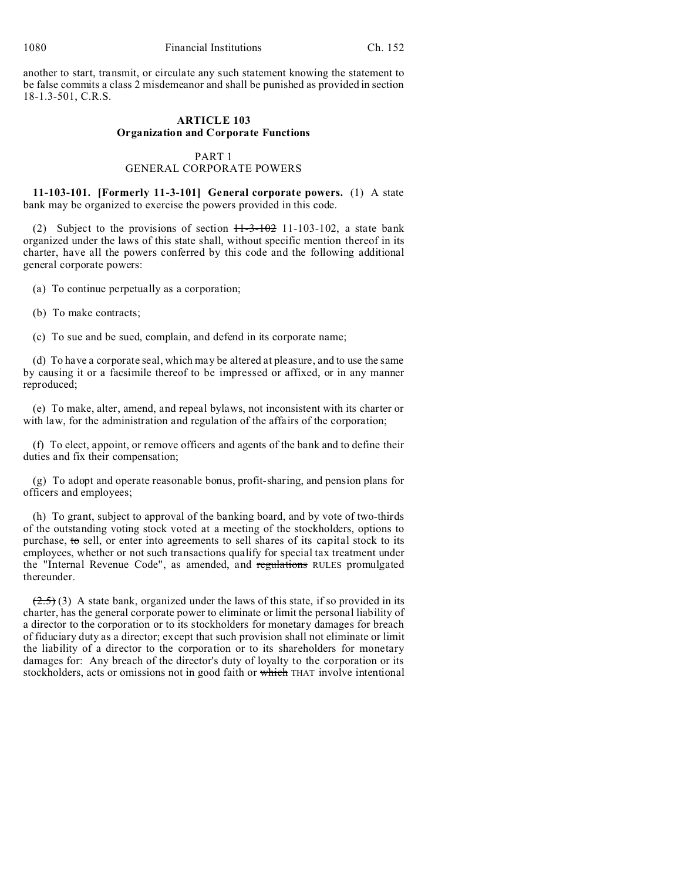another to start, transmit, or circulate any such statement knowing the statement to be false commits a class 2 misdemeanor and shall be punished as provided in section 18-1.3-501, C.R.S.

## ARTICLE 103
## Organization and Corporate Functions

### PART 1
### GENERAL CORPORATE POWERS

**11-103-101. [Formerly 11-3-101] General corporate powers.** (1) A state bank may be organized to exercise the powers provided in this code.

(2) Subject to the provisions of section ~~11-3-102~~ 11-103-102, a state bank organized under the laws of this state shall, without specific mention thereof in its charter, have all the powers conferred by this code and the following additional general corporate powers:

(a) To continue perpetually as a corporation;

(b) To make contracts;

(c) To sue and be sued, complain, and defend in its corporate name;

(d) To have a corporate seal, which may be altered at pleasure, and to use the same by causing it or a facsimile thereof to be impressed or affixed, or in any manner reproduced;

(e) To make, alter, amend, and repeal bylaws, not inconsistent with its charter or with law, for the administration and regulation of the affairs of the corporation;

(f) To elect, appoint, or remove officers and agents of the bank and to define their duties and fix their compensation;

(g) To adopt and operate reasonable bonus, profit-sharing, and pension plans for officers and employees;

(h) To grant, subject to approval of the banking board, and by vote of two-thirds of the outstanding voting stock voted at a meeting of the stockholders, options to purchase, ~~to~~ sell, or enter into agreements to sell shares of its capital stock to its employees, whether or not such transactions qualify for special tax treatment under the "Internal Revenue Code", as amended, and ~~regulations~~ RULES promulgated thereunder.

~~(2.5)~~ (3) A state bank, organized under the laws of this state, if so provided in its charter, has the general corporate power to eliminate or limit the personal liability of a director to the corporation or to its stockholders for monetary damages for breach of fiduciary duty as a director; except that such provision shall not eliminate or limit the liability of a director to the corporation or to its shareholders for monetary damages for: Any breach of the director's duty of loyalty to the corporation or its stockholders, acts or omissions not in good faith or ~~which~~ THAT involve intentional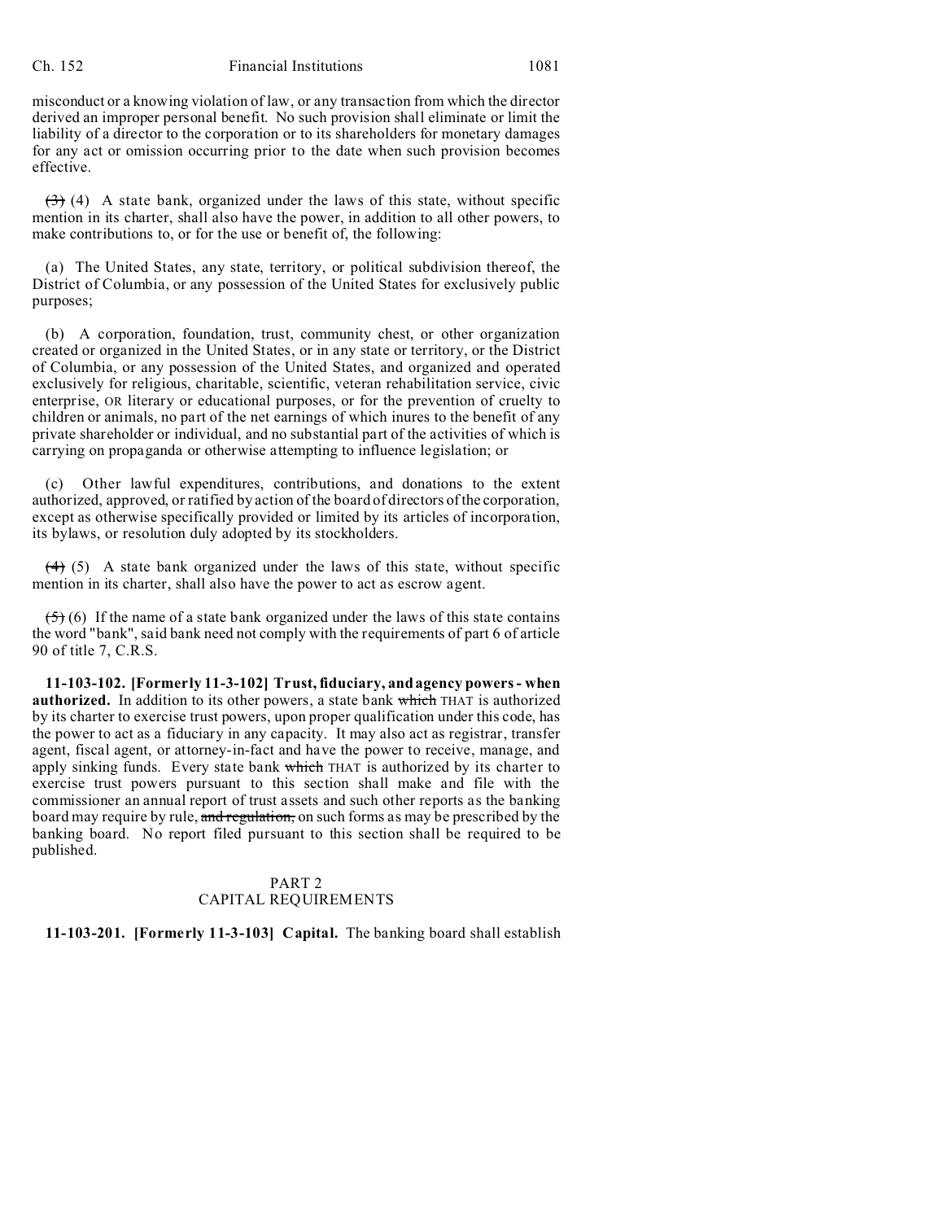misconduct or a knowing violation of law, or any transaction from which the director derived an improper personal benefit. No such provision shall eliminate or limit the liability of a director to the corporation or to its shareholders for monetary damages for any act or omission occurring prior to the date when such provision becomes effective.

~~(3)~~ (4) A state bank, organized under the laws of this state, without specific mention in its charter, shall also have the power, in addition to all other powers, to make contributions to, or for the use or benefit of, the following:

(a) The United States, any state, territory, or political subdivision thereof, the District of Columbia, or any possession of the United States for exclusively public purposes;

(b) A corporation, foundation, trust, community chest, or other organization created or organized in the United States, or in any state or territory, or the District of Columbia, or any possession of the United States, and organized and operated exclusively for religious, charitable, scientific, veteran rehabilitation service, civic enterprise, OR literary or educational purposes, or for the prevention of cruelty to children or animals, no part of the net earnings of which inures to the benefit of any private shareholder or individual, and no substantial part of the activities of which is carrying on propaganda or otherwise attempting to influence legislation; or

(c) Other lawful expenditures, contributions, and donations to the extent authorized, approved, or ratified by action of the board of directors of the corporation, except as otherwise specifically provided or limited by its articles of incorporation, its bylaws, or resolution duly adopted by its stockholders.

~~(4)~~ (5) A state bank organized under the laws of this state, without specific mention in its charter, shall also have the power to act as escrow agent.

~~(5)~~ (6) If the name of a state bank organized under the laws of this state contains the word "bank", said bank need not comply with the requirements of part 6 of article 90 of title 7, C.R.S.

**11-103-102. [Formerly 11-3-102] Trust, fiduciary, and agency powers - when authorized.** In addition to its other powers, a state bank ~~which~~ THAT is authorized by its charter to exercise trust powers, upon proper qualification under this code, has the power to act as a fiduciary in any capacity. It may also act as registrar, transfer agent, fiscal agent, or attorney-in-fact and have the power to receive, manage, and apply sinking funds. Every state bank ~~which~~ THAT is authorized by its charter to exercise trust powers pursuant to this section shall make and file with the commissioner an annual report of trust assets and such other reports as the banking board may require by rule, ~~and regulation,~~ on such forms as may be prescribed by the banking board. No report filed pursuant to this section shall be required to be published.

## PART 2
## CAPITAL REQUIREMENTS

**11-103-201. [Formerly 11-3-103] Capital.** The banking board shall establish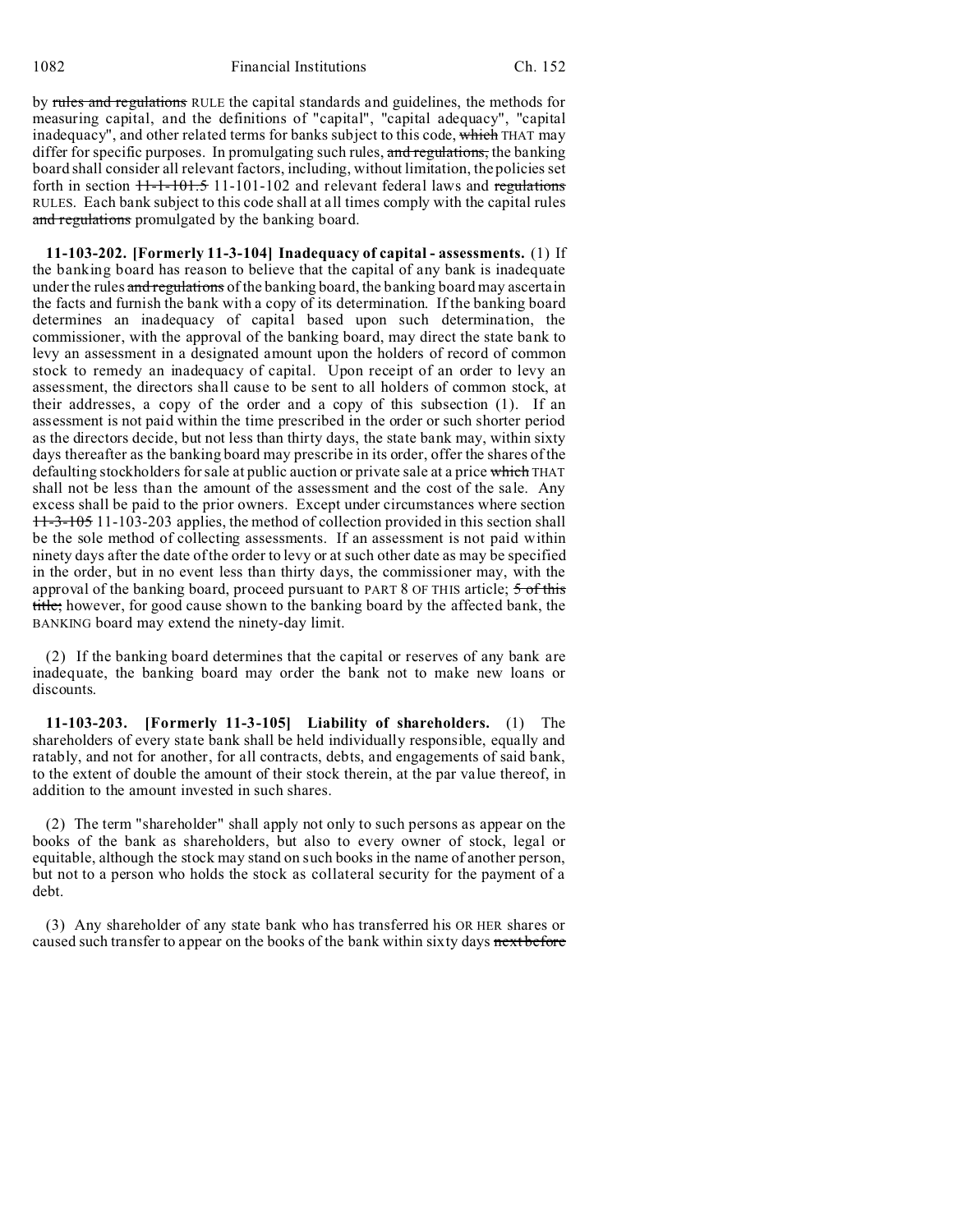by ~~rules and regulations~~ RULE the capital standards and guidelines, the methods for measuring capital, and the definitions of "capital", "capital adequacy", "capital inadequacy", and other related terms for banks subject to this code, ~~which~~ THAT may differ for specific purposes. In promulgating such rules, ~~and regulations,~~ the banking board shall consider all relevant factors, including, without limitation, the policies set forth in section ~~11-1-101.5~~ 11-101-102 and relevant federal laws and ~~regulations~~ RULES. Each bank subject to this code shall at all times comply with the capital rules ~~and regulations~~ promulgated by the banking board.

**11-103-202. [Formerly 11-3-104] Inadequacy of capital - assessments.** (1) If the banking board has reason to believe that the capital of any bank is inadequate under the rules ~~and regulations~~ of the banking board, the banking board may ascertain the facts and furnish the bank with a copy of its determination. If the banking board determines an inadequacy of capital based upon such determination, the commissioner, with the approval of the banking board, may direct the state bank to levy an assessment in a designated amount upon the holders of record of common stock to remedy an inadequacy of capital. Upon receipt of an order to levy an assessment, the directors shall cause to be sent to all holders of common stock, at their addresses, a copy of the order and a copy of this subsection (1). If an assessment is not paid within the time prescribed in the order or such shorter period as the directors decide, but not less than thirty days, the state bank may, within sixty days thereafter as the banking board may prescribe in its order, offer the shares of the defaulting stockholders for sale at public auction or private sale at a price ~~which~~ THAT shall not be less than the amount of the assessment and the cost of the sale. Any excess shall be paid to the prior owners. Except under circumstances where section ~~11-3-105~~ 11-103-203 applies, the method of collection provided in this section shall be the sole method of collecting assessments. If an assessment is not paid within ninety days after the date of the order to levy or at such other date as may be specified in the order, but in no event less than thirty days, the commissioner may, with the approval of the banking board, proceed pursuant to PART 8 OF THIS article; ~~5 of this title;~~ however, for good cause shown to the banking board by the affected bank, the BANKING board may extend the ninety-day limit.

(2) If the banking board determines that the capital or reserves of any bank are inadequate, the banking board may order the bank not to make new loans or discounts.

**11-103-203. [Formerly 11-3-105] Liability of shareholders.** (1) The shareholders of every state bank shall be held individually responsible, equally and ratably, and not for another, for all contracts, debts, and engagements of said bank, to the extent of double the amount of their stock therein, at the par value thereof, in addition to the amount invested in such shares.

(2) The term "shareholder" shall apply not only to such persons as appear on the books of the bank as shareholders, but also to every owner of stock, legal or equitable, although the stock may stand on such books in the name of another person, but not to a person who holds the stock as collateral security for the payment of a debt.

(3) Any shareholder of any state bank who has transferred his OR HER shares or caused such transfer to appear on the books of the bank within sixty days ~~next before~~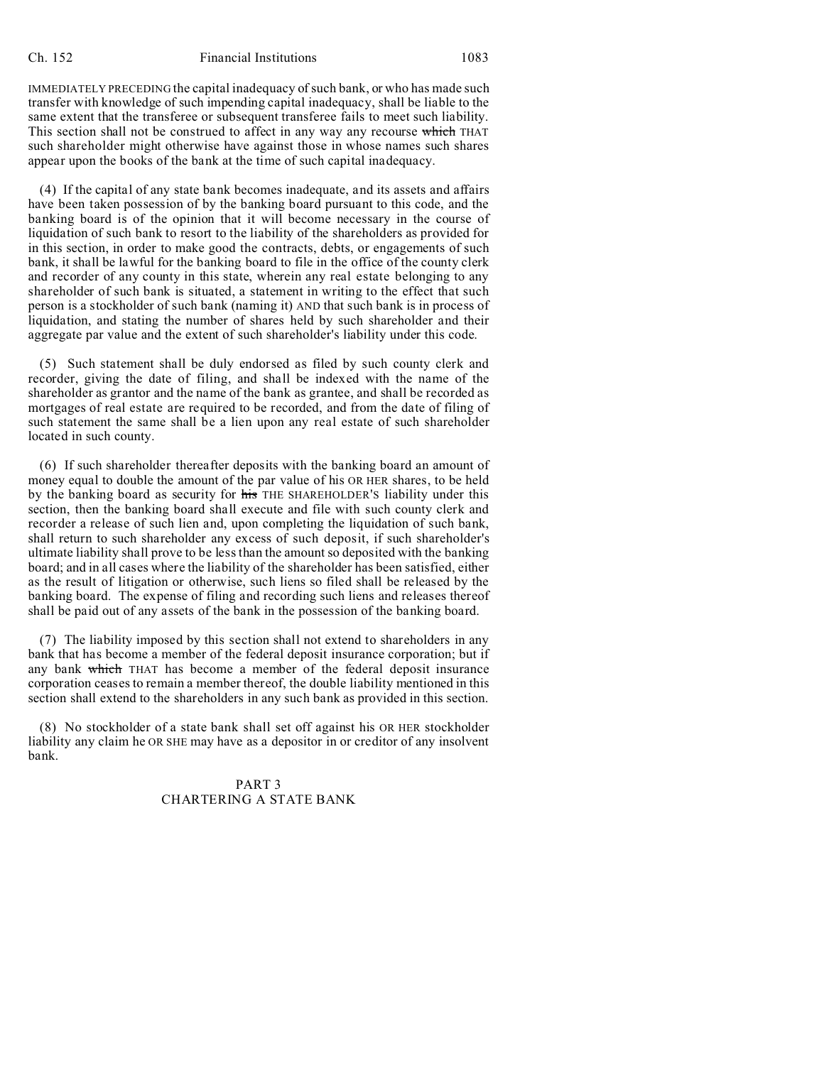IMMEDIATELY PRECEDING the capital inadequacy of such bank, or who has made such transfer with knowledge of such impending capital inadequacy, shall be liable to the same extent that the transferee or subsequent transferee fails to meet such liability. This section shall not be construed to affect in any way any recourse ~~which~~ THAT such shareholder might otherwise have against those in whose names such shares appear upon the books of the bank at the time of such capital inadequacy.

(4) If the capital of any state bank becomes inadequate, and its assets and affairs have been taken possession of by the banking board pursuant to this code, and the banking board is of the opinion that it will become necessary in the course of liquidation of such bank to resort to the liability of the shareholders as provided for in this section, in order to make good the contracts, debts, or engagements of such bank, it shall be lawful for the banking board to file in the office of the county clerk and recorder of any county in this state, wherein any real estate belonging to any shareholder of such bank is situated, a statement in writing to the effect that such person is a stockholder of such bank (naming it) AND that such bank is in process of liquidation, and stating the number of shares held by such shareholder and their aggregate par value and the extent of such shareholder's liability under this code.

(5) Such statement shall be duly endorsed as filed by such county clerk and recorder, giving the date of filing, and shall be indexed with the name of the shareholder as grantor and the name of the bank as grantee, and shall be recorded as mortgages of real estate are required to be recorded, and from the date of filing of such statement the same shall be a lien upon any real estate of such shareholder located in such county.

(6) If such shareholder thereafter deposits with the banking board an amount of money equal to double the amount of the par value of his OR HER shares, to be held by the banking board as security for ~~his~~ THE SHAREHOLDER'S liability under this section, then the banking board shall execute and file with such county clerk and recorder a release of such lien and, upon completing the liquidation of such bank, shall return to such shareholder any excess of such deposit, if such shareholder's ultimate liability shall prove to be less than the amount so deposited with the banking board; and in all cases where the liability of the shareholder has been satisfied, either as the result of litigation or otherwise, such liens so filed shall be released by the banking board. The expense of filing and recording such liens and releases thereof shall be paid out of any assets of the bank in the possession of the banking board.

(7) The liability imposed by this section shall not extend to shareholders in any bank that has become a member of the federal deposit insurance corporation; but if any bank ~~which~~ THAT has become a member of the federal deposit insurance corporation ceases to remain a member thereof, the double liability mentioned in this section shall extend to the shareholders in any such bank as provided in this section.

(8) No stockholder of a state bank shall set off against his OR HER stockholder liability any claim he OR SHE may have as a depositor in or creditor of any insolvent bank.

## PART 3
## CHARTERING A STATE BANK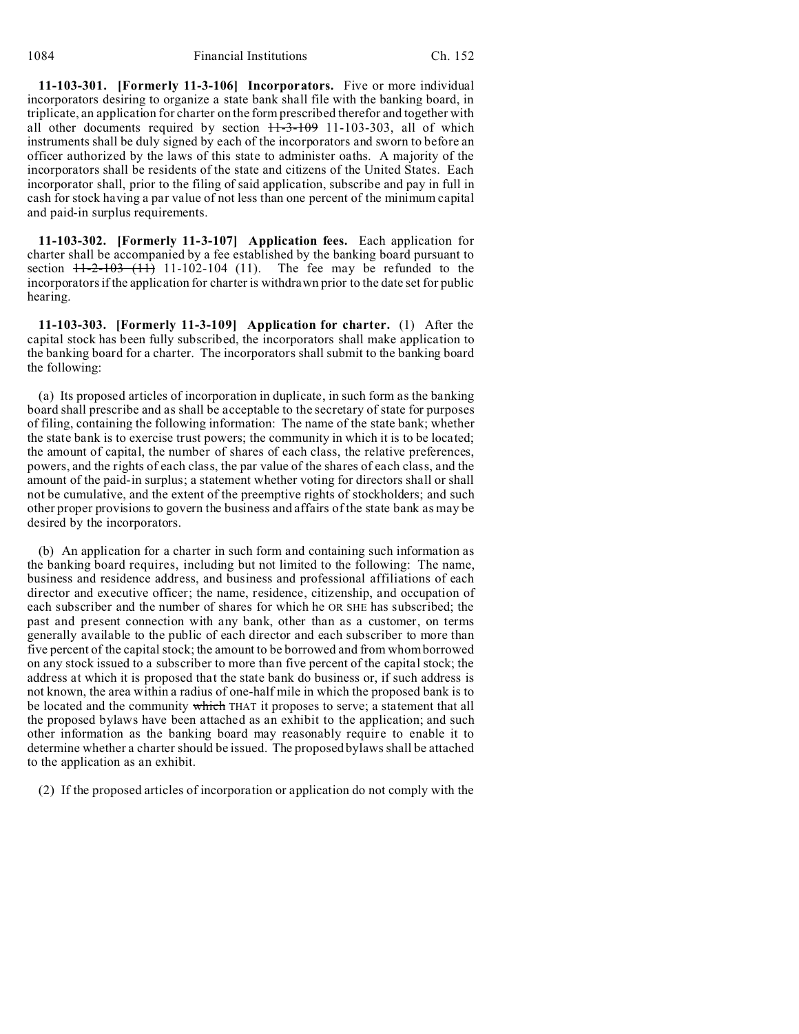**11-103-301. [Formerly 11-3-106] Incorporators.** Five or more individual incorporators desiring to organize a state bank shall file with the banking board, in triplicate, an application for charter on the form prescribed therefor and together with all other documents required by section ~~11-3-109~~ 11-103-303, all of which instruments shall be duly signed by each of the incorporators and sworn to before an officer authorized by the laws of this state to administer oaths. A majority of the incorporators shall be residents of the state and citizens of the United States. Each incorporator shall, prior to the filing of said application, subscribe and pay in full in cash for stock having a par value of not less than one percent of the minimum capital and paid-in surplus requirements.

**11-103-302. [Formerly 11-3-107] Application fees.** Each application for charter shall be accompanied by a fee established by the banking board pursuant to section ~~11-2-103 (11)~~ 11-102-104 (11). The fee may be refunded to the incorporators if the application for charter is withdrawn prior to the date set for public hearing.

**11-103-303. [Formerly 11-3-109] Application for charter.** (1) After the capital stock has been fully subscribed, the incorporators shall make application to the banking board for a charter. The incorporators shall submit to the banking board the following:

(a) Its proposed articles of incorporation in duplicate, in such form as the banking board shall prescribe and as shall be acceptable to the secretary of state for purposes of filing, containing the following information: The name of the state bank; whether the state bank is to exercise trust powers; the community in which it is to be located; the amount of capital, the number of shares of each class, the relative preferences, powers, and the rights of each class, the par value of the shares of each class, and the amount of the paid-in surplus; a statement whether voting for directors shall or shall not be cumulative, and the extent of the preemptive rights of stockholders; and such other proper provisions to govern the business and affairs of the state bank as may be desired by the incorporators.

(b) An application for a charter in such form and containing such information as the banking board requires, including but not limited to the following: The name, business and residence address, and business and professional affiliations of each director and executive officer; the name, residence, citizenship, and occupation of each subscriber and the number of shares for which he OR SHE has subscribed; the past and present connection with any bank, other than as a customer, on terms generally available to the public of each director and each subscriber to more than five percent of the capital stock; the amount to be borrowed and from whom borrowed on any stock issued to a subscriber to more than five percent of the capital stock; the address at which it is proposed that the state bank do business or, if such address is not known, the area within a radius of one-half mile in which the proposed bank is to be located and the community ~~which~~ THAT it proposes to serve; a statement that all the proposed bylaws have been attached as an exhibit to the application; and such other information as the banking board may reasonably require to enable it to determine whether a charter should be issued. The proposed bylaws shall be attached to the application as an exhibit.

(2) If the proposed articles of incorporation or application do not comply with the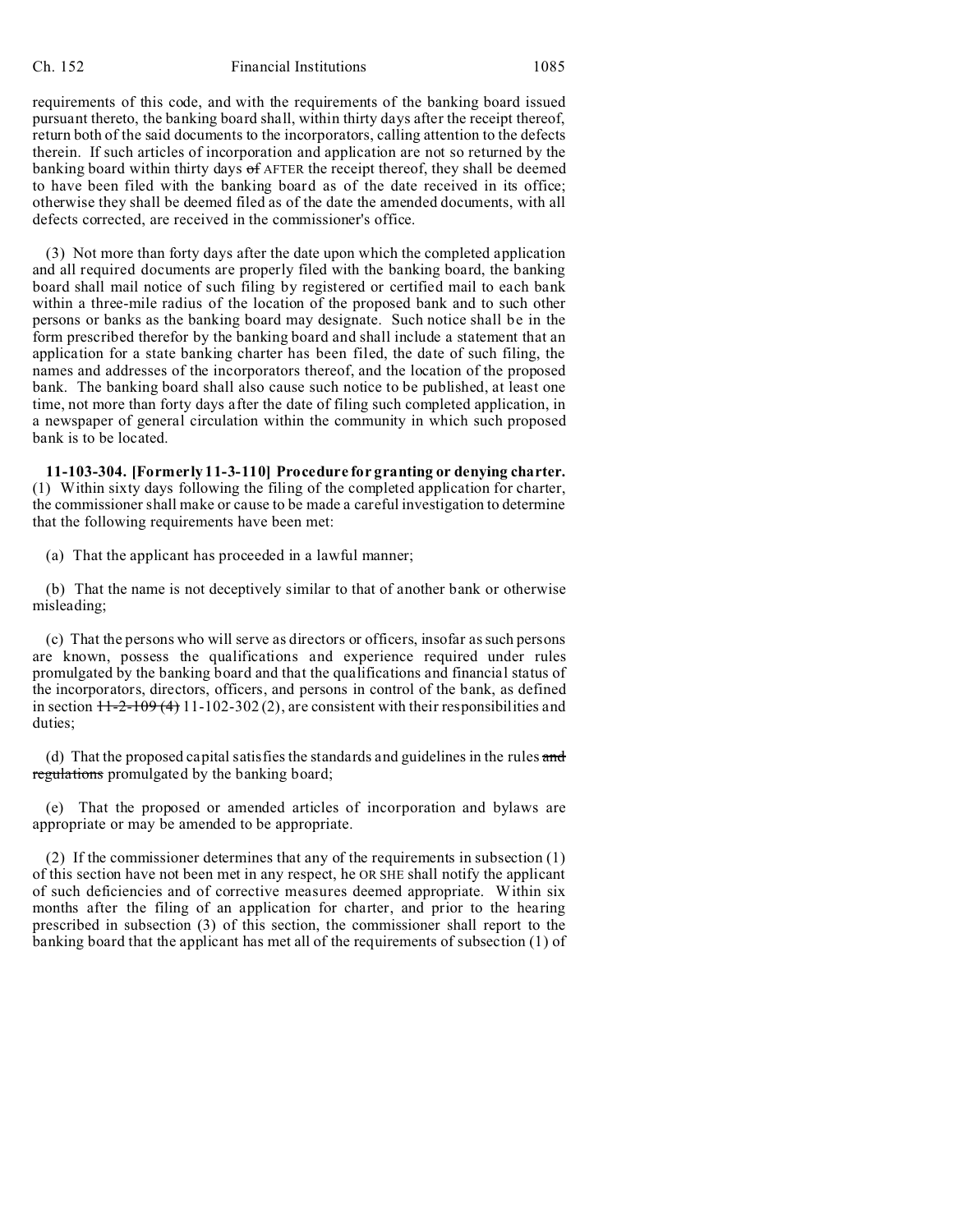requirements of this code, and with the requirements of the banking board issued pursuant thereto, the banking board shall, within thirty days after the receipt thereof, return both of the said documents to the incorporators, calling attention to the defects therein. If such articles of incorporation and application are not so returned by the banking board within thirty days ~~of~~ AFTER the receipt thereof, they shall be deemed to have been filed with the banking board as of the date received in its office; otherwise they shall be deemed filed as of the date the amended documents, with all defects corrected, are received in the commissioner's office.

(3) Not more than forty days after the date upon which the completed application and all required documents are properly filed with the banking board, the banking board shall mail notice of such filing by registered or certified mail to each bank within a three-mile radius of the location of the proposed bank and to such other persons or banks as the banking board may designate. Such notice shall be in the form prescribed therefor by the banking board and shall include a statement that an application for a state banking charter has been filed, the date of such filing, the names and addresses of the incorporators thereof, and the location of the proposed bank. The banking board shall also cause such notice to be published, at least one time, not more than forty days after the date of filing such completed application, in a newspaper of general circulation within the community in which such proposed bank is to be located.

**11-103-304. [Formerly 11-3-110] Procedure for granting or denying charter.** (1) Within sixty days following the filing of the completed application for charter, the commissioner shall make or cause to be made a careful investigation to determine that the following requirements have been met:

(a) That the applicant has proceeded in a lawful manner;

(b) That the name is not deceptively similar to that of another bank or otherwise misleading;

(c) That the persons who will serve as directors or officers, insofar as such persons are known, possess the qualifications and experience required under rules promulgated by the banking board and that the qualifications and financial status of the incorporators, directors, officers, and persons in control of the bank, as defined in section ~~11-2-109 (4)~~ 11-102-302 (2), are consistent with their responsibilities and duties;

(d) That the proposed capital satisfies the standards and guidelines in the rules ~~and regulations~~ promulgated by the banking board;

(e) That the proposed or amended articles of incorporation and bylaws are appropriate or may be amended to be appropriate.

(2) If the commissioner determines that any of the requirements in subsection (1) of this section have not been met in any respect, he OR SHE shall notify the applicant of such deficiencies and of corrective measures deemed appropriate. Within six months after the filing of an application for charter, and prior to the hearing prescribed in subsection (3) of this section, the commissioner shall report to the banking board that the applicant has met all of the requirements of subsection (1) of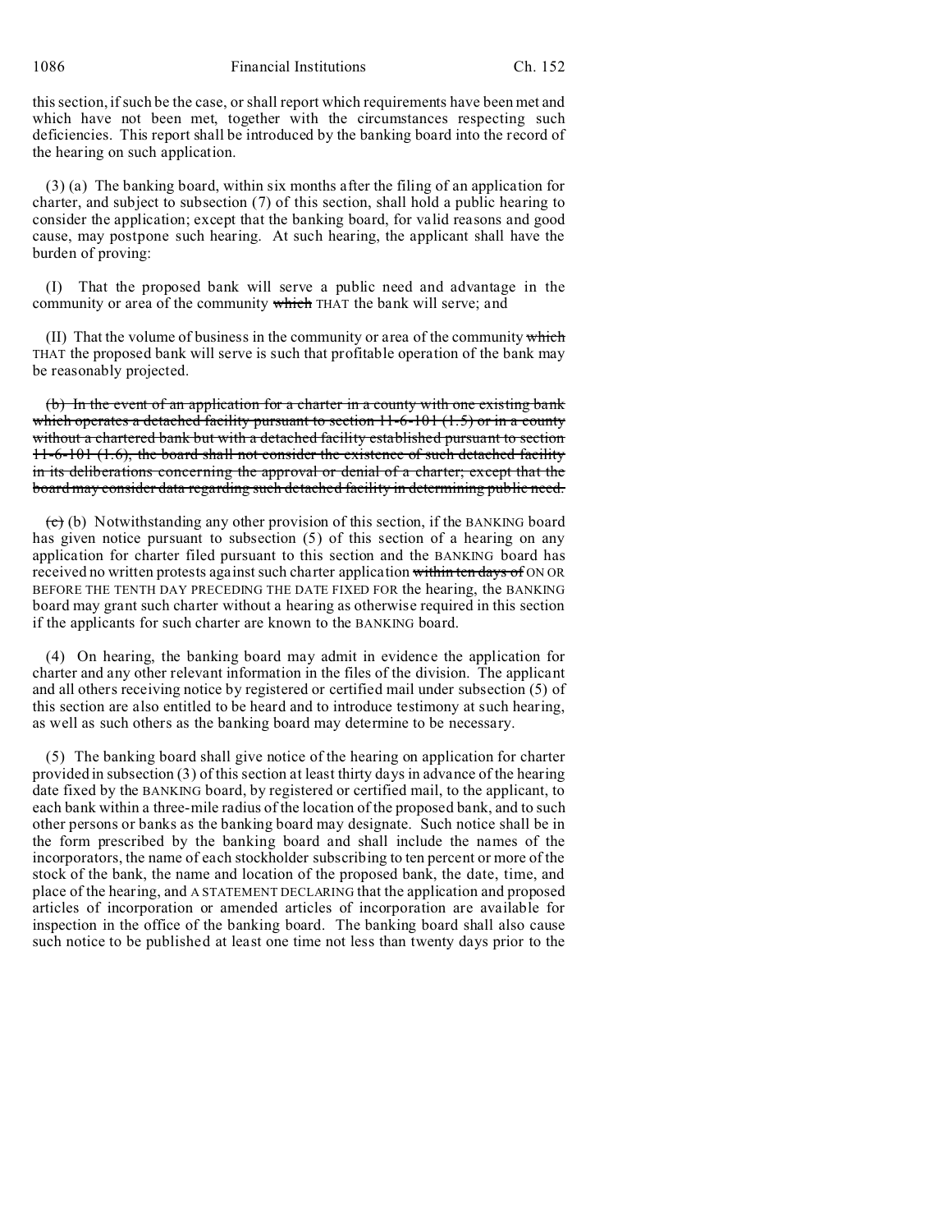this section, if such be the case, or shall report which requirements have been met and which have not been met, together with the circumstances respecting such deficiencies. This report shall be introduced by the banking board into the record of the hearing on such application.

(3) (a) The banking board, within six months after the filing of an application for charter, and subject to subsection (7) of this section, shall hold a public hearing to consider the application; except that the banking board, for valid reasons and good cause, may postpone such hearing. At such hearing, the applicant shall have the burden of proving:

(I) That the proposed bank will serve a public need and advantage in the community or area of the community ~~which~~ THAT the bank will serve; and

(II) That the volume of business in the community or area of the community ~~which~~ THAT the proposed bank will serve is such that profitable operation of the bank may be reasonably projected.

~~(b) In the event of an application for a charter in a county with one existing bank which operates a detached facility pursuant to section 11-6-101 (1.5) or in a county without a chartered bank but with a detached facility established pursuant to section 11-6-101 (1.6), the board shall not consider the existence of such detached facility in its deliberations concerning the approval or denial of a charter; except that the board may consider data regarding such detached facility in determining public need.~~

~~(c)~~ (b) Notwithstanding any other provision of this section, if the BANKING board has given notice pursuant to subsection (5) of this section of a hearing on any application for charter filed pursuant to this section and the BANKING board has received no written protests against such charter application ~~within ten days of~~ ON OR BEFORE THE TENTH DAY PRECEDING THE DATE FIXED FOR the hearing, the BANKING board may grant such charter without a hearing as otherwise required in this section if the applicants for such charter are known to the BANKING board.

(4) On hearing, the banking board may admit in evidence the application for charter and any other relevant information in the files of the division. The applicant and all others receiving notice by registered or certified mail under subsection (5) of this section are also entitled to be heard and to introduce testimony at such hearing, as well as such others as the banking board may determine to be necessary.

(5) The banking board shall give notice of the hearing on application for charter provided in subsection (3) of this section at least thirty days in advance of the hearing date fixed by the BANKING board, by registered or certified mail, to the applicant, to each bank within a three-mile radius of the location of the proposed bank, and to such other persons or banks as the banking board may designate. Such notice shall be in the form prescribed by the banking board and shall include the names of the incorporators, the name of each stockholder subscribing to ten percent or more of the stock of the bank, the name and location of the proposed bank, the date, time, and place of the hearing, and A STATEMENT DECLARING that the application and proposed articles of incorporation or amended articles of incorporation are available for inspection in the office of the banking board. The banking board shall also cause such notice to be published at least one time not less than twenty days prior to the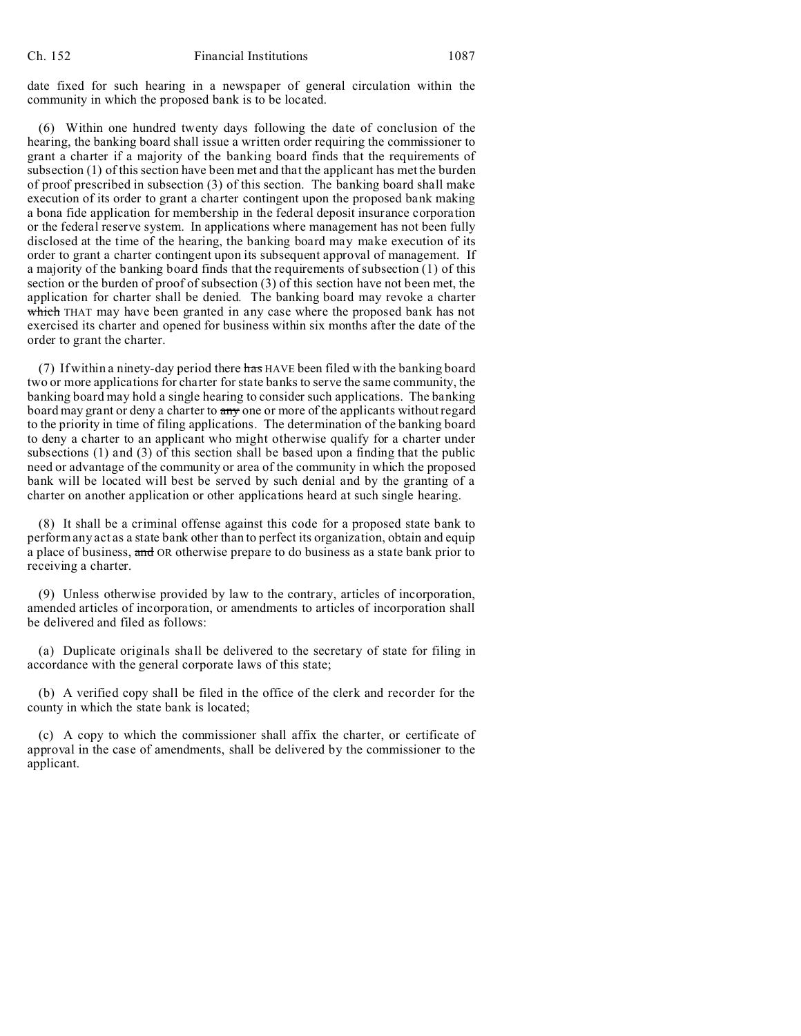date fixed for such hearing in a newspaper of general circulation within the community in which the proposed bank is to be located.

(6) Within one hundred twenty days following the date of conclusion of the hearing, the banking board shall issue a written order requiring the commissioner to grant a charter if a majority of the banking board finds that the requirements of subsection (1) of this section have been met and that the applicant has met the burden of proof prescribed in subsection (3) of this section. The banking board shall make execution of its order to grant a charter contingent upon the proposed bank making a bona fide application for membership in the federal deposit insurance corporation or the federal reserve system. In applications where management has not been fully disclosed at the time of the hearing, the banking board may make execution of its order to grant a charter contingent upon its subsequent approval of management. If a majority of the banking board finds that the requirements of subsection (1) of this section or the burden of proof of subsection (3) of this section have not been met, the application for charter shall be denied. The banking board may revoke a charter ~~which~~ THAT may have been granted in any case where the proposed bank has not exercised its charter and opened for business within six months after the date of the order to grant the charter.

(7) If within a ninety-day period there ~~has~~ HAVE been filed with the banking board two or more applications for charter for state banks to serve the same community, the banking board may hold a single hearing to consider such applications. The banking board may grant or deny a charter to ~~any~~ one or more of the applicants without regard to the priority in time of filing applications. The determination of the banking board to deny a charter to an applicant who might otherwise qualify for a charter under subsections (1) and (3) of this section shall be based upon a finding that the public need or advantage of the community or area of the community in which the proposed bank will be located will best be served by such denial and by the granting of a charter on another application or other applications heard at such single hearing.

(8) It shall be a criminal offense against this code for a proposed state bank to perform any act as a state bank other than to perfect its organization, obtain and equip a place of business, ~~and~~ OR otherwise prepare to do business as a state bank prior to receiving a charter.

(9) Unless otherwise provided by law to the contrary, articles of incorporation, amended articles of incorporation, or amendments to articles of incorporation shall be delivered and filed as follows:

(a) Duplicate originals shall be delivered to the secretary of state for filing in accordance with the general corporate laws of this state;

(b) A verified copy shall be filed in the office of the clerk and recorder for the county in which the state bank is located;

(c) A copy to which the commissioner shall affix the charter, or certificate of approval in the case of amendments, shall be delivered by the commissioner to the applicant.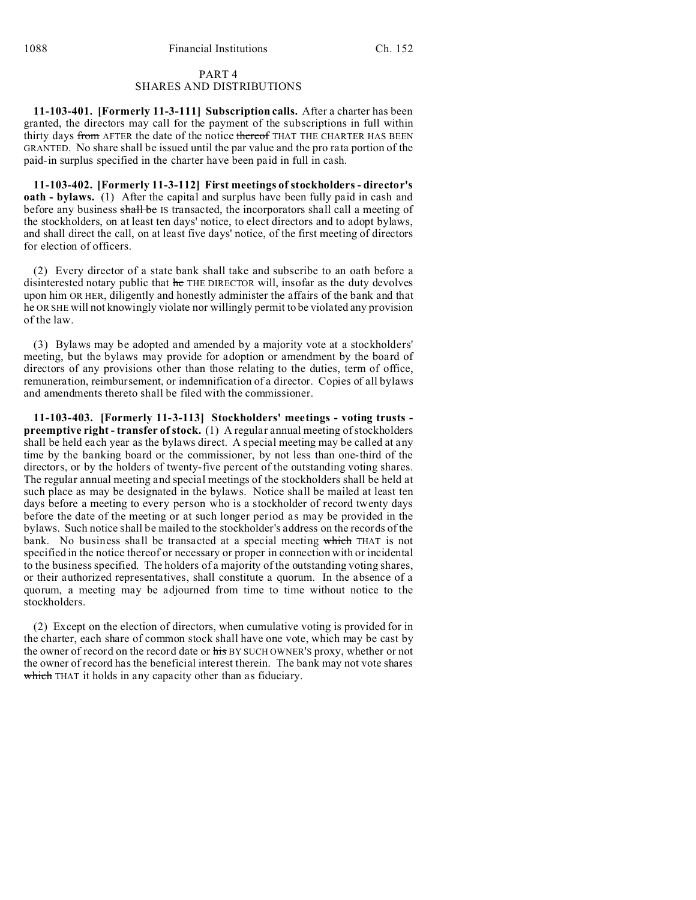## PART 4
## SHARES AND DISTRIBUTIONS

**11-103-401. [Formerly 11-3-111] Subscription calls.** After a charter has been granted, the directors may call for the payment of the subscriptions in full within thirty days ~~from~~ AFTER the date of the notice ~~thereof~~ THAT THE CHARTER HAS BEEN GRANTED. No share shall be issued until the par value and the pro rata portion of the paid-in surplus specified in the charter have been paid in full in cash.

**11-103-402. [Formerly 11-3-112] First meetings of stockholders - director's oath - bylaws.** (1) After the capital and surplus have been fully paid in cash and before any business ~~shall be~~ IS transacted, the incorporators shall call a meeting of the stockholders, on at least ten days' notice, to elect directors and to adopt bylaws, and shall direct the call, on at least five days' notice, of the first meeting of directors for election of officers.

(2) Every director of a state bank shall take and subscribe to an oath before a disinterested notary public that ~~he~~ THE DIRECTOR will, insofar as the duty devolves upon him OR HER, diligently and honestly administer the affairs of the bank and that he OR SHE will not knowingly violate nor willingly permit to be violated any provision of the law.

(3) Bylaws may be adopted and amended by a majority vote at a stockholders' meeting, but the bylaws may provide for adoption or amendment by the board of directors of any provisions other than those relating to the duties, term of office, remuneration, reimbursement, or indemnification of a director. Copies of all bylaws and amendments thereto shall be filed with the commissioner.

**11-103-403. [Formerly 11-3-113] Stockholders' meetings - voting trusts - preemptive right - transfer of stock.** (1) A regular annual meeting of stockholders shall be held each year as the bylaws direct. A special meeting may be called at any time by the banking board or the commissioner, by not less than one-third of the directors, or by the holders of twenty-five percent of the outstanding voting shares. The regular annual meeting and special meetings of the stockholders shall be held at such place as may be designated in the bylaws. Notice shall be mailed at least ten days before a meeting to every person who is a stockholder of record twenty days before the date of the meeting or at such longer period as may be provided in the bylaws. Such notice shall be mailed to the stockholder's address on the records of the bank. No business shall be transacted at a special meeting ~~which~~ THAT is not specified in the notice thereof or necessary or proper in connection with or incidental to the business specified. The holders of a majority of the outstanding voting shares, or their authorized representatives, shall constitute a quorum. In the absence of a quorum, a meeting may be adjourned from time to time without notice to the stockholders.

(2) Except on the election of directors, when cumulative voting is provided for in the charter, each share of common stock shall have one vote, which may be cast by the owner of record on the record date or ~~his~~ BY SUCH OWNER'S proxy, whether or not the owner of record has the beneficial interest therein. The bank may not vote shares ~~which~~ THAT it holds in any capacity other than as fiduciary.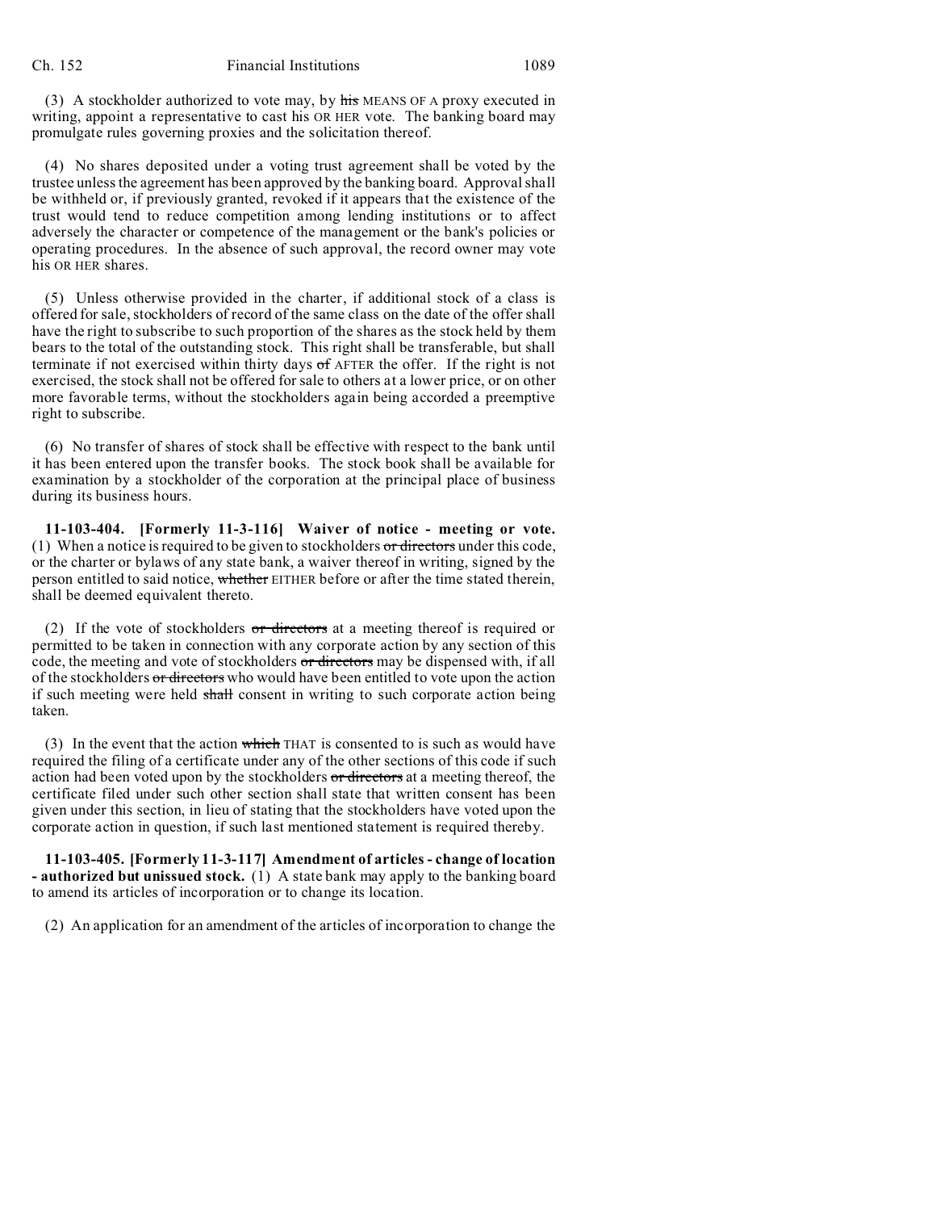(3) A stockholder authorized to vote may, by ~~his~~ MEANS OF A proxy executed in writing, appoint a representative to cast his OR HER vote. The banking board may promulgate rules governing proxies and the solicitation thereof.

(4) No shares deposited under a voting trust agreement shall be voted by the trustee unless the agreement has been approved by the banking board. Approval shall be withheld or, if previously granted, revoked if it appears that the existence of the trust would tend to reduce competition among lending institutions or to affect adversely the character or competence of the management or the bank's policies or operating procedures. In the absence of such approval, the record owner may vote his OR HER shares.

(5) Unless otherwise provided in the charter, if additional stock of a class is offered for sale, stockholders of record of the same class on the date of the offer shall have the right to subscribe to such proportion of the shares as the stock held by them bears to the total of the outstanding stock. This right shall be transferable, but shall terminate if not exercised within thirty days ~~of~~ AFTER the offer. If the right is not exercised, the stock shall not be offered for sale to others at a lower price, or on other more favorable terms, without the stockholders again being accorded a preemptive right to subscribe.

(6) No transfer of shares of stock shall be effective with respect to the bank until it has been entered upon the transfer books. The stock book shall be available for examination by a stockholder of the corporation at the principal place of business during its business hours.

**11-103-404. [Formerly 11-3-116] Waiver of notice - meeting or vote.** (1) When a notice is required to be given to stockholders ~~or directors~~ under this code, or the charter or bylaws of any state bank, a waiver thereof in writing, signed by the person entitled to said notice, ~~whether~~ EITHER before or after the time stated therein, shall be deemed equivalent thereto.

(2) If the vote of stockholders ~~or directors~~ at a meeting thereof is required or permitted to be taken in connection with any corporate action by any section of this code, the meeting and vote of stockholders ~~or directors~~ may be dispensed with, if all of the stockholders ~~or directors~~ who would have been entitled to vote upon the action if such meeting were held ~~shall~~ consent in writing to such corporate action being taken.

(3) In the event that the action ~~which~~ THAT is consented to is such as would have required the filing of a certificate under any of the other sections of this code if such action had been voted upon by the stockholders ~~or directors~~ at a meeting thereof, the certificate filed under such other section shall state that written consent has been given under this section, in lieu of stating that the stockholders have voted upon the corporate action in question, if such last mentioned statement is required thereby.

**11-103-405. [Formerly 11-3-117] Amendment of articles - change of location - authorized but unissued stock.** (1) A state bank may apply to the banking board to amend its articles of incorporation or to change its location.

(2) An application for an amendment of the articles of incorporation to change the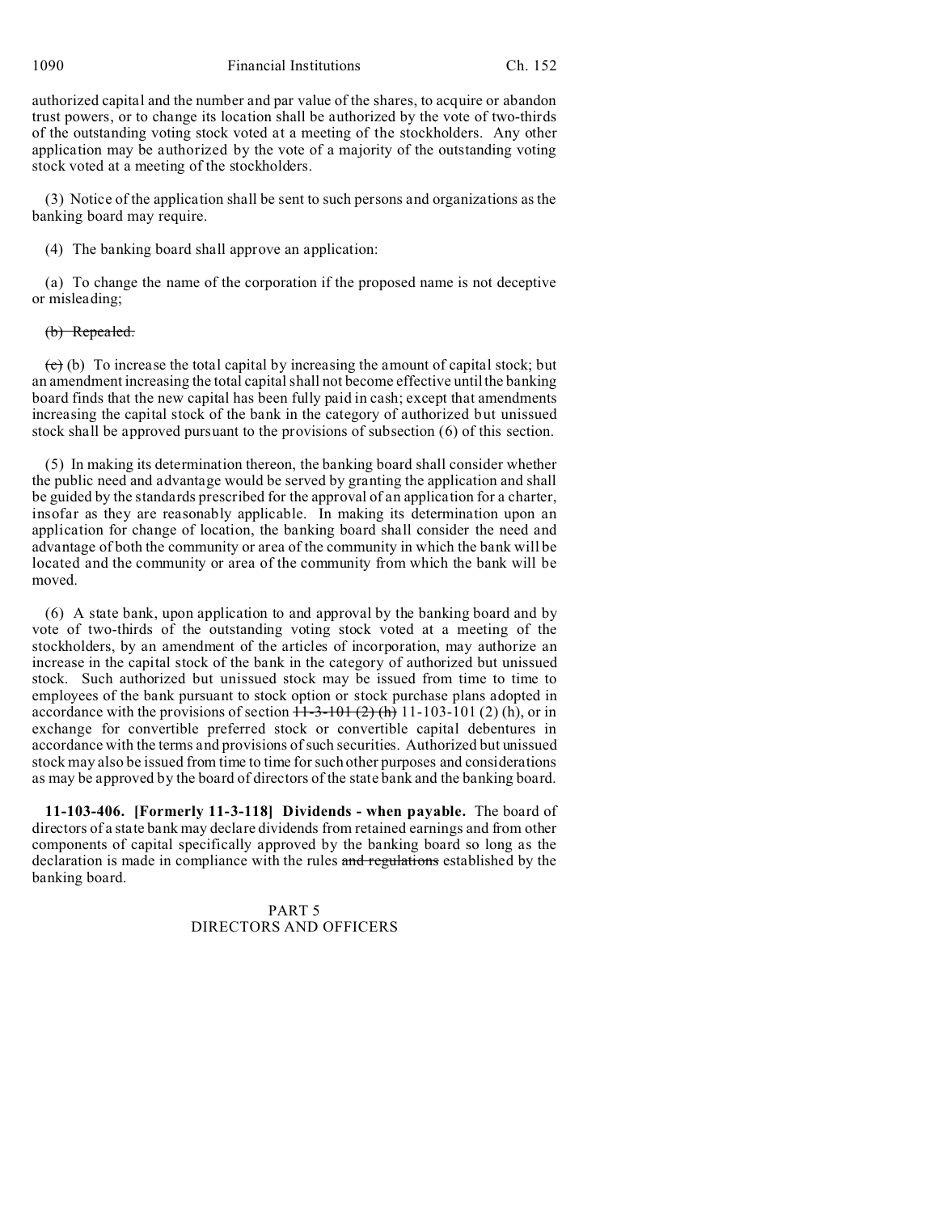authorized capital and the number and par value of the shares, to acquire or abandon trust powers, or to change its location shall be authorized by the vote of two-thirds of the outstanding voting stock voted at a meeting of the stockholders. Any other application may be authorized by the vote of a majority of the outstanding voting stock voted at a meeting of the stockholders.

(3) Notice of the application shall be sent to such persons and organizations as the banking board may require.

(4) The banking board shall approve an application:

(a) To change the name of the corporation if the proposed name is not deceptive or misleading;

~~(b) Repealed.~~

~~(c)~~ (b) To increase the total capital by increasing the amount of capital stock; but an amendment increasing the total capital shall not become effective until the banking board finds that the new capital has been fully paid in cash; except that amendments increasing the capital stock of the bank in the category of authorized but unissued stock shall be approved pursuant to the provisions of subsection (6) of this section.

(5) In making its determination thereon, the banking board shall consider whether the public need and advantage would be served by granting the application and shall be guided by the standards prescribed for the approval of an application for a charter, insofar as they are reasonably applicable. In making its determination upon an application for change of location, the banking board shall consider the need and advantage of both the community or area of the community in which the bank will be located and the community or area of the community from which the bank will be moved.

(6) A state bank, upon application to and approval by the banking board and by vote of two-thirds of the outstanding voting stock voted at a meeting of the stockholders, by an amendment of the articles of incorporation, may authorize an increase in the capital stock of the bank in the category of authorized but unissued stock. Such authorized but unissued stock may be issued from time to time to employees of the bank pursuant to stock option or stock purchase plans adopted in accordance with the provisions of section ~~11-3-101 (2) (h)~~ 11-103-101 (2) (h), or in exchange for convertible preferred stock or convertible capital debentures in accordance with the terms and provisions of such securities. Authorized but unissued stock may also be issued from time to time for such other purposes and considerations as may be approved by the board of directors of the state bank and the banking board.

**11-103-406. [Formerly 11-3-118] Dividends - when payable.** The board of directors of a state bank may declare dividends from retained earnings and from other components of capital specifically approved by the banking board so long as the declaration is made in compliance with the rules ~~and regulations~~ established by the banking board.

## PART 5
## DIRECTORS AND OFFICERS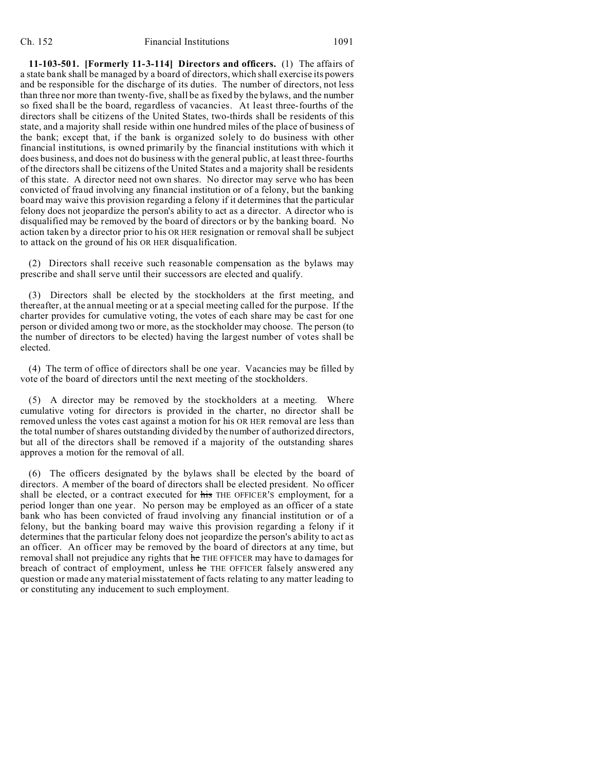**11-103-501. [Formerly 11-3-114] Directors and officers.** (1) The affairs of a state bank shall be managed by a board of directors, which shall exercise its powers and be responsible for the discharge of its duties. The number of directors, not less than three nor more than twenty-five, shall be as fixed by the bylaws, and the number so fixed shall be the board, regardless of vacancies. At least three-fourths of the directors shall be citizens of the United States, two-thirds shall be residents of this state, and a majority shall reside within one hundred miles of the place of business of the bank; except that, if the bank is organized solely to do business with other financial institutions, is owned primarily by the financial institutions with which it does business, and does not do business with the general public, at least three-fourths of the directors shall be citizens of the United States and a majority shall be residents of this state. A director need not own shares. No director may serve who has been convicted of fraud involving any financial institution or of a felony, but the banking board may waive this provision regarding a felony if it determines that the particular felony does not jeopardize the person's ability to act as a director. A director who is disqualified may be removed by the board of directors or by the banking board. No action taken by a director prior to his OR HER resignation or removal shall be subject to attack on the ground of his OR HER disqualification.

(2) Directors shall receive such reasonable compensation as the bylaws may prescribe and shall serve until their successors are elected and qualify.

(3) Directors shall be elected by the stockholders at the first meeting, and thereafter, at the annual meeting or at a special meeting called for the purpose. If the charter provides for cumulative voting, the votes of each share may be cast for one person or divided among two or more, as the stockholder may choose. The person (to the number of directors to be elected) having the largest number of votes shall be elected.

(4) The term of office of directors shall be one year. Vacancies may be filled by vote of the board of directors until the next meeting of the stockholders.

(5) A director may be removed by the stockholders at a meeting. Where cumulative voting for directors is provided in the charter, no director shall be removed unless the votes cast against a motion for his OR HER removal are less than the total number of shares outstanding divided by the number of authorized directors, but all of the directors shall be removed if a majority of the outstanding shares approves a motion for the removal of all.

(6) The officers designated by the bylaws shall be elected by the board of directors. A member of the board of directors shall be elected president. No officer shall be elected, or a contract executed for ~~his~~ THE OFFICER'S employment, for a period longer than one year. No person may be employed as an officer of a state bank who has been convicted of fraud involving any financial institution or of a felony, but the banking board may waive this provision regarding a felony if it determines that the particular felony does not jeopardize the person's ability to act as an officer. An officer may be removed by the board of directors at any time, but removal shall not prejudice any rights that ~~he~~ THE OFFICER may have to damages for breach of contract of employment, unless ~~he~~ THE OFFICER falsely answered any question or made any material misstatement of facts relating to any matter leading to or constituting any inducement to such employment.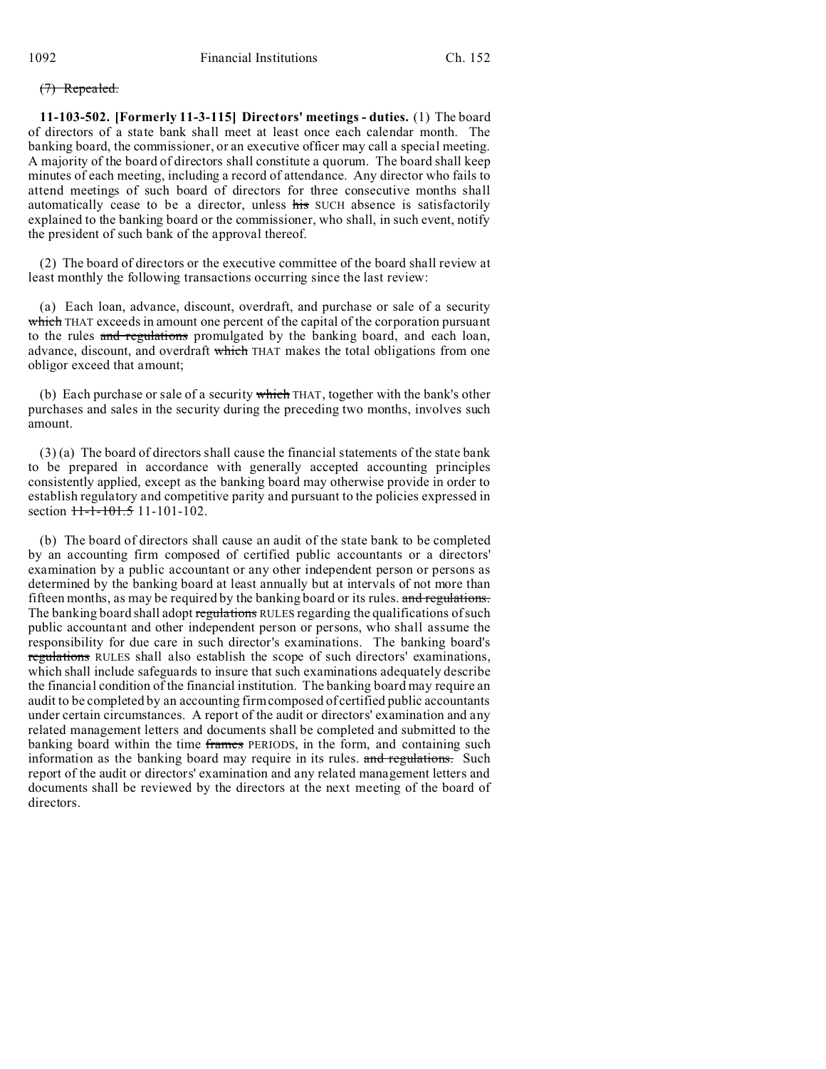~~(7) Repealed.~~

**11-103-502. [Formerly 11-3-115] Directors' meetings - duties.** (1) The board of directors of a state bank shall meet at least once each calendar month. The banking board, the commissioner, or an executive officer may call a special meeting. A majority of the board of directors shall constitute a quorum. The board shall keep minutes of each meeting, including a record of attendance. Any director who fails to attend meetings of such board of directors for three consecutive months shall automatically cease to be a director, unless ~~his~~ SUCH absence is satisfactorily explained to the banking board or the commissioner, who shall, in such event, notify the president of such bank of the approval thereof.

(2) The board of directors or the executive committee of the board shall review at least monthly the following transactions occurring since the last review:

(a) Each loan, advance, discount, overdraft, and purchase or sale of a security ~~which~~ THAT exceeds in amount one percent of the capital of the corporation pursuant to the rules ~~and regulations~~ promulgated by the banking board, and each loan, advance, discount, and overdraft ~~which~~ THAT makes the total obligations from one obligor exceed that amount;

(b) Each purchase or sale of a security ~~which~~ THAT, together with the bank's other purchases and sales in the security during the preceding two months, involves such amount.

(3) (a) The board of directors shall cause the financial statements of the state bank to be prepared in accordance with generally accepted accounting principles consistently applied, except as the banking board may otherwise provide in order to establish regulatory and competitive parity and pursuant to the policies expressed in section ~~11-1-101.5~~ 11-101-102.

(b) The board of directors shall cause an audit of the state bank to be completed by an accounting firm composed of certified public accountants or a directors' examination by a public accountant or any other independent person or persons as determined by the banking board at least annually but at intervals of not more than fifteen months, as may be required by the banking board or its rules. ~~and regulations.~~ The banking board shall adopt ~~regulations~~ RULES regarding the qualifications of such public accountant and other independent person or persons, who shall assume the responsibility for due care in such director's examinations. The banking board's ~~regulations~~ RULES shall also establish the scope of such directors' examinations, which shall include safeguards to insure that such examinations adequately describe the financial condition of the financial institution. The banking board may require an audit to be completed by an accounting firm composed of certified public accountants under certain circumstances. A report of the audit or directors' examination and any related management letters and documents shall be completed and submitted to the banking board within the time ~~frames~~ PERIODS, in the form, and containing such information as the banking board may require in its rules. ~~and regulations.~~ Such report of the audit or directors' examination and any related management letters and documents shall be reviewed by the directors at the next meeting of the board of directors.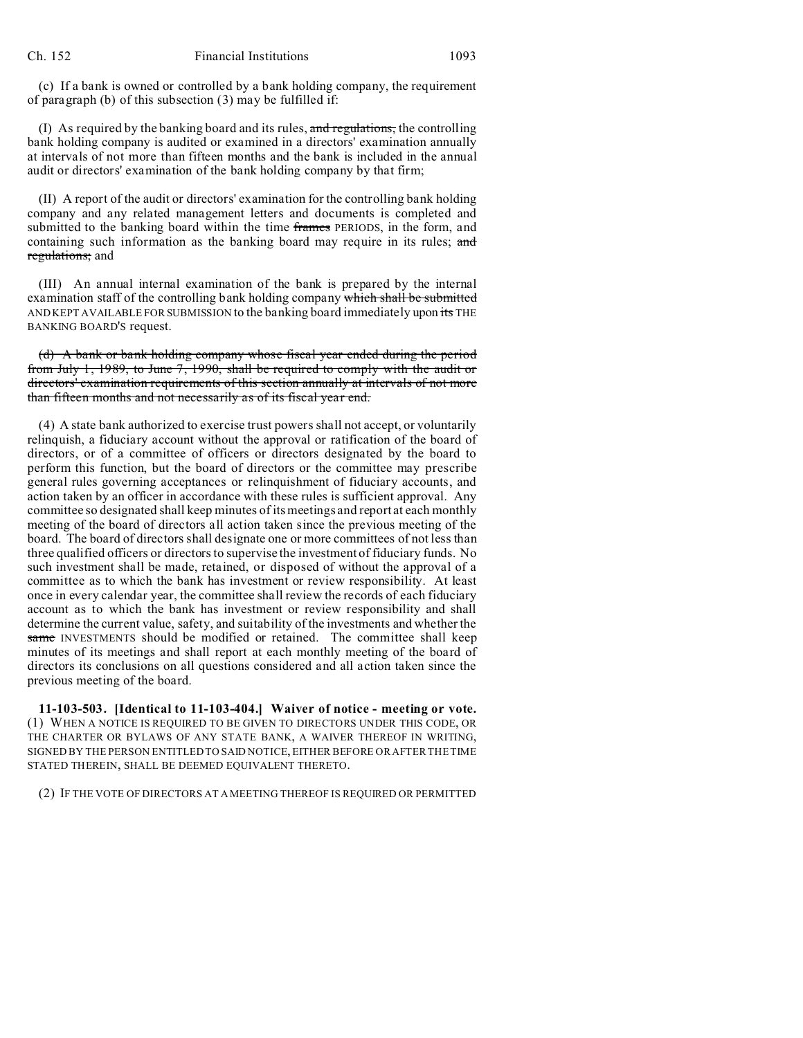(c) If a bank is owned or controlled by a bank holding company, the requirement of paragraph (b) of this subsection (3) may be fulfilled if:

(I) As required by the banking board and its rules, ~~and regulations,~~ the controlling bank holding company is audited or examined in a directors' examination annually at intervals of not more than fifteen months and the bank is included in the annual audit or directors' examination of the bank holding company by that firm;

(II) A report of the audit or directors' examination for the controlling bank holding company and any related management letters and documents is completed and submitted to the banking board within the time ~~frames~~ PERIODS, in the form, and containing such information as the banking board may require in its rules; ~~and regulations;~~ and

(III) An annual internal examination of the bank is prepared by the internal examination staff of the controlling bank holding company ~~which shall be submitted~~ AND KEPT AVAILABLE FOR SUBMISSION to the banking board immediately upon ~~its~~ THE BANKING BOARD'S request.

~~(d) A bank or bank holding company whose fiscal year ended during the period from July 1, 1989, to June 7, 1990, shall be required to comply with the audit or directors' examination requirements of this section annually at intervals of not more than fifteen months and not necessarily as of its fiscal year end.~~

(4) A state bank authorized to exercise trust powers shall not accept, or voluntarily relinquish, a fiduciary account without the approval or ratification of the board of directors, or of a committee of officers or directors designated by the board to perform this function, but the board of directors or the committee may prescribe general rules governing acceptances or relinquishment of fiduciary accounts, and action taken by an officer in accordance with these rules is sufficient approval. Any committee so designated shall keep minutes of its meetings and report at each monthly meeting of the board of directors all action taken since the previous meeting of the board. The board of directors shall designate one or more committees of not less than three qualified officers or directors to supervise the investment of fiduciary funds. No such investment shall be made, retained, or disposed of without the approval of a committee as to which the bank has investment or review responsibility. At least once in every calendar year, the committee shall review the records of each fiduciary account as to which the bank has investment or review responsibility and shall determine the current value, safety, and suitability of the investments and whether the ~~same~~ INVESTMENTS should be modified or retained. The committee shall keep minutes of its meetings and shall report at each monthly meeting of the board of directors its conclusions on all questions considered and all action taken since the previous meeting of the board.

**11-103-503. [Identical to 11-103-404.] Waiver of notice - meeting or vote.** (1) WHEN A NOTICE IS REQUIRED TO BE GIVEN TO DIRECTORS UNDER THIS CODE, OR THE CHARTER OR BYLAWS OF ANY STATE BANK, A WAIVER THEREOF IN WRITING, SIGNED BY THE PERSON ENTITLED TO SAID NOTICE, EITHER BEFORE OR AFTER THE TIME STATED THEREIN, SHALL BE DEEMED EQUIVALENT THERETO.

(2) IF THE VOTE OF DIRECTORS AT A MEETING THEREOF IS REQUIRED OR PERMITTED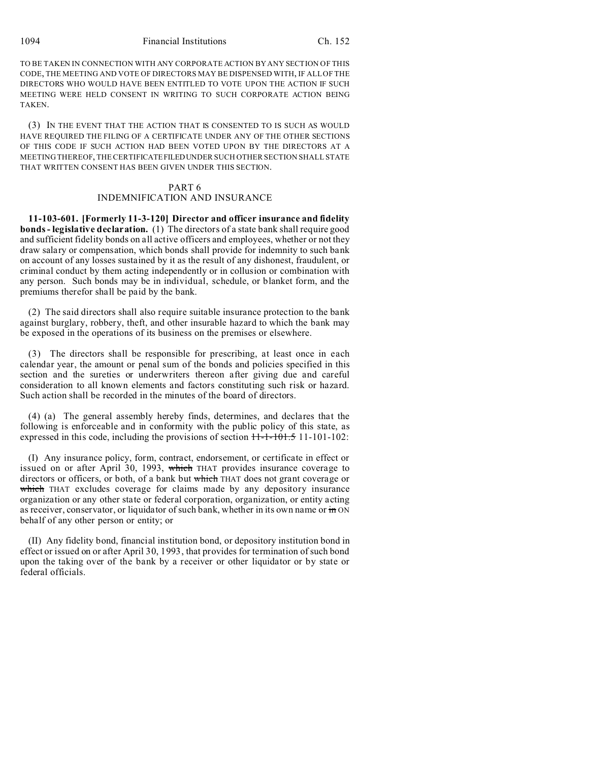TO BE TAKEN IN CONNECTION WITH ANY CORPORATE ACTION BY ANY SECTION OF THIS CODE, THE MEETING AND VOTE OF DIRECTORS MAY BE DISPENSED WITH, IF ALL OF THE DIRECTORS WHO WOULD HAVE BEEN ENTITLED TO VOTE UPON THE ACTION IF SUCH MEETING WERE HELD CONSENT IN WRITING TO SUCH CORPORATE ACTION BEING TAKEN.

(3) IN THE EVENT THAT THE ACTION THAT IS CONSENTED TO IS SUCH AS WOULD HAVE REQUIRED THE FILING OF A CERTIFICATE UNDER ANY OF THE OTHER SECTIONS OF THIS CODE IF SUCH ACTION HAD BEEN VOTED UPON BY THE DIRECTORS AT A MEETING THEREOF, THE CERTIFICATE FILED UNDER SUCH OTHER SECTION SHALL STATE THAT WRITTEN CONSENT HAS BEEN GIVEN UNDER THIS SECTION.

## PART 6
## INDEMNIFICATION AND INSURANCE

**11-103-601. [Formerly 11-3-120] Director and officer insurance and fidelity bonds - legislative declaration.** (1) The directors of a state bank shall require good and sufficient fidelity bonds on all active officers and employees, whether or not they draw salary or compensation, which bonds shall provide for indemnity to such bank on account of any losses sustained by it as the result of any dishonest, fraudulent, or criminal conduct by them acting independently or in collusion or combination with any person. Such bonds may be in individual, schedule, or blanket form, and the premiums therefor shall be paid by the bank.

(2) The said directors shall also require suitable insurance protection to the bank against burglary, robbery, theft, and other insurable hazard to which the bank may be exposed in the operations of its business on the premises or elsewhere.

(3) The directors shall be responsible for prescribing, at least once in each calendar year, the amount or penal sum of the bonds and policies specified in this section and the sureties or underwriters thereon after giving due and careful consideration to all known elements and factors constituting such risk or hazard. Such action shall be recorded in the minutes of the board of directors.

(4) (a) The general assembly hereby finds, determines, and declares that the following is enforceable and in conformity with the public policy of this state, as expressed in this code, including the provisions of section ~~11-1-101.5~~ 11-101-102:

(I) Any insurance policy, form, contract, endorsement, or certificate in effect or issued on or after April 30, 1993, ~~which~~ THAT provides insurance coverage to directors or officers, or both, of a bank but ~~which~~ THAT does not grant coverage or ~~which~~ THAT excludes coverage for claims made by any depository insurance organization or any other state or federal corporation, organization, or entity acting as receiver, conservator, or liquidator of such bank, whether in its own name or ~~in~~ ON behalf of any other person or entity; or

(II) Any fidelity bond, financial institution bond, or depository institution bond in effect or issued on or after April 30, 1993, that provides for termination of such bond upon the taking over of the bank by a receiver or other liquidator or by state or federal officials.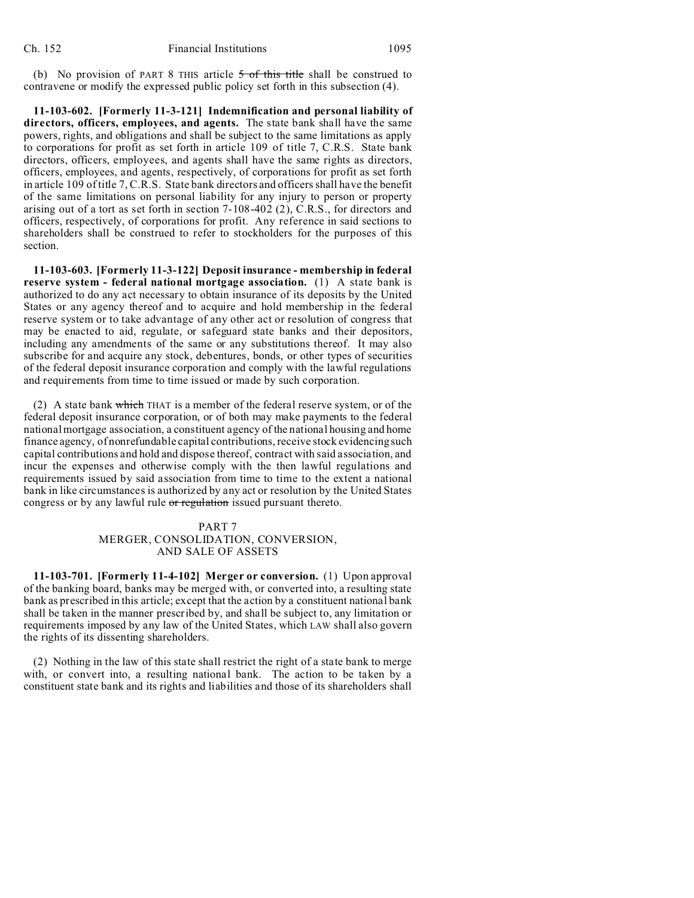(b) No provision of PART 8 THIS article ~~5 of this title~~ shall be construed to contravene or modify the expressed public policy set forth in this subsection (4).

**11-103-602. [Formerly 11-3-121] Indemnification and personal liability of directors, officers, employees, and agents.** The state bank shall have the same powers, rights, and obligations and shall be subject to the same limitations as apply to corporations for profit as set forth in article 109 of title 7, C.R.S. State bank directors, officers, employees, and agents shall have the same rights as directors, officers, employees, and agents, respectively, of corporations for profit as set forth in article 109 of title 7, C.R.S. State bank directors and officers shall have the benefit of the same limitations on personal liability for any injury to person or property arising out of a tort as set forth in section 7-108-402 (2), C.R.S., for directors and officers, respectively, of corporations for profit. Any reference in said sections to shareholders shall be construed to refer to stockholders for the purposes of this section.

**11-103-603. [Formerly 11-3-122] Deposit insurance - membership in federal reserve system - federal national mortgage association.** (1) A state bank is authorized to do any act necessary to obtain insurance of its deposits by the United States or any agency thereof and to acquire and hold membership in the federal reserve system or to take advantage of any other act or resolution of congress that may be enacted to aid, regulate, or safeguard state banks and their depositors, including any amendments of the same or any substitutions thereof. It may also subscribe for and acquire any stock, debentures, bonds, or other types of securities of the federal deposit insurance corporation and comply with the lawful regulations and requirements from time to time issued or made by such corporation.

(2) A state bank ~~which~~ THAT is a member of the federal reserve system, or of the federal deposit insurance corporation, or of both may make payments to the federal national mortgage association, a constituent agency of the national housing and home finance agency, of nonrefundable capital contributions, receive stock evidencing such capital contributions and hold and dispose thereof, contract with said association, and incur the expenses and otherwise comply with the then lawful regulations and requirements issued by said association from time to time to the extent a national bank in like circumstances is authorized by any act or resolution by the United States congress or by any lawful rule ~~or regulation~~ issued pursuant thereto.

## PART 7
## MERGER, CONSOLIDATION, CONVERSION, AND SALE OF ASSETS

**11-103-701. [Formerly 11-4-102] Merger or conversion.** (1) Upon approval of the banking board, banks may be merged with, or converted into, a resulting state bank as prescribed in this article; except that the action by a constituent national bank shall be taken in the manner prescribed by, and shall be subject to, any limitation or requirements imposed by any law of the United States, which LAW shall also govern the rights of its dissenting shareholders.

(2) Nothing in the law of this state shall restrict the right of a state bank to merge with, or convert into, a resulting national bank. The action to be taken by a constituent state bank and its rights and liabilities and those of its shareholders shall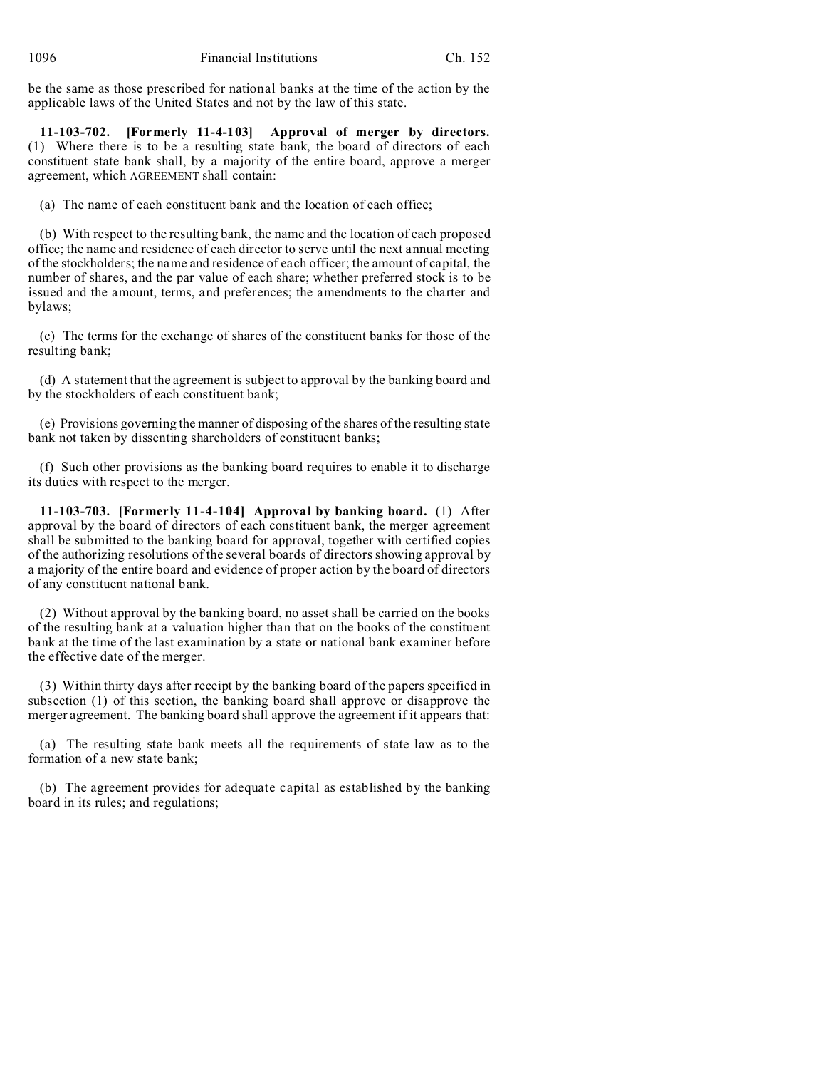be the same as those prescribed for national banks at the time of the action by the applicable laws of the United States and not by the law of this state.

**11-103-702. [Formerly 11-4-103] Approval of merger by directors.** (1) Where there is to be a resulting state bank, the board of directors of each constituent state bank shall, by a majority of the entire board, approve a merger agreement, which AGREEMENT shall contain:

(a) The name of each constituent bank and the location of each office;

(b) With respect to the resulting bank, the name and the location of each proposed office; the name and residence of each director to serve until the next annual meeting of the stockholders; the name and residence of each officer; the amount of capital, the number of shares, and the par value of each share; whether preferred stock is to be issued and the amount, terms, and preferences; the amendments to the charter and bylaws;

(c) The terms for the exchange of shares of the constituent banks for those of the resulting bank;

(d) A statement that the agreement is subject to approval by the banking board and by the stockholders of each constituent bank;

(e) Provisions governing the manner of disposing of the shares of the resulting state bank not taken by dissenting shareholders of constituent banks;

(f) Such other provisions as the banking board requires to enable it to discharge its duties with respect to the merger.

**11-103-703. [Formerly 11-4-104] Approval by banking board.** (1) After approval by the board of directors of each constituent bank, the merger agreement shall be submitted to the banking board for approval, together with certified copies of the authorizing resolutions of the several boards of directors showing approval by a majority of the entire board and evidence of proper action by the board of directors of any constituent national bank.

(2) Without approval by the banking board, no asset shall be carried on the books of the resulting bank at a valuation higher than that on the books of the constituent bank at the time of the last examination by a state or national bank examiner before the effective date of the merger.

(3) Within thirty days after receipt by the banking board of the papers specified in subsection (1) of this section, the banking board shall approve or disapprove the merger agreement. The banking board shall approve the agreement if it appears that:

(a) The resulting state bank meets all the requirements of state law as to the formation of a new state bank;

(b) The agreement provides for adequate capital as established by the banking board in its rules; ~~and regulations;~~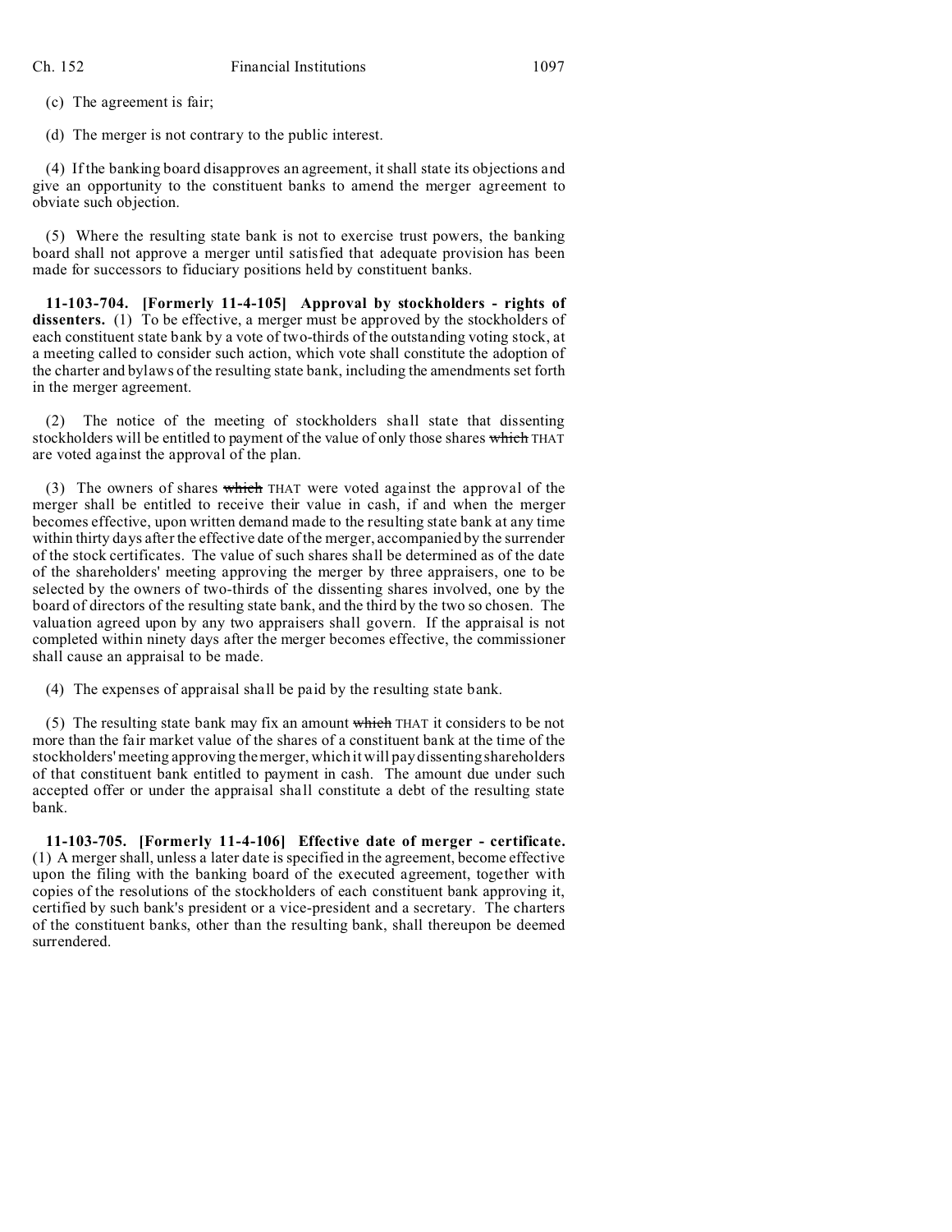(c) The agreement is fair;

(d) The merger is not contrary to the public interest.

(4) If the banking board disapproves an agreement, it shall state its objections and give an opportunity to the constituent banks to amend the merger agreement to obviate such objection.

(5) Where the resulting state bank is not to exercise trust powers, the banking board shall not approve a merger until satisfied that adequate provision has been made for successors to fiduciary positions held by constituent banks.

**11-103-704. [Formerly 11-4-105] Approval by stockholders - rights of dissenters.** (1) To be effective, a merger must be approved by the stockholders of each constituent state bank by a vote of two-thirds of the outstanding voting stock, at a meeting called to consider such action, which vote shall constitute the adoption of the charter and bylaws of the resulting state bank, including the amendments set forth in the merger agreement.

(2) The notice of the meeting of stockholders shall state that dissenting stockholders will be entitled to payment of the value of only those shares ~~which~~ THAT are voted against the approval of the plan.

(3) The owners of shares ~~which~~ THAT were voted against the approval of the merger shall be entitled to receive their value in cash, if and when the merger becomes effective, upon written demand made to the resulting state bank at any time within thirty days after the effective date of the merger, accompanied by the surrender of the stock certificates. The value of such shares shall be determined as of the date of the shareholders' meeting approving the merger by three appraisers, one to be selected by the owners of two-thirds of the dissenting shares involved, one by the board of directors of the resulting state bank, and the third by the two so chosen. The valuation agreed upon by any two appraisers shall govern. If the appraisal is not completed within ninety days after the merger becomes effective, the commissioner shall cause an appraisal to be made.

(4) The expenses of appraisal shall be paid by the resulting state bank.

(5) The resulting state bank may fix an amount ~~which~~ THAT it considers to be not more than the fair market value of the shares of a constituent bank at the time of the stockholders' meeting approving the merger, which it will pay dissenting shareholders of that constituent bank entitled to payment in cash. The amount due under such accepted offer or under the appraisal shall constitute a debt of the resulting state bank.

**11-103-705. [Formerly 11-4-106] Effective date of merger - certificate.** (1) A merger shall, unless a later date is specified in the agreement, become effective upon the filing with the banking board of the executed agreement, together with copies of the resolutions of the stockholders of each constituent bank approving it, certified by such bank's president or a vice-president and a secretary. The charters of the constituent banks, other than the resulting bank, shall thereupon be deemed surrendered.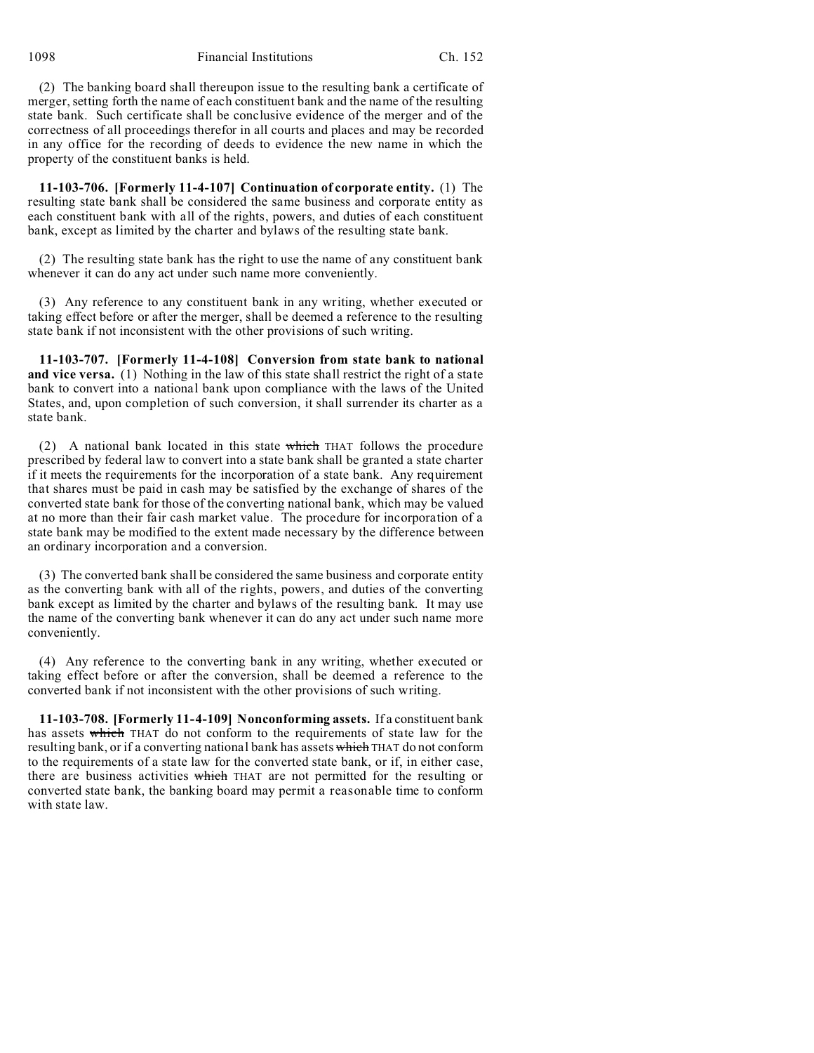(2) The banking board shall thereupon issue to the resulting bank a certificate of merger, setting forth the name of each constituent bank and the name of the resulting state bank. Such certificate shall be conclusive evidence of the merger and of the correctness of all proceedings therefor in all courts and places and may be recorded in any office for the recording of deeds to evidence the new name in which the property of the constituent banks is held.

**11-103-706. [Formerly 11-4-107] Continuation of corporate entity.** (1) The resulting state bank shall be considered the same business and corporate entity as each constituent bank with all of the rights, powers, and duties of each constituent bank, except as limited by the charter and bylaws of the resulting state bank.

(2) The resulting state bank has the right to use the name of any constituent bank whenever it can do any act under such name more conveniently.

(3) Any reference to any constituent bank in any writing, whether executed or taking effect before or after the merger, shall be deemed a reference to the resulting state bank if not inconsistent with the other provisions of such writing.

**11-103-707. [Formerly 11-4-108] Conversion from state bank to national and vice versa.** (1) Nothing in the law of this state shall restrict the right of a state bank to convert into a national bank upon compliance with the laws of the United States, and, upon completion of such conversion, it shall surrender its charter as a state bank.

(2) A national bank located in this state ~~which~~ THAT follows the procedure prescribed by federal law to convert into a state bank shall be granted a state charter if it meets the requirements for the incorporation of a state bank. Any requirement that shares must be paid in cash may be satisfied by the exchange of shares of the converted state bank for those of the converting national bank, which may be valued at no more than their fair cash market value. The procedure for incorporation of a state bank may be modified to the extent made necessary by the difference between an ordinary incorporation and a conversion.

(3) The converted bank shall be considered the same business and corporate entity as the converting bank with all of the rights, powers, and duties of the converting bank except as limited by the charter and bylaws of the resulting bank. It may use the name of the converting bank whenever it can do any act under such name more conveniently.

(4) Any reference to the converting bank in any writing, whether executed or taking effect before or after the conversion, shall be deemed a reference to the converted bank if not inconsistent with the other provisions of such writing.

**11-103-708. [Formerly 11-4-109] Nonconforming assets.** If a constituent bank has assets ~~which~~ THAT do not conform to the requirements of state law for the resulting bank, or if a converting national bank has assets ~~which~~ THAT do not conform to the requirements of a state law for the converted state bank, or if, in either case, there are business activities ~~which~~ THAT are not permitted for the resulting or converted state bank, the banking board may permit a reasonable time to conform with state law.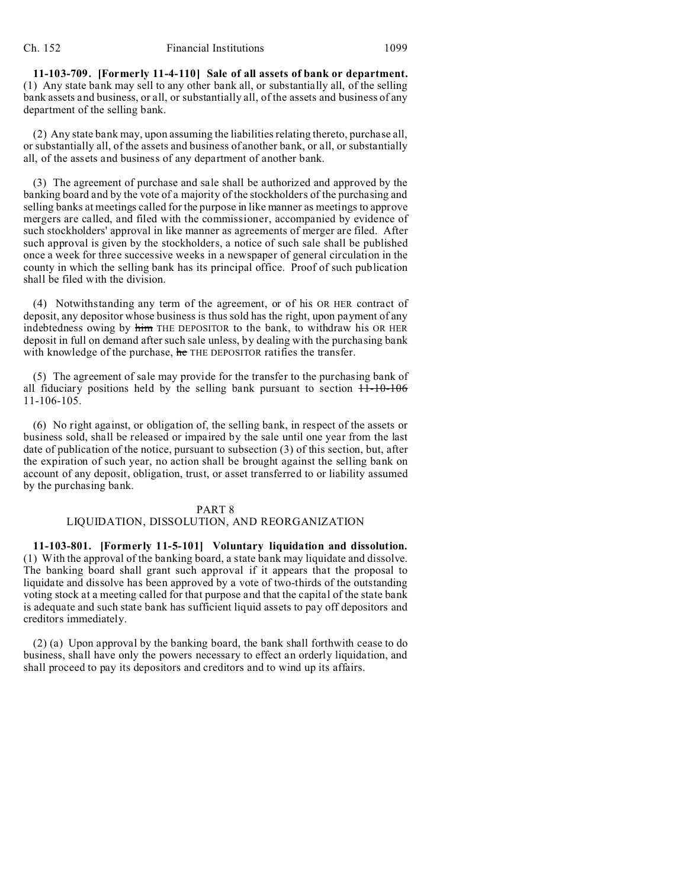**11-103-709. [Formerly 11-4-110] Sale of all assets of bank or department.** (1) Any state bank may sell to any other bank all, or substantially all, of the selling bank assets and business, or all, or substantially all, of the assets and business of any department of the selling bank.

(2) Any state bank may, upon assuming the liabilities relating thereto, purchase all, or substantially all, of the assets and business of another bank, or all, or substantially all, of the assets and business of any department of another bank.

(3) The agreement of purchase and sale shall be authorized and approved by the banking board and by the vote of a majority of the stockholders of the purchasing and selling banks at meetings called for the purpose in like manner as meetings to approve mergers are called, and filed with the commissioner, accompanied by evidence of such stockholders' approval in like manner as agreements of merger are filed. After such approval is given by the stockholders, a notice of such sale shall be published once a week for three successive weeks in a newspaper of general circulation in the county in which the selling bank has its principal office. Proof of such publication shall be filed with the division.

(4) Notwithstanding any term of the agreement, or of his OR HER contract of deposit, any depositor whose business is thus sold has the right, upon payment of any indebtedness owing by ~~him~~ THE DEPOSITOR to the bank, to withdraw his OR HER deposit in full on demand after such sale unless, by dealing with the purchasing bank with knowledge of the purchase, ~~he~~ THE DEPOSITOR ratifies the transfer.

(5) The agreement of sale may provide for the transfer to the purchasing bank of all fiduciary positions held by the selling bank pursuant to section ~~11-10-106~~ 11-106-105.

(6) No right against, or obligation of, the selling bank, in respect of the assets or business sold, shall be released or impaired by the sale until one year from the last date of publication of the notice, pursuant to subsection (3) of this section, but, after the expiration of such year, no action shall be brought against the selling bank on account of any deposit, obligation, trust, or asset transferred to or liability assumed by the purchasing bank.

## PART 8
## LIQUIDATION, DISSOLUTION, AND REORGANIZATION

**11-103-801. [Formerly 11-5-101] Voluntary liquidation and dissolution.** (1) With the approval of the banking board, a state bank may liquidate and dissolve. The banking board shall grant such approval if it appears that the proposal to liquidate and dissolve has been approved by a vote of two-thirds of the outstanding voting stock at a meeting called for that purpose and that the capital of the state bank is adequate and such state bank has sufficient liquid assets to pay off depositors and creditors immediately.

(2) (a) Upon approval by the banking board, the bank shall forthwith cease to do business, shall have only the powers necessary to effect an orderly liquidation, and shall proceed to pay its depositors and creditors and to wind up its affairs.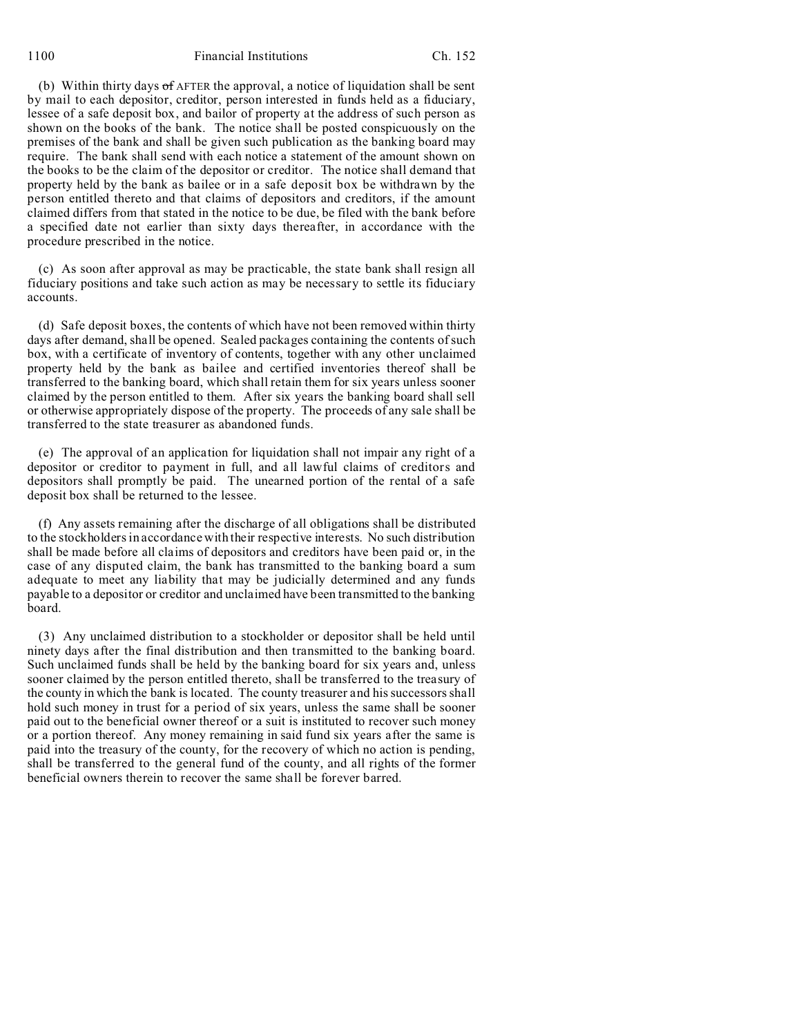(b) Within thirty days ~~of~~ AFTER the approval, a notice of liquidation shall be sent by mail to each depositor, creditor, person interested in funds held as a fiduciary, lessee of a safe deposit box, and bailor of property at the address of such person as shown on the books of the bank. The notice shall be posted conspicuously on the premises of the bank and shall be given such publication as the banking board may require. The bank shall send with each notice a statement of the amount shown on the books to be the claim of the depositor or creditor. The notice shall demand that property held by the bank as bailee or in a safe deposit box be withdrawn by the person entitled thereto and that claims of depositors and creditors, if the amount claimed differs from that stated in the notice to be due, be filed with the bank before a specified date not earlier than sixty days thereafter, in accordance with the procedure prescribed in the notice.

(c) As soon after approval as may be practicable, the state bank shall resign all fiduciary positions and take such action as may be necessary to settle its fiduciary accounts.

(d) Safe deposit boxes, the contents of which have not been removed within thirty days after demand, shall be opened. Sealed packages containing the contents of such box, with a certificate of inventory of contents, together with any other unclaimed property held by the bank as bailee and certified inventories thereof shall be transferred to the banking board, which shall retain them for six years unless sooner claimed by the person entitled to them. After six years the banking board shall sell or otherwise appropriately dispose of the property. The proceeds of any sale shall be transferred to the state treasurer as abandoned funds.

(e) The approval of an application for liquidation shall not impair any right of a depositor or creditor to payment in full, and all lawful claims of creditors and depositors shall promptly be paid. The unearned portion of the rental of a safe deposit box shall be returned to the lessee.

(f) Any assets remaining after the discharge of all obligations shall be distributed to the stockholders in accordance with their respective interests. No such distribution shall be made before all claims of depositors and creditors have been paid or, in the case of any disputed claim, the bank has transmitted to the banking board a sum adequate to meet any liability that may be judicially determined and any funds payable to a depositor or creditor and unclaimed have been transmitted to the banking board.

(3) Any unclaimed distribution to a stockholder or depositor shall be held until ninety days after the final distribution and then transmitted to the banking board. Such unclaimed funds shall be held by the banking board for six years and, unless sooner claimed by the person entitled thereto, shall be transferred to the treasury of the county in which the bank is located. The county treasurer and his successors shall hold such money in trust for a period of six years, unless the same shall be sooner paid out to the beneficial owner thereof or a suit is instituted to recover such money or a portion thereof. Any money remaining in said fund six years after the same is paid into the treasury of the county, for the recovery of which no action is pending, shall be transferred to the general fund of the county, and all rights of the former beneficial owners therein to recover the same shall be forever barred.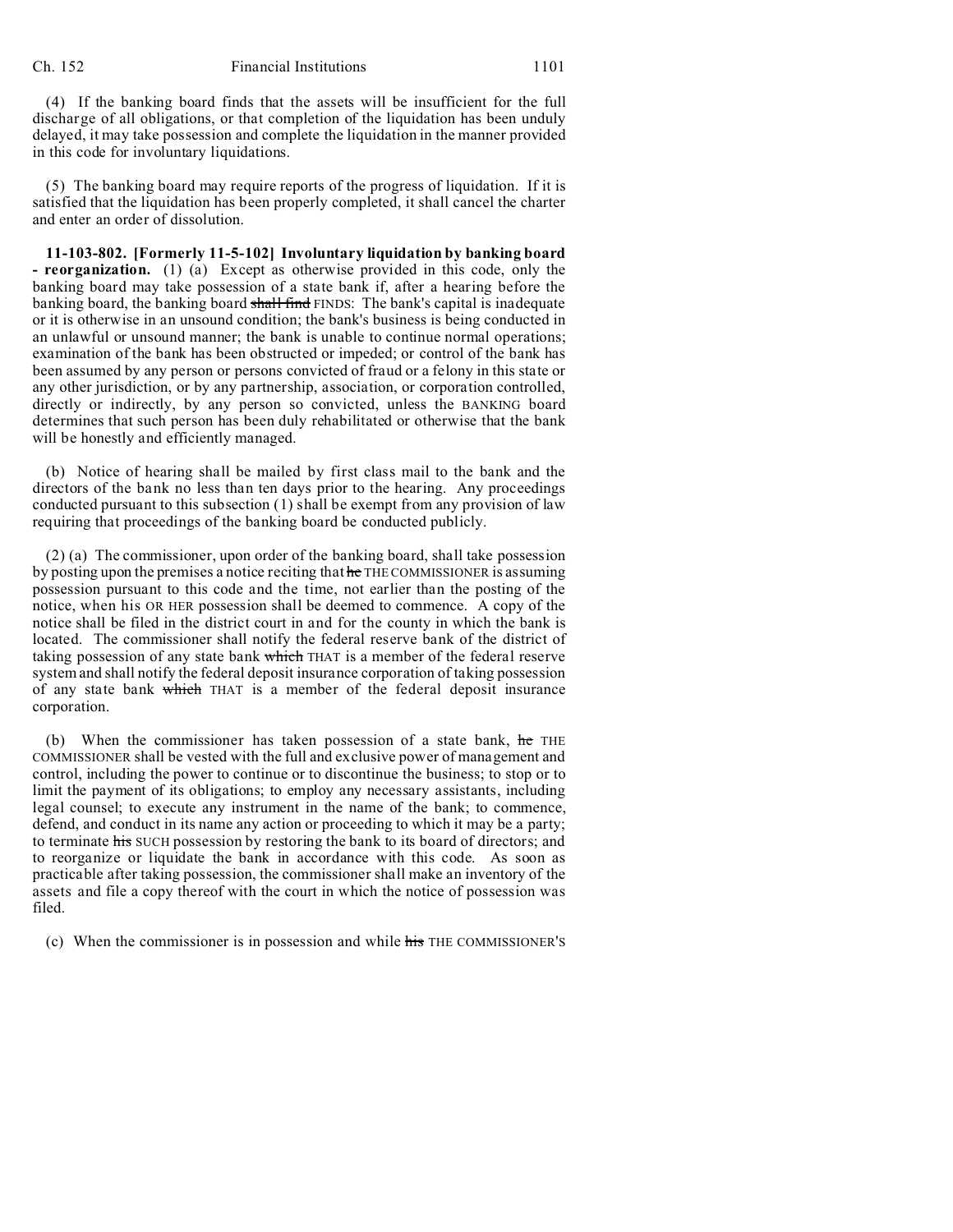(4) If the banking board finds that the assets will be insufficient for the full discharge of all obligations, or that completion of the liquidation has been unduly delayed, it may take possession and complete the liquidation in the manner provided in this code for involuntary liquidations.

(5) The banking board may require reports of the progress of liquidation. If it is satisfied that the liquidation has been properly completed, it shall cancel the charter and enter an order of dissolution.

**11-103-802. [Formerly 11-5-102] Involuntary liquidation by banking board - reorganization.** (1) (a) Except as otherwise provided in this code, only the banking board may take possession of a state bank if, after a hearing before the banking board, the banking board ~~shall find~~ FINDS: The bank's capital is inadequate or it is otherwise in an unsound condition; the bank's business is being conducted in an unlawful or unsound manner; the bank is unable to continue normal operations; examination of the bank has been obstructed or impeded; or control of the bank has been assumed by any person or persons convicted of fraud or a felony in this state or any other jurisdiction, or by any partnership, association, or corporation controlled, directly or indirectly, by any person so convicted, unless the BANKING board determines that such person has been duly rehabilitated or otherwise that the bank will be honestly and efficiently managed.

(b) Notice of hearing shall be mailed by first class mail to the bank and the directors of the bank no less than ten days prior to the hearing. Any proceedings conducted pursuant to this subsection (1) shall be exempt from any provision of law requiring that proceedings of the banking board be conducted publicly.

(2) (a) The commissioner, upon order of the banking board, shall take possession by posting upon the premises a notice reciting that ~~he~~ THE COMMISSIONER is assuming possession pursuant to this code and the time, not earlier than the posting of the notice, when his OR HER possession shall be deemed to commence. A copy of the notice shall be filed in the district court in and for the county in which the bank is located. The commissioner shall notify the federal reserve bank of the district of taking possession of any state bank ~~which~~ THAT is a member of the federal reserve system and shall notify the federal deposit insurance corporation of taking possession of any state bank ~~which~~ THAT is a member of the federal deposit insurance corporation.

(b) When the commissioner has taken possession of a state bank, ~~he~~ THE COMMISSIONER shall be vested with the full and exclusive power of management and control, including the power to continue or to discontinue the business; to stop or to limit the payment of its obligations; to employ any necessary assistants, including legal counsel; to execute any instrument in the name of the bank; to commence, defend, and conduct in its name any action or proceeding to which it may be a party; to terminate ~~his~~ SUCH possession by restoring the bank to its board of directors; and to reorganize or liquidate the bank in accordance with this code. As soon as practicable after taking possession, the commissioner shall make an inventory of the assets and file a copy thereof with the court in which the notice of possession was filed.

(c) When the commissioner is in possession and while ~~his~~ THE COMMISSIONER'S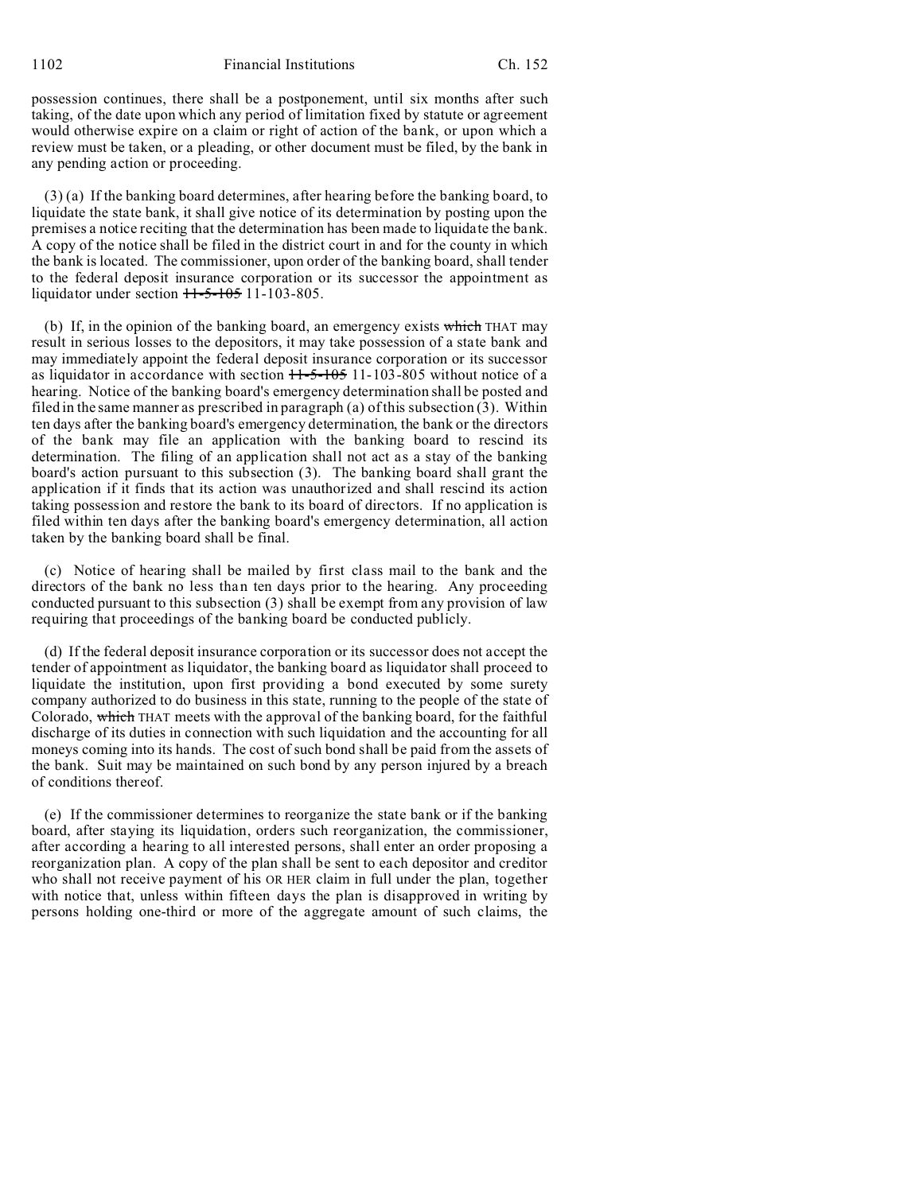possession continues, there shall be a postponement, until six months after such taking, of the date upon which any period of limitation fixed by statute or agreement would otherwise expire on a claim or right of action of the bank, or upon which a review must be taken, or a pleading, or other document must be filed, by the bank in any pending action or proceeding.

(3) (a) If the banking board determines, after hearing before the banking board, to liquidate the state bank, it shall give notice of its determination by posting upon the premises a notice reciting that the determination has been made to liquidate the bank. A copy of the notice shall be filed in the district court in and for the county in which the bank is located. The commissioner, upon order of the banking board, shall tender to the federal deposit insurance corporation or its successor the appointment as liquidator under section ~~11-5-105~~ 11-103-805.

(b) If, in the opinion of the banking board, an emergency exists ~~which~~ THAT may result in serious losses to the depositors, it may take possession of a state bank and may immediately appoint the federal deposit insurance corporation or its successor as liquidator in accordance with section ~~11-5-105~~ 11-103-805 without notice of a hearing. Notice of the banking board's emergency determination shall be posted and filed in the same manner as prescribed in paragraph (a) of this subsection (3). Within ten days after the banking board's emergency determination, the bank or the directors of the bank may file an application with the banking board to rescind its determination. The filing of an application shall not act as a stay of the banking board's action pursuant to this subsection (3). The banking board shall grant the application if it finds that its action was unauthorized and shall rescind its action taking possession and restore the bank to its board of directors. If no application is filed within ten days after the banking board's emergency determination, all action taken by the banking board shall be final.

(c) Notice of hearing shall be mailed by first class mail to the bank and the directors of the bank no less than ten days prior to the hearing. Any proceeding conducted pursuant to this subsection (3) shall be exempt from any provision of law requiring that proceedings of the banking board be conducted publicly.

(d) If the federal deposit insurance corporation or its successor does not accept the tender of appointment as liquidator, the banking board as liquidator shall proceed to liquidate the institution, upon first providing a bond executed by some surety company authorized to do business in this state, running to the people of the state of Colorado, ~~which~~ THAT meets with the approval of the banking board, for the faithful discharge of its duties in connection with such liquidation and the accounting for all moneys coming into its hands. The cost of such bond shall be paid from the assets of the bank. Suit may be maintained on such bond by any person injured by a breach of conditions thereof.

(e) If the commissioner determines to reorganize the state bank or if the banking board, after staying its liquidation, orders such reorganization, the commissioner, after according a hearing to all interested persons, shall enter an order proposing a reorganization plan. A copy of the plan shall be sent to each depositor and creditor who shall not receive payment of his OR HER claim in full under the plan, together with notice that, unless within fifteen days the plan is disapproved in writing by persons holding one-third or more of the aggregate amount of such claims, the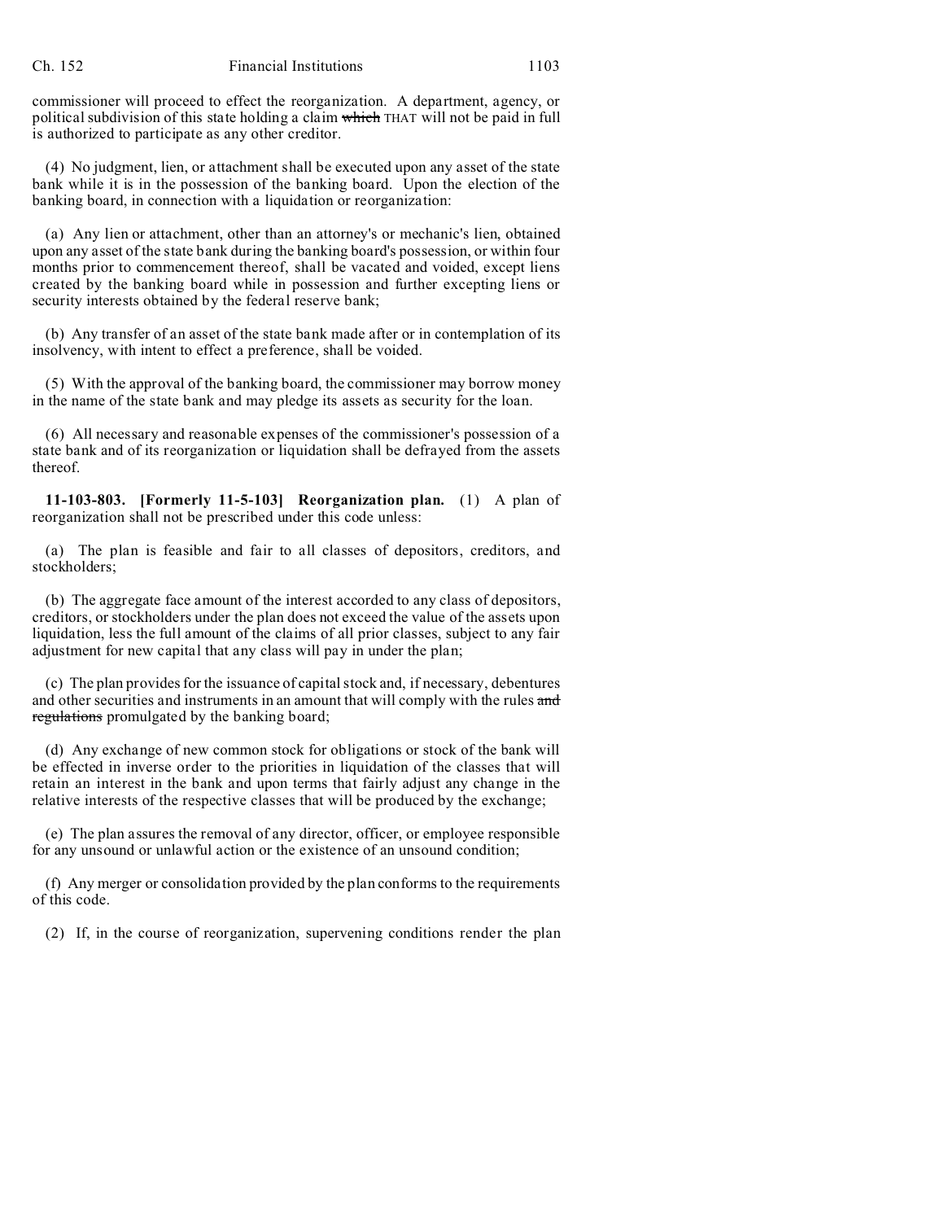commissioner will proceed to effect the reorganization. A department, agency, or political subdivision of this state holding a claim ~~which~~ THAT will not be paid in full is authorized to participate as any other creditor.

(4) No judgment, lien, or attachment shall be executed upon any asset of the state bank while it is in the possession of the banking board. Upon the election of the banking board, in connection with a liquidation or reorganization:

(a) Any lien or attachment, other than an attorney's or mechanic's lien, obtained upon any asset of the state bank during the banking board's possession, or within four months prior to commencement thereof, shall be vacated and voided, except liens created by the banking board while in possession and further excepting liens or security interests obtained by the federal reserve bank;

(b) Any transfer of an asset of the state bank made after or in contemplation of its insolvency, with intent to effect a preference, shall be voided.

(5) With the approval of the banking board, the commissioner may borrow money in the name of the state bank and may pledge its assets as security for the loan.

(6) All necessary and reasonable expenses of the commissioner's possession of a state bank and of its reorganization or liquidation shall be defrayed from the assets thereof.

**11-103-803. [Formerly 11-5-103] Reorganization plan.** (1) A plan of reorganization shall not be prescribed under this code unless:

(a) The plan is feasible and fair to all classes of depositors, creditors, and stockholders;

(b) The aggregate face amount of the interest accorded to any class of depositors, creditors, or stockholders under the plan does not exceed the value of the assets upon liquidation, less the full amount of the claims of all prior classes, subject to any fair adjustment for new capital that any class will pay in under the plan;

(c) The plan provides for the issuance of capital stock and, if necessary, debentures and other securities and instruments in an amount that will comply with the rules ~~and regulations~~ promulgated by the banking board;

(d) Any exchange of new common stock for obligations or stock of the bank will be effected in inverse order to the priorities in liquidation of the classes that will retain an interest in the bank and upon terms that fairly adjust any change in the relative interests of the respective classes that will be produced by the exchange;

(e) The plan assures the removal of any director, officer, or employee responsible for any unsound or unlawful action or the existence of an unsound condition;

(f) Any merger or consolidation provided by the plan conforms to the requirements of this code.

(2) If, in the course of reorganization, supervening conditions render the plan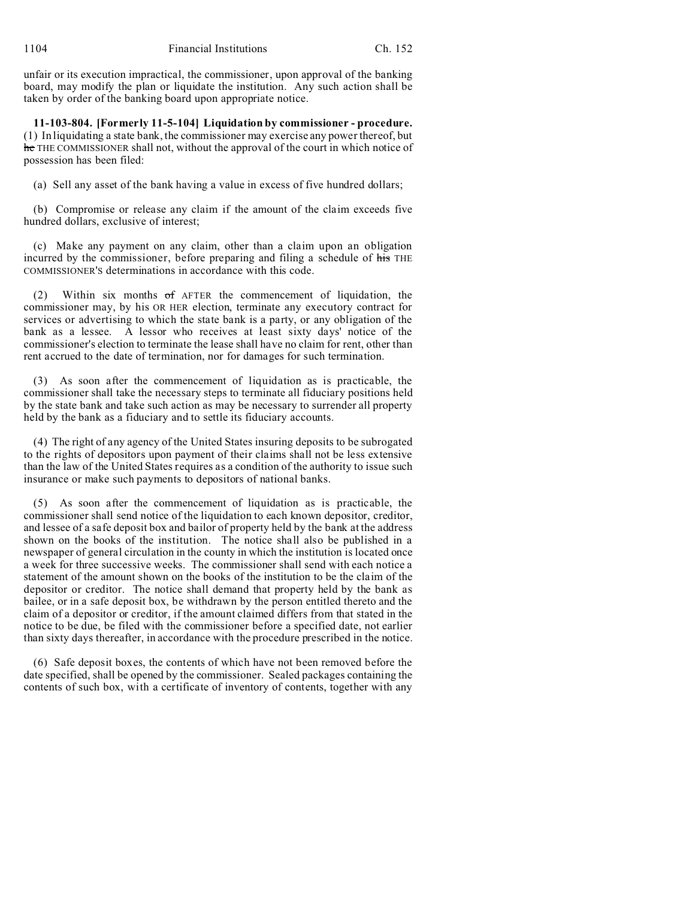unfair or its execution impractical, the commissioner, upon approval of the banking board, may modify the plan or liquidate the institution. Any such action shall be taken by order of the banking board upon appropriate notice.

**11-103-804. [Formerly 11-5-104] Liquidation by commissioner - procedure.** (1) In liquidating a state bank, the commissioner may exercise any power thereof, but ~~he~~ THE COMMISSIONER shall not, without the approval of the court in which notice of possession has been filed:

(a) Sell any asset of the bank having a value in excess of five hundred dollars;

(b) Compromise or release any claim if the amount of the claim exceeds five hundred dollars, exclusive of interest;

(c) Make any payment on any claim, other than a claim upon an obligation incurred by the commissioner, before preparing and filing a schedule of ~~his~~ THE COMMISSIONER'S determinations in accordance with this code.

(2) Within six months ~~of~~ AFTER the commencement of liquidation, the commissioner may, by his OR HER election, terminate any executory contract for services or advertising to which the state bank is a party, or any obligation of the bank as a lessee. A lessor who receives at least sixty days' notice of the commissioner's election to terminate the lease shall have no claim for rent, other than rent accrued to the date of termination, nor for damages for such termination.

(3) As soon after the commencement of liquidation as is practicable, the commissioner shall take the necessary steps to terminate all fiduciary positions held by the state bank and take such action as may be necessary to surrender all property held by the bank as a fiduciary and to settle its fiduciary accounts.

(4) The right of any agency of the United States insuring deposits to be subrogated to the rights of depositors upon payment of their claims shall not be less extensive than the law of the United States requires as a condition of the authority to issue such insurance or make such payments to depositors of national banks.

(5) As soon after the commencement of liquidation as is practicable, the commissioner shall send notice of the liquidation to each known depositor, creditor, and lessee of a safe deposit box and bailor of property held by the bank at the address shown on the books of the institution. The notice shall also be published in a newspaper of general circulation in the county in which the institution is located once a week for three successive weeks. The commissioner shall send with each notice a statement of the amount shown on the books of the institution to be the claim of the depositor or creditor. The notice shall demand that property held by the bank as bailee, or in a safe deposit box, be withdrawn by the person entitled thereto and the claim of a depositor or creditor, if the amount claimed differs from that stated in the notice to be due, be filed with the commissioner before a specified date, not earlier than sixty days thereafter, in accordance with the procedure prescribed in the notice.

(6) Safe deposit boxes, the contents of which have not been removed before the date specified, shall be opened by the commissioner. Sealed packages containing the contents of such box, with a certificate of inventory of contents, together with any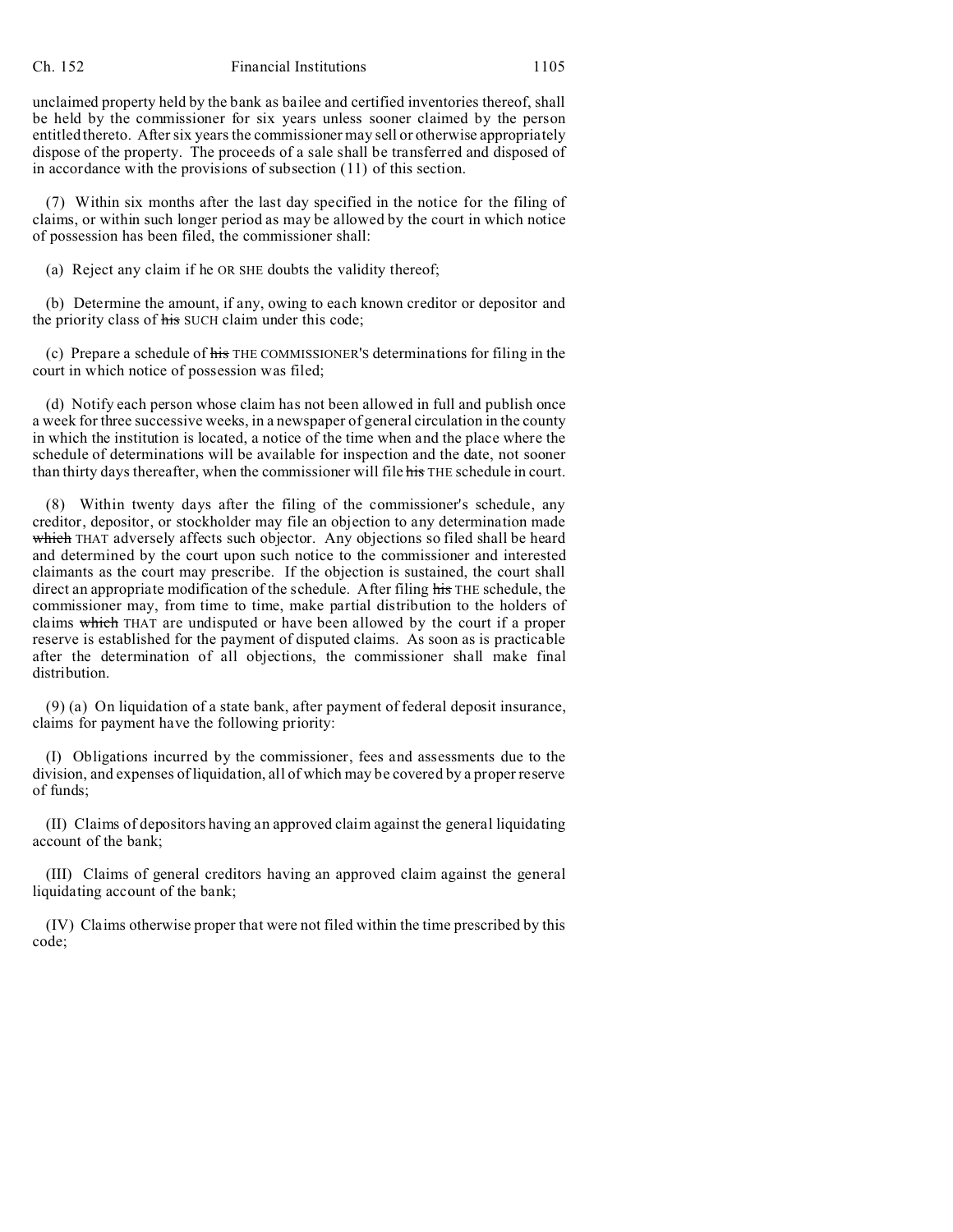unclaimed property held by the bank as bailee and certified inventories thereof, shall be held by the commissioner for six years unless sooner claimed by the person entitled thereto. After six years the commissioner may sell or otherwise appropriately dispose of the property. The proceeds of a sale shall be transferred and disposed of in accordance with the provisions of subsection (11) of this section.

(7) Within six months after the last day specified in the notice for the filing of claims, or within such longer period as may be allowed by the court in which notice of possession has been filed, the commissioner shall:

(a) Reject any claim if he OR SHE doubts the validity thereof;

(b) Determine the amount, if any, owing to each known creditor or depositor and the priority class of ~~his~~ SUCH claim under this code;

(c) Prepare a schedule of ~~his~~ THE COMMISSIONER'S determinations for filing in the court in which notice of possession was filed;

(d) Notify each person whose claim has not been allowed in full and publish once a week for three successive weeks, in a newspaper of general circulation in the county in which the institution is located, a notice of the time when and the place where the schedule of determinations will be available for inspection and the date, not sooner than thirty days thereafter, when the commissioner will file ~~his~~ THE schedule in court.

(8) Within twenty days after the filing of the commissioner's schedule, any creditor, depositor, or stockholder may file an objection to any determination made ~~which~~ THAT adversely affects such objector. Any objections so filed shall be heard and determined by the court upon such notice to the commissioner and interested claimants as the court may prescribe. If the objection is sustained, the court shall direct an appropriate modification of the schedule. After filing ~~his~~ THE schedule, the commissioner may, from time to time, make partial distribution to the holders of claims ~~which~~ THAT are undisputed or have been allowed by the court if a proper reserve is established for the payment of disputed claims. As soon as is practicable after the determination of all objections, the commissioner shall make final distribution.

(9) (a) On liquidation of a state bank, after payment of federal deposit insurance, claims for payment have the following priority:

(I) Obligations incurred by the commissioner, fees and assessments due to the division, and expenses of liquidation, all of which may be covered by a proper reserve of funds;

(II) Claims of depositors having an approved claim against the general liquidating account of the bank;

(III) Claims of general creditors having an approved claim against the general liquidating account of the bank;

(IV) Claims otherwise proper that were not filed within the time prescribed by this code;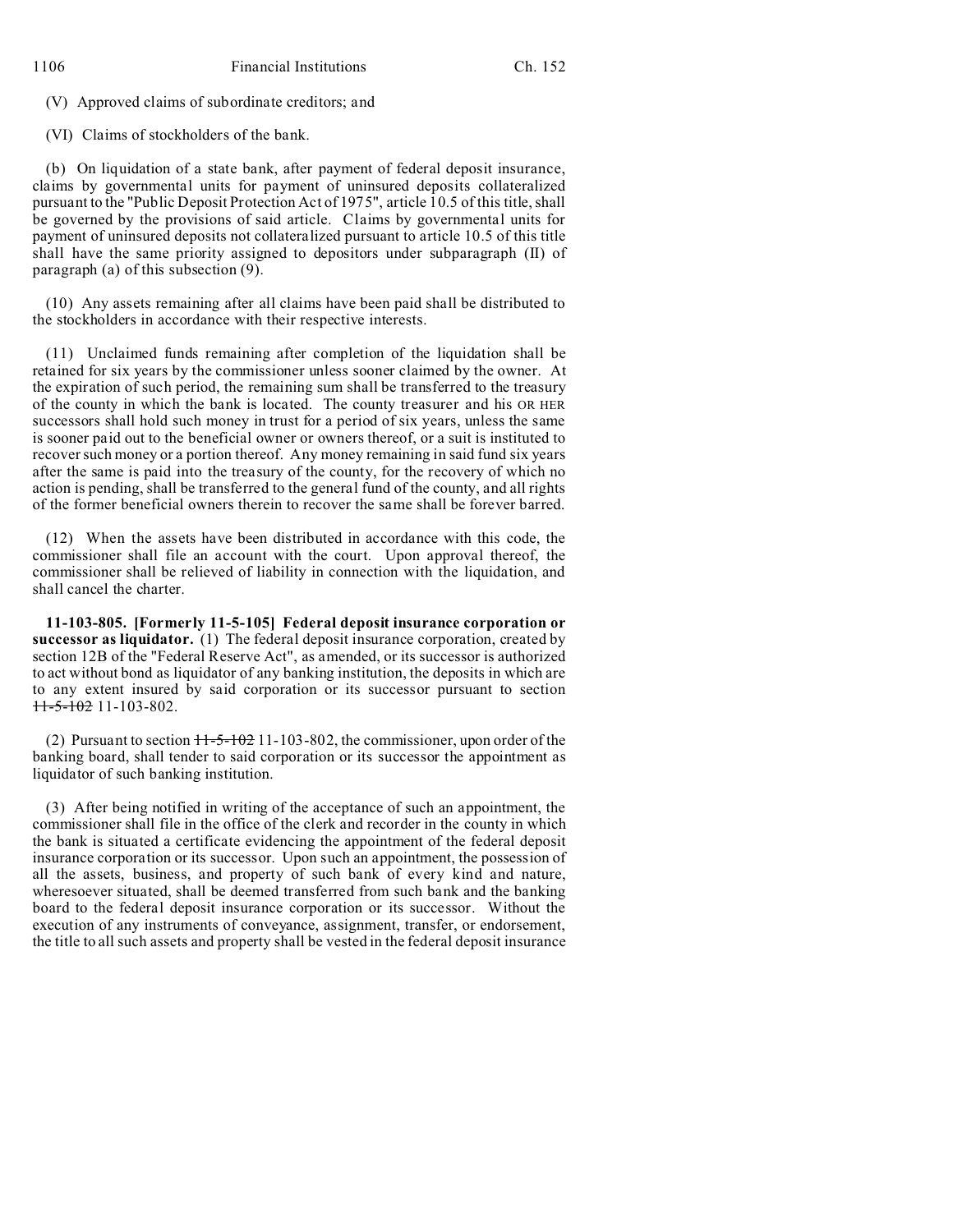(V) Approved claims of subordinate creditors; and

(VI) Claims of stockholders of the bank.

(b) On liquidation of a state bank, after payment of federal deposit insurance, claims by governmental units for payment of uninsured deposits collateralized pursuant to the "Public Deposit Protection Act of 1975", article 10.5 of this title, shall be governed by the provisions of said article. Claims by governmental units for payment of uninsured deposits not collateralized pursuant to article 10.5 of this title shall have the same priority assigned to depositors under subparagraph (II) of paragraph (a) of this subsection (9).

(10) Any assets remaining after all claims have been paid shall be distributed to the stockholders in accordance with their respective interests.

(11) Unclaimed funds remaining after completion of the liquidation shall be retained for six years by the commissioner unless sooner claimed by the owner. At the expiration of such period, the remaining sum shall be transferred to the treasury of the county in which the bank is located. The county treasurer and his OR HER successors shall hold such money in trust for a period of six years, unless the same is sooner paid out to the beneficial owner or owners thereof, or a suit is instituted to recover such money or a portion thereof. Any money remaining in said fund six years after the same is paid into the treasury of the county, for the recovery of which no action is pending, shall be transferred to the general fund of the county, and all rights of the former beneficial owners therein to recover the same shall be forever barred.

(12) When the assets have been distributed in accordance with this code, the commissioner shall file an account with the court. Upon approval thereof, the commissioner shall be relieved of liability in connection with the liquidation, and shall cancel the charter.

**11-103-805. [Formerly 11-5-105] Federal deposit insurance corporation or successor as liquidator.** (1) The federal deposit insurance corporation, created by section 12B of the "Federal Reserve Act", as amended, or its successor is authorized to act without bond as liquidator of any banking institution, the deposits in which are to any extent insured by said corporation or its successor pursuant to section ~~11-5-102~~ 11-103-802.

(2) Pursuant to section ~~11-5-102~~ 11-103-802, the commissioner, upon order of the banking board, shall tender to said corporation or its successor the appointment as liquidator of such banking institution.

(3) After being notified in writing of the acceptance of such an appointment, the commissioner shall file in the office of the clerk and recorder in the county in which the bank is situated a certificate evidencing the appointment of the federal deposit insurance corporation or its successor. Upon such an appointment, the possession of all the assets, business, and property of such bank of every kind and nature, wheresoever situated, shall be deemed transferred from such bank and the banking board to the federal deposit insurance corporation or its successor. Without the execution of any instruments of conveyance, assignment, transfer, or endorsement, the title to all such assets and property shall be vested in the federal deposit insurance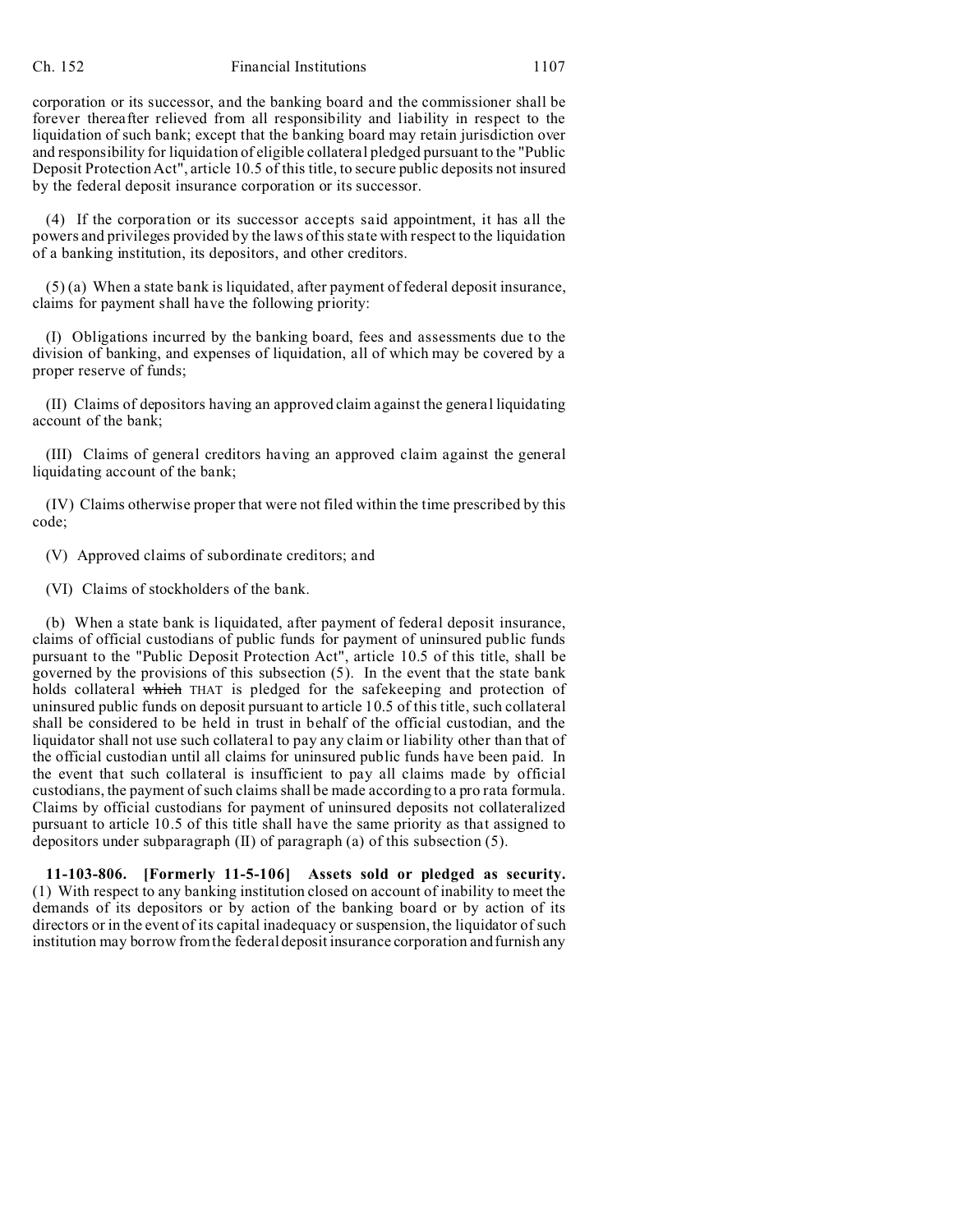corporation or its successor, and the banking board and the commissioner shall be forever thereafter relieved from all responsibility and liability in respect to the liquidation of such bank; except that the banking board may retain jurisdiction over and responsibility for liquidation of eligible collateral pledged pursuant to the "Public Deposit Protection Act", article 10.5 of this title, to secure public deposits not insured by the federal deposit insurance corporation or its successor.

(4) If the corporation or its successor accepts said appointment, it has all the powers and privileges provided by the laws of this state with respect to the liquidation of a banking institution, its depositors, and other creditors.

(5) (a) When a state bank is liquidated, after payment of federal deposit insurance, claims for payment shall have the following priority:

(I) Obligations incurred by the banking board, fees and assessments due to the division of banking, and expenses of liquidation, all of which may be covered by a proper reserve of funds;

(II) Claims of depositors having an approved claim against the general liquidating account of the bank;

(III) Claims of general creditors having an approved claim against the general liquidating account of the bank;

(IV) Claims otherwise proper that were not filed within the time prescribed by this code;

(V) Approved claims of subordinate creditors; and

(VI) Claims of stockholders of the bank.

(b) When a state bank is liquidated, after payment of federal deposit insurance, claims of official custodians of public funds for payment of uninsured public funds pursuant to the "Public Deposit Protection Act", article 10.5 of this title, shall be governed by the provisions of this subsection (5). In the event that the state bank holds collateral ~~which~~ THAT is pledged for the safekeeping and protection of uninsured public funds on deposit pursuant to article 10.5 of this title, such collateral shall be considered to be held in trust in behalf of the official custodian, and the liquidator shall not use such collateral to pay any claim or liability other than that of the official custodian until all claims for uninsured public funds have been paid. In the event that such collateral is insufficient to pay all claims made by official custodians, the payment of such claims shall be made according to a pro rata formula. Claims by official custodians for payment of uninsured deposits not collateralized pursuant to article 10.5 of this title shall have the same priority as that assigned to depositors under subparagraph (II) of paragraph (a) of this subsection (5).

**11-103-806. [Formerly 11-5-106] Assets sold or pledged as security.** (1) With respect to any banking institution closed on account of inability to meet the demands of its depositors or by action of the banking board or by action of its directors or in the event of its capital inadequacy or suspension, the liquidator of such institution may borrow from the federal deposit insurance corporation and furnish any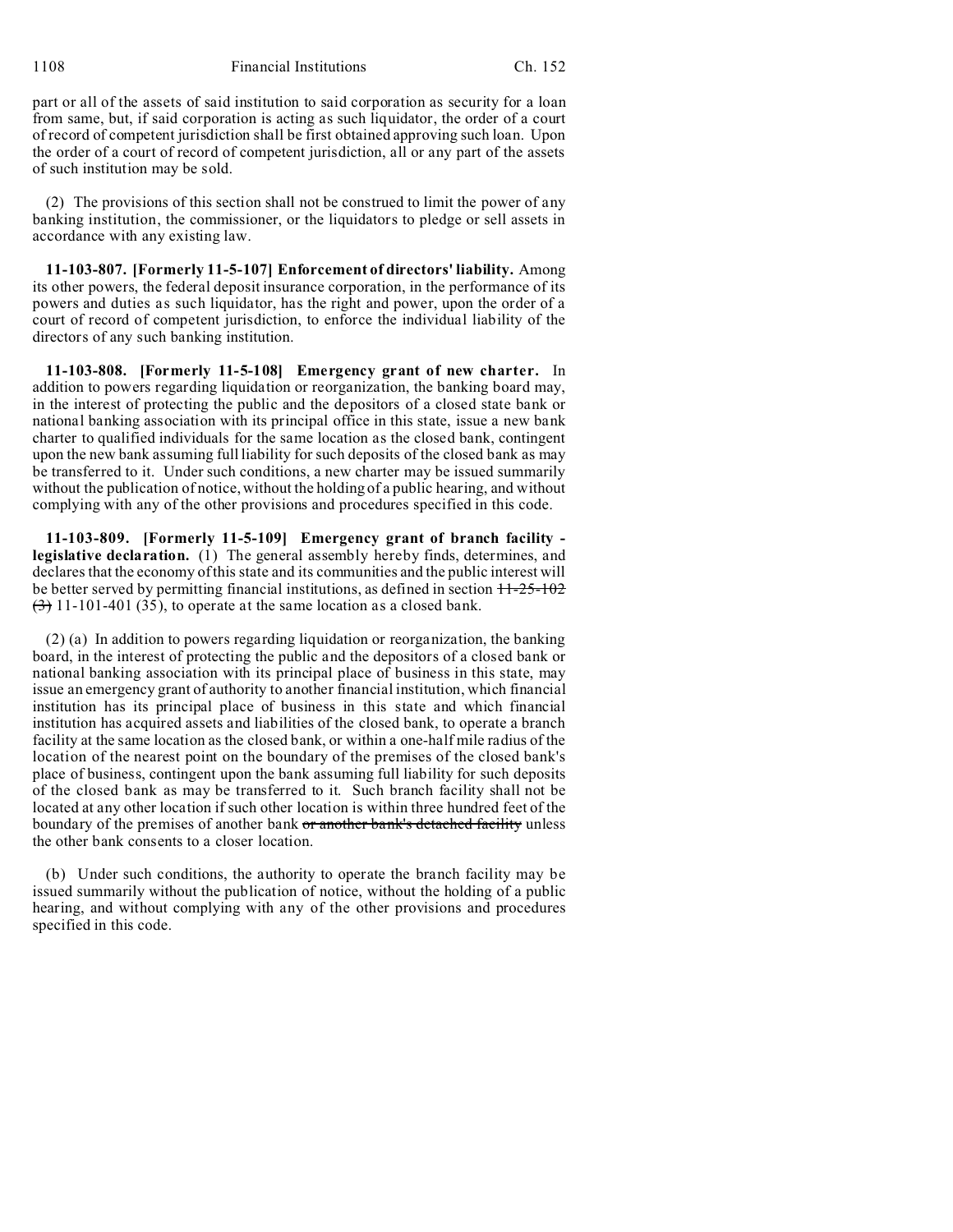part or all of the assets of said institution to said corporation as security for a loan from same, but, if said corporation is acting as such liquidator, the order of a court of record of competent jurisdiction shall be first obtained approving such loan. Upon the order of a court of record of competent jurisdiction, all or any part of the assets of such institution may be sold.

(2) The provisions of this section shall not be construed to limit the power of any banking institution, the commissioner, or the liquidators to pledge or sell assets in accordance with any existing law.

**11-103-807. [Formerly 11-5-107] Enforcement of directors' liability.** Among its other powers, the federal deposit insurance corporation, in the performance of its powers and duties as such liquidator, has the right and power, upon the order of a court of record of competent jurisdiction, to enforce the individual liability of the directors of any such banking institution.

**11-103-808. [Formerly 11-5-108] Emergency grant of new charter.** In addition to powers regarding liquidation or reorganization, the banking board may, in the interest of protecting the public and the depositors of a closed state bank or national banking association with its principal office in this state, issue a new bank charter to qualified individuals for the same location as the closed bank, contingent upon the new bank assuming full liability for such deposits of the closed bank as may be transferred to it. Under such conditions, a new charter may be issued summarily without the publication of notice, without the holding of a public hearing, and without complying with any of the other provisions and procedures specified in this code.

**11-103-809. [Formerly 11-5-109] Emergency grant of branch facility - legislative declaration.** (1) The general assembly hereby finds, determines, and declares that the economy of this state and its communities and the public interest will be better served by permitting financial institutions, as defined in section ~~11-25-102 (3)~~ 11-101-401 (35), to operate at the same location as a closed bank.

(2) (a) In addition to powers regarding liquidation or reorganization, the banking board, in the interest of protecting the public and the depositors of a closed bank or national banking association with its principal place of business in this state, may issue an emergency grant of authority to another financial institution, which financial institution has its principal place of business in this state and which financial institution has acquired assets and liabilities of the closed bank, to operate a branch facility at the same location as the closed bank, or within a one-half mile radius of the location of the nearest point on the boundary of the premises of the closed bank's place of business, contingent upon the bank assuming full liability for such deposits of the closed bank as may be transferred to it. Such branch facility shall not be located at any other location if such other location is within three hundred feet of the boundary of the premises of another bank ~~or another bank's detached facility~~ unless the other bank consents to a closer location.

(b) Under such conditions, the authority to operate the branch facility may be issued summarily without the publication of notice, without the holding of a public hearing, and without complying with any of the other provisions and procedures specified in this code.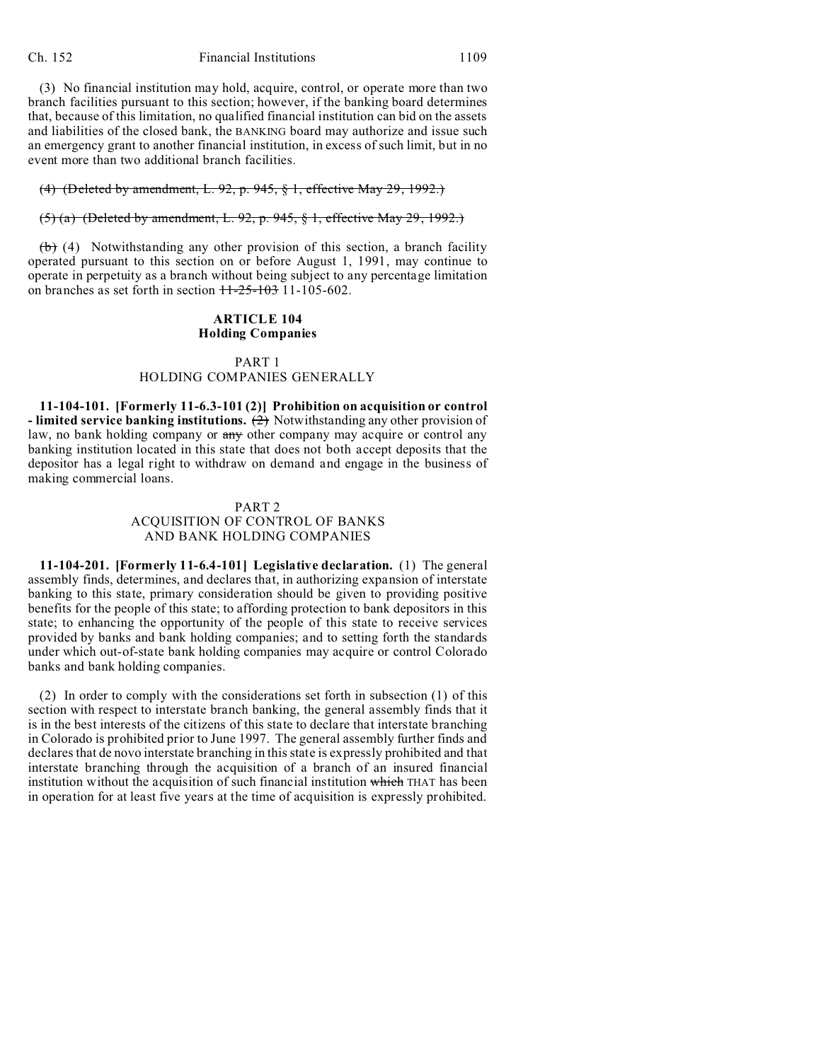(3) No financial institution may hold, acquire, control, or operate more than two branch facilities pursuant to this section; however, if the banking board determines that, because of this limitation, no qualified financial institution can bid on the assets and liabilities of the closed bank, the BANKING board may authorize and issue such an emergency grant to another financial institution, in excess of such limit, but in no event more than two additional branch facilities.

~~(4) (Deleted by amendment, L. 92, p. 945, § 1, effective May 29, 1992.)~~

~~(5) (a) (Deleted by amendment, L. 92, p. 945, § 1, effective May 29, 1992.)~~

~~(b)~~ (4) Notwithstanding any other provision of this section, a branch facility operated pursuant to this section on or before August 1, 1991, may continue to operate in perpetuity as a branch without being subject to any percentage limitation on branches as set forth in section ~~11-25-103~~ 11-105-602.

## ARTICLE 104
## Holding Companies

### PART 1
### HOLDING COMPANIES GENERALLY

**11-104-101. [Formerly 11-6.3-101 (2)] Prohibition on acquisition or control - limited service banking institutions.** ~~(2)~~ Notwithstanding any other provision of law, no bank holding company or ~~any~~ other company may acquire or control any banking institution located in this state that does not both accept deposits that the depositor has a legal right to withdraw on demand and engage in the business of making commercial loans.

### PART 2
### ACQUISITION OF CONTROL OF BANKS AND BANK HOLDING COMPANIES

**11-104-201. [Formerly 11-6.4-101] Legislative declaration.** (1) The general assembly finds, determines, and declares that, in authorizing expansion of interstate banking to this state, primary consideration should be given to providing positive benefits for the people of this state; to affording protection to bank depositors in this state; to enhancing the opportunity of the people of this state to receive services provided by banks and bank holding companies; and to setting forth the standards under which out-of-state bank holding companies may acquire or control Colorado banks and bank holding companies.

(2) In order to comply with the considerations set forth in subsection (1) of this section with respect to interstate branch banking, the general assembly finds that it is in the best interests of the citizens of this state to declare that interstate branching in Colorado is prohibited prior to June 1997. The general assembly further finds and declares that de novo interstate branching in this state is expressly prohibited and that interstate branching through the acquisition of a branch of an insured financial institution without the acquisition of such financial institution ~~which~~ THAT has been in operation for at least five years at the time of acquisition is expressly prohibited.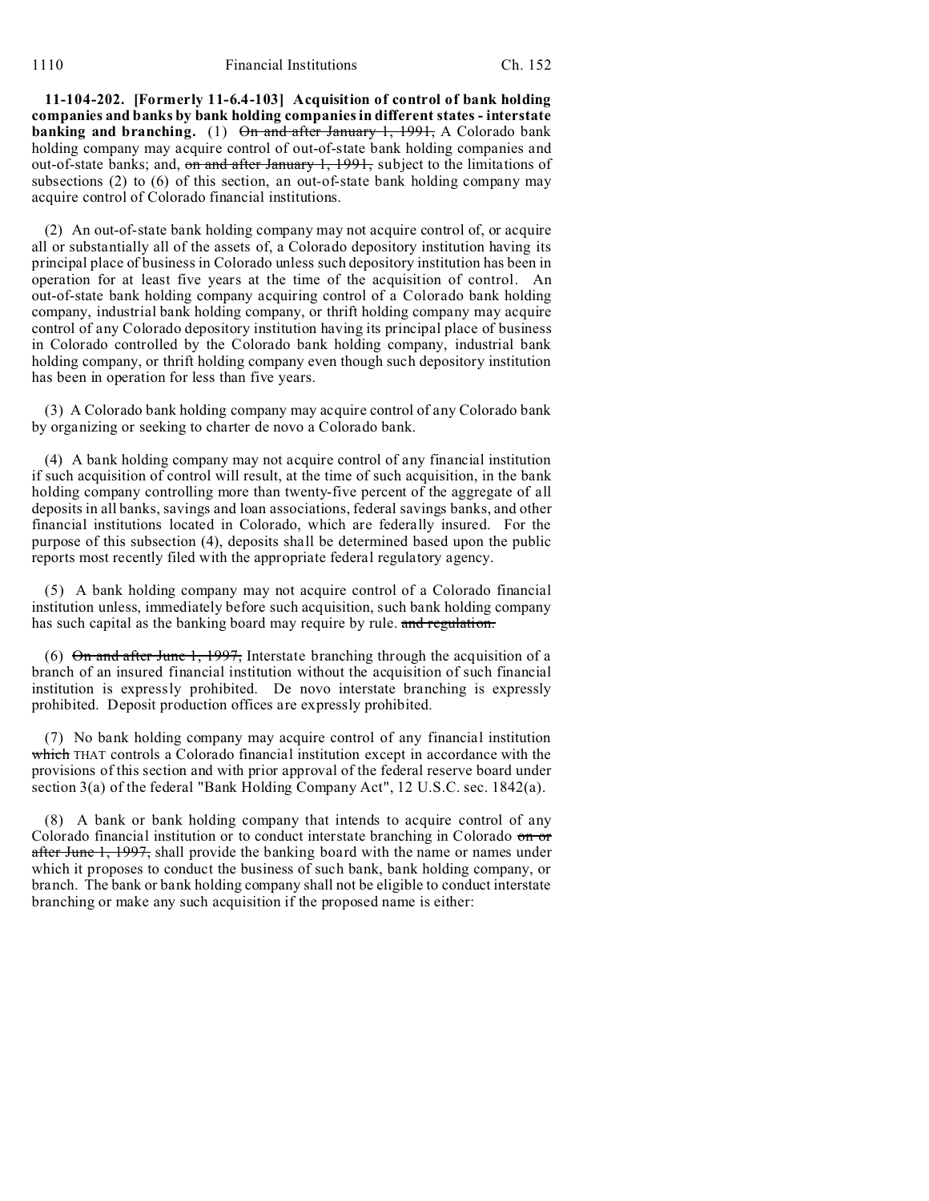**11-104-202. [Formerly 11-6.4-103] Acquisition of control of bank holding companies and banks by bank holding companies in different states - interstate banking and branching.** (1) ~~On and after January 1, 1991,~~ A Colorado bank holding company may acquire control of out-of-state bank holding companies and out-of-state banks; and, ~~on and after January 1, 1991,~~ subject to the limitations of subsections (2) to (6) of this section, an out-of-state bank holding company may acquire control of Colorado financial institutions.

(2) An out-of-state bank holding company may not acquire control of, or acquire all or substantially all of the assets of, a Colorado depository institution having its principal place of business in Colorado unless such depository institution has been in operation for at least five years at the time of the acquisition of control. An out-of-state bank holding company acquiring control of a Colorado bank holding company, industrial bank holding company, or thrift holding company may acquire control of any Colorado depository institution having its principal place of business in Colorado controlled by the Colorado bank holding company, industrial bank holding company, or thrift holding company even though such depository institution has been in operation for less than five years.

(3) A Colorado bank holding company may acquire control of any Colorado bank by organizing or seeking to charter de novo a Colorado bank.

(4) A bank holding company may not acquire control of any financial institution if such acquisition of control will result, at the time of such acquisition, in the bank holding company controlling more than twenty-five percent of the aggregate of all deposits in all banks, savings and loan associations, federal savings banks, and other financial institutions located in Colorado, which are federally insured. For the purpose of this subsection (4), deposits shall be determined based upon the public reports most recently filed with the appropriate federal regulatory agency.

(5) A bank holding company may not acquire control of a Colorado financial institution unless, immediately before such acquisition, such bank holding company has such capital as the banking board may require by rule. ~~and regulation.~~

(6) ~~On and after June 1, 1997,~~ Interstate branching through the acquisition of a branch of an insured financial institution without the acquisition of such financial institution is expressly prohibited. De novo interstate branching is expressly prohibited. Deposit production offices are expressly prohibited.

(7) No bank holding company may acquire control of any financial institution ~~which~~ THAT controls a Colorado financial institution except in accordance with the provisions of this section and with prior approval of the federal reserve board under section 3(a) of the federal "Bank Holding Company Act", 12 U.S.C. sec. 1842(a).

(8) A bank or bank holding company that intends to acquire control of any Colorado financial institution or to conduct interstate branching in Colorado ~~on or after June 1, 1997,~~ shall provide the banking board with the name or names under which it proposes to conduct the business of such bank, bank holding company, or branch. The bank or bank holding company shall not be eligible to conduct interstate branching or make any such acquisition if the proposed name is either: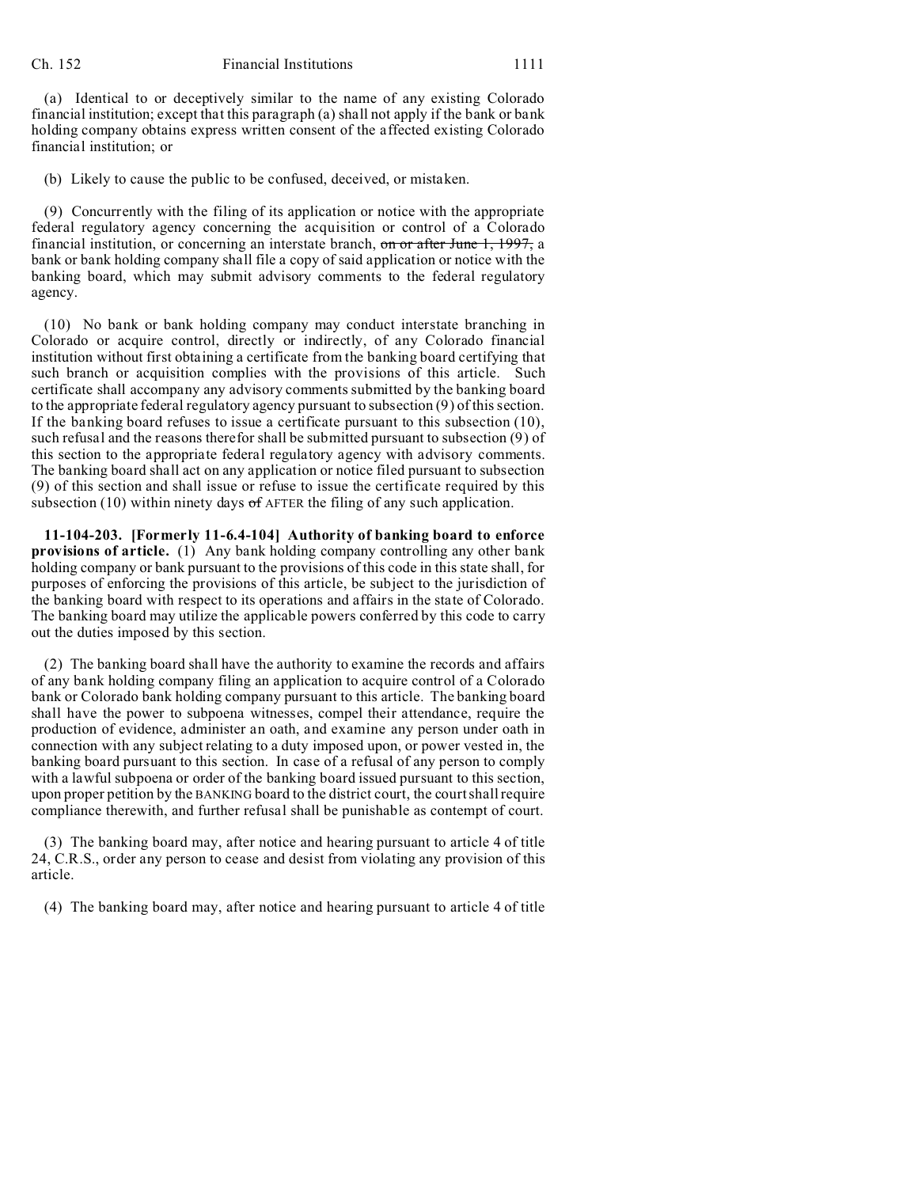(a) Identical to or deceptively similar to the name of any existing Colorado financial institution; except that this paragraph (a) shall not apply if the bank or bank holding company obtains express written consent of the affected existing Colorado financial institution; or

(b) Likely to cause the public to be confused, deceived, or mistaken.

(9) Concurrently with the filing of its application or notice with the appropriate federal regulatory agency concerning the acquisition or control of a Colorado financial institution, or concerning an interstate branch, ~~on or after June 1, 1997,~~ a bank or bank holding company shall file a copy of said application or notice with the banking board, which may submit advisory comments to the federal regulatory agency.

(10) No bank or bank holding company may conduct interstate branching in Colorado or acquire control, directly or indirectly, of any Colorado financial institution without first obtaining a certificate from the banking board certifying that such branch or acquisition complies with the provisions of this article. Such certificate shall accompany any advisory comments submitted by the banking board to the appropriate federal regulatory agency pursuant to subsection (9) of this section. If the banking board refuses to issue a certificate pursuant to this subsection (10), such refusal and the reasons therefor shall be submitted pursuant to subsection (9) of this section to the appropriate federal regulatory agency with advisory comments. The banking board shall act on any application or notice filed pursuant to subsection (9) of this section and shall issue or refuse to issue the certificate required by this subsection (10) within ninety days ~~of~~ AFTER the filing of any such application.

**11-104-203. [Formerly 11-6.4-104] Authority of banking board to enforce provisions of article.** (1) Any bank holding company controlling any other bank holding company or bank pursuant to the provisions of this code in this state shall, for purposes of enforcing the provisions of this article, be subject to the jurisdiction of the banking board with respect to its operations and affairs in the state of Colorado. The banking board may utilize the applicable powers conferred by this code to carry out the duties imposed by this section.

(2) The banking board shall have the authority to examine the records and affairs of any bank holding company filing an application to acquire control of a Colorado bank or Colorado bank holding company pursuant to this article. The banking board shall have the power to subpoena witnesses, compel their attendance, require the production of evidence, administer an oath, and examine any person under oath in connection with any subject relating to a duty imposed upon, or power vested in, the banking board pursuant to this section. In case of a refusal of any person to comply with a lawful subpoena or order of the banking board issued pursuant to this section, upon proper petition by the BANKING board to the district court, the court shall require compliance therewith, and further refusal shall be punishable as contempt of court.

(3) The banking board may, after notice and hearing pursuant to article 4 of title 24, C.R.S., order any person to cease and desist from violating any provision of this article.

(4) The banking board may, after notice and hearing pursuant to article 4 of title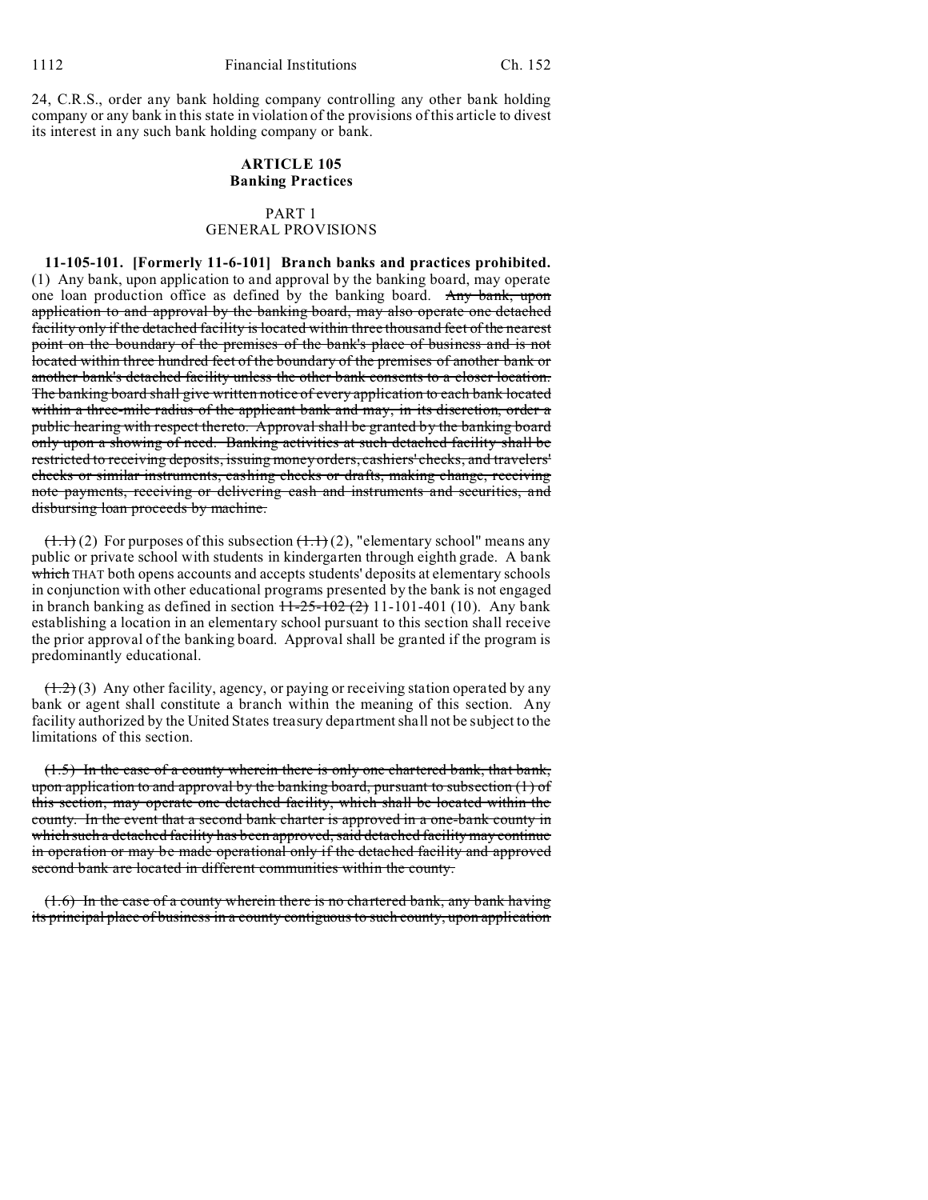24, C.R.S., order any bank holding company controlling any other bank holding company or any bank in this state in violation of the provisions of this article to divest its interest in any such bank holding company or bank.

## ARTICLE 105
## Banking Practices

### PART 1
### GENERAL PROVISIONS

**11-105-101. [Formerly 11-6-101] Branch banks and practices prohibited.** (1) Any bank, upon application to and approval by the banking board, may operate one loan production office as defined by the banking board. ~~Any bank, upon application to and approval by the banking board, may also operate one detached facility only if the detached facility is located within three thousand feet of the nearest point on the boundary of the premises of the bank's place of business and is not located within three hundred feet of the boundary of the premises of another bank or another bank's detached facility unless the other bank consents to a closer location. The banking board shall give written notice of every application to each bank located within a three-mile radius of the applicant bank and may, in its discretion, order a public hearing with respect thereto. Approval shall be granted by the banking board only upon a showing of need. Banking activities at such detached facility shall be restricted to receiving deposits, issuing money orders, cashiers' checks, and travelers' checks or similar instruments, cashing checks or drafts, making change, receiving note payments, receiving or delivering cash and instruments and securities, and disbursing loan proceeds by machine.~~

~~(1.1)~~ (2) For purposes of this subsection ~~(1.1)~~ (2), "elementary school" means any public or private school with students in kindergarten through eighth grade. A bank ~~which~~ THAT both opens accounts and accepts students' deposits at elementary schools in conjunction with other educational programs presented by the bank is not engaged in branch banking as defined in section ~~11-25-102 (2)~~ 11-101-401 (10). Any bank establishing a location in an elementary school pursuant to this section shall receive the prior approval of the banking board. Approval shall be granted if the program is predominantly educational.

~~(1.2)~~ (3) Any other facility, agency, or paying or receiving station operated by any bank or agent shall constitute a branch within the meaning of this section. Any facility authorized by the United States treasury department shall not be subject to the limitations of this section.

~~(1.5) In the case of a county wherein there is only one chartered bank, that bank, upon application to and approval by the banking board, pursuant to subsection (1) of this section, may operate one detached facility, which shall be located within the county. In the event that a second bank charter is approved in a one-bank county in which such a detached facility has been approved, said detached facility may continue in operation or may be made operational only if the detached facility and approved second bank are located in different communities within the county.~~

~~(1.6) In the case of a county wherein there is no chartered bank, any bank having its principal place of business in a county contiguous to such county, upon application~~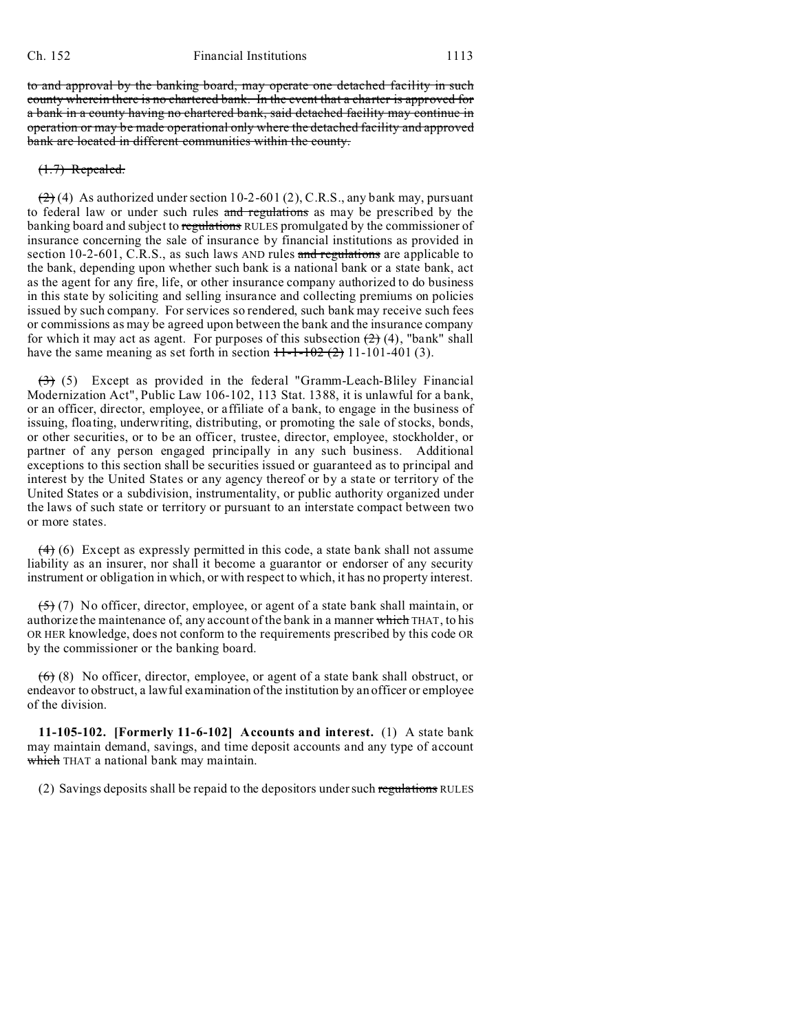to and approval by the banking board, may operate one detached facility in such county wherein there is no chartered bank. In the event that a charter is approved for a bank in a county having no chartered bank, said detached facility may continue in operation or may be made operational only where the detached facility and approved bank are located in different communities within the county.

(1.7) Repealed.

~~(2)~~ (4) As authorized under section 10-2-601 (2), C.R.S., any bank may, pursuant to federal law or under such rules ~~and regulations~~ as may be prescribed by the banking board and subject to ~~regulations~~ RULES promulgated by the commissioner of insurance concerning the sale of insurance by financial institutions as provided in section 10-2-601, C.R.S., as such laws AND rules ~~and regulations~~ are applicable to the bank, depending upon whether such bank is a national bank or a state bank, act as the agent for any fire, life, or other insurance company authorized to do business in this state by soliciting and selling insurance and collecting premiums on policies issued by such company. For services so rendered, such bank may receive such fees or commissions as may be agreed upon between the bank and the insurance company for which it may act as agent. For purposes of this subsection ~~(2)~~ (4), "bank" shall have the same meaning as set forth in section ~~11-1-102 (2)~~ 11-101-401 (3).

~~(3)~~ (5) Except as provided in the federal "Gramm-Leach-Bliley Financial Modernization Act", Public Law 106-102, 113 Stat. 1388, it is unlawful for a bank, or an officer, director, employee, or affiliate of a bank, to engage in the business of issuing, floating, underwriting, distributing, or promoting the sale of stocks, bonds, or other securities, or to be an officer, trustee, director, employee, stockholder, or partner of any person engaged principally in any such business. Additional exceptions to this section shall be securities issued or guaranteed as to principal and interest by the United States or any agency thereof or by a state or territory of the United States or a subdivision, instrumentality, or public authority organized under the laws of such state or territory or pursuant to an interstate compact between two or more states.

~~(4)~~ (6) Except as expressly permitted in this code, a state bank shall not assume liability as an insurer, nor shall it become a guarantor or endorser of any security instrument or obligation in which, or with respect to which, it has no property interest.

~~(5)~~ (7) No officer, director, employee, or agent of a state bank shall maintain, or authorize the maintenance of, any account of the bank in a manner ~~which~~ THAT, to his OR HER knowledge, does not conform to the requirements prescribed by this code OR by the commissioner or the banking board.

~~(6)~~ (8) No officer, director, employee, or agent of a state bank shall obstruct, or endeavor to obstruct, a lawful examination of the institution by an officer or employee of the division.

**11-105-102. [Formerly 11-6-102] Accounts and interest.** (1) A state bank may maintain demand, savings, and time deposit accounts and any type of account ~~which~~ THAT a national bank may maintain.

(2) Savings deposits shall be repaid to the depositors under such ~~regulations~~ RULES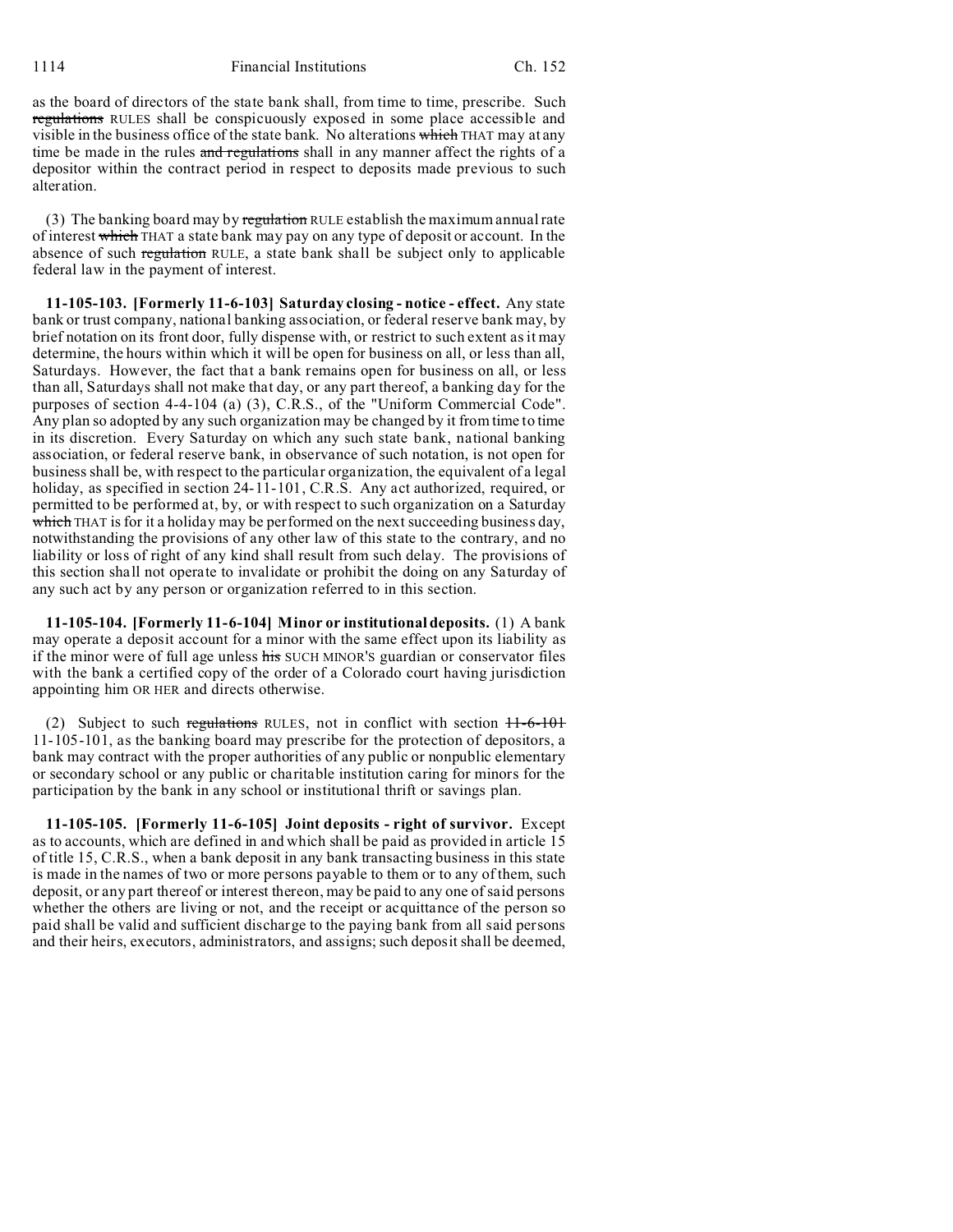as the board of directors of the state bank shall, from time to time, prescribe. Such ~~regulations~~ RULES shall be conspicuously exposed in some place accessible and visible in the business office of the state bank. No alterations ~~which~~ THAT may at any time be made in the rules ~~and regulations~~ shall in any manner affect the rights of a depositor within the contract period in respect to deposits made previous to such alteration.

(3) The banking board may by ~~regulation~~ RULE establish the maximum annual rate of interest ~~which~~ THAT a state bank may pay on any type of deposit or account. In the absence of such ~~regulation~~ RULE, a state bank shall be subject only to applicable federal law in the payment of interest.

**11-105-103. [Formerly 11-6-103] Saturday closing - notice - effect.** Any state bank or trust company, national banking association, or federal reserve bank may, by brief notation on its front door, fully dispense with, or restrict to such extent as it may determine, the hours within which it will be open for business on all, or less than all, Saturdays. However, the fact that a bank remains open for business on all, or less than all, Saturdays shall not make that day, or any part thereof, a banking day for the purposes of section 4-4-104 (a) (3), C.R.S., of the "Uniform Commercial Code". Any plan so adopted by any such organization may be changed by it from time to time in its discretion. Every Saturday on which any such state bank, national banking association, or federal reserve bank, in observance of such notation, is not open for business shall be, with respect to the particular organization, the equivalent of a legal holiday, as specified in section 24-11-101, C.R.S. Any act authorized, required, or permitted to be performed at, by, or with respect to such organization on a Saturday ~~which~~ THAT is for it a holiday may be performed on the next succeeding business day, notwithstanding the provisions of any other law of this state to the contrary, and no liability or loss of right of any kind shall result from such delay. The provisions of this section shall not operate to invalidate or prohibit the doing on any Saturday of any such act by any person or organization referred to in this section.

**11-105-104. [Formerly 11-6-104] Minor or institutional deposits.** (1) A bank may operate a deposit account for a minor with the same effect upon its liability as if the minor were of full age unless ~~his~~ SUCH MINOR'S guardian or conservator files with the bank a certified copy of the order of a Colorado court having jurisdiction appointing him OR HER and directs otherwise.

(2) Subject to such ~~regulations~~ RULES, not in conflict with section ~~11-6-101~~ 11-105-101, as the banking board may prescribe for the protection of depositors, a bank may contract with the proper authorities of any public or nonpublic elementary or secondary school or any public or charitable institution caring for minors for the participation by the bank in any school or institutional thrift or savings plan.

**11-105-105. [Formerly 11-6-105] Joint deposits - right of survivor.** Except as to accounts, which are defined in and which shall be paid as provided in article 15 of title 15, C.R.S., when a bank deposit in any bank transacting business in this state is made in the names of two or more persons payable to them or to any of them, such deposit, or any part thereof or interest thereon, may be paid to any one of said persons whether the others are living or not, and the receipt or acquittance of the person so paid shall be valid and sufficient discharge to the paying bank from all said persons and their heirs, executors, administrators, and assigns; such deposit shall be deemed,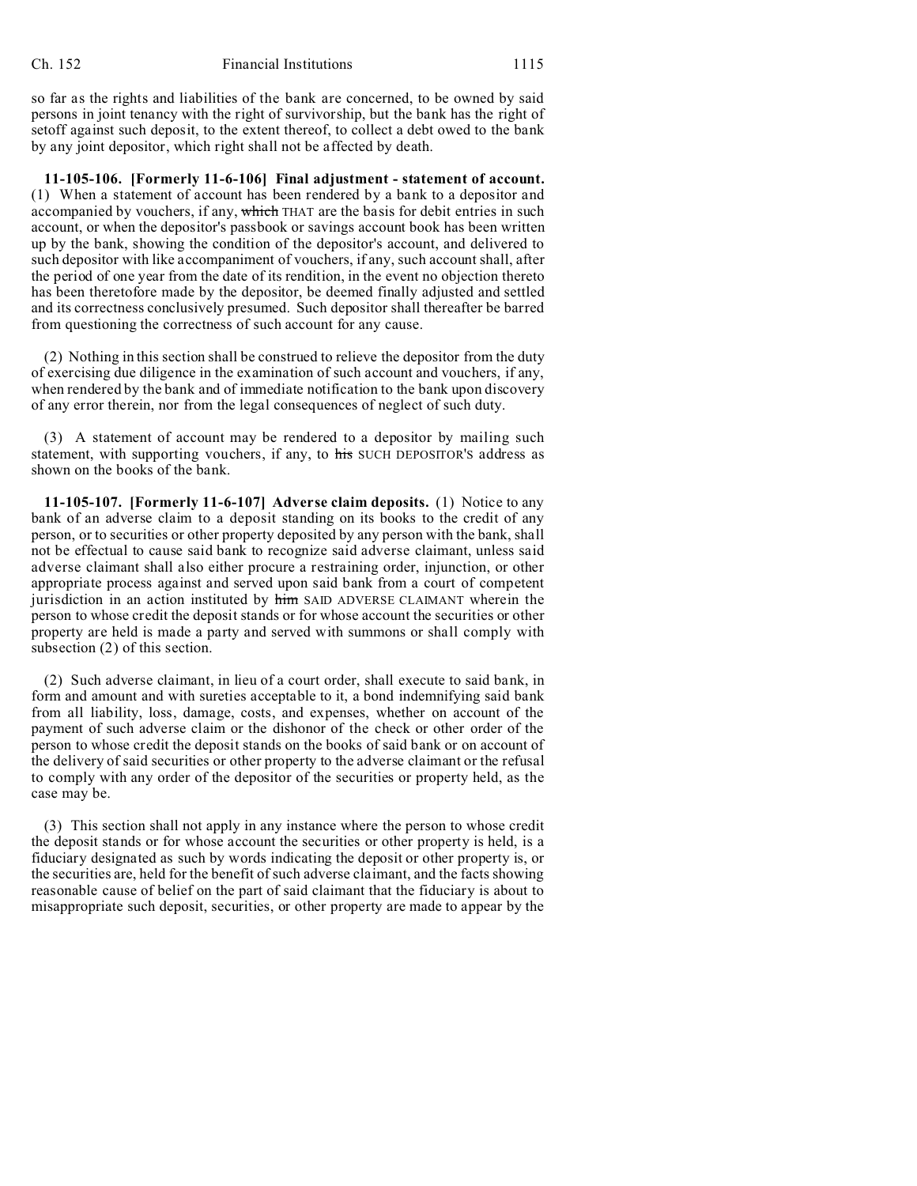so far as the rights and liabilities of the bank are concerned, to be owned by said persons in joint tenancy with the right of survivorship, but the bank has the right of setoff against such deposit, to the extent thereof, to collect a debt owed to the bank by any joint depositor, which right shall not be affected by death.

**11-105-106. [Formerly 11-6-106] Final adjustment - statement of account.** (1) When a statement of account has been rendered by a bank to a depositor and accompanied by vouchers, if any, ~~which~~ THAT are the basis for debit entries in such account, or when the depositor's passbook or savings account book has been written up by the bank, showing the condition of the depositor's account, and delivered to such depositor with like accompaniment of vouchers, if any, such account shall, after the period of one year from the date of its rendition, in the event no objection thereto has been theretofore made by the depositor, be deemed finally adjusted and settled and its correctness conclusively presumed. Such depositor shall thereafter be barred from questioning the correctness of such account for any cause.

(2) Nothing in this section shall be construed to relieve the depositor from the duty of exercising due diligence in the examination of such account and vouchers, if any, when rendered by the bank and of immediate notification to the bank upon discovery of any error therein, nor from the legal consequences of neglect of such duty.

(3) A statement of account may be rendered to a depositor by mailing such statement, with supporting vouchers, if any, to ~~his~~ SUCH DEPOSITOR'S address as shown on the books of the bank.

**11-105-107. [Formerly 11-6-107] Adverse claim deposits.** (1) Notice to any bank of an adverse claim to a deposit standing on its books to the credit of any person, or to securities or other property deposited by any person with the bank, shall not be effectual to cause said bank to recognize said adverse claimant, unless said adverse claimant shall also either procure a restraining order, injunction, or other appropriate process against and served upon said bank from a court of competent jurisdiction in an action instituted by ~~him~~ SAID ADVERSE CLAIMANT wherein the person to whose credit the deposit stands or for whose account the securities or other property are held is made a party and served with summons or shall comply with subsection (2) of this section.

(2) Such adverse claimant, in lieu of a court order, shall execute to said bank, in form and amount and with sureties acceptable to it, a bond indemnifying said bank from all liability, loss, damage, costs, and expenses, whether on account of the payment of such adverse claim or the dishonor of the check or other order of the person to whose credit the deposit stands on the books of said bank or on account of the delivery of said securities or other property to the adverse claimant or the refusal to comply with any order of the depositor of the securities or property held, as the case may be.

(3) This section shall not apply in any instance where the person to whose credit the deposit stands or for whose account the securities or other property is held, is a fiduciary designated as such by words indicating the deposit or other property is, or the securities are, held for the benefit of such adverse claimant, and the facts showing reasonable cause of belief on the part of said claimant that the fiduciary is about to misappropriate such deposit, securities, or other property are made to appear by the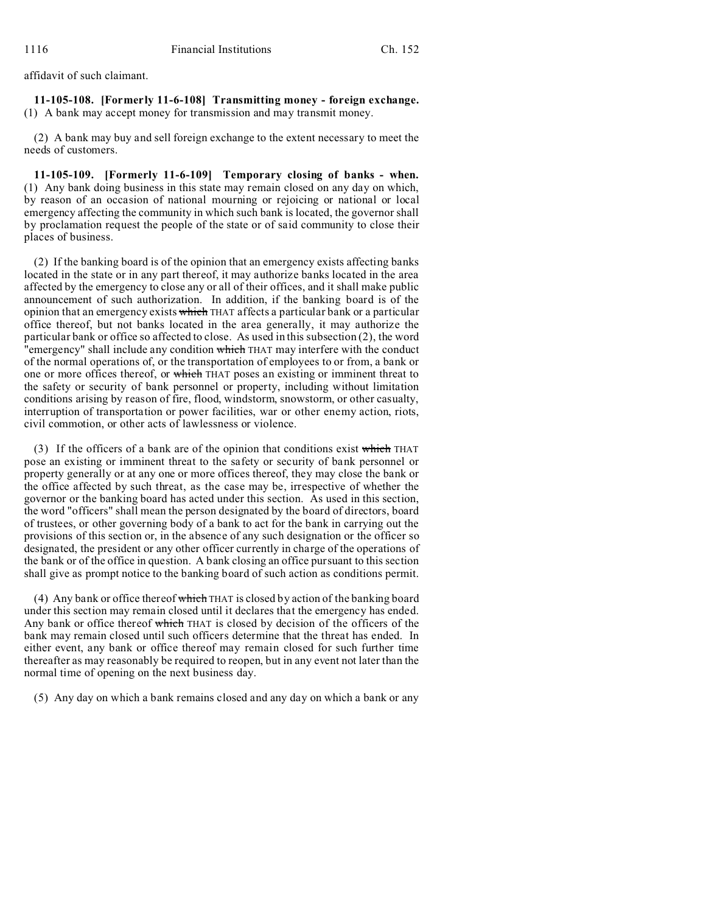affidavit of such claimant.

**11-105-108. [Formerly 11-6-108] Transmitting money - foreign exchange.** (1) A bank may accept money for transmission and may transmit money.

(2) A bank may buy and sell foreign exchange to the extent necessary to meet the needs of customers.

**11-105-109. [Formerly 11-6-109] Temporary closing of banks - when.** (1) Any bank doing business in this state may remain closed on any day on which, by reason of an occasion of national mourning or rejoicing or national or local emergency affecting the community in which such bank is located, the governor shall by proclamation request the people of the state or of said community to close their places of business.

(2) If the banking board is of the opinion that an emergency exists affecting banks located in the state or in any part thereof, it may authorize banks located in the area affected by the emergency to close any or all of their offices, and it shall make public announcement of such authorization. In addition, if the banking board is of the opinion that an emergency exists ~~which~~ THAT affects a particular bank or a particular office thereof, but not banks located in the area generally, it may authorize the particular bank or office so affected to close. As used in this subsection (2), the word "emergency" shall include any condition ~~which~~ THAT may interfere with the conduct of the normal operations of, or the transportation of employees to or from, a bank or one or more offices thereof, or ~~which~~ THAT poses an existing or imminent threat to the safety or security of bank personnel or property, including without limitation conditions arising by reason of fire, flood, windstorm, snowstorm, or other casualty, interruption of transportation or power facilities, war or other enemy action, riots, civil commotion, or other acts of lawlessness or violence.

(3) If the officers of a bank are of the opinion that conditions exist ~~which~~ THAT pose an existing or imminent threat to the safety or security of bank personnel or property generally or at any one or more offices thereof, they may close the bank or the office affected by such threat, as the case may be, irrespective of whether the governor or the banking board has acted under this section. As used in this section, the word "officers" shall mean the person designated by the board of directors, board of trustees, or other governing body of a bank to act for the bank in carrying out the provisions of this section or, in the absence of any such designation or the officer so designated, the president or any other officer currently in charge of the operations of the bank or of the office in question. A bank closing an office pursuant to this section shall give as prompt notice to the banking board of such action as conditions permit.

(4) Any bank or office thereof ~~which~~ THAT is closed by action of the banking board under this section may remain closed until it declares that the emergency has ended. Any bank or office thereof ~~which~~ THAT is closed by decision of the officers of the bank may remain closed until such officers determine that the threat has ended. In either event, any bank or office thereof may remain closed for such further time thereafter as may reasonably be required to reopen, but in any event not later than the normal time of opening on the next business day.

(5) Any day on which a bank remains closed and any day on which a bank or any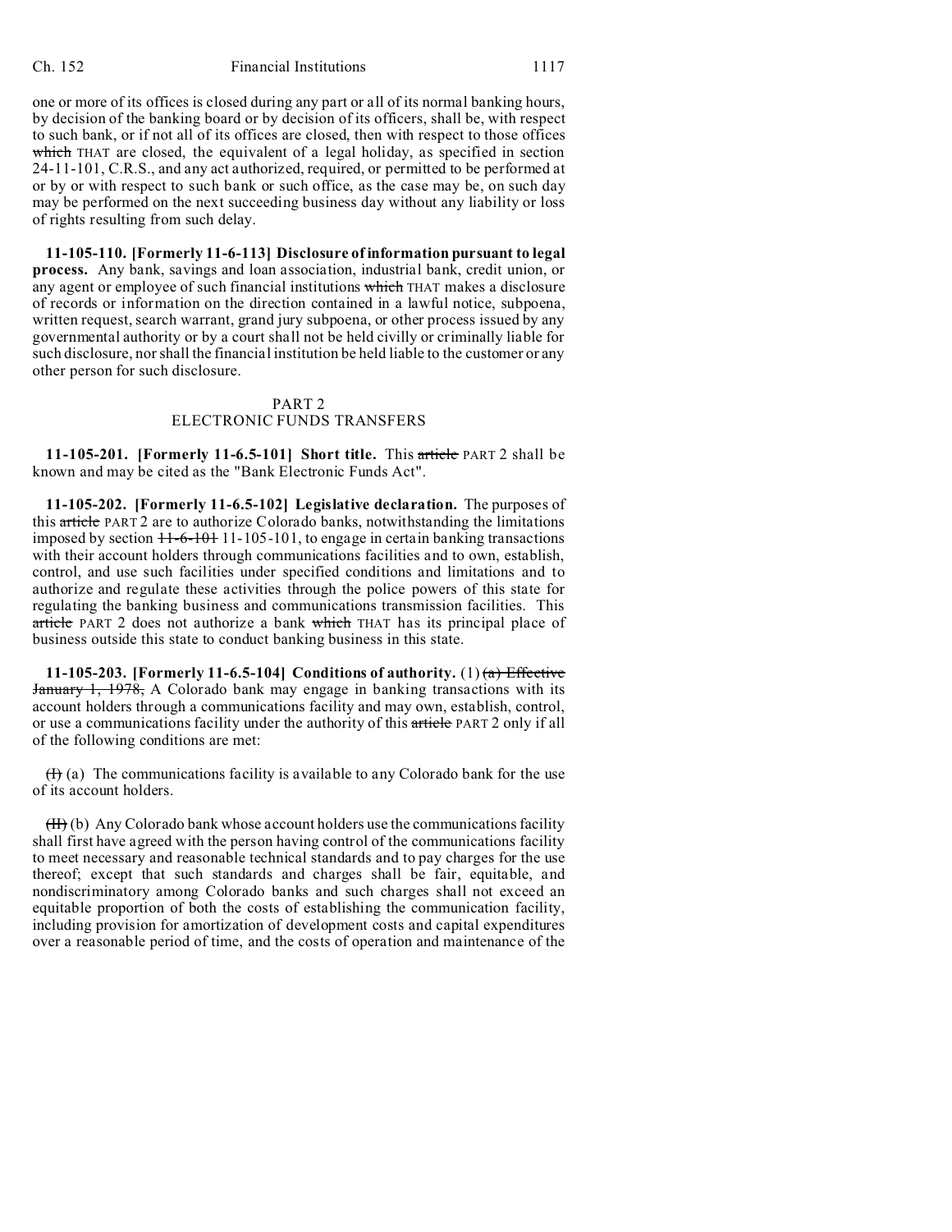one or more of its offices is closed during any part or all of its normal banking hours, by decision of the banking board or by decision of its officers, shall be, with respect to such bank, or if not all of its offices are closed, then with respect to those offices ~~which~~ THAT are closed, the equivalent of a legal holiday, as specified in section 24-11-101, C.R.S., and any act authorized, required, or permitted to be performed at or by or with respect to such bank or such office, as the case may be, on such day may be performed on the next succeeding business day without any liability or loss of rights resulting from such delay.

**11-105-110. [Formerly 11-6-113] Disclosure of information pursuant to legal process.** Any bank, savings and loan association, industrial bank, credit union, or any agent or employee of such financial institutions ~~which~~ THAT makes a disclosure of records or information on the direction contained in a lawful notice, subpoena, written request, search warrant, grand jury subpoena, or other process issued by any governmental authority or by a court shall not be held civilly or criminally liable for such disclosure, nor shall the financial institution be held liable to the customer or any other person for such disclosure.

PART 2
ELECTRONIC FUNDS TRANSFERS

**11-105-201. [Formerly 11-6.5-101] Short title.** This ~~article~~ PART 2 shall be known and may be cited as the "Bank Electronic Funds Act".

**11-105-202. [Formerly 11-6.5-102] Legislative declaration.** The purposes of this ~~article~~ PART 2 are to authorize Colorado banks, notwithstanding the limitations imposed by section ~~11-6-101~~ 11-105-101, to engage in certain banking transactions with their account holders through communications facilities and to own, establish, control, and use such facilities under specified conditions and limitations and to authorize and regulate these activities through the police powers of this state for regulating the banking business and communications transmission facilities. This ~~article~~ PART 2 does not authorize a bank ~~which~~ THAT has its principal place of business outside this state to conduct banking business in this state.

**11-105-203. [Formerly 11-6.5-104] Conditions of authority.** (1) ~~(a) Effective January 1, 1978,~~ A Colorado bank may engage in banking transactions with its account holders through a communications facility and may own, establish, control, or use a communications facility under the authority of this ~~article~~ PART 2 only if all of the following conditions are met:

~~(I)~~ (a) The communications facility is available to any Colorado bank for the use of its account holders.

~~(II)~~ (b) Any Colorado bank whose account holders use the communications facility shall first have agreed with the person having control of the communications facility to meet necessary and reasonable technical standards and to pay charges for the use thereof; except that such standards and charges shall be fair, equitable, and nondiscriminatory among Colorado banks and such charges shall not exceed an equitable proportion of both the costs of establishing the communication facility, including provision for amortization of development costs and capital expenditures over a reasonable period of time, and the costs of operation and maintenance of the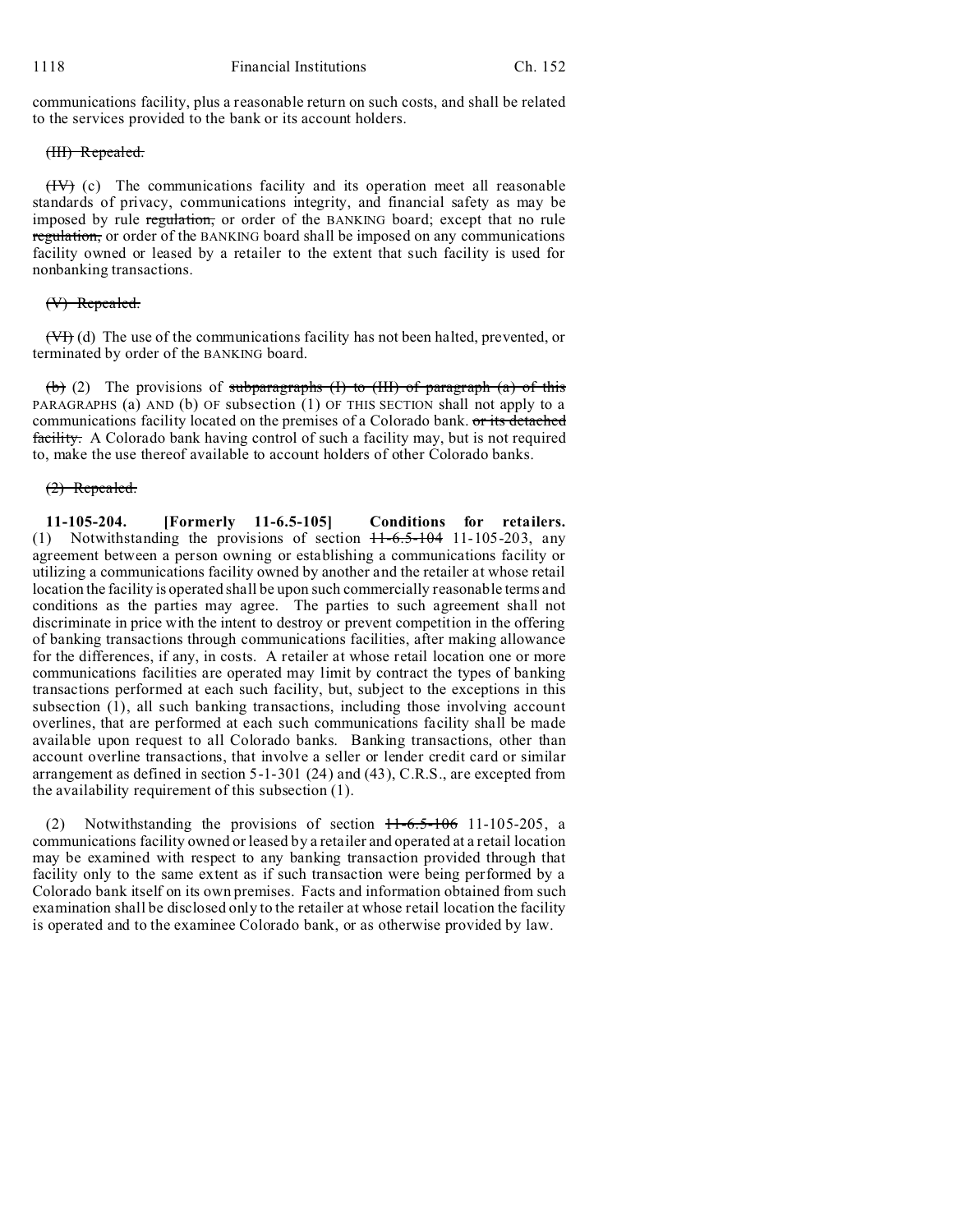communications facility, plus a reasonable return on such costs, and shall be related to the services provided to the bank or its account holders.

~~(III) Repealed.~~

~~(IV)~~ (c) The communications facility and its operation meet all reasonable standards of privacy, communications integrity, and financial safety as may be imposed by rule ~~regulation,~~ or order of the BANKING board; except that no rule ~~regulation,~~ or order of the BANKING board shall be imposed on any communications facility owned or leased by a retailer to the extent that such facility is used for nonbanking transactions.

~~(V) Repealed.~~

~~(VI)~~ (d) The use of the communications facility has not been halted, prevented, or terminated by order of the BANKING board.

~~(b)~~ (2) The provisions of ~~subparagraphs (I) to (III) of paragraph (a) of this~~ PARAGRAPHS (a) AND (b) OF subsection (1) OF THIS SECTION shall not apply to a communications facility located on the premises of a Colorado bank. ~~or its detached facility.~~ A Colorado bank having control of such a facility may, but is not required to, make the use thereof available to account holders of other Colorado banks.

~~(2) Repealed.~~

**11-105-204. [Formerly 11-6.5-105] Conditions for retailers.** (1) Notwithstanding the provisions of section ~~11-6.5-104~~ 11-105-203, any agreement between a person owning or establishing a communications facility or utilizing a communications facility owned by another and the retailer at whose retail location the facility is operated shall be upon such commercially reasonable terms and conditions as the parties may agree. The parties to such agreement shall not discriminate in price with the intent to destroy or prevent competition in the offering of banking transactions through communications facilities, after making allowance for the differences, if any, in costs. A retailer at whose retail location one or more communications facilities are operated may limit by contract the types of banking transactions performed at each such facility, but, subject to the exceptions in this subsection (1), all such banking transactions, including those involving account overlines, that are performed at each such communications facility shall be made available upon request to all Colorado banks. Banking transactions, other than account overline transactions, that involve a seller or lender credit card or similar arrangement as defined in section 5-1-301 (24) and (43), C.R.S., are excepted from the availability requirement of this subsection (1).

(2) Notwithstanding the provisions of section ~~11-6.5-106~~ 11-105-205, a communications facility owned or leased by a retailer and operated at a retail location may be examined with respect to any banking transaction provided through that facility only to the same extent as if such transaction were being performed by a Colorado bank itself on its own premises. Facts and information obtained from such examination shall be disclosed only to the retailer at whose retail location the facility is operated and to the examinee Colorado bank, or as otherwise provided by law.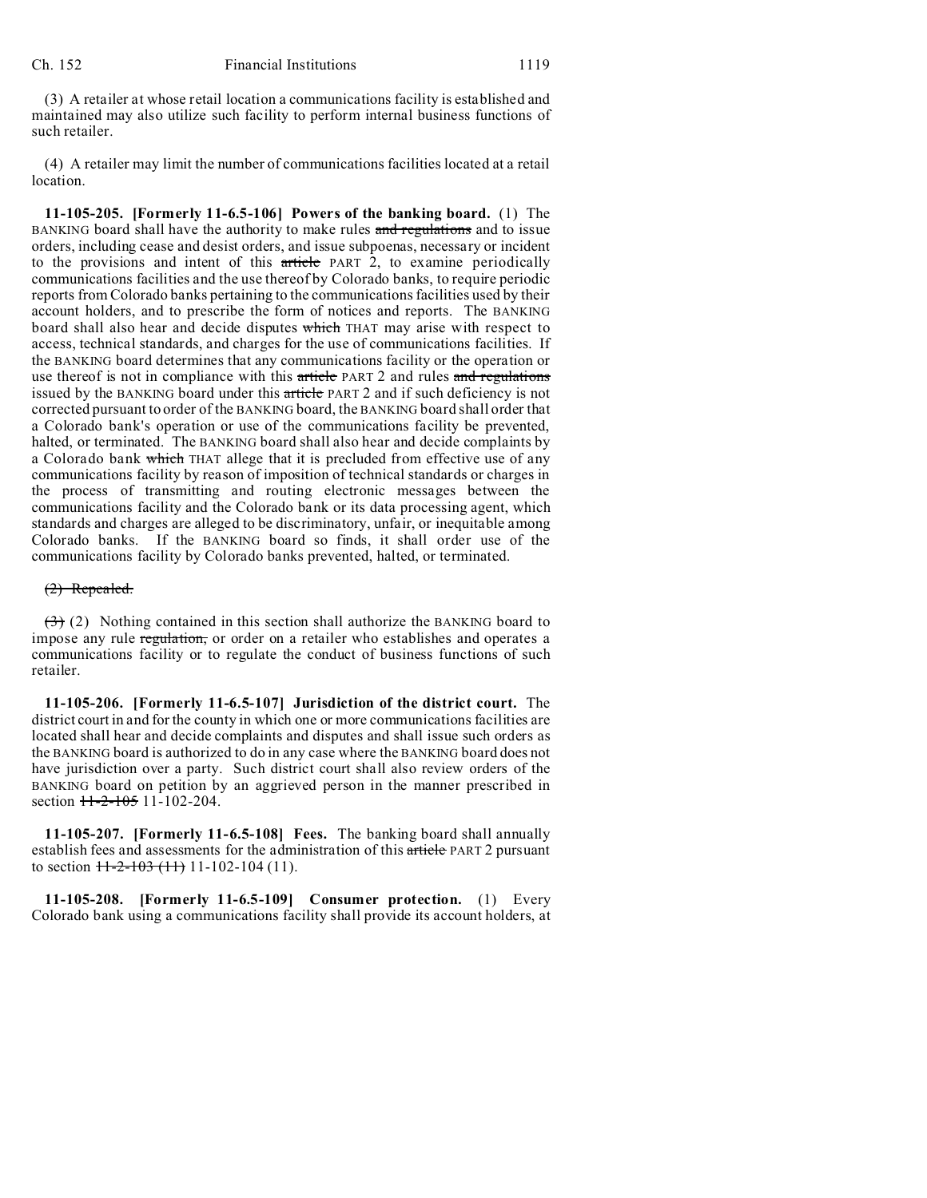(3) A retailer at whose retail location a communications facility is established and maintained may also utilize such facility to perform internal business functions of such retailer.

(4) A retailer may limit the number of communications facilities located at a retail location.

**11-105-205. [Formerly 11-6.5-106] Powers of the banking board.** (1) The BANKING board shall have the authority to make rules ~~and regulations~~ and to issue orders, including cease and desist orders, and issue subpoenas, necessary or incident to the provisions and intent of this ~~article~~ PART 2, to examine periodically communications facilities and the use thereof by Colorado banks, to require periodic reports from Colorado banks pertaining to the communications facilities used by their account holders, and to prescribe the form of notices and reports. The BANKING board shall also hear and decide disputes ~~which~~ THAT may arise with respect to access, technical standards, and charges for the use of communications facilities. If the BANKING board determines that any communications facility or the operation or use thereof is not in compliance with this ~~article~~ PART 2 and rules ~~and regulations~~ issued by the BANKING board under this ~~article~~ PART 2 and if such deficiency is not corrected pursuant to order of the BANKING board, the BANKING board shall order that a Colorado bank's operation or use of the communications facility be prevented, halted, or terminated. The BANKING board shall also hear and decide complaints by a Colorado bank ~~which~~ THAT allege that it is precluded from effective use of any communications facility by reason of imposition of technical standards or charges in the process of transmitting and routing electronic messages between the communications facility and the Colorado bank or its data processing agent, which standards and charges are alleged to be discriminatory, unfair, or inequitable among Colorado banks. If the BANKING board so finds, it shall order use of the communications facility by Colorado banks prevented, halted, or terminated.

~~(2) Repealed.~~

~~(3)~~ (2) Nothing contained in this section shall authorize the BANKING board to impose any rule ~~regulation,~~ or order on a retailer who establishes and operates a communications facility or to regulate the conduct of business functions of such retailer.

**11-105-206. [Formerly 11-6.5-107] Jurisdiction of the district court.** The district court in and for the county in which one or more communications facilities are located shall hear and decide complaints and disputes and shall issue such orders as the BANKING board is authorized to do in any case where the BANKING board does not have jurisdiction over a party. Such district court shall also review orders of the BANKING board on petition by an aggrieved person in the manner prescribed in section ~~11-2-105~~ 11-102-204.

**11-105-207. [Formerly 11-6.5-108] Fees.** The banking board shall annually establish fees and assessments for the administration of this ~~article~~ PART 2 pursuant to section ~~11-2-103 (11)~~ 11-102-104 (11).

**11-105-208. [Formerly 11-6.5-109] Consumer protection.** (1) Every Colorado bank using a communications facility shall provide its account holders, at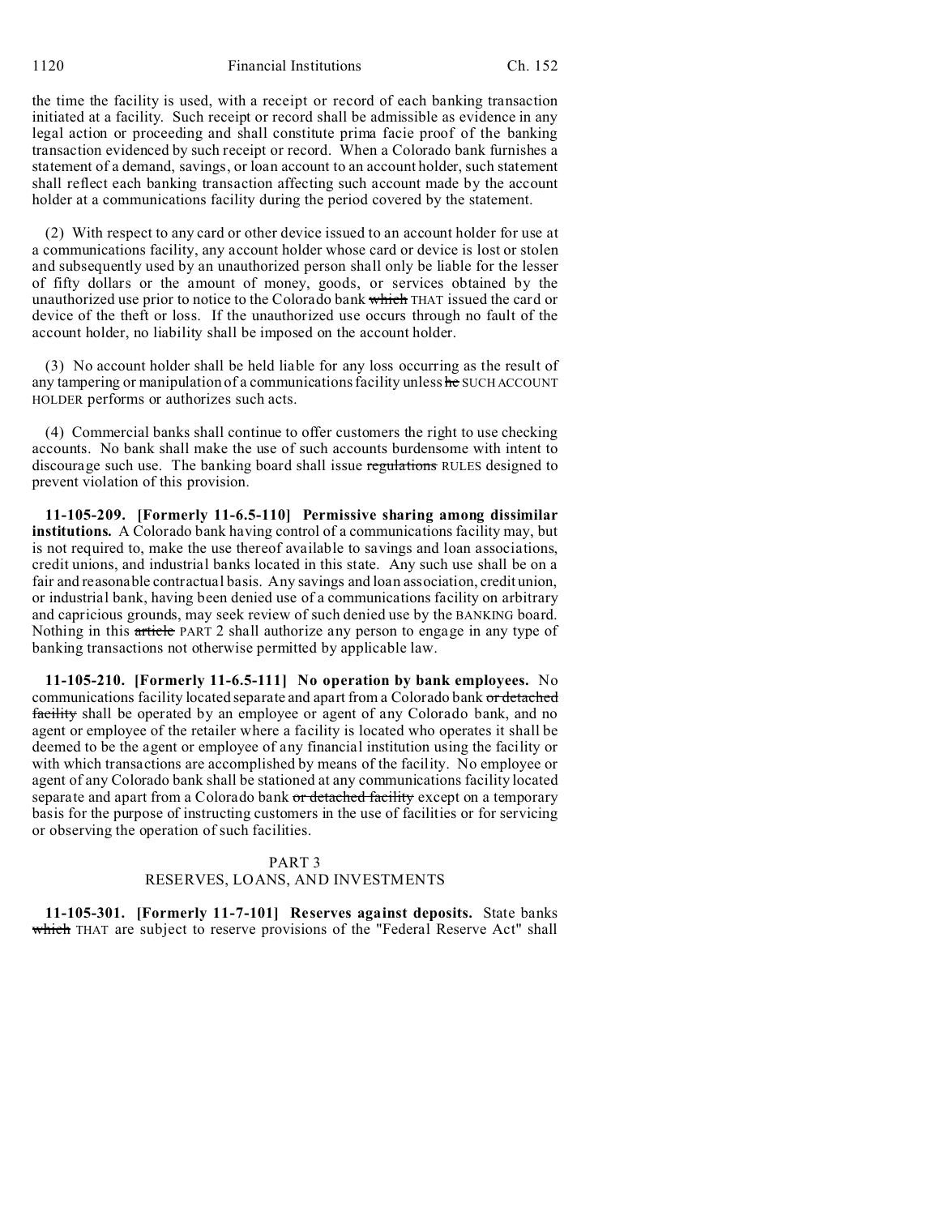the time the facility is used, with a receipt or record of each banking transaction initiated at a facility. Such receipt or record shall be admissible as evidence in any legal action or proceeding and shall constitute prima facie proof of the banking transaction evidenced by such receipt or record. When a Colorado bank furnishes a statement of a demand, savings, or loan account to an account holder, such statement shall reflect each banking transaction affecting such account made by the account holder at a communications facility during the period covered by the statement.

(2) With respect to any card or other device issued to an account holder for use at a communications facility, any account holder whose card or device is lost or stolen and subsequently used by an unauthorized person shall only be liable for the lesser of fifty dollars or the amount of money, goods, or services obtained by the unauthorized use prior to notice to the Colorado bank ~~which~~ THAT issued the card or device of the theft or loss. If the unauthorized use occurs through no fault of the account holder, no liability shall be imposed on the account holder.

(3) No account holder shall be held liable for any loss occurring as the result of any tampering or manipulation of a communications facility unless ~~he~~ SUCH ACCOUNT HOLDER performs or authorizes such acts.

(4) Commercial banks shall continue to offer customers the right to use checking accounts. No bank shall make the use of such accounts burdensome with intent to discourage such use. The banking board shall issue ~~regulations~~ RULES designed to prevent violation of this provision.

**11-105-209. [Formerly 11-6.5-110] Permissive sharing among dissimilar institutions.** A Colorado bank having control of a communications facility may, but is not required to, make the use thereof available to savings and loan associations, credit unions, and industrial banks located in this state. Any such use shall be on a fair and reasonable contractual basis. Any savings and loan association, credit union, or industrial bank, having been denied use of a communications facility on arbitrary and capricious grounds, may seek review of such denied use by the BANKING board. Nothing in this ~~article~~ PART 2 shall authorize any person to engage in any type of banking transactions not otherwise permitted by applicable law.

**11-105-210. [Formerly 11-6.5-111] No operation by bank employees.** No communications facility located separate and apart from a Colorado bank ~~or detached facility~~ shall be operated by an employee or agent of any Colorado bank, and no agent or employee of the retailer where a facility is located who operates it shall be deemed to be the agent or employee of any financial institution using the facility or with which transactions are accomplished by means of the facility. No employee or agent of any Colorado bank shall be stationed at any communications facility located separate and apart from a Colorado bank ~~or detached facility~~ except on a temporary basis for the purpose of instructing customers in the use of facilities or for servicing or observing the operation of such facilities.

## PART 3
## RESERVES, LOANS, AND INVESTMENTS

**11-105-301. [Formerly 11-7-101] Reserves against deposits.** State banks ~~which~~ THAT are subject to reserve provisions of the "Federal Reserve Act" shall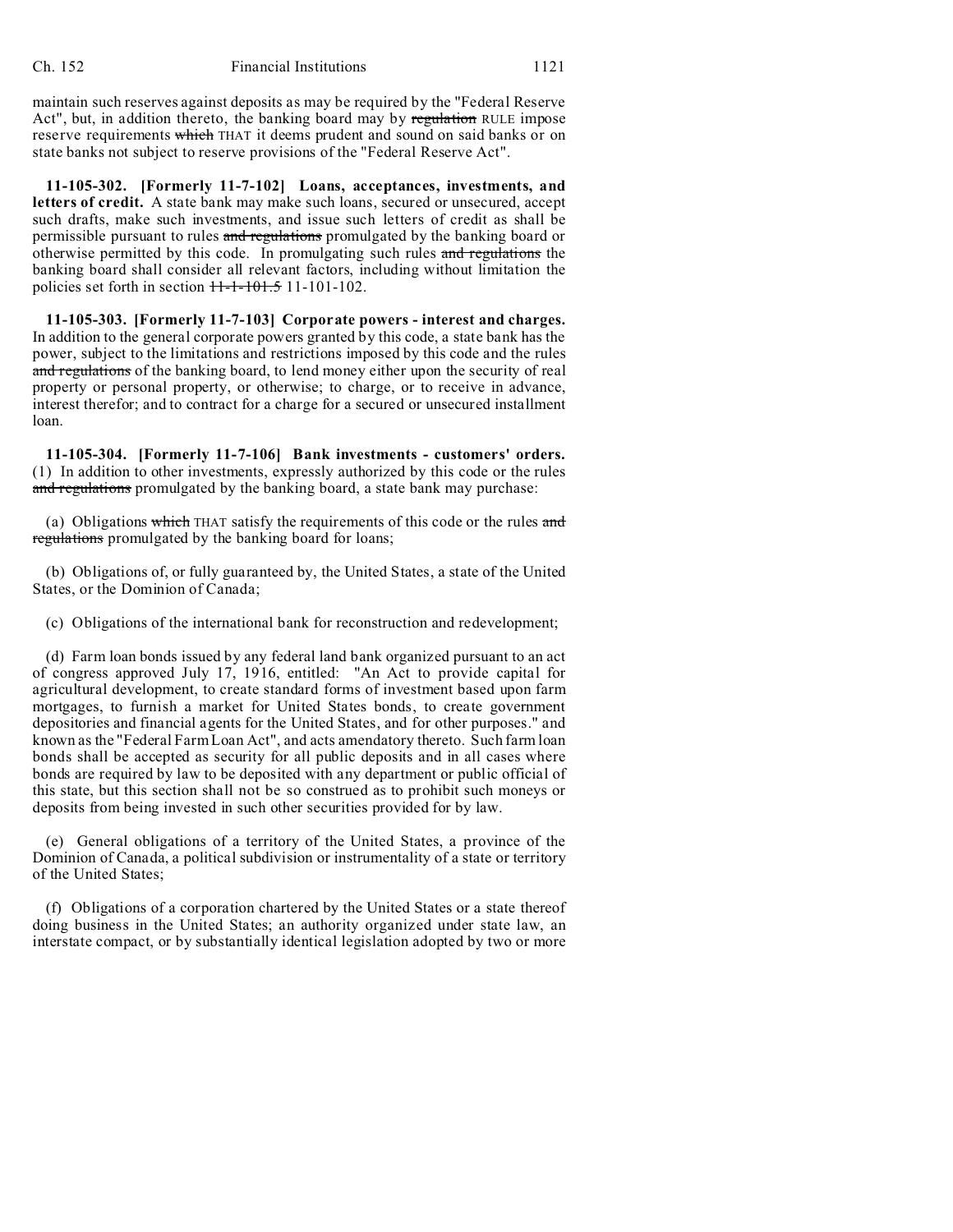maintain such reserves against deposits as may be required by the "Federal Reserve Act", but, in addition thereto, the banking board may by ~~regulation~~ RULE impose reserve requirements ~~which~~ THAT it deems prudent and sound on said banks or on state banks not subject to reserve provisions of the "Federal Reserve Act".

**11-105-302. [Formerly 11-7-102] Loans, acceptances, investments, and letters of credit.** A state bank may make such loans, secured or unsecured, accept such drafts, make such investments, and issue such letters of credit as shall be permissible pursuant to rules ~~and regulations~~ promulgated by the banking board or otherwise permitted by this code. In promulgating such rules ~~and regulations~~ the banking board shall consider all relevant factors, including without limitation the policies set forth in section ~~11-1-101.5~~ 11-101-102.

**11-105-303. [Formerly 11-7-103] Corporate powers - interest and charges.** In addition to the general corporate powers granted by this code, a state bank has the power, subject to the limitations and restrictions imposed by this code and the rules ~~and regulations~~ of the banking board, to lend money either upon the security of real property or personal property, or otherwise; to charge, or to receive in advance, interest therefor; and to contract for a charge for a secured or unsecured installment loan.

**11-105-304. [Formerly 11-7-106] Bank investments - customers' orders.** (1) In addition to other investments, expressly authorized by this code or the rules ~~and regulations~~ promulgated by the banking board, a state bank may purchase:

(a) Obligations ~~which~~ THAT satisfy the requirements of this code or the rules ~~and regulations~~ promulgated by the banking board for loans;

(b) Obligations of, or fully guaranteed by, the United States, a state of the United States, or the Dominion of Canada;

(c) Obligations of the international bank for reconstruction and redevelopment;

(d) Farm loan bonds issued by any federal land bank organized pursuant to an act of congress approved July 17, 1916, entitled: "An Act to provide capital for agricultural development, to create standard forms of investment based upon farm mortgages, to furnish a market for United States bonds, to create government depositories and financial agents for the United States, and for other purposes." and known as the "Federal Farm Loan Act", and acts amendatory thereto. Such farm loan bonds shall be accepted as security for all public deposits and in all cases where bonds are required by law to be deposited with any department or public official of this state, but this section shall not be so construed as to prohibit such moneys or deposits from being invested in such other securities provided for by law.

(e) General obligations of a territory of the United States, a province of the Dominion of Canada, a political subdivision or instrumentality of a state or territory of the United States;

(f) Obligations of a corporation chartered by the United States or a state thereof doing business in the United States; an authority organized under state law, an interstate compact, or by substantially identical legislation adopted by two or more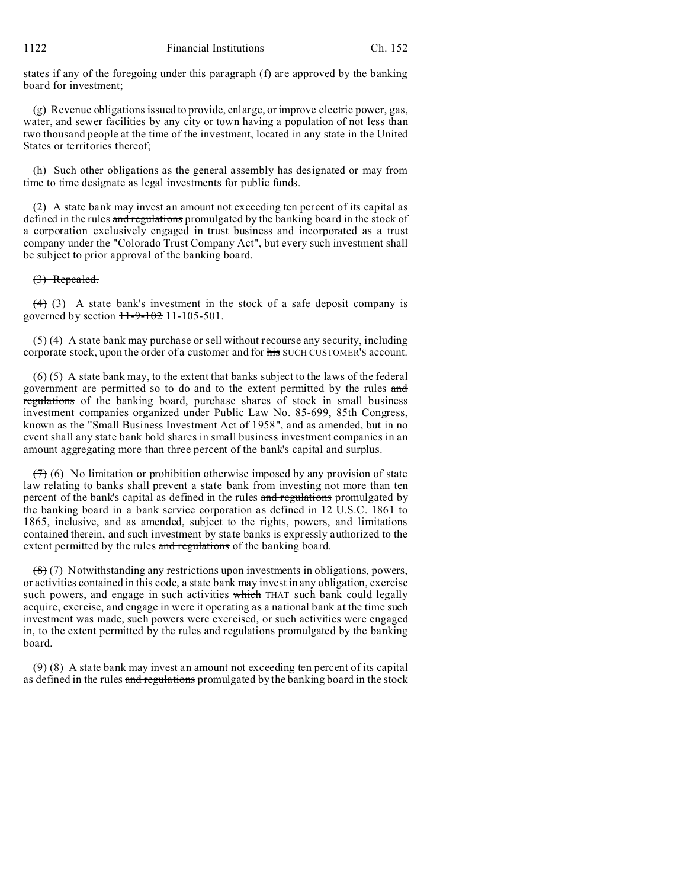states if any of the foregoing under this paragraph (f) are approved by the banking board for investment;

(g) Revenue obligations issued to provide, enlarge, or improve electric power, gas, water, and sewer facilities by any city or town having a population of not less than two thousand people at the time of the investment, located in any state in the United States or territories thereof;

(h) Such other obligations as the general assembly has designated or may from time to time designate as legal investments for public funds.

(2) A state bank may invest an amount not exceeding ten percent of its capital as defined in the rules ~~and regulations~~ promulgated by the banking board in the stock of a corporation exclusively engaged in trust business and incorporated as a trust company under the "Colorado Trust Company Act", but every such investment shall be subject to prior approval of the banking board.

~~(3) Repealed.~~

~~(4)~~ (3) A state bank's investment in the stock of a safe deposit company is governed by section ~~11-9-102~~ 11-105-501.

~~(5)~~ (4) A state bank may purchase or sell without recourse any security, including corporate stock, upon the order of a customer and for ~~his~~ SUCH CUSTOMER'S account.

~~(6)~~ (5) A state bank may, to the extent that banks subject to the laws of the federal government are permitted so to do and to the extent permitted by the rules ~~and regulations~~ of the banking board, purchase shares of stock in small business investment companies organized under Public Law No. 85-699, 85th Congress, known as the "Small Business Investment Act of 1958", and as amended, but in no event shall any state bank hold shares in small business investment companies in an amount aggregating more than three percent of the bank's capital and surplus.

~~(7)~~ (6) No limitation or prohibition otherwise imposed by any provision of state law relating to banks shall prevent a state bank from investing not more than ten percent of the bank's capital as defined in the rules ~~and regulations~~ promulgated by the banking board in a bank service corporation as defined in 12 U.S.C. 1861 to 1865, inclusive, and as amended, subject to the rights, powers, and limitations contained therein, and such investment by state banks is expressly authorized to the extent permitted by the rules ~~and regulations~~ of the banking board.

~~(8)~~ (7) Notwithstanding any restrictions upon investments in obligations, powers, or activities contained in this code, a state bank may invest in any obligation, exercise such powers, and engage in such activities ~~which~~ THAT such bank could legally acquire, exercise, and engage in were it operating as a national bank at the time such investment was made, such powers were exercised, or such activities were engaged in, to the extent permitted by the rules ~~and regulations~~ promulgated by the banking board.

~~(9)~~ (8) A state bank may invest an amount not exceeding ten percent of its capital as defined in the rules ~~and regulations~~ promulgated by the banking board in the stock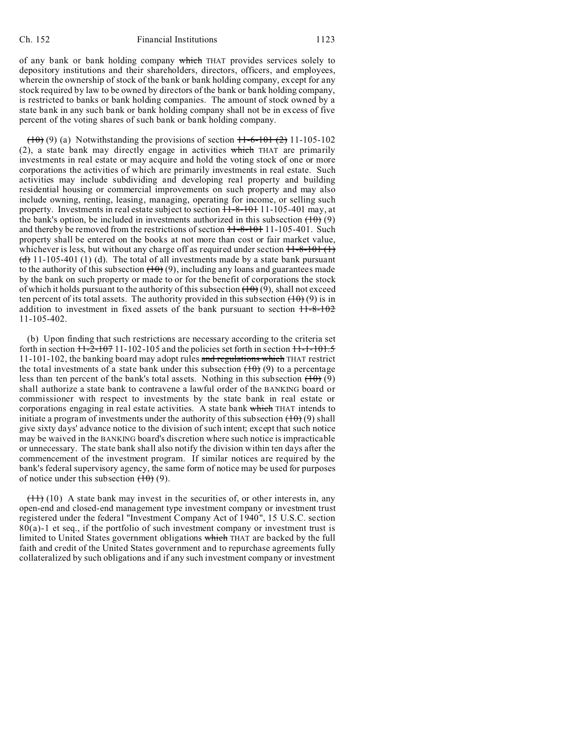of any bank or bank holding company ~~which~~ THAT provides services solely to depository institutions and their shareholders, directors, officers, and employees, wherein the ownership of stock of the bank or bank holding company, except for any stock required by law to be owned by directors of the bank or bank holding company, is restricted to banks or bank holding companies. The amount of stock owned by a state bank in any such bank or bank holding company shall not be in excess of five percent of the voting shares of such bank or bank holding company.

~~(10)~~ (9) (a) Notwithstanding the provisions of section ~~11-6-101 (2)~~ 11-105-102 (2), a state bank may directly engage in activities ~~which~~ THAT are primarily investments in real estate or may acquire and hold the voting stock of one or more corporations the activities of which are primarily investments in real estate. Such activities may include subdividing and developing real property and building residential housing or commercial improvements on such property and may also include owning, renting, leasing, managing, operating for income, or selling such property. Investments in real estate subject to section ~~11-8-101~~ 11-105-401 may, at the bank's option, be included in investments authorized in this subsection ~~(10)~~ (9) and thereby be removed from the restrictions of section ~~11-8-101~~ 11-105-401. Such property shall be entered on the books at not more than cost or fair market value, whichever is less, but without any charge off as required under section ~~11-8-101 (1) (d)~~ 11-105-401 (1) (d). The total of all investments made by a state bank pursuant to the authority of this subsection ~~(10)~~ (9), including any loans and guarantees made by the bank on such property or made to or for the benefit of corporations the stock of which it holds pursuant to the authority of this subsection ~~(10)~~ (9), shall not exceed ten percent of its total assets. The authority provided in this subsection ~~(10)~~ (9) is in addition to investment in fixed assets of the bank pursuant to section ~~11-8-102~~ 11-105-402.

(b) Upon finding that such restrictions are necessary according to the criteria set forth in section ~~11-2-107~~ 11-102-105 and the policies set forth in section ~~11-1-101.5~~ 11-101-102, the banking board may adopt rules ~~and regulations which~~ THAT restrict the total investments of a state bank under this subsection ~~(10)~~ (9) to a percentage less than ten percent of the bank's total assets. Nothing in this subsection ~~(10)~~ (9) shall authorize a state bank to contravene a lawful order of the BANKING board or commissioner with respect to investments by the state bank in real estate or corporations engaging in real estate activities. A state bank ~~which~~ THAT intends to initiate a program of investments under the authority of this subsection ~~(10)~~ (9) shall give sixty days' advance notice to the division of such intent; except that such notice may be waived in the BANKING board's discretion where such notice is impracticable or unnecessary. The state bank shall also notify the division within ten days after the commencement of the investment program. If similar notices are required by the bank's federal supervisory agency, the same form of notice may be used for purposes of notice under this subsection ~~(10)~~ (9).

~~(11)~~ (10) A state bank may invest in the securities of, or other interests in, any open-end and closed-end management type investment company or investment trust registered under the federal "Investment Company Act of 1940", 15 U.S.C. section 80(a)-1 et seq., if the portfolio of such investment company or investment trust is limited to United States government obligations ~~which~~ THAT are backed by the full faith and credit of the United States government and to repurchase agreements fully collateralized by such obligations and if any such investment company or investment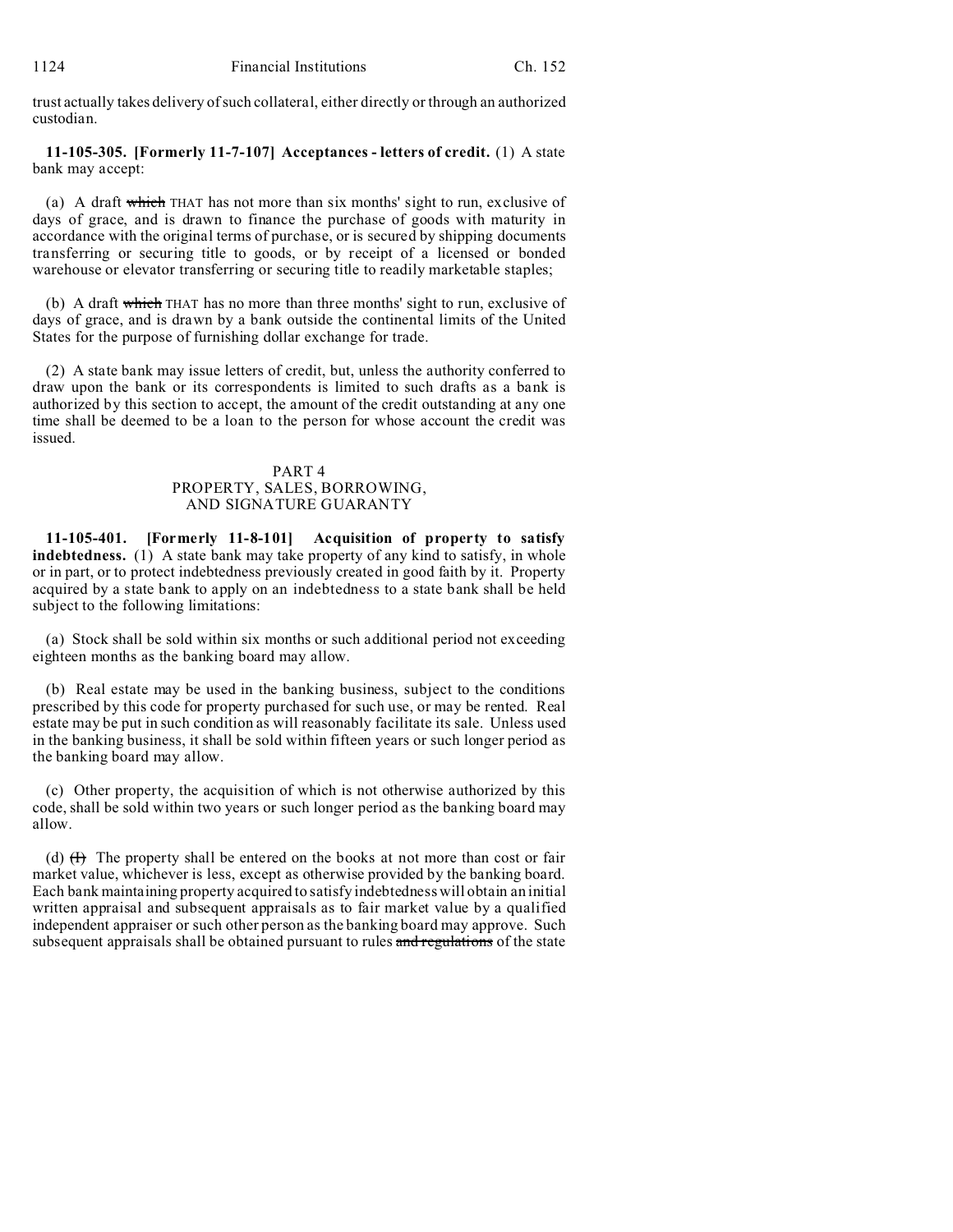trust actually takes delivery of such collateral, either directly or through an authorized custodian.

**11-105-305. [Formerly 11-7-107] Acceptances - letters of credit.** (1) A state bank may accept:

(a) A draft ~~which~~ THAT has not more than six months' sight to run, exclusive of days of grace, and is drawn to finance the purchase of goods with maturity in accordance with the original terms of purchase, or is secured by shipping documents transferring or securing title to goods, or by receipt of a licensed or bonded warehouse or elevator transferring or securing title to readily marketable staples;

(b) A draft ~~which~~ THAT has no more than three months' sight to run, exclusive of days of grace, and is drawn by a bank outside the continental limits of the United States for the purpose of furnishing dollar exchange for trade.

(2) A state bank may issue letters of credit, but, unless the authority conferred to draw upon the bank or its correspondents is limited to such drafts as a bank is authorized by this section to accept, the amount of the credit outstanding at any one time shall be deemed to be a loan to the person for whose account the credit was issued.

## PART 4
## PROPERTY, SALES, BORROWING, AND SIGNATURE GUARANTY

**11-105-401. [Formerly 11-8-101] Acquisition of property to satisfy indebtedness.** (1) A state bank may take property of any kind to satisfy, in whole or in part, or to protect indebtedness previously created in good faith by it. Property acquired by a state bank to apply on an indebtedness to a state bank shall be held subject to the following limitations:

(a) Stock shall be sold within six months or such additional period not exceeding eighteen months as the banking board may allow.

(b) Real estate may be used in the banking business, subject to the conditions prescribed by this code for property purchased for such use, or may be rented. Real estate may be put in such condition as will reasonably facilitate its sale. Unless used in the banking business, it shall be sold within fifteen years or such longer period as the banking board may allow.

(c) Other property, the acquisition of which is not otherwise authorized by this code, shall be sold within two years or such longer period as the banking board may allow.

(d) ~~(I)~~ The property shall be entered on the books at not more than cost or fair market value, whichever is less, except as otherwise provided by the banking board. Each bank maintaining property acquired to satisfy indebtedness will obtain an initial written appraisal and subsequent appraisals as to fair market value by a qualified independent appraiser or such other person as the banking board may approve. Such subsequent appraisals shall be obtained pursuant to rules ~~and regulations~~ of the state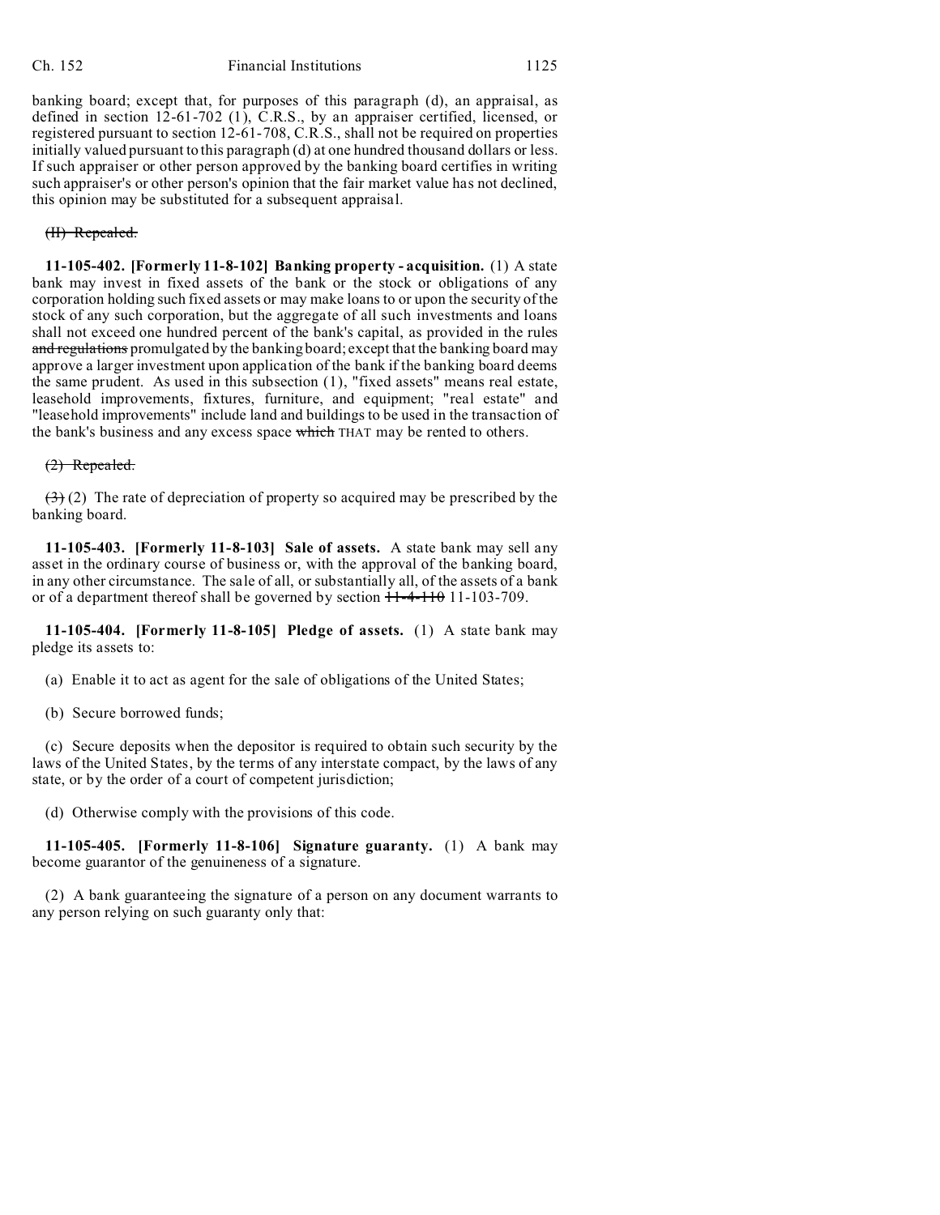banking board; except that, for purposes of this paragraph (d), an appraisal, as defined in section 12-61-702 (1), C.R.S., by an appraiser certified, licensed, or registered pursuant to section 12-61-708, C.R.S., shall not be required on properties initially valued pursuant to this paragraph (d) at one hundred thousand dollars or less. If such appraiser or other person approved by the banking board certifies in writing such appraiser's or other person's opinion that the fair market value has not declined, this opinion may be substituted for a subsequent appraisal.

~~(II) Repealed.~~

**11-105-402. [Formerly 11-8-102] Banking property - acquisition.** (1) A state bank may invest in fixed assets of the bank or the stock or obligations of any corporation holding such fixed assets or may make loans to or upon the security of the stock of any such corporation, but the aggregate of all such investments and loans shall not exceed one hundred percent of the bank's capital, as provided in the rules ~~and regulations~~ promulgated by the banking board; except that the banking board may approve a larger investment upon application of the bank if the banking board deems the same prudent. As used in this subsection (1), "fixed assets" means real estate, leasehold improvements, fixtures, furniture, and equipment; "real estate" and "leasehold improvements" include land and buildings to be used in the transaction of the bank's business and any excess space ~~which~~ THAT may be rented to others.

~~(2) Repealed.~~

~~(3)~~ (2) The rate of depreciation of property so acquired may be prescribed by the banking board.

**11-105-403. [Formerly 11-8-103] Sale of assets.** A state bank may sell any asset in the ordinary course of business or, with the approval of the banking board, in any other circumstance. The sale of all, or substantially all, of the assets of a bank or of a department thereof shall be governed by section ~~11-4-110~~ 11-103-709.

**11-105-404. [Formerly 11-8-105] Pledge of assets.** (1) A state bank may pledge its assets to:

(a) Enable it to act as agent for the sale of obligations of the United States;

(b) Secure borrowed funds;

(c) Secure deposits when the depositor is required to obtain such security by the laws of the United States, by the terms of any interstate compact, by the laws of any state, or by the order of a court of competent jurisdiction;

(d) Otherwise comply with the provisions of this code.

**11-105-405. [Formerly 11-8-106] Signature guaranty.** (1) A bank may become guarantor of the genuineness of a signature.

(2) A bank guaranteeing the signature of a person on any document warrants to any person relying on such guaranty only that: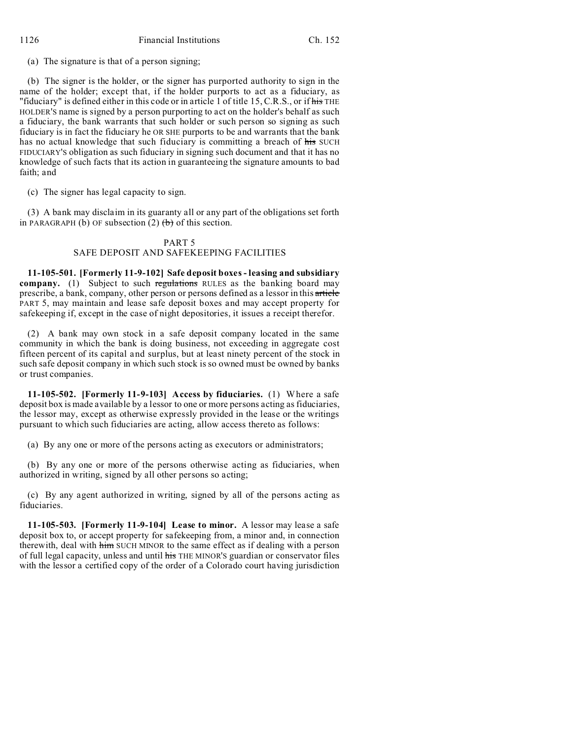(a) The signature is that of a person signing;

(b) The signer is the holder, or the signer has purported authority to sign in the name of the holder; except that, if the holder purports to act as a fiduciary, as "fiduciary" is defined either in this code or in article 1 of title 15, C.R.S., or if ~~his~~ THE HOLDER'S name is signed by a person purporting to act on the holder's behalf as such a fiduciary, the bank warrants that such holder or such person so signing as such fiduciary is in fact the fiduciary he OR SHE purports to be and warrants that the bank has no actual knowledge that such fiduciary is committing a breach of ~~his~~ SUCH FIDUCIARY'S obligation as such fiduciary in signing such document and that it has no knowledge of such facts that its action in guaranteeing the signature amounts to bad faith; and

(c) The signer has legal capacity to sign.

(3) A bank may disclaim in its guaranty all or any part of the obligations set forth in PARAGRAPH (b) OF subsection (2) ~~(b)~~ of this section.

## PART 5
## SAFE DEPOSIT AND SAFEKEEPING FACILITIES

**11-105-501. [Formerly 11-9-102] Safe deposit boxes - leasing and subsidiary company.** (1) Subject to such ~~regulations~~ RULES as the banking board may prescribe, a bank, company, other person or persons defined as a lessor in this ~~article~~ PART 5, may maintain and lease safe deposit boxes and may accept property for safekeeping if, except in the case of night depositories, it issues a receipt therefor.

(2) A bank may own stock in a safe deposit company located in the same community in which the bank is doing business, not exceeding in aggregate cost fifteen percent of its capital and surplus, but at least ninety percent of the stock in such safe deposit company in which such stock is so owned must be owned by banks or trust companies.

**11-105-502. [Formerly 11-9-103] Access by fiduciaries.** (1) Where a safe deposit box is made available by a lessor to one or more persons acting as fiduciaries, the lessor may, except as otherwise expressly provided in the lease or the writings pursuant to which such fiduciaries are acting, allow access thereto as follows:

(a) By any one or more of the persons acting as executors or administrators;

(b) By any one or more of the persons otherwise acting as fiduciaries, when authorized in writing, signed by all other persons so acting;

(c) By any agent authorized in writing, signed by all of the persons acting as fiduciaries.

**11-105-503. [Formerly 11-9-104] Lease to minor.** A lessor may lease a safe deposit box to, or accept property for safekeeping from, a minor and, in connection therewith, deal with ~~him~~ SUCH MINOR to the same effect as if dealing with a person of full legal capacity, unless and until ~~his~~ THE MINOR'S guardian or conservator files with the lessor a certified copy of the order of a Colorado court having jurisdiction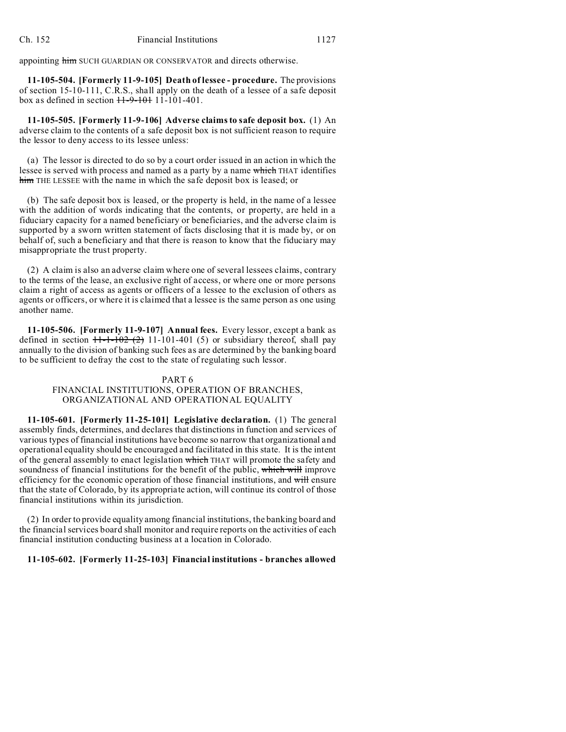appointing ~~him~~ SUCH GUARDIAN OR CONSERVATOR and directs otherwise.

**11-105-504. [Formerly 11-9-105] Death of lessee - procedure.** The provisions of section 15-10-111, C.R.S., shall apply on the death of a lessee of a safe deposit box as defined in section ~~11-9-101~~ 11-101-401.

**11-105-505. [Formerly 11-9-106] Adverse claims to safe deposit box.** (1) An adverse claim to the contents of a safe deposit box is not sufficient reason to require the lessor to deny access to its lessee unless:

(a) The lessor is directed to do so by a court order issued in an action in which the lessee is served with process and named as a party by a name ~~which~~ THAT identifies ~~him~~ THE LESSEE with the name in which the safe deposit box is leased; or

(b) The safe deposit box is leased, or the property is held, in the name of a lessee with the addition of words indicating that the contents, or property, are held in a fiduciary capacity for a named beneficiary or beneficiaries, and the adverse claim is supported by a sworn written statement of facts disclosing that it is made by, or on behalf of, such a beneficiary and that there is reason to know that the fiduciary may misappropriate the trust property.

(2) A claim is also an adverse claim where one of several lessees claims, contrary to the terms of the lease, an exclusive right of access, or where one or more persons claim a right of access as agents or officers of a lessee to the exclusion of others as agents or officers, or where it is claimed that a lessee is the same person as one using another name.

**11-105-506. [Formerly 11-9-107] Annual fees.** Every lessor, except a bank as defined in section ~~11-1-102 (2)~~ 11-101-401 (5) or subsidiary thereof, shall pay annually to the division of banking such fees as are determined by the banking board to be sufficient to defray the cost to the state of regulating such lessor.

## PART 6
## FINANCIAL INSTITUTIONS, OPERATION OF BRANCHES, ORGANIZATIONAL AND OPERATIONAL EQUALITY

**11-105-601. [Formerly 11-25-101] Legislative declaration.** (1) The general assembly finds, determines, and declares that distinctions in function and services of various types of financial institutions have become so narrow that organizational and operational equality should be encouraged and facilitated in this state. It is the intent of the general assembly to enact legislation ~~which~~ THAT will promote the safety and soundness of financial institutions for the benefit of the public, ~~which will~~ improve efficiency for the economic operation of those financial institutions, and ~~will~~ ensure that the state of Colorado, by its appropriate action, will continue its control of those financial institutions within its jurisdiction.

(2) In order to provide equality among financial institutions, the banking board and the financial services board shall monitor and require reports on the activities of each financial institution conducting business at a location in Colorado.

**11-105-602. [Formerly 11-25-103] Financial institutions - branches allowed**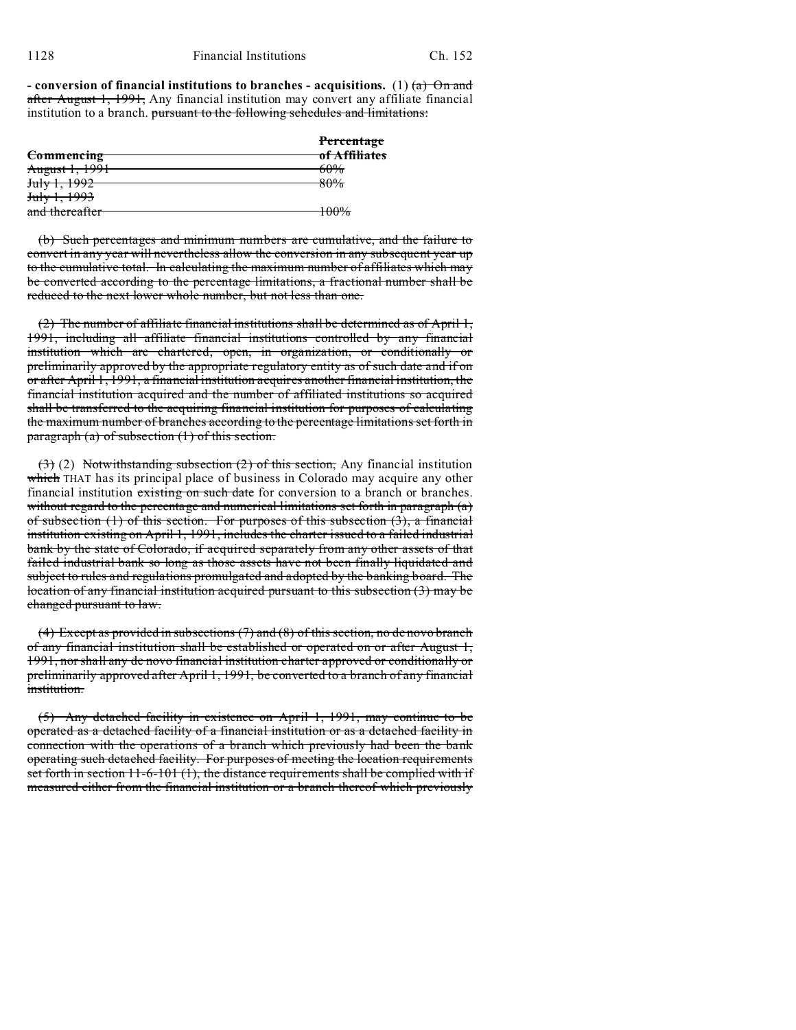**- conversion of financial institutions to branches - acquisitions.** (1) ~~(a) On and after August 1, 1991,~~ Any financial institution may convert any affiliate financial institution to a branch. ~~pursuant to the following schedules and limitations:~~

| ~~Commencing~~ | ~~Percentage of Affiliates~~ |
|---|---|
| ~~August 1, 1991~~ | ~~60%~~ |
| ~~July 1, 1992~~ | ~~80%~~ |
| ~~July 1, 1993 and thereafter~~ | ~~100%~~ |

~~(b) Such percentages and minimum numbers are cumulative, and the failure to convert in any year will nevertheless allow the conversion in any subsequent year up to the cumulative total. In calculating the maximum number of affiliates which may be converted according to the percentage limitations, a fractional number shall be reduced to the next lower whole number, but not less than one.~~

~~(2) The number of affiliate financial institutions shall be determined as of April 1, 1991, including all affiliate financial institutions controlled by any financial institution which are chartered, open, in organization, or conditionally or preliminarily approved by the appropriate regulatory entity as of such date and if on or after April 1, 1991, a financial institution acquires another financial institution, the financial institution acquired and the number of affiliated institutions so acquired shall be transferred to the acquiring financial institution for purposes of calculating the maximum number of branches according to the percentage limitations set forth in paragraph (a) of subsection (1) of this section.~~

~~(3)~~ (2) ~~Notwithstanding subsection (2) of this section,~~ Any financial institution ~~which~~ THAT has its principal place of business in Colorado may acquire any other financial institution ~~existing on such date~~ for conversion to a branch or branches. ~~without regard to the percentage and numerical limitations set forth in paragraph (a) of subsection (1) of this section. For purposes of this subsection (3), a financial institution existing on April 1, 1991, includes the charter issued to a failed industrial bank by the state of Colorado, if acquired separately from any other assets of that failed industrial bank so long as those assets have not been finally liquidated and subject to rules and regulations promulgated and adopted by the banking board. The location of any financial institution acquired pursuant to this subsection (3) may be changed pursuant to law.~~

~~(4) Except as provided in subsections (7) and (8) of this section, no de novo branch of any financial institution shall be established or operated on or after August 1, 1991, nor shall any de novo financial institution charter approved or conditionally or preliminarily approved after April 1, 1991, be converted to a branch of any financial institution.~~

~~(5) Any detached facility in existence on April 1, 1991, may continue to be operated as a detached facility of a financial institution or as a detached facility in connection with the operations of a branch which previously had been the bank operating such detached facility. For purposes of meeting the location requirements set forth in section 11-6-101 (1), the distance requirements shall be complied with if measured either from the financial institution or a branch thereof which previously~~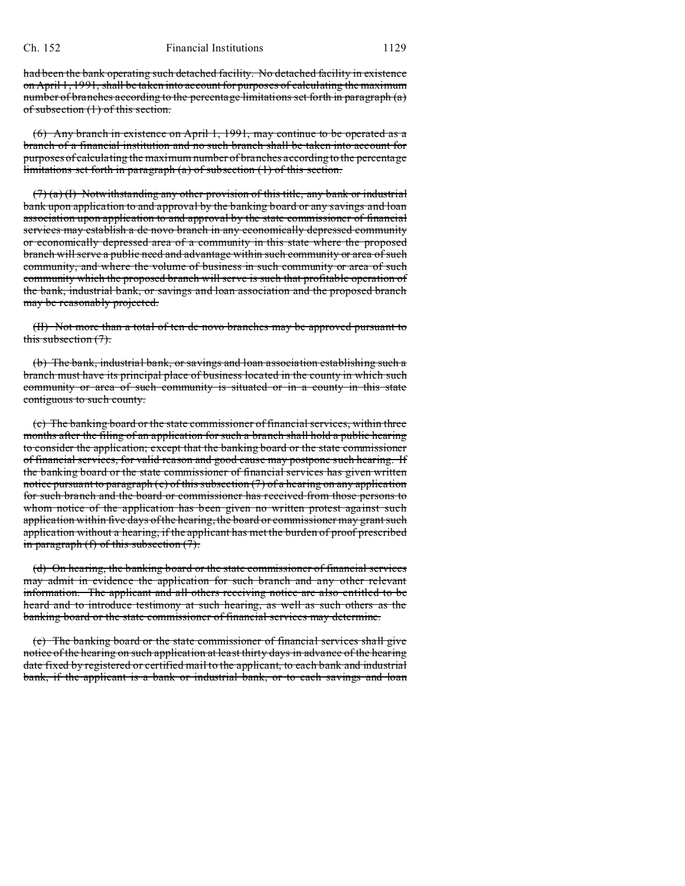~~had been the bank operating such detached facility. No detached facility in existence on April 1, 1991, shall be taken into account for purposes of calculating the maximum number of branches according to the percentage limitations set forth in paragraph (a) of subsection (1) of this section.~~

~~(6) Any branch in existence on April 1, 1991, may continue to be operated as a branch of a financial institution and no such branch shall be taken into account for purposes of calculating the maximum number of branches according to the percentage limitations set forth in paragraph (a) of subsection (1) of this section.~~

~~(7) (a) (I) Notwithstanding any other provision of this title, any bank or industrial bank upon application to and approval by the banking board or any savings and loan association upon application to and approval by the state commissioner of financial services may establish a de novo branch in any economically depressed community or economically depressed area of a community in this state where the proposed branch will serve a public need and advantage within such community or area of such community, and where the volume of business in such community or area of such community which the proposed branch will serve is such that profitable operation of the bank, industrial bank, or savings and loan association and the proposed branch may be reasonably projected.~~

~~(II) Not more than a total of ten de novo branches may be approved pursuant to this subsection (7).~~

~~(b) The bank, industrial bank, or savings and loan association establishing such a branch must have its principal place of business located in the county in which such community or area of such community is situated or in a county in this state contiguous to such county.~~

~~(c) The banking board or the state commissioner of financial services, within three months after the filing of an application for such a branch shall hold a public hearing to consider the application; except that the banking board or the state commissioner of financial services, for valid reason and good cause may postpone such hearing. If the banking board or the state commissioner of financial services has given written notice pursuant to paragraph (e) of this subsection (7) of a hearing on any application for such branch and the board or commissioner has received from those persons to whom notice of the application has been given no written protest against such application within five days of the hearing, the board or commissioner may grant such application without a hearing, if the applicant has met the burden of proof prescribed in paragraph (f) of this subsection (7).~~

~~(d) On hearing, the banking board or the state commissioner of financial services may admit in evidence the application for such branch and any other relevant information. The applicant and all others receiving notice are also entitled to be heard and to introduce testimony at such hearing, as well as such others as the banking board or the state commissioner of financial services may determine.~~

~~(e) The banking board or the state commissioner of financial services shall give notice of the hearing on such application at least thirty days in advance of the hearing date fixed by registered or certified mail to the applicant, to each bank and industrial bank, if the applicant is a bank or industrial bank, or to each savings and loan~~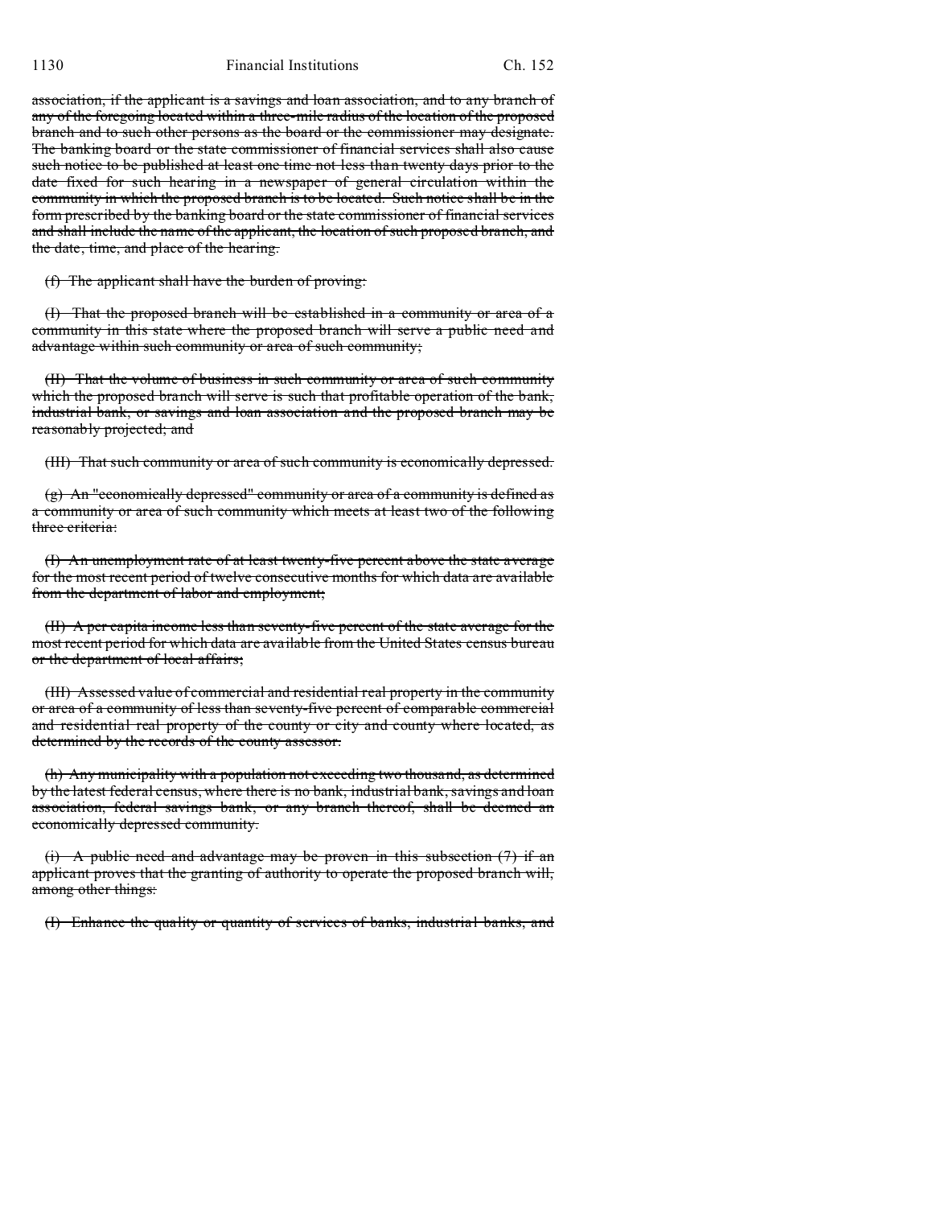association, if the applicant is a savings and loan association, and to any branch of any of the foregoing located within a three-mile radius of the location of the proposed branch and to such other persons as the board or the commissioner may designate. The banking board or the state commissioner of financial services shall also cause such notice to be published at least one time not less than twenty days prior to the date fixed for such hearing in a newspaper of general circulation within the community in which the proposed branch is to be located. Such notice shall be in the form prescribed by the banking board or the state commissioner of financial services and shall include the name of the applicant, the location of such proposed branch, and the date, time, and place of the hearing.

(f) The applicant shall have the burden of proving:

(I) That the proposed branch will be established in a community or area of a community in this state where the proposed branch will serve a public need and advantage within such community or area of such community;

(II) That the volume of business in such community or area of such community which the proposed branch will serve is such that profitable operation of the bank, industrial bank, or savings and loan association and the proposed branch may be reasonably projected; and

(III) That such community or area of such community is economically depressed.

(g) An "economically depressed" community or area of a community is defined as a community or area of such community which meets at least two of the following three criteria:

(I) An unemployment rate of at least twenty-five percent above the state average for the most recent period of twelve consecutive months for which data are available from the department of labor and employment;

(II) A per capita income less than seventy-five percent of the state average for the most recent period for which data are available from the United States census bureau or the department of local affairs;

(III) Assessed value of commercial and residential real property in the community or area of a community of less than seventy-five percent of comparable commercial and residential real property of the county or city and county where located, as determined by the records of the county assessor.

(h) Any municipality with a population not exceeding two thousand, as determined by the latest federal census, where there is no bank, industrial bank, savings and loan association, federal savings bank, or any branch thereof, shall be deemed an economically depressed community.

(i) A public need and advantage may be proven in this subsection (7) if an applicant proves that the granting of authority to operate the proposed branch will, among other things:

(I) Enhance the quality or quantity of services of banks, industrial banks, and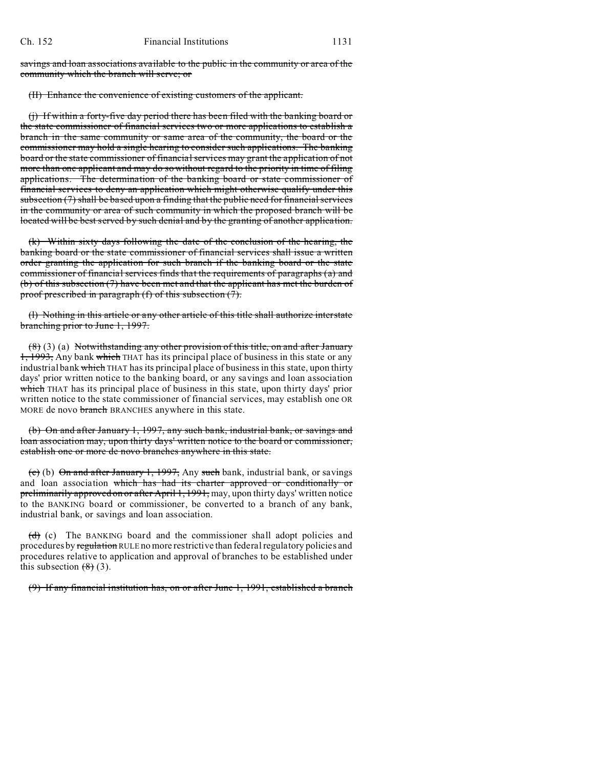savings and loan associations available to the public in the community or area of the community which the branch will serve; or

(II) Enhance the convenience of existing customers of the applicant.

(j) If within a forty-five day period there has been filed with the banking board or the state commissioner of financial services two or more applications to establish a branch in the same community or same area of the community, the board or the commissioner may hold a single hearing to consider such applications. The banking board or the state commissioner of financial services may grant the application of not more than one applicant and may do so without regard to the priority in time of filing applications. The determination of the banking board or state commissioner of financial services to deny an application which might otherwise qualify under this subsection (7) shall be based upon a finding that the public need for financial services in the community or area of such community in which the proposed branch will be located will be best served by such denial and by the granting of another application.

(k) Within sixty days following the date of the conclusion of the hearing, the banking board or the state commissioner of financial services shall issue a written order granting the application for such branch if the banking board or the state commissioner of financial services finds that the requirements of paragraphs (a) and (b) of this subsection (7) have been met and that the applicant has met the burden of proof prescribed in paragraph (f) of this subsection (7).

(l) Nothing in this article or any other article of this title shall authorize interstate branching prior to June 1, 1997.

(8) (3) (a) Notwithstanding any other provision of this title, on and after January 1, 1993, Any bank which THAT has its principal place of business in this state or any industrial bank which THAT has its principal place of business in this state, upon thirty days' prior written notice to the banking board, or any savings and loan association which THAT has its principal place of business in this state, upon thirty days' prior written notice to the state commissioner of financial services, may establish one OR MORE de novo branch BRANCHES anywhere in this state.

(b) On and after January 1, 1997, any such bank, industrial bank, or savings and loan association may, upon thirty days' written notice to the board or commissioner, establish one or more de novo branches anywhere in this state.

(c) (b) On and after January 1, 1997, Any such bank, industrial bank, or savings and loan association which has had its charter approved or conditionally or preliminarily approved on or after April 1, 1991, may, upon thirty days' written notice to the BANKING board or commissioner, be converted to a branch of any bank, industrial bank, or savings and loan association.

(d) (c) The BANKING board and the commissioner shall adopt policies and procedures by regulation RULE no more restrictive than federal regulatory policies and procedures relative to application and approval of branches to be established under this subsection (8) (3).

(9) If any financial institution has, on or after June 1, 1991, established a branch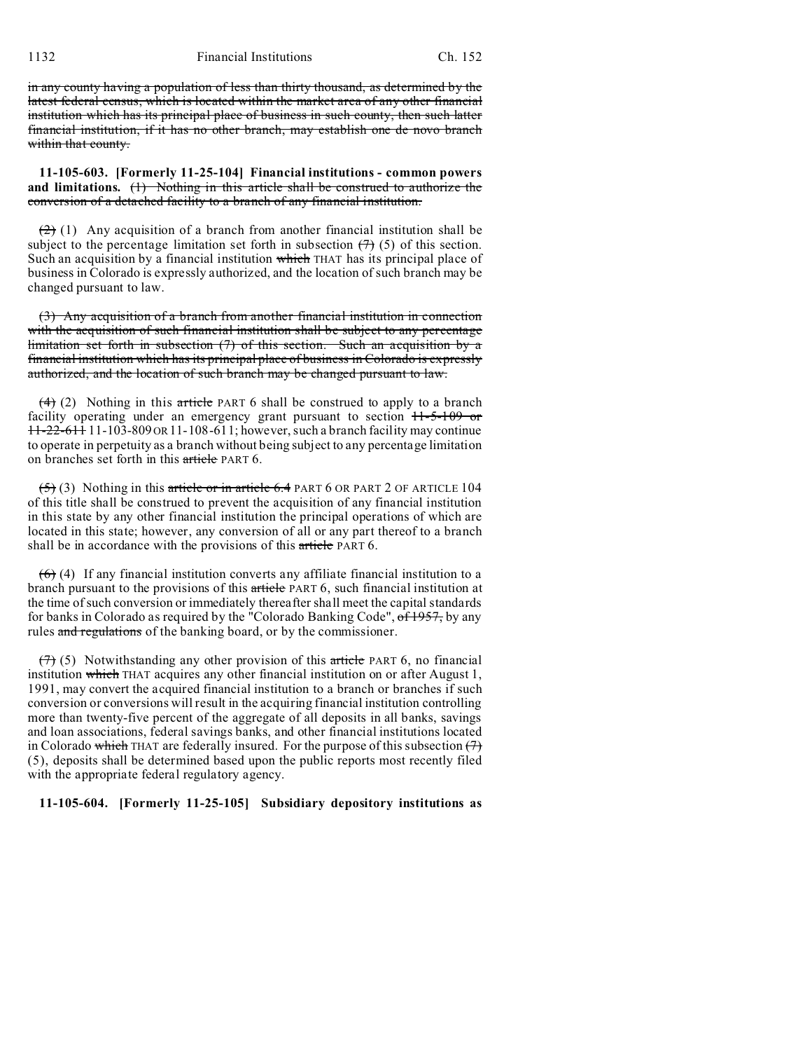~~in any county having a population of less than thirty thousand, as determined by the latest federal census, which is located within the market area of any other financial institution which has its principal place of business in such county, then such latter financial institution, if it has no other branch, may establish one de novo branch within that county.~~

**11-105-603. [Formerly 11-25-104] Financial institutions - common powers and limitations.** ~~(1) Nothing in this article shall be construed to authorize the conversion of a detached facility to a branch of any financial institution.~~

~~(2)~~ (1) Any acquisition of a branch from another financial institution shall be subject to the percentage limitation set forth in subsection ~~(7)~~ (5) of this section. Such an acquisition by a financial institution ~~which~~ THAT has its principal place of business in Colorado is expressly authorized, and the location of such branch may be changed pursuant to law.

~~(3) Any acquisition of a branch from another financial institution in connection with the acquisition of such financial institution shall be subject to any percentage limitation set forth in subsection (7) of this section. Such an acquisition by a financial institution which has its principal place of business in Colorado is expressly authorized, and the location of such branch may be changed pursuant to law.~~

~~(4)~~ (2) Nothing in this ~~article~~ PART 6 shall be construed to apply to a branch facility operating under an emergency grant pursuant to section ~~11-5-109 or 11-22-611~~ 11-103-809 OR 11-108-611; however, such a branch facility may continue to operate in perpetuity as a branch without being subject to any percentage limitation on branches set forth in this ~~article~~ PART 6.

~~(5)~~ (3) Nothing in this ~~article or in article 6.4~~ PART 6 OR PART 2 OF ARTICLE 104 of this title shall be construed to prevent the acquisition of any financial institution in this state by any other financial institution the principal operations of which are located in this state; however, any conversion of all or any part thereof to a branch shall be in accordance with the provisions of this ~~article~~ PART 6.

~~(6)~~ (4) If any financial institution converts any affiliate financial institution to a branch pursuant to the provisions of this ~~article~~ PART 6, such financial institution at the time of such conversion or immediately thereafter shall meet the capital standards for banks in Colorado as required by the "Colorado Banking Code", ~~of 1957,~~ by any rules ~~and regulations~~ of the banking board, or by the commissioner.

~~(7)~~ (5) Notwithstanding any other provision of this ~~article~~ PART 6, no financial institution ~~which~~ THAT acquires any other financial institution on or after August 1, 1991, may convert the acquired financial institution to a branch or branches if such conversion or conversions will result in the acquiring financial institution controlling more than twenty-five percent of the aggregate of all deposits in all banks, savings and loan associations, federal savings banks, and other financial institutions located in Colorado ~~which~~ THAT are federally insured. For the purpose of this subsection ~~(7)~~ (5), deposits shall be determined based upon the public reports most recently filed with the appropriate federal regulatory agency.

**11-105-604. [Formerly 11-25-105] Subsidiary depository institutions as**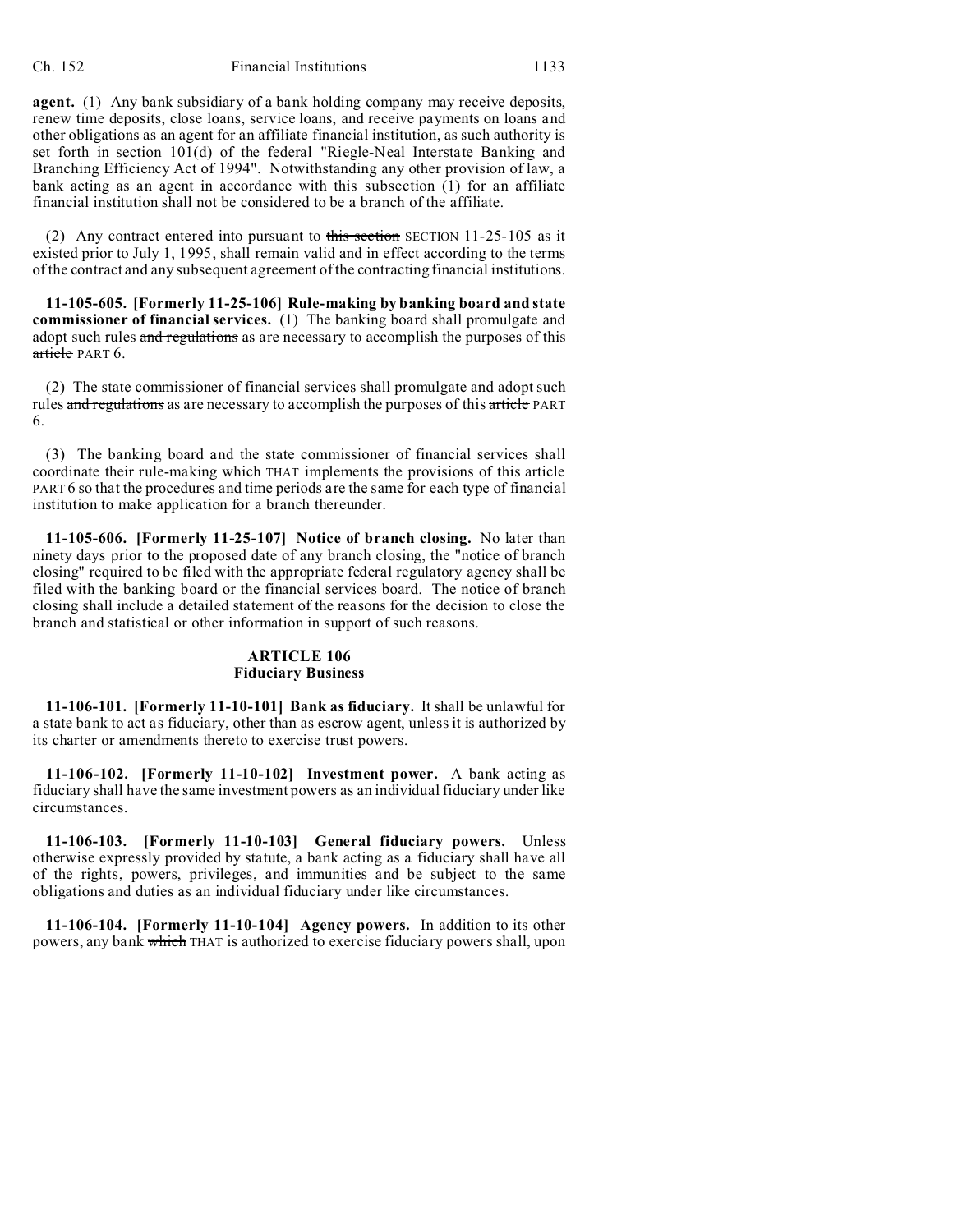**agent.** (1) Any bank subsidiary of a bank holding company may receive deposits, renew time deposits, close loans, service loans, and receive payments on loans and other obligations as an agent for an affiliate financial institution, as such authority is set forth in section 101(d) of the federal "Riegle-Neal Interstate Banking and Branching Efficiency Act of 1994". Notwithstanding any other provision of law, a bank acting as an agent in accordance with this subsection (1) for an affiliate financial institution shall not be considered to be a branch of the affiliate.

(2) Any contract entered into pursuant to ~~this section~~ SECTION 11-25-105 as it existed prior to July 1, 1995, shall remain valid and in effect according to the terms of the contract and any subsequent agreement of the contracting financial institutions.

**11-105-605. [Formerly 11-25-106] Rule-making by banking board and state commissioner of financial services.** (1) The banking board shall promulgate and adopt such rules ~~and regulations~~ as are necessary to accomplish the purposes of this ~~article~~ PART 6.

(2) The state commissioner of financial services shall promulgate and adopt such rules ~~and regulations~~ as are necessary to accomplish the purposes of this ~~article~~ PART 6.

(3) The banking board and the state commissioner of financial services shall coordinate their rule-making ~~which~~ THAT implements the provisions of this ~~article~~ PART 6 so that the procedures and time periods are the same for each type of financial institution to make application for a branch thereunder.

**11-105-606. [Formerly 11-25-107] Notice of branch closing.** No later than ninety days prior to the proposed date of any branch closing, the "notice of branch closing" required to be filed with the appropriate federal regulatory agency shall be filed with the banking board or the financial services board. The notice of branch closing shall include a detailed statement of the reasons for the decision to close the branch and statistical or other information in support of such reasons.

## ARTICLE 106
## Fiduciary Business

**11-106-101. [Formerly 11-10-101] Bank as fiduciary.** It shall be unlawful for a state bank to act as fiduciary, other than as escrow agent, unless it is authorized by its charter or amendments thereto to exercise trust powers.

**11-106-102. [Formerly 11-10-102] Investment power.** A bank acting as fiduciary shall have the same investment powers as an individual fiduciary under like circumstances.

**11-106-103. [Formerly 11-10-103] General fiduciary powers.** Unless otherwise expressly provided by statute, a bank acting as a fiduciary shall have all of the rights, powers, privileges, and immunities and be subject to the same obligations and duties as an individual fiduciary under like circumstances.

**11-106-104. [Formerly 11-10-104] Agency powers.** In addition to its other powers, any bank ~~which~~ THAT is authorized to exercise fiduciary powers shall, upon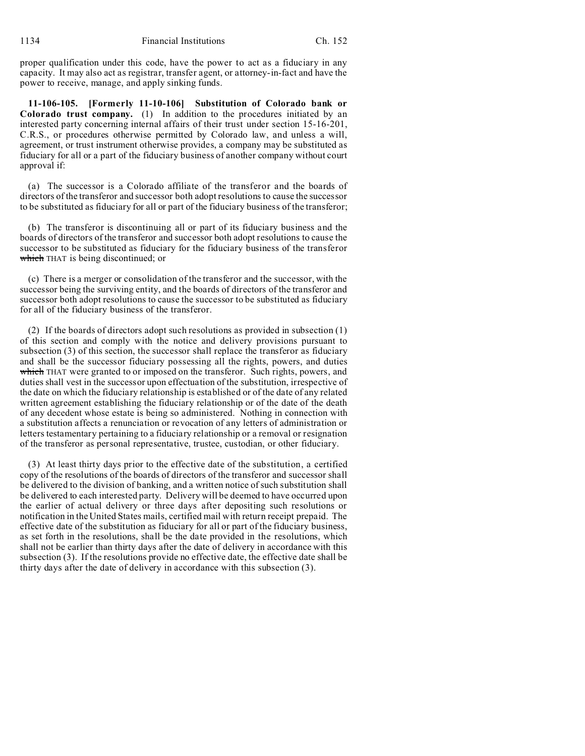proper qualification under this code, have the power to act as a fiduciary in any capacity. It may also act as registrar, transfer agent, or attorney-in-fact and have the power to receive, manage, and apply sinking funds.

**11-106-105. [Formerly 11-10-106] Substitution of Colorado bank or Colorado trust company.** (1) In addition to the procedures initiated by an interested party concerning internal affairs of their trust under section 15-16-201, C.R.S., or procedures otherwise permitted by Colorado law, and unless a will, agreement, or trust instrument otherwise provides, a company may be substituted as fiduciary for all or a part of the fiduciary business of another company without court approval if:

(a) The successor is a Colorado affiliate of the transferor and the boards of directors of the transferor and successor both adopt resolutions to cause the successor to be substituted as fiduciary for all or part of the fiduciary business of the transferor;

(b) The transferor is discontinuing all or part of its fiduciary business and the boards of directors of the transferor and successor both adopt resolutions to cause the successor to be substituted as fiduciary for the fiduciary business of the transferor ~~which~~ THAT is being discontinued; or

(c) There is a merger or consolidation of the transferor and the successor, with the successor being the surviving entity, and the boards of directors of the transferor and successor both adopt resolutions to cause the successor to be substituted as fiduciary for all of the fiduciary business of the transferor.

(2) If the boards of directors adopt such resolutions as provided in subsection (1) of this section and comply with the notice and delivery provisions pursuant to subsection (3) of this section, the successor shall replace the transferor as fiduciary and shall be the successor fiduciary possessing all the rights, powers, and duties ~~which~~ THAT were granted to or imposed on the transferor. Such rights, powers, and duties shall vest in the successor upon effectuation of the substitution, irrespective of the date on which the fiduciary relationship is established or of the date of any related written agreement establishing the fiduciary relationship or of the date of the death of any decedent whose estate is being so administered. Nothing in connection with a substitution affects a renunciation or revocation of any letters of administration or letters testamentary pertaining to a fiduciary relationship or a removal or resignation of the transferor as personal representative, trustee, custodian, or other fiduciary.

(3) At least thirty days prior to the effective date of the substitution, a certified copy of the resolutions of the boards of directors of the transferor and successor shall be delivered to the division of banking, and a written notice of such substitution shall be delivered to each interested party. Delivery will be deemed to have occurred upon the earlier of actual delivery or three days after depositing such resolutions or notification in the United States mails, certified mail with return receipt prepaid. The effective date of the substitution as fiduciary for all or part of the fiduciary business, as set forth in the resolutions, shall be the date provided in the resolutions, which shall not be earlier than thirty days after the date of delivery in accordance with this subsection (3). If the resolutions provide no effective date, the effective date shall be thirty days after the date of delivery in accordance with this subsection (3).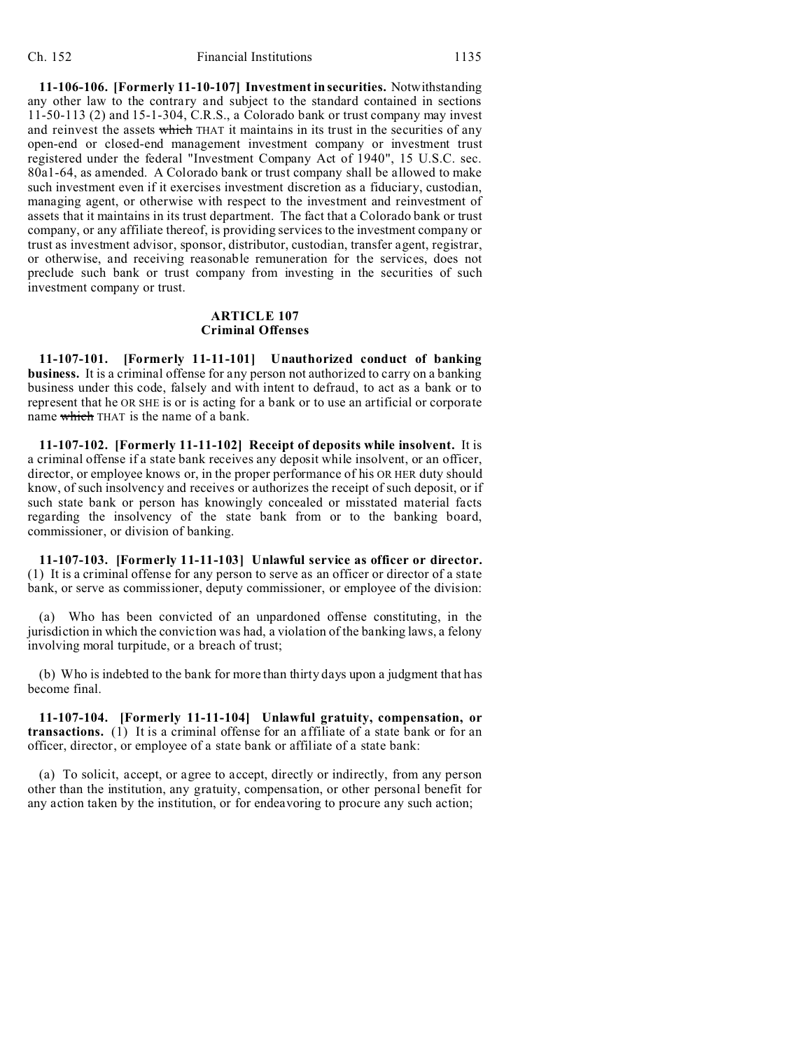**11-106-106. [Formerly 11-10-107] Investment in securities.** Notwithstanding any other law to the contrary and subject to the standard contained in sections 11-50-113 (2) and 15-1-304, C.R.S., a Colorado bank or trust company may invest and reinvest the assets ~~which~~ THAT it maintains in its trust in the securities of any open-end or closed-end management investment company or investment trust registered under the federal "Investment Company Act of 1940", 15 U.S.C. sec. 80a1-64, as amended. A Colorado bank or trust company shall be allowed to make such investment even if it exercises investment discretion as a fiduciary, custodian, managing agent, or otherwise with respect to the investment and reinvestment of assets that it maintains in its trust department. The fact that a Colorado bank or trust company, or any affiliate thereof, is providing services to the investment company or trust as investment advisor, sponsor, distributor, custodian, transfer agent, registrar, or otherwise, and receiving reasonable remuneration for the services, does not preclude such bank or trust company from investing in the securities of such investment company or trust.

## ARTICLE 107
## Criminal Offenses

**11-107-101. [Formerly 11-11-101] Unauthorized conduct of banking business.** It is a criminal offense for any person not authorized to carry on a banking business under this code, falsely and with intent to defraud, to act as a bank or to represent that he OR SHE is or is acting for a bank or to use an artificial or corporate name ~~which~~ THAT is the name of a bank.

**11-107-102. [Formerly 11-11-102] Receipt of deposits while insolvent.** It is a criminal offense if a state bank receives any deposit while insolvent, or an officer, director, or employee knows or, in the proper performance of his OR HER duty should know, of such insolvency and receives or authorizes the receipt of such deposit, or if such state bank or person has knowingly concealed or misstated material facts regarding the insolvency of the state bank from or to the banking board, commissioner, or division of banking.

**11-107-103. [Formerly 11-11-103] Unlawful service as officer or director.** (1) It is a criminal offense for any person to serve as an officer or director of a state bank, or serve as commissioner, deputy commissioner, or employee of the division:

(a) Who has been convicted of an unpardoned offense constituting, in the jurisdiction in which the conviction was had, a violation of the banking laws, a felony involving moral turpitude, or a breach of trust;

(b) Who is indebted to the bank for more than thirty days upon a judgment that has become final.

**11-107-104. [Formerly 11-11-104] Unlawful gratuity, compensation, or transactions.** (1) It is a criminal offense for an affiliate of a state bank or for an officer, director, or employee of a state bank or affiliate of a state bank:

(a) To solicit, accept, or agree to accept, directly or indirectly, from any person other than the institution, any gratuity, compensation, or other personal benefit for any action taken by the institution, or for endeavoring to procure any such action;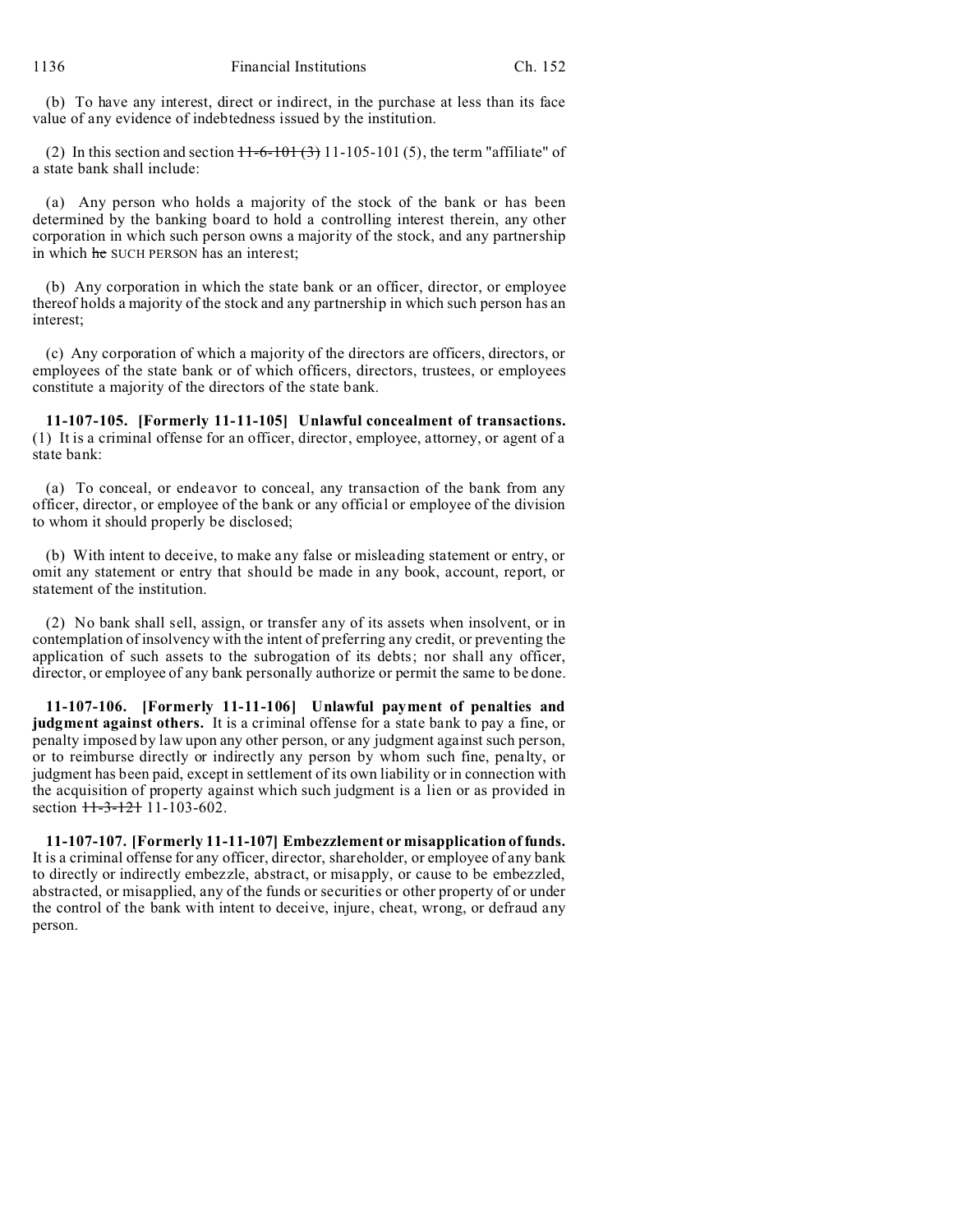(b) To have any interest, direct or indirect, in the purchase at less than its face value of any evidence of indebtedness issued by the institution.

(2) In this section and section ~~11-6-101 (3)~~ 11-105-101 (5), the term "affiliate" of a state bank shall include:

(a) Any person who holds a majority of the stock of the bank or has been determined by the banking board to hold a controlling interest therein, any other corporation in which such person owns a majority of the stock, and any partnership in which ~~he~~ SUCH PERSON has an interest;

(b) Any corporation in which the state bank or an officer, director, or employee thereof holds a majority of the stock and any partnership in which such person has an interest;

(c) Any corporation of which a majority of the directors are officers, directors, or employees of the state bank or of which officers, directors, trustees, or employees constitute a majority of the directors of the state bank.

**11-107-105. [Formerly 11-11-105] Unlawful concealment of transactions.** (1) It is a criminal offense for an officer, director, employee, attorney, or agent of a state bank:

(a) To conceal, or endeavor to conceal, any transaction of the bank from any officer, director, or employee of the bank or any official or employee of the division to whom it should properly be disclosed;

(b) With intent to deceive, to make any false or misleading statement or entry, or omit any statement or entry that should be made in any book, account, report, or statement of the institution.

(2) No bank shall sell, assign, or transfer any of its assets when insolvent, or in contemplation of insolvency with the intent of preferring any credit, or preventing the application of such assets to the subrogation of its debts; nor shall any officer, director, or employee of any bank personally authorize or permit the same to be done.

**11-107-106. [Formerly 11-11-106] Unlawful payment of penalties and judgment against others.** It is a criminal offense for a state bank to pay a fine, or penalty imposed by law upon any other person, or any judgment against such person, or to reimburse directly or indirectly any person by whom such fine, penalty, or judgment has been paid, except in settlement of its own liability or in connection with the acquisition of property against which such judgment is a lien or as provided in section ~~11-3-121~~ 11-103-602.

**11-107-107. [Formerly 11-11-107] Embezzlement or misapplication of funds.** It is a criminal offense for any officer, director, shareholder, or employee of any bank to directly or indirectly embezzle, abstract, or misapply, or cause to be embezzled, abstracted, or misapplied, any of the funds or securities or other property of or under the control of the bank with intent to deceive, injure, cheat, wrong, or defraud any person.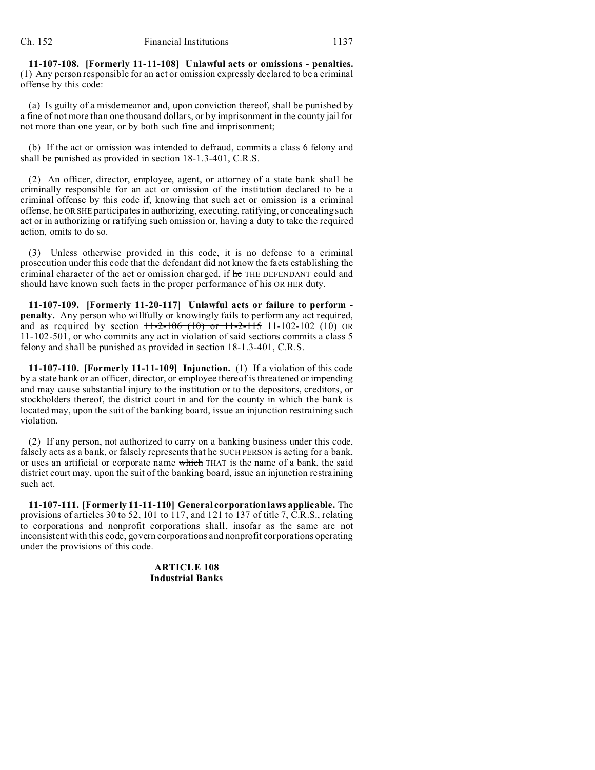**11-107-108. [Formerly 11-11-108] Unlawful acts or omissions - penalties.** (1) Any person responsible for an act or omission expressly declared to be a criminal offense by this code:

(a) Is guilty of a misdemeanor and, upon conviction thereof, shall be punished by a fine of not more than one thousand dollars, or by imprisonment in the county jail for not more than one year, or by both such fine and imprisonment;

(b) If the act or omission was intended to defraud, commits a class 6 felony and shall be punished as provided in section 18-1.3-401, C.R.S.

(2) An officer, director, employee, agent, or attorney of a state bank shall be criminally responsible for an act or omission of the institution declared to be a criminal offense by this code if, knowing that such act or omission is a criminal offense, he OR SHE participates in authorizing, executing, ratifying, or concealing such act or in authorizing or ratifying such omission or, having a duty to take the required action, omits to do so.

(3) Unless otherwise provided in this code, it is no defense to a criminal prosecution under this code that the defendant did not know the facts establishing the criminal character of the act or omission charged, if ~~he~~ THE DEFENDANT could and should have known such facts in the proper performance of his OR HER duty.

**11-107-109. [Formerly 11-20-117] Unlawful acts or failure to perform - penalty.** Any person who willfully or knowingly fails to perform any act required, and as required by section ~~11-2-106 (10) or 11-2-115~~ 11-102-102 (10) OR 11-102-501, or who commits any act in violation of said sections commits a class 5 felony and shall be punished as provided in section 18-1.3-401, C.R.S.

**11-107-110. [Formerly 11-11-109] Injunction.** (1) If a violation of this code by a state bank or an officer, director, or employee thereof is threatened or impending and may cause substantial injury to the institution or to the depositors, creditors, or stockholders thereof, the district court in and for the county in which the bank is located may, upon the suit of the banking board, issue an injunction restraining such violation.

(2) If any person, not authorized to carry on a banking business under this code, falsely acts as a bank, or falsely represents that ~~he~~ SUCH PERSON is acting for a bank, or uses an artificial or corporate name ~~which~~ THAT is the name of a bank, the said district court may, upon the suit of the banking board, issue an injunction restraining such act.

**11-107-111. [Formerly 11-11-110] General corporation laws applicable.** The provisions of articles 30 to 52, 101 to 117, and 121 to 137 of title 7, C.R.S., relating to corporations and nonprofit corporations shall, insofar as the same are not inconsistent with this code, govern corporations and nonprofit corporations operating under the provisions of this code.

## ARTICLE 108
## Industrial Banks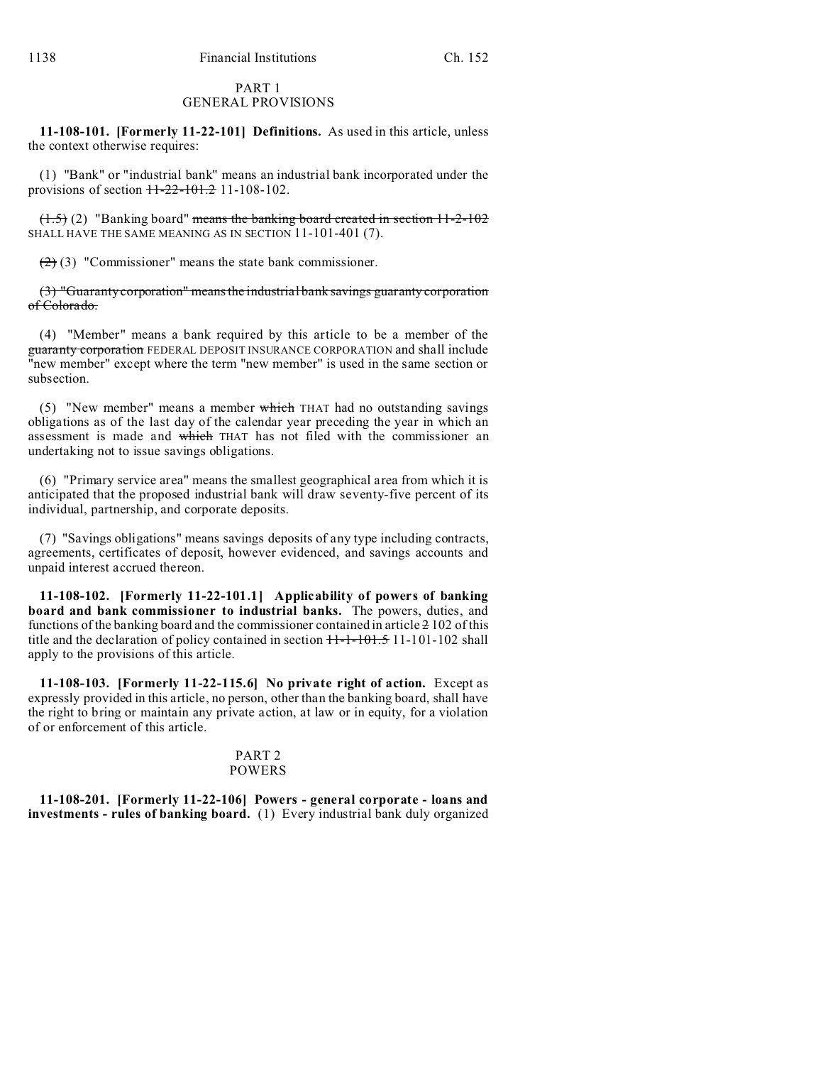## PART 1
## GENERAL PROVISIONS

**11-108-101. [Formerly 11-22-101] Definitions.** As used in this article, unless the context otherwise requires:

(1) "Bank" or "industrial bank" means an industrial bank incorporated under the provisions of section ~~11-22-101.2~~ 11-108-102.

~~(1.5)~~ (2) "Banking board" ~~means the banking board created in section 11-2-102~~ SHALL HAVE THE SAME MEANING AS IN SECTION 11-101-401 (7).

~~(2)~~ (3) "Commissioner" means the state bank commissioner.

~~(3) "Guaranty corporation" means the industrial bank savings guaranty corporation of Colorado.~~

(4) "Member" means a bank required by this article to be a member of the ~~guaranty corporation~~ FEDERAL DEPOSIT INSURANCE CORPORATION and shall include "new member" except where the term "new member" is used in the same section or subsection.

(5) "New member" means a member ~~which~~ THAT had no outstanding savings obligations as of the last day of the calendar year preceding the year in which an assessment is made and ~~which~~ THAT has not filed with the commissioner an undertaking not to issue savings obligations.

(6) "Primary service area" means the smallest geographical area from which it is anticipated that the proposed industrial bank will draw seventy-five percent of its individual, partnership, and corporate deposits.

(7) "Savings obligations" means savings deposits of any type including contracts, agreements, certificates of deposit, however evidenced, and savings accounts and unpaid interest accrued thereon.

**11-108-102. [Formerly 11-22-101.1] Applicability of powers of banking board and bank commissioner to industrial banks.** The powers, duties, and functions of the banking board and the commissioner contained in article ~~2~~ 102 of this title and the declaration of policy contained in section ~~11-1-101.5~~ 11-101-102 shall apply to the provisions of this article.

**11-108-103. [Formerly 11-22-115.6] No private right of action.** Except as expressly provided in this article, no person, other than the banking board, shall have the right to bring or maintain any private action, at law or in equity, for a violation of or enforcement of this article.

## PART 2
## POWERS

**11-108-201. [Formerly 11-22-106] Powers - general corporate - loans and investments - rules of banking board.** (1) Every industrial bank duly organized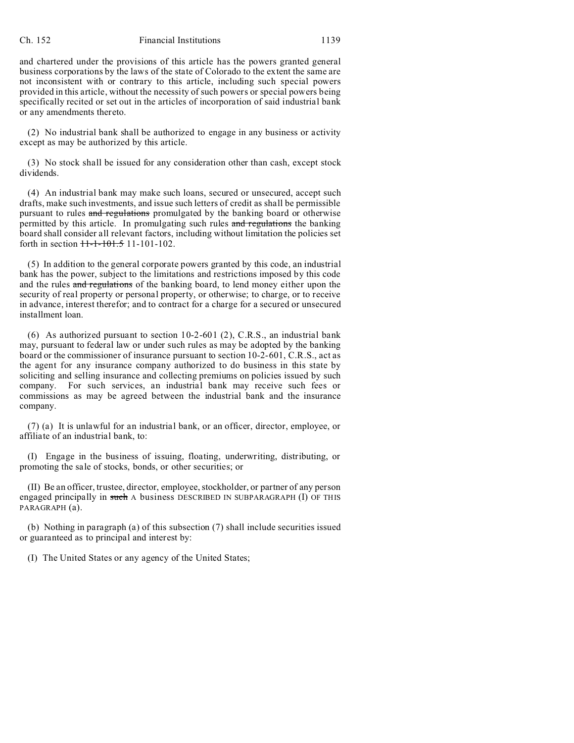and chartered under the provisions of this article has the powers granted general business corporations by the laws of the state of Colorado to the extent the same are not inconsistent with or contrary to this article, including such special powers provided in this article, without the necessity of such powers or special powers being specifically recited or set out in the articles of incorporation of said industrial bank or any amendments thereto.

(2) No industrial bank shall be authorized to engage in any business or activity except as may be authorized by this article.

(3) No stock shall be issued for any consideration other than cash, except stock dividends.

(4) An industrial bank may make such loans, secured or unsecured, accept such drafts, make such investments, and issue such letters of credit as shall be permissible pursuant to rules ~~and regulations~~ promulgated by the banking board or otherwise permitted by this article. In promulgating such rules ~~and regulations~~ the banking board shall consider all relevant factors, including without limitation the policies set forth in section ~~11-1-101.5~~ 11-101-102.

(5) In addition to the general corporate powers granted by this code, an industrial bank has the power, subject to the limitations and restrictions imposed by this code and the rules ~~and regulations~~ of the banking board, to lend money either upon the security of real property or personal property, or otherwise; to charge, or to receive in advance, interest therefor; and to contract for a charge for a secured or unsecured installment loan.

(6) As authorized pursuant to section 10-2-601 (2), C.R.S., an industrial bank may, pursuant to federal law or under such rules as may be adopted by the banking board or the commissioner of insurance pursuant to section 10-2-601, C.R.S., act as the agent for any insurance company authorized to do business in this state by soliciting and selling insurance and collecting premiums on policies issued by such company. For such services, an industrial bank may receive such fees or commissions as may be agreed between the industrial bank and the insurance company.

(7) (a) It is unlawful for an industrial bank, or an officer, director, employee, or affiliate of an industrial bank, to:

(I) Engage in the business of issuing, floating, underwriting, distributing, or promoting the sale of stocks, bonds, or other securities; or

(II) Be an officer, trustee, director, employee, stockholder, or partner of any person engaged principally in ~~such~~ A business DESCRIBED IN SUBPARAGRAPH (I) OF THIS PARAGRAPH (a).

(b) Nothing in paragraph (a) of this subsection (7) shall include securities issued or guaranteed as to principal and interest by:

(I) The United States or any agency of the United States;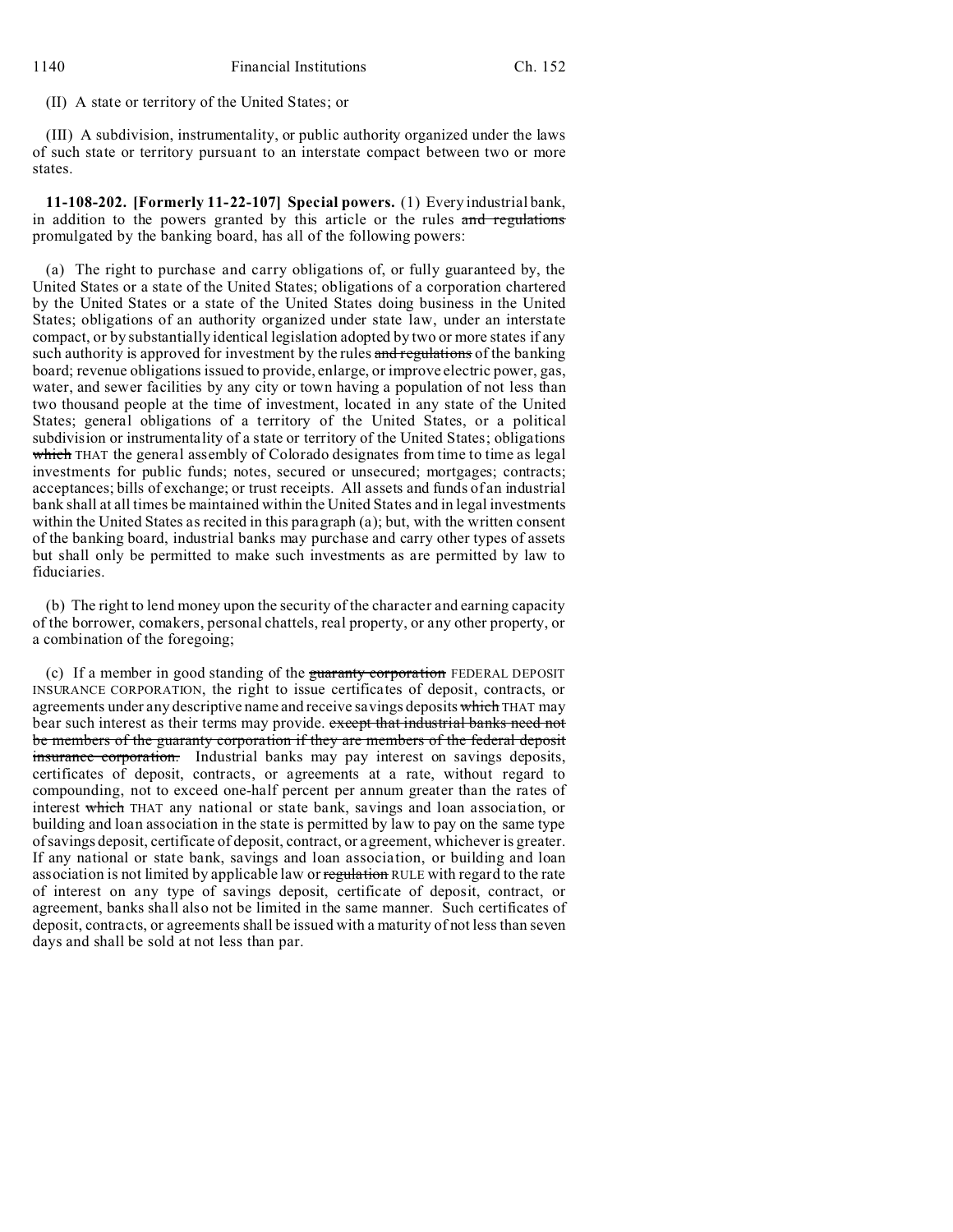(II) A state or territory of the United States; or

(III) A subdivision, instrumentality, or public authority organized under the laws of such state or territory pursuant to an interstate compact between two or more states.

**11-108-202. [Formerly 11-22-107] Special powers.** (1) Every industrial bank, in addition to the powers granted by this article or the rules ~~and regulations~~ promulgated by the banking board, has all of the following powers:

(a) The right to purchase and carry obligations of, or fully guaranteed by, the United States or a state of the United States; obligations of a corporation chartered by the United States or a state of the United States doing business in the United States; obligations of an authority organized under state law, under an interstate compact, or by substantially identical legislation adopted by two or more states if any such authority is approved for investment by the rules ~~and regulations~~ of the banking board; revenue obligations issued to provide, enlarge, or improve electric power, gas, water, and sewer facilities by any city or town having a population of not less than two thousand people at the time of investment, located in any state of the United States; general obligations of a territory of the United States, or a political subdivision or instrumentality of a state or territory of the United States; obligations ~~which~~ THAT the general assembly of Colorado designates from time to time as legal investments for public funds; notes, secured or unsecured; mortgages; contracts; acceptances; bills of exchange; or trust receipts. All assets and funds of an industrial bank shall at all times be maintained within the United States and in legal investments within the United States as recited in this paragraph (a); but, with the written consent of the banking board, industrial banks may purchase and carry other types of assets but shall only be permitted to make such investments as are permitted by law to fiduciaries.

(b) The right to lend money upon the security of the character and earning capacity of the borrower, comakers, personal chattels, real property, or any other property, or a combination of the foregoing;

(c) If a member in good standing of the ~~guaranty corporation~~ FEDERAL DEPOSIT INSURANCE CORPORATION, the right to issue certificates of deposit, contracts, or agreements under any descriptive name and receive savings deposits ~~which~~ THAT may bear such interest as their terms may provide. ~~except that industrial banks need not be members of the guaranty corporation if they are members of the federal deposit insurance corporation.~~ Industrial banks may pay interest on savings deposits, certificates of deposit, contracts, or agreements at a rate, without regard to compounding, not to exceed one-half percent per annum greater than the rates of interest ~~which~~ THAT any national or state bank, savings and loan association, or building and loan association in the state is permitted by law to pay on the same type of savings deposit, certificate of deposit, contract, or agreement, whichever is greater. If any national or state bank, savings and loan association, or building and loan association is not limited by applicable law or ~~regulation~~ RULE with regard to the rate of interest on any type of savings deposit, certificate of deposit, contract, or agreement, banks shall also not be limited in the same manner. Such certificates of deposit, contracts, or agreements shall be issued with a maturity of not less than seven days and shall be sold at not less than par.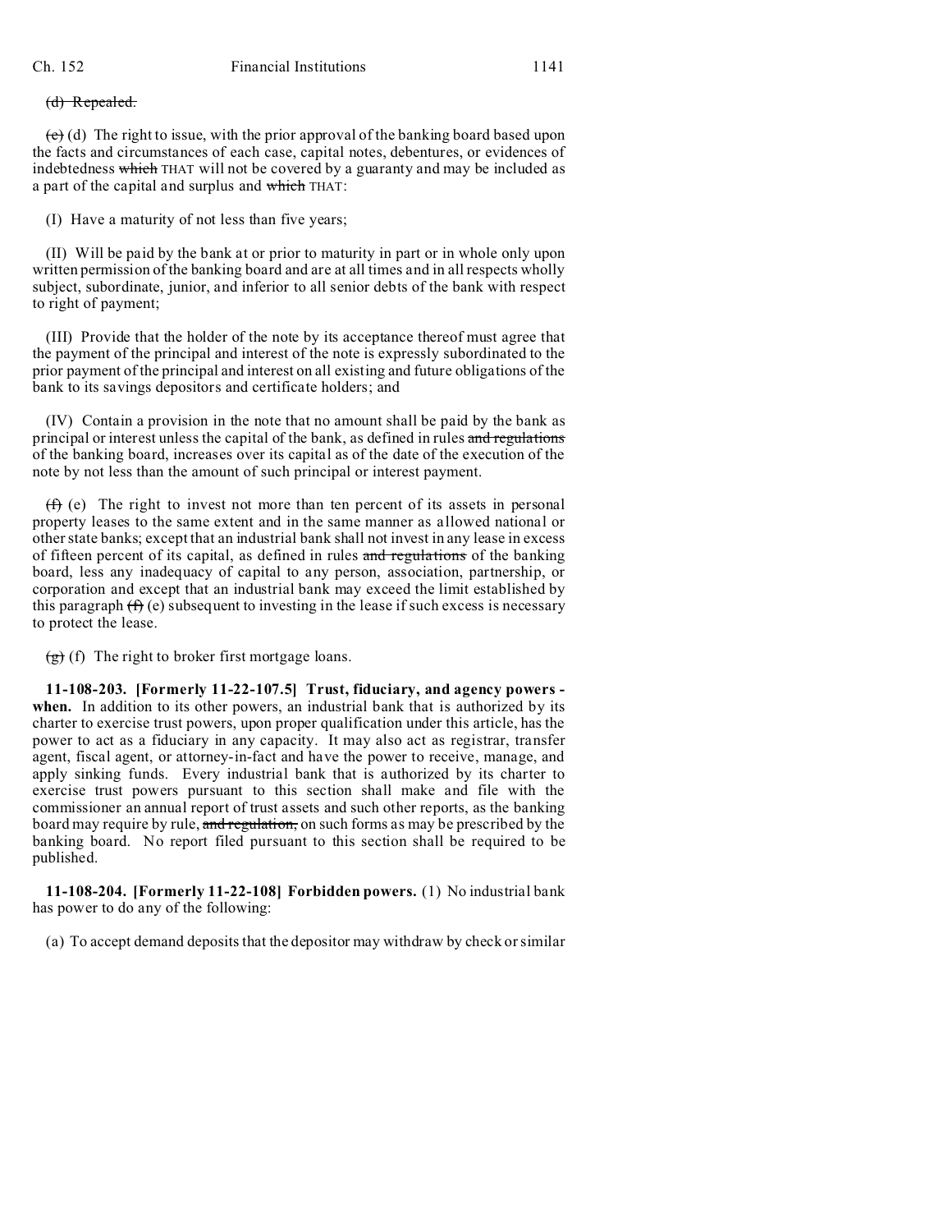(d) Repealed.

(e) (d) The right to issue, with the prior approval of the banking board based upon the facts and circumstances of each case, capital notes, debentures, or evidences of indebtedness which THAT will not be covered by a guaranty and may be included as a part of the capital and surplus and which THAT:

(I) Have a maturity of not less than five years;

(II) Will be paid by the bank at or prior to maturity in part or in whole only upon written permission of the banking board and are at all times and in all respects wholly subject, subordinate, junior, and inferior to all senior debts of the bank with respect to right of payment;

(III) Provide that the holder of the note by its acceptance thereof must agree that the payment of the principal and interest of the note is expressly subordinated to the prior payment of the principal and interest on all existing and future obligations of the bank to its savings depositors and certificate holders; and

(IV) Contain a provision in the note that no amount shall be paid by the bank as principal or interest unless the capital of the bank, as defined in rules and regulations of the banking board, increases over its capital as of the date of the execution of the note by not less than the amount of such principal or interest payment.

(f) (e) The right to invest not more than ten percent of its assets in personal property leases to the same extent and in the same manner as allowed national or other state banks; except that an industrial bank shall not invest in any lease in excess of fifteen percent of its capital, as defined in rules and regulations of the banking board, less any inadequacy of capital to any person, association, partnership, or corporation and except that an industrial bank may exceed the limit established by this paragraph (f) (e) subsequent to investing in the lease if such excess is necessary to protect the lease.

(g) (f) The right to broker first mortgage loans.

**11-108-203. [Formerly 11-22-107.5] Trust, fiduciary, and agency powers - when.** In addition to its other powers, an industrial bank that is authorized by its charter to exercise trust powers, upon proper qualification under this article, has the power to act as a fiduciary in any capacity. It may also act as registrar, transfer agent, fiscal agent, or attorney-in-fact and have the power to receive, manage, and apply sinking funds. Every industrial bank that is authorized by its charter to exercise trust powers pursuant to this section shall make and file with the commissioner an annual report of trust assets and such other reports, as the banking board may require by rule, and regulation, on such forms as may be prescribed by the banking board. No report filed pursuant to this section shall be required to be published.

**11-108-204. [Formerly 11-22-108] Forbidden powers.** (1) No industrial bank has power to do any of the following:

(a) To accept demand deposits that the depositor may withdraw by check or similar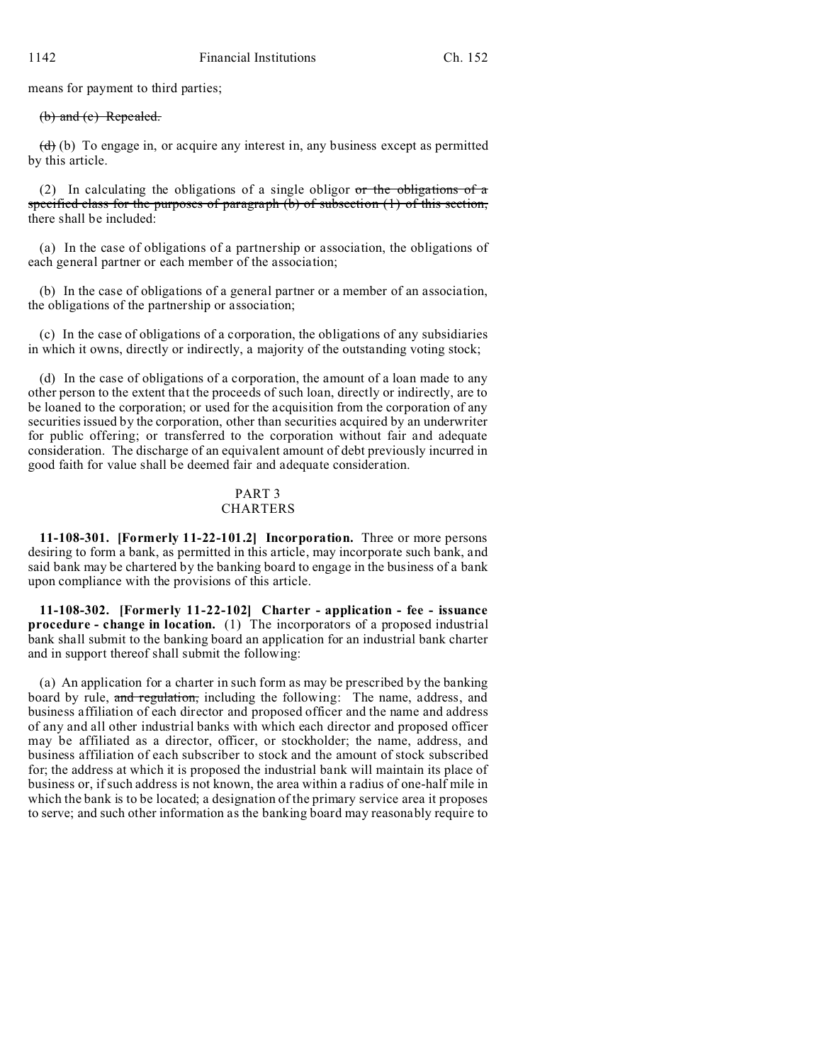means for payment to third parties;

~~(b) and (c) Repealed.~~

~~(d)~~ (b) To engage in, or acquire any interest in, any business except as permitted by this article.

(2) In calculating the obligations of a single obligor ~~or the obligations of a specified class for the purposes of paragraph (b) of subsection (1) of this section,~~ there shall be included:

(a) In the case of obligations of a partnership or association, the obligations of each general partner or each member of the association;

(b) In the case of obligations of a general partner or a member of an association, the obligations of the partnership or association;

(c) In the case of obligations of a corporation, the obligations of any subsidiaries in which it owns, directly or indirectly, a majority of the outstanding voting stock;

(d) In the case of obligations of a corporation, the amount of a loan made to any other person to the extent that the proceeds of such loan, directly or indirectly, are to be loaned to the corporation; or used for the acquisition from the corporation of any securities issued by the corporation, other than securities acquired by an underwriter for public offering; or transferred to the corporation without fair and adequate consideration. The discharge of an equivalent amount of debt previously incurred in good faith for value shall be deemed fair and adequate consideration.

## PART 3
## CHARTERS

**11-108-301. [Formerly 11-22-101.2] Incorporation.** Three or more persons desiring to form a bank, as permitted in this article, may incorporate such bank, and said bank may be chartered by the banking board to engage in the business of a bank upon compliance with the provisions of this article.

**11-108-302. [Formerly 11-22-102] Charter - application - fee - issuance procedure - change in location.** (1) The incorporators of a proposed industrial bank shall submit to the banking board an application for an industrial bank charter and in support thereof shall submit the following:

(a) An application for a charter in such form as may be prescribed by the banking board by rule, ~~and regulation,~~ including the following: The name, address, and business affiliation of each director and proposed officer and the name and address of any and all other industrial banks with which each director and proposed officer may be affiliated as a director, officer, or stockholder; the name, address, and business affiliation of each subscriber to stock and the amount of stock subscribed for; the address at which it is proposed the industrial bank will maintain its place of business or, if such address is not known, the area within a radius of one-half mile in which the bank is to be located; a designation of the primary service area it proposes to serve; and such other information as the banking board may reasonably require to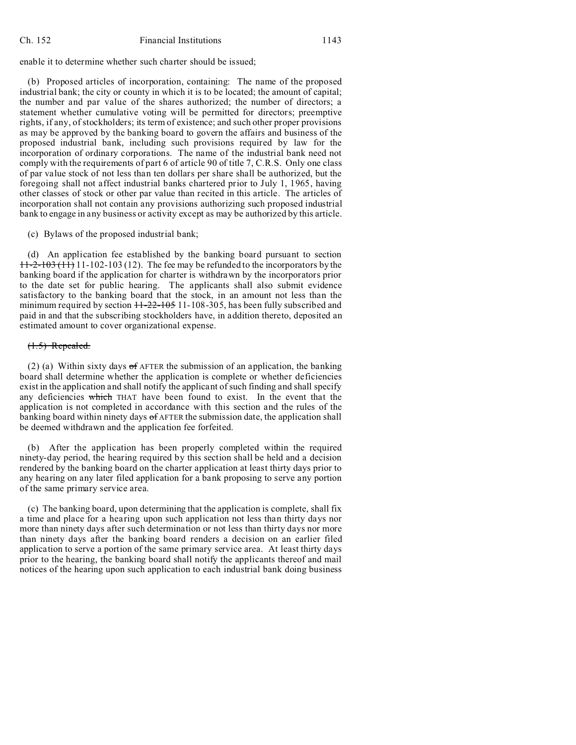enable it to determine whether such charter should be issued;

(b) Proposed articles of incorporation, containing: The name of the proposed industrial bank; the city or county in which it is to be located; the amount of capital; the number and par value of the shares authorized; the number of directors; a statement whether cumulative voting will be permitted for directors; preemptive rights, if any, of stockholders; its term of existence; and such other proper provisions as may be approved by the banking board to govern the affairs and business of the proposed industrial bank, including such provisions required by law for the incorporation of ordinary corporations. The name of the industrial bank need not comply with the requirements of part 6 of article 90 of title 7, C.R.S. Only one class of par value stock of not less than ten dollars per share shall be authorized, but the foregoing shall not affect industrial banks chartered prior to July 1, 1965, having other classes of stock or other par value than recited in this article. The articles of incorporation shall not contain any provisions authorizing such proposed industrial bank to engage in any business or activity except as may be authorized by this article.

(c) Bylaws of the proposed industrial bank;

(d) An application fee established by the banking board pursuant to section ~~11-2-103 (11)~~ 11-102-103 (12). The fee may be refunded to the incorporators by the banking board if the application for charter is withdrawn by the incorporators prior to the date set for public hearing. The applicants shall also submit evidence satisfactory to the banking board that the stock, in an amount not less than the minimum required by section ~~11-22-105~~ 11-108-305, has been fully subscribed and paid in and that the subscribing stockholders have, in addition thereto, deposited an estimated amount to cover organizational expense.

~~(1.5) Repealed.~~

(2) (a) Within sixty days ~~of~~ AFTER the submission of an application, the banking board shall determine whether the application is complete or whether deficiencies exist in the application and shall notify the applicant of such finding and shall specify any deficiencies ~~which~~ THAT have been found to exist. In the event that the application is not completed in accordance with this section and the rules of the banking board within ninety days ~~of~~ AFTER the submission date, the application shall be deemed withdrawn and the application fee forfeited.

(b) After the application has been properly completed within the required ninety-day period, the hearing required by this section shall be held and a decision rendered by the banking board on the charter application at least thirty days prior to any hearing on any later filed application for a bank proposing to serve any portion of the same primary service area.

(c) The banking board, upon determining that the application is complete, shall fix a time and place for a hearing upon such application not less than thirty days nor more than ninety days after such determination or not less than thirty days nor more than ninety days after the banking board renders a decision on an earlier filed application to serve a portion of the same primary service area. At least thirty days prior to the hearing, the banking board shall notify the applicants thereof and mail notices of the hearing upon such application to each industrial bank doing business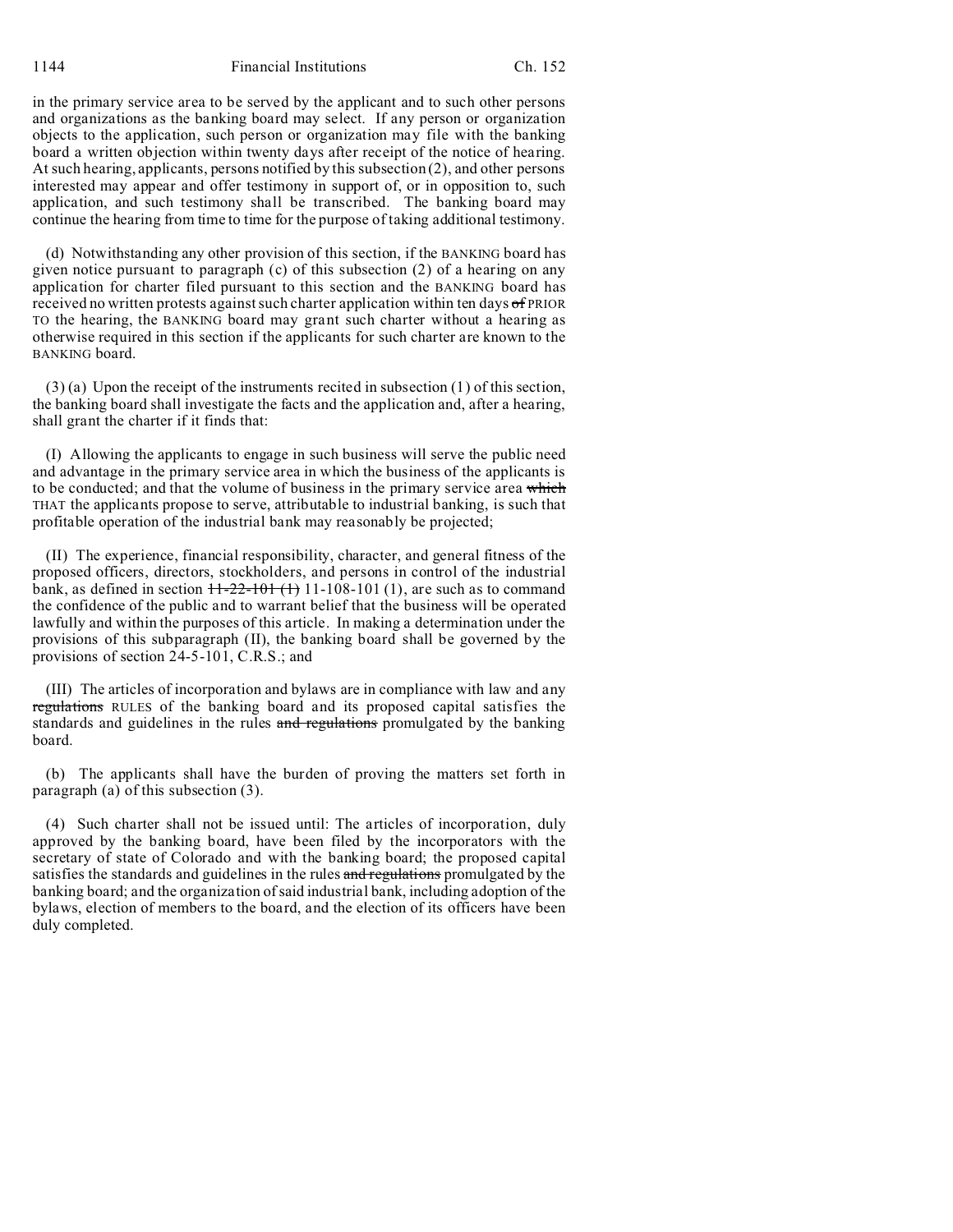in the primary service area to be served by the applicant and to such other persons and organizations as the banking board may select. If any person or organization objects to the application, such person or organization may file with the banking board a written objection within twenty days after receipt of the notice of hearing. At such hearing, applicants, persons notified by this subsection (2), and other persons interested may appear and offer testimony in support of, or in opposition to, such application, and such testimony shall be transcribed. The banking board may continue the hearing from time to time for the purpose of taking additional testimony.

(d) Notwithstanding any other provision of this section, if the BANKING board has given notice pursuant to paragraph (c) of this subsection (2) of a hearing on any application for charter filed pursuant to this section and the BANKING board has received no written protests against such charter application within ten days ~~of~~ PRIOR TO the hearing, the BANKING board may grant such charter without a hearing as otherwise required in this section if the applicants for such charter are known to the BANKING board.

(3) (a) Upon the receipt of the instruments recited in subsection (1) of this section, the banking board shall investigate the facts and the application and, after a hearing, shall grant the charter if it finds that:

(I) Allowing the applicants to engage in such business will serve the public need and advantage in the primary service area in which the business of the applicants is to be conducted; and that the volume of business in the primary service area ~~which~~ THAT the applicants propose to serve, attributable to industrial banking, is such that profitable operation of the industrial bank may reasonably be projected;

(II) The experience, financial responsibility, character, and general fitness of the proposed officers, directors, stockholders, and persons in control of the industrial bank, as defined in section ~~11-22-101 (1)~~ 11-108-101 (1), are such as to command the confidence of the public and to warrant belief that the business will be operated lawfully and within the purposes of this article. In making a determination under the provisions of this subparagraph (II), the banking board shall be governed by the provisions of section 24-5-101, C.R.S.; and

(III) The articles of incorporation and bylaws are in compliance with law and any ~~regulations~~ RULES of the banking board and its proposed capital satisfies the standards and guidelines in the rules ~~and regulations~~ promulgated by the banking board.

(b) The applicants shall have the burden of proving the matters set forth in paragraph (a) of this subsection (3).

(4) Such charter shall not be issued until: The articles of incorporation, duly approved by the banking board, have been filed by the incorporators with the secretary of state of Colorado and with the banking board; the proposed capital satisfies the standards and guidelines in the rules ~~and regulations~~ promulgated by the banking board; and the organization of said industrial bank, including adoption of the bylaws, election of members to the board, and the election of its officers have been duly completed.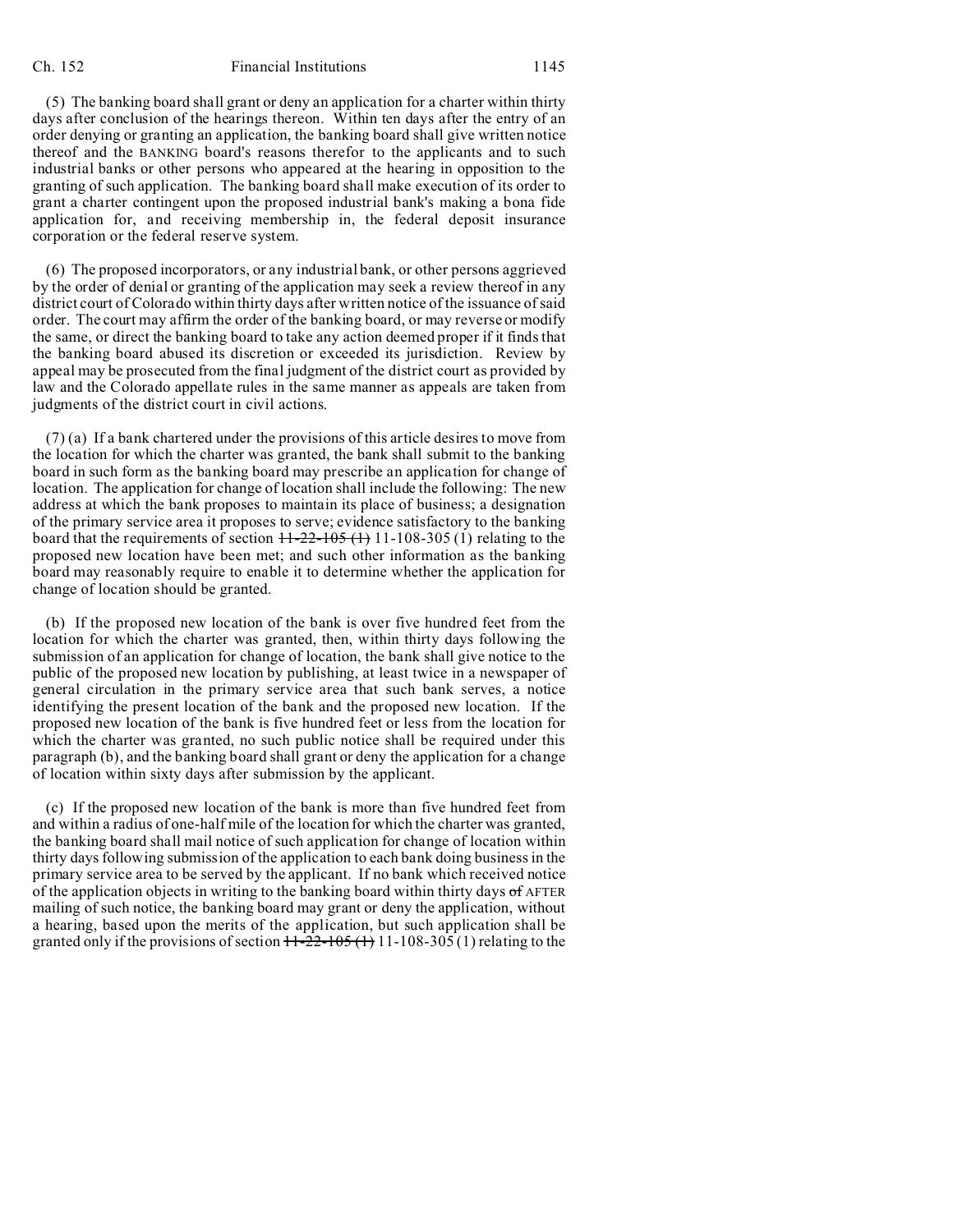(5) The banking board shall grant or deny an application for a charter within thirty days after conclusion of the hearings thereon. Within ten days after the entry of an order denying or granting an application, the banking board shall give written notice thereof and the BANKING board's reasons therefor to the applicants and to such industrial banks or other persons who appeared at the hearing in opposition to the granting of such application. The banking board shall make execution of its order to grant a charter contingent upon the proposed industrial bank's making a bona fide application for, and receiving membership in, the federal deposit insurance corporation or the federal reserve system.

(6) The proposed incorporators, or any industrial bank, or other persons aggrieved by the order of denial or granting of the application may seek a review thereof in any district court of Colorado within thirty days after written notice of the issuance of said order. The court may affirm the order of the banking board, or may reverse or modify the same, or direct the banking board to take any action deemed proper if it finds that the banking board abused its discretion or exceeded its jurisdiction. Review by appeal may be prosecuted from the final judgment of the district court as provided by law and the Colorado appellate rules in the same manner as appeals are taken from judgments of the district court in civil actions.

(7) (a) If a bank chartered under the provisions of this article desires to move from the location for which the charter was granted, the bank shall submit to the banking board in such form as the banking board may prescribe an application for change of location. The application for change of location shall include the following: The new address at which the bank proposes to maintain its place of business; a designation of the primary service area it proposes to serve; evidence satisfactory to the banking board that the requirements of section ~~11-22-105 (1)~~ 11-108-305 (1) relating to the proposed new location have been met; and such other information as the banking board may reasonably require to enable it to determine whether the application for change of location should be granted.

(b) If the proposed new location of the bank is over five hundred feet from the location for which the charter was granted, then, within thirty days following the submission of an application for change of location, the bank shall give notice to the public of the proposed new location by publishing, at least twice in a newspaper of general circulation in the primary service area that such bank serves, a notice identifying the present location of the bank and the proposed new location. If the proposed new location of the bank is five hundred feet or less from the location for which the charter was granted, no such public notice shall be required under this paragraph (b), and the banking board shall grant or deny the application for a change of location within sixty days after submission by the applicant.

(c) If the proposed new location of the bank is more than five hundred feet from and within a radius of one-half mile of the location for which the charter was granted, the banking board shall mail notice of such application for change of location within thirty days following submission of the application to each bank doing business in the primary service area to be served by the applicant. If no bank which received notice of the application objects in writing to the banking board within thirty days ~~of~~ AFTER mailing of such notice, the banking board may grant or deny the application, without a hearing, based upon the merits of the application, but such application shall be granted only if the provisions of section ~~11-22-105 (1)~~ 11-108-305 (1) relating to the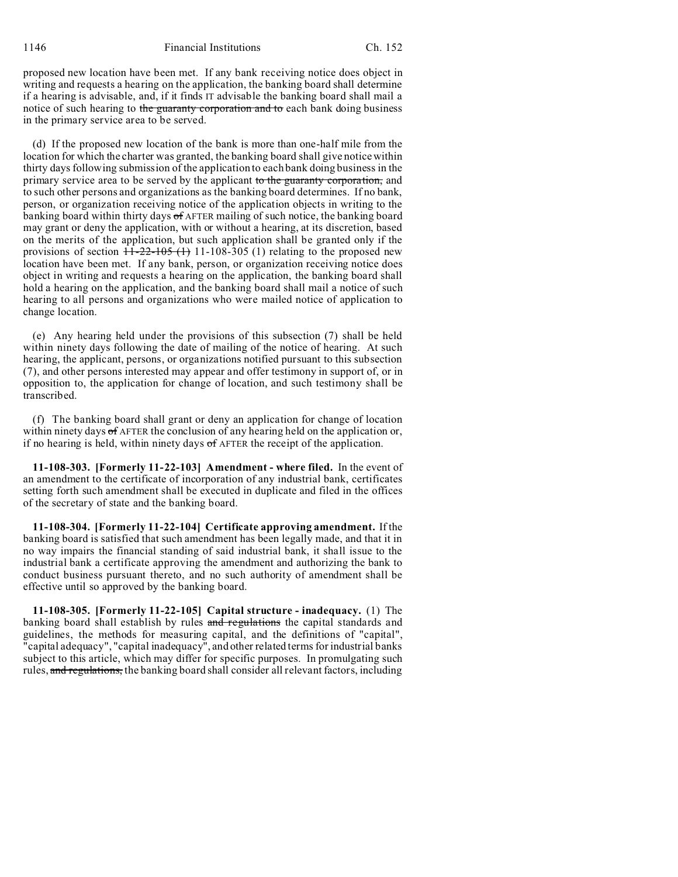proposed new location have been met. If any bank receiving notice does object in writing and requests a hearing on the application, the banking board shall determine if a hearing is advisable, and, if it finds IT advisable the banking board shall mail a notice of such hearing to ~~the guaranty corporation and to~~ each bank doing business in the primary service area to be served.

(d) If the proposed new location of the bank is more than one-half mile from the location for which the charter was granted, the banking board shall give notice within thirty days following submission of the application to each bank doing business in the primary service area to be served by the applicant ~~to the guaranty corporation,~~ and to such other persons and organizations as the banking board determines. If no bank, person, or organization receiving notice of the application objects in writing to the banking board within thirty days ~~of~~ AFTER mailing of such notice, the banking board may grant or deny the application, with or without a hearing, at its discretion, based on the merits of the application, but such application shall be granted only if the provisions of section ~~11-22-105 (1)~~ 11-108-305 (1) relating to the proposed new location have been met. If any bank, person, or organization receiving notice does object in writing and requests a hearing on the application, the banking board shall hold a hearing on the application, and the banking board shall mail a notice of such hearing to all persons and organizations who were mailed notice of application to change location.

(e) Any hearing held under the provisions of this subsection (7) shall be held within ninety days following the date of mailing of the notice of hearing. At such hearing, the applicant, persons, or organizations notified pursuant to this subsection (7), and other persons interested may appear and offer testimony in support of, or in opposition to, the application for change of location, and such testimony shall be transcribed.

(f) The banking board shall grant or deny an application for change of location within ninety days ~~of~~ AFTER the conclusion of any hearing held on the application or, if no hearing is held, within ninety days ~~of~~ AFTER the receipt of the application.

**11-108-303. [Formerly 11-22-103] Amendment - where filed.** In the event of an amendment to the certificate of incorporation of any industrial bank, certificates setting forth such amendment shall be executed in duplicate and filed in the offices of the secretary of state and the banking board.

**11-108-304. [Formerly 11-22-104] Certificate approving amendment.** If the banking board is satisfied that such amendment has been legally made, and that it in no way impairs the financial standing of said industrial bank, it shall issue to the industrial bank a certificate approving the amendment and authorizing the bank to conduct business pursuant thereto, and no such authority of amendment shall be effective until so approved by the banking board.

**11-108-305. [Formerly 11-22-105] Capital structure - inadequacy.** (1) The banking board shall establish by rules ~~and regulations~~ the capital standards and guidelines, the methods for measuring capital, and the definitions of "capital", "capital adequacy", "capital inadequacy", and other related terms for industrial banks subject to this article, which may differ for specific purposes. In promulgating such rules, ~~and regulations,~~ the banking board shall consider all relevant factors, including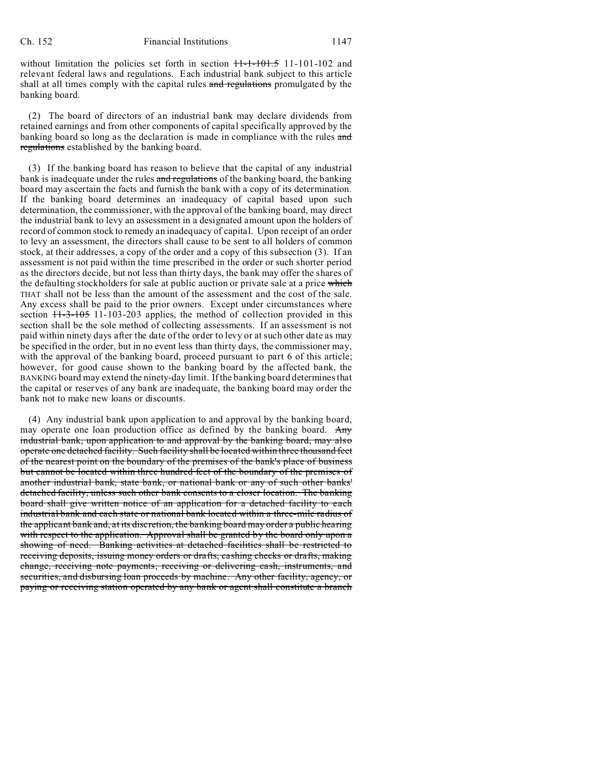without limitation the policies set forth in section ~~11-1-101.5~~ 11-101-102 and relevant federal laws and regulations. Each industrial bank subject to this article shall at all times comply with the capital rules ~~and regulations~~ promulgated by the banking board.

(2) The board of directors of an industrial bank may declare dividends from retained earnings and from other components of capital specifically approved by the banking board so long as the declaration is made in compliance with the rules ~~and regulations~~ established by the banking board.

(3) If the banking board has reason to believe that the capital of any industrial bank is inadequate under the rules ~~and regulations~~ of the banking board, the banking board may ascertain the facts and furnish the bank with a copy of its determination. If the banking board determines an inadequacy of capital based upon such determination, the commissioner, with the approval of the banking board, may direct the industrial bank to levy an assessment in a designated amount upon the holders of record of common stock to remedy an inadequacy of capital. Upon receipt of an order to levy an assessment, the directors shall cause to be sent to all holders of common stock, at their addresses, a copy of the order and a copy of this subsection (3). If an assessment is not paid within the time prescribed in the order or such shorter period as the directors decide, but not less than thirty days, the bank may offer the shares of the defaulting stockholders for sale at public auction or private sale at a price ~~which~~ THAT shall not be less than the amount of the assessment and the cost of the sale. Any excess shall be paid to the prior owners. Except under circumstances where section ~~11-3-105~~ 11-103-203 applies, the method of collection provided in this section shall be the sole method of collecting assessments. If an assessment is not paid within ninety days after the date of the order to levy or at such other date as may be specified in the order, but in no event less than thirty days, the commissioner may, with the approval of the banking board, proceed pursuant to part 6 of this article; however, for good cause shown to the banking board by the affected bank, the BANKING board may extend the ninety-day limit. If the banking board determines that the capital or reserves of any bank are inadequate, the banking board may order the bank not to make new loans or discounts.

(4) Any industrial bank upon application to and approval by the banking board, may operate one loan production office as defined by the banking board. ~~Any industrial bank, upon application to and approval by the banking board, may also operate one detached facility. Such facility shall be located within three thousand feet of the nearest point on the boundary of the premises of the bank's place of business but cannot be located within three hundred feet of the boundary of the premises of another industrial bank, state bank, or national bank or any of such other banks' detached facility, unless such other bank consents to a closer location. The banking board shall give written notice of an application for a detached facility to each industrial bank and each state or national bank located within a three-mile radius of the applicant bank and, at its discretion, the banking board may order a public hearing with respect to the application. Approval shall be granted by the board only upon a showing of need. Banking activities at detached facilities shall be restricted to receiving deposits, issuing money orders or drafts, cashing checks or drafts, making change, receiving note payments, receiving or delivering cash, instruments, and securities, and disbursing loan proceeds by machine. Any other facility, agency, or paying or receiving station operated by any bank or agent shall constitute a branch~~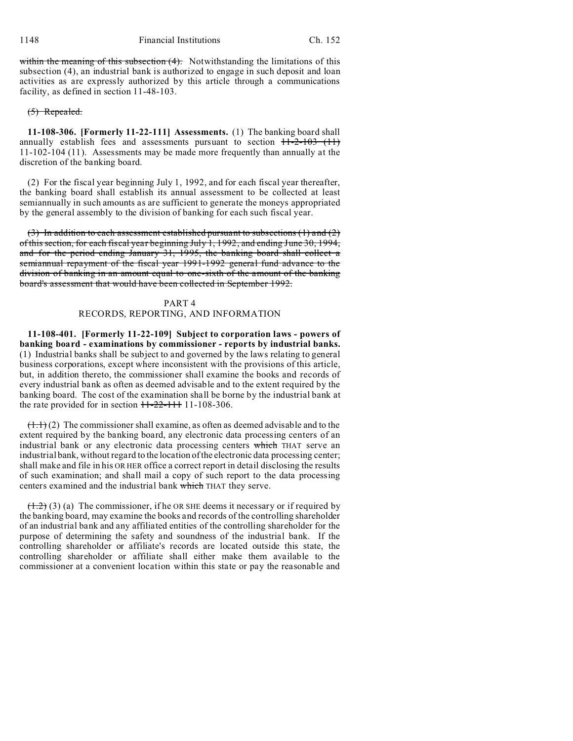within the meaning of this subsection (4). Notwithstanding the limitations of this subsection (4), an industrial bank is authorized to engage in such deposit and loan activities as are expressly authorized by this article through a communications facility, as defined in section 11-48-103.

(5) Repealed.

**11-108-306. [Formerly 11-22-111] Assessments.** (1) The banking board shall annually establish fees and assessments pursuant to section 11-2-103 (11) 11-102-104 (11). Assessments may be made more frequently than annually at the discretion of the banking board.

(2) For the fiscal year beginning July 1, 1992, and for each fiscal year thereafter, the banking board shall establish its annual assessment to be collected at least semiannually in such amounts as are sufficient to generate the moneys appropriated by the general assembly to the division of banking for each such fiscal year.

(3) In addition to each assessment established pursuant to subsections (1) and (2) of this section, for each fiscal year beginning July 1, 1992, and ending June 30, 1994, and for the period ending January 31, 1995, the banking board shall collect a semiannual repayment of the fiscal year 1991-1992 general fund advance to the division of banking in an amount equal to one-sixth of the amount of the banking board's assessment that would have been collected in September 1992.

## PART 4
## RECORDS, REPORTING, AND INFORMATION

**11-108-401. [Formerly 11-22-109] Subject to corporation laws - powers of banking board - examinations by commissioner - reports by industrial banks.** (1) Industrial banks shall be subject to and governed by the laws relating to general business corporations, except where inconsistent with the provisions of this article, but, in addition thereto, the commissioner shall examine the books and records of every industrial bank as often as deemed advisable and to the extent required by the banking board. The cost of the examination shall be borne by the industrial bank at the rate provided for in section 11-22-111 11-108-306.

(1.1) (2) The commissioner shall examine, as often as deemed advisable and to the extent required by the banking board, any electronic data processing centers of an industrial bank or any electronic data processing centers which THAT serve an industrial bank, without regard to the location of the electronic data processing center; shall make and file in his OR HER office a correct report in detail disclosing the results of such examination; and shall mail a copy of such report to the data processing centers examined and the industrial bank which THAT they serve.

(1.2) (3) (a) The commissioner, if he OR SHE deems it necessary or if required by the banking board, may examine the books and records of the controlling shareholder of an industrial bank and any affiliated entities of the controlling shareholder for the purpose of determining the safety and soundness of the industrial bank. If the controlling shareholder or affiliate's records are located outside this state, the controlling shareholder or affiliate shall either make them available to the commissioner at a convenient location within this state or pay the reasonable and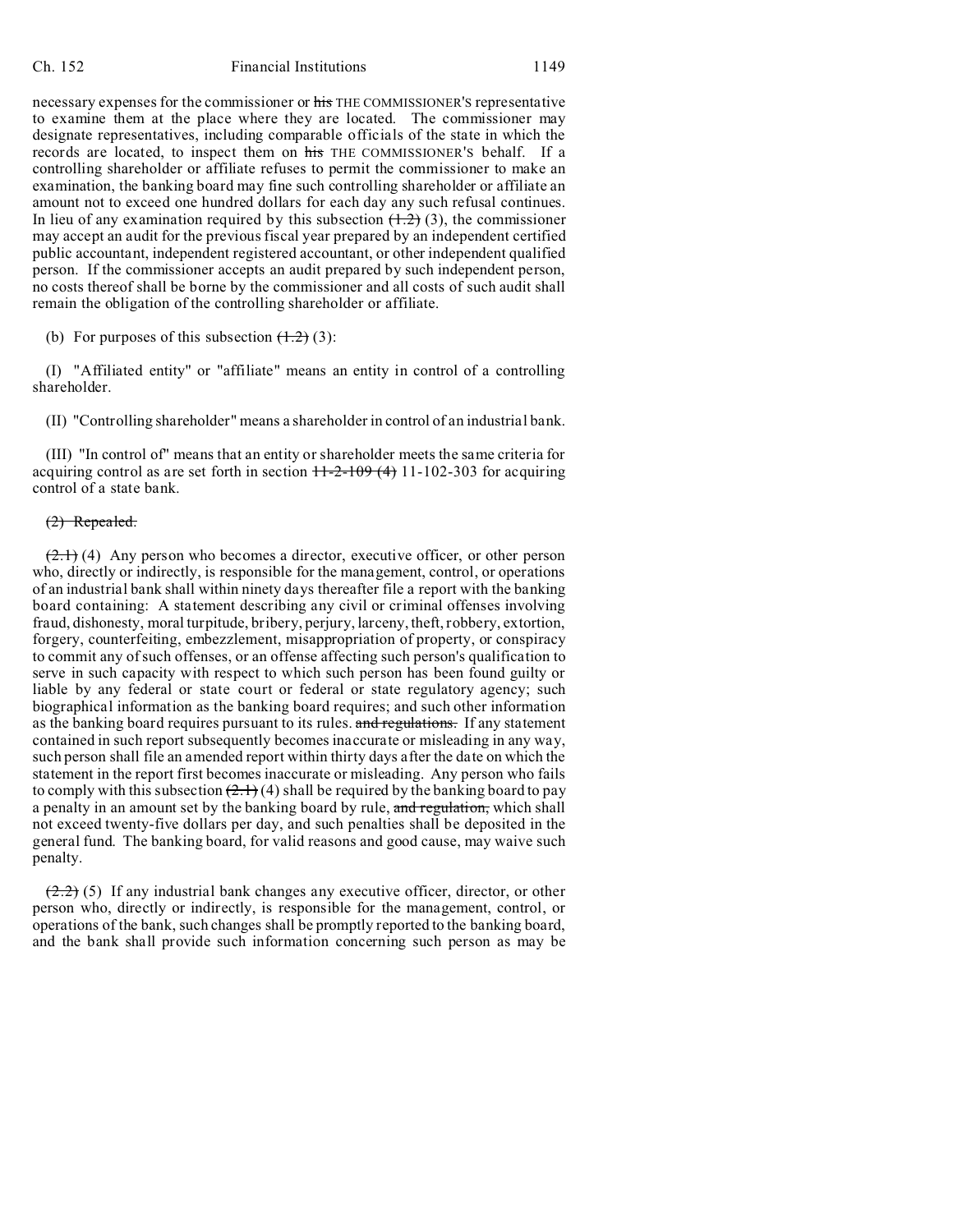necessary expenses for the commissioner or ~~his~~ THE COMMISSIONER'S representative to examine them at the place where they are located. The commissioner may designate representatives, including comparable officials of the state in which the records are located, to inspect them on ~~his~~ THE COMMISSIONER'S behalf. If a controlling shareholder or affiliate refuses to permit the commissioner to make an examination, the banking board may fine such controlling shareholder or affiliate an amount not to exceed one hundred dollars for each day any such refusal continues. In lieu of any examination required by this subsection ~~(1.2)~~ (3), the commissioner may accept an audit for the previous fiscal year prepared by an independent certified public accountant, independent registered accountant, or other independent qualified person. If the commissioner accepts an audit prepared by such independent person, no costs thereof shall be borne by the commissioner and all costs of such audit shall remain the obligation of the controlling shareholder or affiliate.

(b) For purposes of this subsection ~~(1.2)~~ (3):

(I) "Affiliated entity" or "affiliate" means an entity in control of a controlling shareholder.

(II) "Controlling shareholder" means a shareholder in control of an industrial bank.

(III) "In control of" means that an entity or shareholder meets the same criteria for acquiring control as are set forth in section ~~11-2-109 (4)~~ 11-102-303 for acquiring control of a state bank.

~~(2) Repealed.~~

~~(2.1)~~ (4) Any person who becomes a director, executive officer, or other person who, directly or indirectly, is responsible for the management, control, or operations of an industrial bank shall within ninety days thereafter file a report with the banking board containing: A statement describing any civil or criminal offenses involving fraud, dishonesty, moral turpitude, bribery, perjury, larceny, theft, robbery, extortion, forgery, counterfeiting, embezzlement, misappropriation of property, or conspiracy to commit any of such offenses, or an offense affecting such person's qualification to serve in such capacity with respect to which such person has been found guilty or liable by any federal or state court or federal or state regulatory agency; such biographical information as the banking board requires; and such other information as the banking board requires pursuant to its rules. ~~and regulations.~~ If any statement contained in such report subsequently becomes inaccurate or misleading in any way, such person shall file an amended report within thirty days after the date on which the statement in the report first becomes inaccurate or misleading. Any person who fails to comply with this subsection ~~(2.1)~~ (4) shall be required by the banking board to pay a penalty in an amount set by the banking board by rule, ~~and regulation,~~ which shall not exceed twenty-five dollars per day, and such penalties shall be deposited in the general fund. The banking board, for valid reasons and good cause, may waive such penalty.

~~(2.2)~~ (5) If any industrial bank changes any executive officer, director, or other person who, directly or indirectly, is responsible for the management, control, or operations of the bank, such changes shall be promptly reported to the banking board, and the bank shall provide such information concerning such person as may be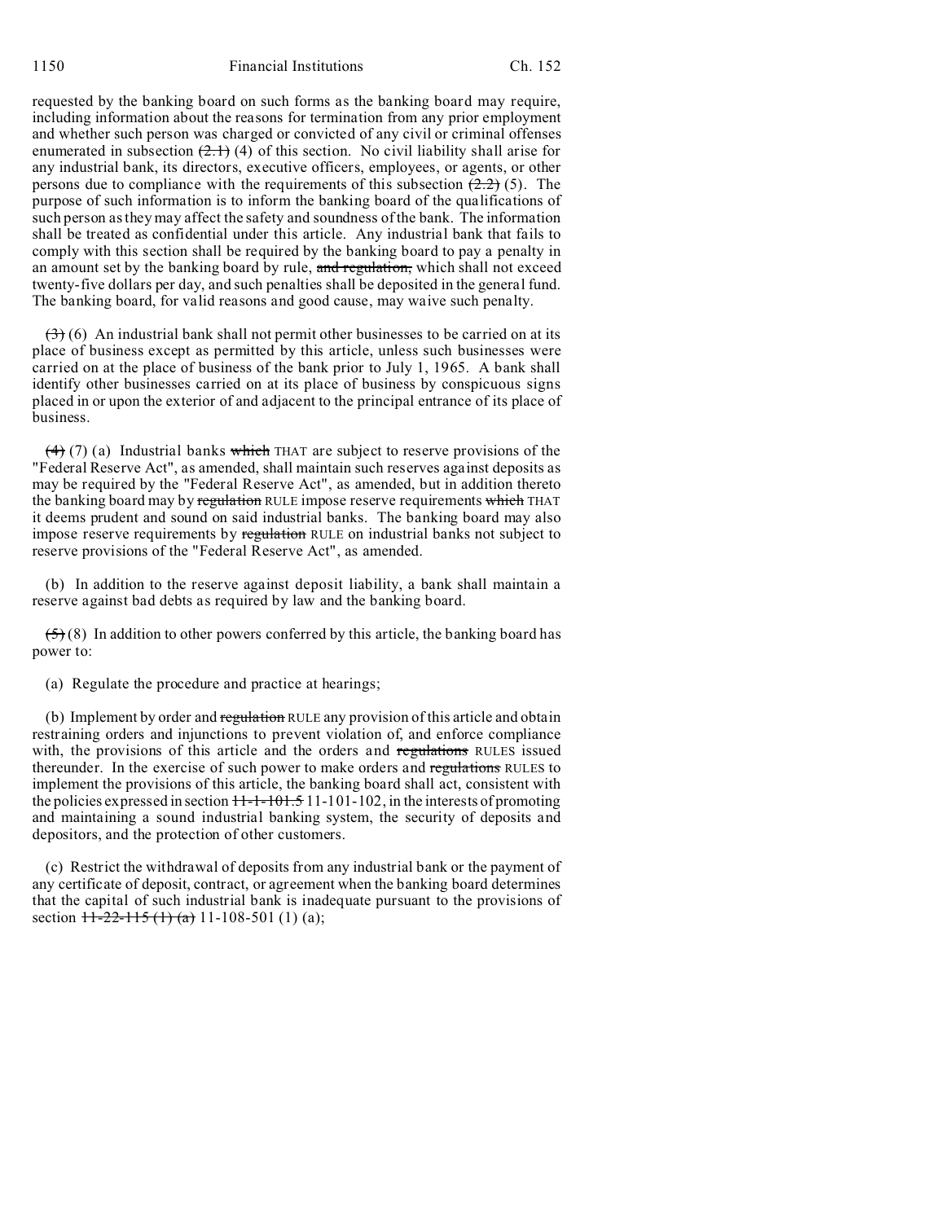requested by the banking board on such forms as the banking board may require, including information about the reasons for termination from any prior employment and whether such person was charged or convicted of any civil or criminal offenses enumerated in subsection ~~(2.1)~~ (4) of this section. No civil liability shall arise for any industrial bank, its directors, executive officers, employees, or agents, or other persons due to compliance with the requirements of this subsection ~~(2.2)~~ (5). The purpose of such information is to inform the banking board of the qualifications of such person as they may affect the safety and soundness of the bank. The information shall be treated as confidential under this article. Any industrial bank that fails to comply with this section shall be required by the banking board to pay a penalty in an amount set by the banking board by rule, ~~and regulation,~~ which shall not exceed twenty-five dollars per day, and such penalties shall be deposited in the general fund. The banking board, for valid reasons and good cause, may waive such penalty.

~~(3)~~ (6) An industrial bank shall not permit other businesses to be carried on at its place of business except as permitted by this article, unless such businesses were carried on at the place of business of the bank prior to July 1, 1965. A bank shall identify other businesses carried on at its place of business by conspicuous signs placed in or upon the exterior of and adjacent to the principal entrance of its place of business.

~~(4)~~ (7) (a) Industrial banks ~~which~~ THAT are subject to reserve provisions of the "Federal Reserve Act", as amended, shall maintain such reserves against deposits as may be required by the "Federal Reserve Act", as amended, but in addition thereto the banking board may by ~~regulation~~ RULE impose reserve requirements ~~which~~ THAT it deems prudent and sound on said industrial banks. The banking board may also impose reserve requirements by ~~regulation~~ RULE on industrial banks not subject to reserve provisions of the "Federal Reserve Act", as amended.

(b) In addition to the reserve against deposit liability, a bank shall maintain a reserve against bad debts as required by law and the banking board.

~~(5)~~ (8) In addition to other powers conferred by this article, the banking board has power to:

(a) Regulate the procedure and practice at hearings;

(b) Implement by order and ~~regulation~~ RULE any provision of this article and obtain restraining orders and injunctions to prevent violation of, and enforce compliance with, the provisions of this article and the orders and ~~regulations~~ RULES issued thereunder. In the exercise of such power to make orders and ~~regulations~~ RULES to implement the provisions of this article, the banking board shall act, consistent with the policies expressed in section ~~11-1-101.5~~ 11-101-102, in the interests of promoting and maintaining a sound industrial banking system, the security of deposits and depositors, and the protection of other customers.

(c) Restrict the withdrawal of deposits from any industrial bank or the payment of any certificate of deposit, contract, or agreement when the banking board determines that the capital of such industrial bank is inadequate pursuant to the provisions of section ~~11-22-115 (1) (a)~~ 11-108-501 (1) (a);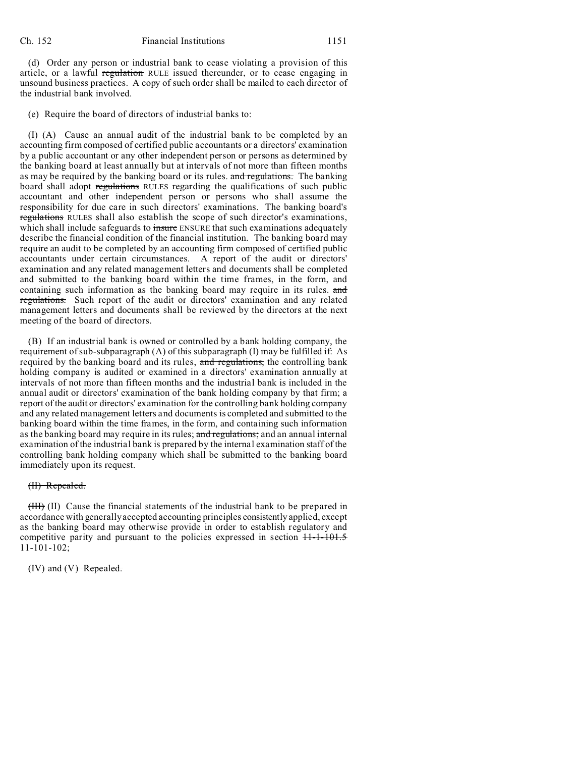(d) Order any person or industrial bank to cease violating a provision of this article, or a lawful ~~regulation~~ RULE issued thereunder, or to cease engaging in unsound business practices. A copy of such order shall be mailed to each director of the industrial bank involved.

(e) Require the board of directors of industrial banks to:

(I) (A) Cause an annual audit of the industrial bank to be completed by an accounting firm composed of certified public accountants or a directors' examination by a public accountant or any other independent person or persons as determined by the banking board at least annually but at intervals of not more than fifteen months as may be required by the banking board or its rules. ~~and regulations.~~ The banking board shall adopt ~~regulations~~ RULES regarding the qualifications of such public accountant and other independent person or persons who shall assume the responsibility for due care in such directors' examinations. The banking board's ~~regulations~~ RULES shall also establish the scope of such director's examinations, which shall include safeguards to ~~insure~~ ENSURE that such examinations adequately describe the financial condition of the financial institution. The banking board may require an audit to be completed by an accounting firm composed of certified public accountants under certain circumstances. A report of the audit or directors' examination and any related management letters and documents shall be completed and submitted to the banking board within the time frames, in the form, and containing such information as the banking board may require in its rules. ~~and regulations.~~ Such report of the audit or directors' examination and any related management letters and documents shall be reviewed by the directors at the next meeting of the board of directors.

(B) If an industrial bank is owned or controlled by a bank holding company, the requirement of sub-subparagraph (A) of this subparagraph (I) may be fulfilled if: As required by the banking board and its rules, ~~and regulations,~~ the controlling bank holding company is audited or examined in a directors' examination annually at intervals of not more than fifteen months and the industrial bank is included in the annual audit or directors' examination of the bank holding company by that firm; a report of the audit or directors' examination for the controlling bank holding company and any related management letters and documents is completed and submitted to the banking board within the time frames, in the form, and containing such information as the banking board may require in its rules; ~~and regulations;~~ and an annual internal examination of the industrial bank is prepared by the internal examination staff of the controlling bank holding company which shall be submitted to the banking board immediately upon its request.

~~(II) Repealed.~~

~~(III)~~ (II) Cause the financial statements of the industrial bank to be prepared in accordance with generally accepted accounting principles consistently applied, except as the banking board may otherwise provide in order to establish regulatory and competitive parity and pursuant to the policies expressed in section ~~11-1-101.5~~ 11-101-102;

~~(IV) and (V) Repealed.~~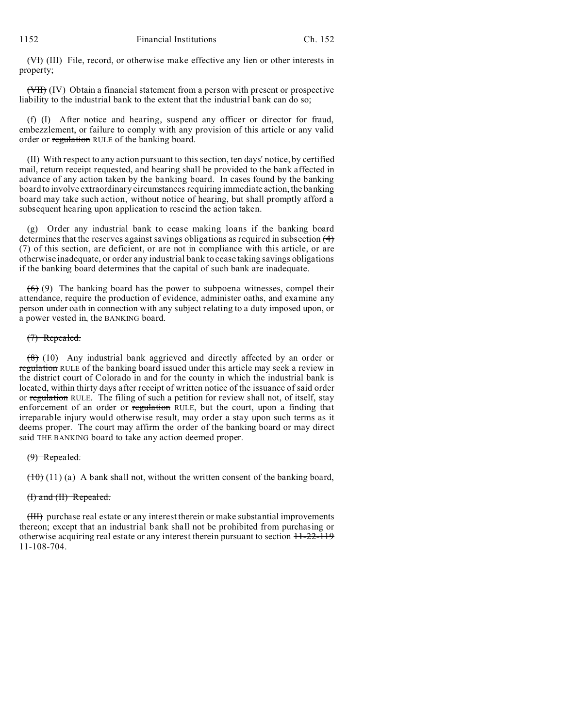~~(VI)~~ (III) File, record, or otherwise make effective any lien or other interests in property;

~~(VII)~~ (IV) Obtain a financial statement from a person with present or prospective liability to the industrial bank to the extent that the industrial bank can do so;

(f) (I) After notice and hearing, suspend any officer or director for fraud, embezzlement, or failure to comply with any provision of this article or any valid order or ~~regulation~~ RULE of the banking board.

(II) With respect to any action pursuant to this section, ten days' notice, by certified mail, return receipt requested, and hearing shall be provided to the bank affected in advance of any action taken by the banking board. In cases found by the banking board to involve extraordinary circumstances requiring immediate action, the banking board may take such action, without notice of hearing, but shall promptly afford a subsequent hearing upon application to rescind the action taken.

(g) Order any industrial bank to cease making loans if the banking board determines that the reserves against savings obligations as required in subsection ~~(4)~~ (7) of this section, are deficient, or are not in compliance with this article, or are otherwise inadequate, or order any industrial bank to cease taking savings obligations if the banking board determines that the capital of such bank are inadequate.

~~(6)~~ (9) The banking board has the power to subpoena witnesses, compel their attendance, require the production of evidence, administer oaths, and examine any person under oath in connection with any subject relating to a duty imposed upon, or a power vested in, the BANKING board.

~~(7) Repealed.~~

~~(8)~~ (10) Any industrial bank aggrieved and directly affected by an order or ~~regulation~~ RULE of the banking board issued under this article may seek a review in the district court of Colorado in and for the county in which the industrial bank is located, within thirty days after receipt of written notice of the issuance of said order or ~~regulation~~ RULE. The filing of such a petition for review shall not, of itself, stay enforcement of an order or ~~regulation~~ RULE, but the court, upon a finding that irreparable injury would otherwise result, may order a stay upon such terms as it deems proper. The court may affirm the order of the banking board or may direct ~~said~~ THE BANKING board to take any action deemed proper.

~~(9) Repealed.~~

~~(10)~~ (11) (a) A bank shall not, without the written consent of the banking board,

~~(I) and (II) Repealed.~~

~~(III)~~ purchase real estate or any interest therein or make substantial improvements thereon; except that an industrial bank shall not be prohibited from purchasing or otherwise acquiring real estate or any interest therein pursuant to section ~~11-22-119~~ 11-108-704.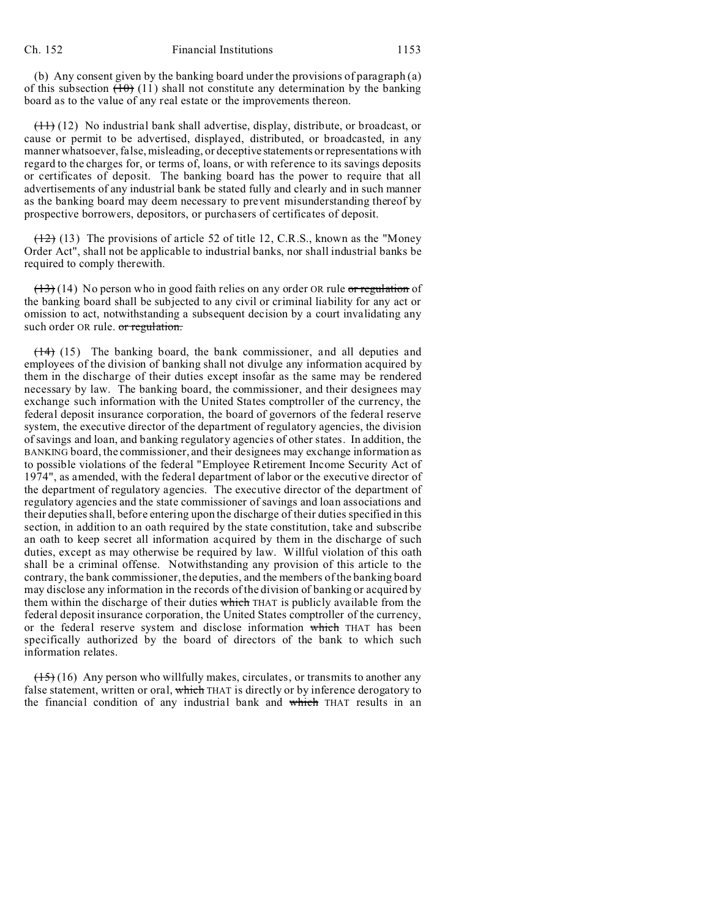(b) Any consent given by the banking board under the provisions of paragraph (a) of this subsection ~~(10)~~ (11) shall not constitute any determination by the banking board as to the value of any real estate or the improvements thereon.

~~(11)~~ (12) No industrial bank shall advertise, display, distribute, or broadcast, or cause or permit to be advertised, displayed, distributed, or broadcasted, in any manner whatsoever, false, misleading, or deceptive statements or representations with regard to the charges for, or terms of, loans, or with reference to its savings deposits or certificates of deposit. The banking board has the power to require that all advertisements of any industrial bank be stated fully and clearly and in such manner as the banking board may deem necessary to prevent misunderstanding thereof by prospective borrowers, depositors, or purchasers of certificates of deposit.

~~(12)~~ (13) The provisions of article 52 of title 12, C.R.S., known as the "Money Order Act", shall not be applicable to industrial banks, nor shall industrial banks be required to comply therewith.

~~(13)~~ (14) No person who in good faith relies on any order OR rule ~~or regulation~~ of the banking board shall be subjected to any civil or criminal liability for any act or omission to act, notwithstanding a subsequent decision by a court invalidating any such order OR rule. ~~or regulation.~~

~~(14)~~ (15) The banking board, the bank commissioner, and all deputies and employees of the division of banking shall not divulge any information acquired by them in the discharge of their duties except insofar as the same may be rendered necessary by law. The banking board, the commissioner, and their designees may exchange such information with the United States comptroller of the currency, the federal deposit insurance corporation, the board of governors of the federal reserve system, the executive director of the department of regulatory agencies, the division of savings and loan, and banking regulatory agencies of other states. In addition, the BANKING board, the commissioner, and their designees may exchange information as to possible violations of the federal "Employee Retirement Income Security Act of 1974", as amended, with the federal department of labor or the executive director of the department of regulatory agencies. The executive director of the department of regulatory agencies and the state commissioner of savings and loan associations and their deputies shall, before entering upon the discharge of their duties specified in this section, in addition to an oath required by the state constitution, take and subscribe an oath to keep secret all information acquired by them in the discharge of such duties, except as may otherwise be required by law. Willful violation of this oath shall be a criminal offense. Notwithstanding any provision of this article to the contrary, the bank commissioner, the deputies, and the members of the banking board may disclose any information in the records of the division of banking or acquired by them within the discharge of their duties ~~which~~ THAT is publicly available from the federal deposit insurance corporation, the United States comptroller of the currency, or the federal reserve system and disclose information ~~which~~ THAT has been specifically authorized by the board of directors of the bank to which such information relates.

~~(15)~~ (16) Any person who willfully makes, circulates, or transmits to another any false statement, written or oral, ~~which~~ THAT is directly or by inference derogatory to the financial condition of any industrial bank and ~~which~~ THAT results in an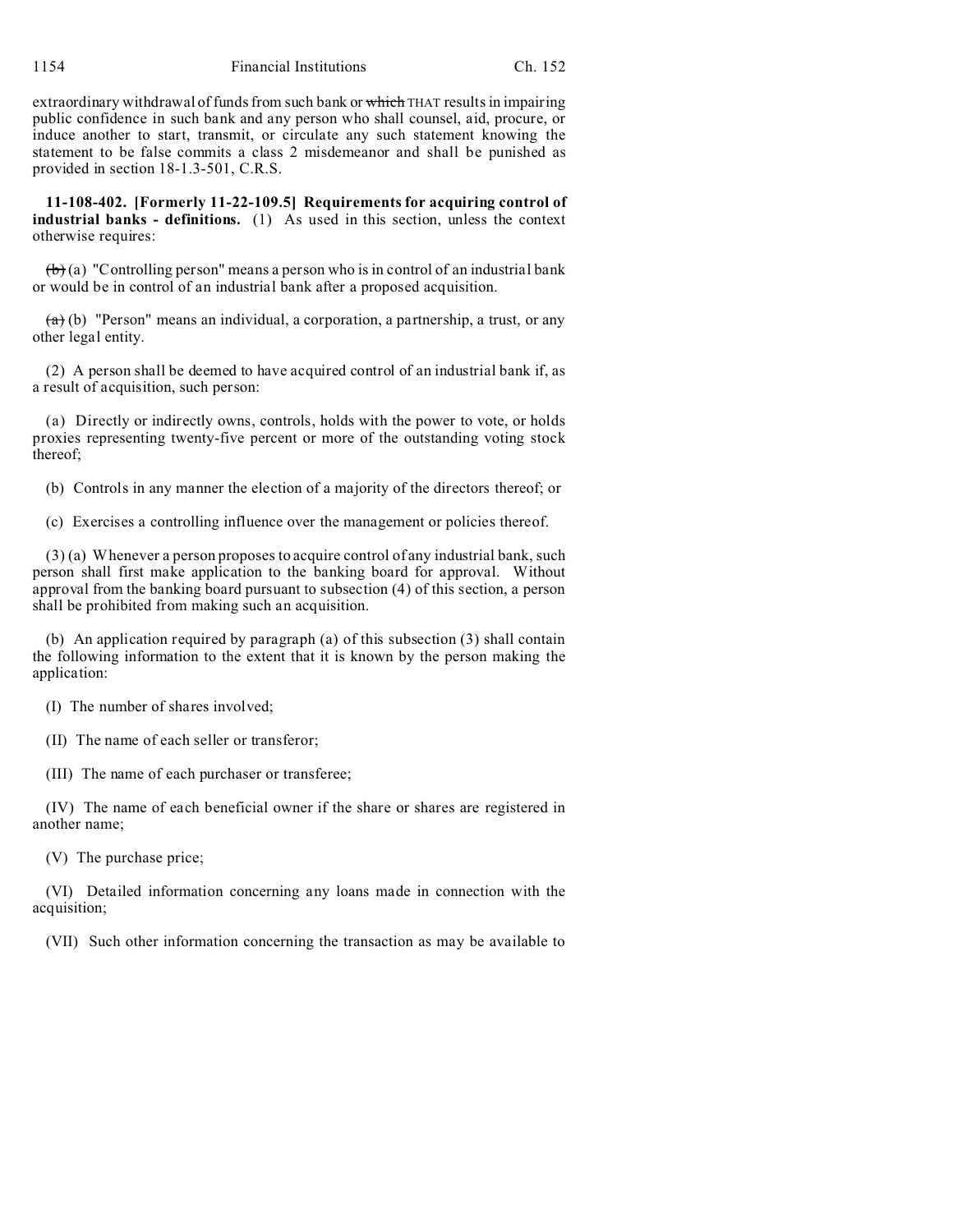extraordinary withdrawal of funds from such bank or ~~which~~ THAT results in impairing public confidence in such bank and any person who shall counsel, aid, procure, or induce another to start, transmit, or circulate any such statement knowing the statement to be false commits a class 2 misdemeanor and shall be punished as provided in section 18-1.3-501, C.R.S.

**11-108-402. [Formerly 11-22-109.5] Requirements for acquiring control of industrial banks - definitions.** (1) As used in this section, unless the context otherwise requires:

~~(b)~~ (a) "Controlling person" means a person who is in control of an industrial bank or would be in control of an industrial bank after a proposed acquisition.

~~(a)~~ (b) "Person" means an individual, a corporation, a partnership, a trust, or any other legal entity.

(2) A person shall be deemed to have acquired control of an industrial bank if, as a result of acquisition, such person:

(a) Directly or indirectly owns, controls, holds with the power to vote, or holds proxies representing twenty-five percent or more of the outstanding voting stock thereof;

(b) Controls in any manner the election of a majority of the directors thereof; or

(c) Exercises a controlling influence over the management or policies thereof.

(3) (a) Whenever a person proposes to acquire control of any industrial bank, such person shall first make application to the banking board for approval. Without approval from the banking board pursuant to subsection (4) of this section, a person shall be prohibited from making such an acquisition.

(b) An application required by paragraph (a) of this subsection (3) shall contain the following information to the extent that it is known by the person making the application:

(I) The number of shares involved;

(II) The name of each seller or transferor;

(III) The name of each purchaser or transferee;

(IV) The name of each beneficial owner if the share or shares are registered in another name;

(V) The purchase price;

(VI) Detailed information concerning any loans made in connection with the acquisition;

(VII) Such other information concerning the transaction as may be available to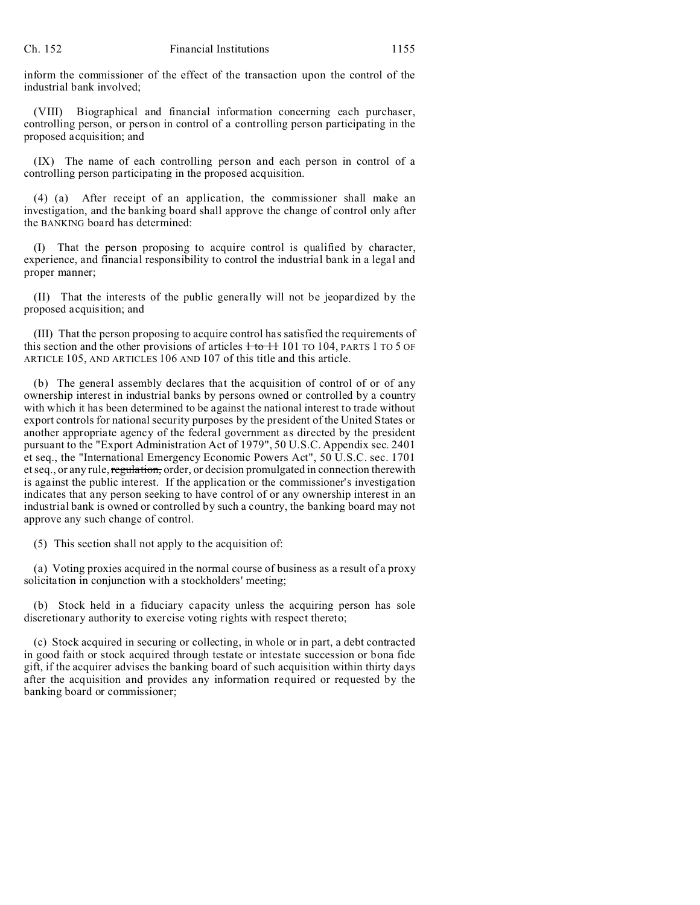inform the commissioner of the effect of the transaction upon the control of the industrial bank involved;

(VIII) Biographical and financial information concerning each purchaser, controlling person, or person in control of a controlling person participating in the proposed acquisition; and

(IX) The name of each controlling person and each person in control of a controlling person participating in the proposed acquisition.

(4) (a) After receipt of an application, the commissioner shall make an investigation, and the banking board shall approve the change of control only after the BANKING board has determined:

(I) That the person proposing to acquire control is qualified by character, experience, and financial responsibility to control the industrial bank in a legal and proper manner;

(II) That the interests of the public generally will not be jeopardized by the proposed acquisition; and

(III) That the person proposing to acquire control has satisfied the requirements of this section and the other provisions of articles ~~1 to 11~~ 101 TO 104, PARTS 1 TO 5 OF ARTICLE 105, AND ARTICLES 106 AND 107 of this title and this article.

(b) The general assembly declares that the acquisition of control of or of any ownership interest in industrial banks by persons owned or controlled by a country with which it has been determined to be against the national interest to trade without export controls for national security purposes by the president of the United States or another appropriate agency of the federal government as directed by the president pursuant to the "Export Administration Act of 1979", 50 U.S.C. Appendix sec. 2401 et seq., the "International Emergency Economic Powers Act", 50 U.S.C. sec. 1701 et seq., or any rule, ~~regulation,~~ order, or decision promulgated in connection therewith is against the public interest. If the application or the commissioner's investigation indicates that any person seeking to have control of or any ownership interest in an industrial bank is owned or controlled by such a country, the banking board may not approve any such change of control.

(5) This section shall not apply to the acquisition of:

(a) Voting proxies acquired in the normal course of business as a result of a proxy solicitation in conjunction with a stockholders' meeting;

(b) Stock held in a fiduciary capacity unless the acquiring person has sole discretionary authority to exercise voting rights with respect thereto;

(c) Stock acquired in securing or collecting, in whole or in part, a debt contracted in good faith or stock acquired through testate or intestate succession or bona fide gift, if the acquirer advises the banking board of such acquisition within thirty days after the acquisition and provides any information required or requested by the banking board or commissioner;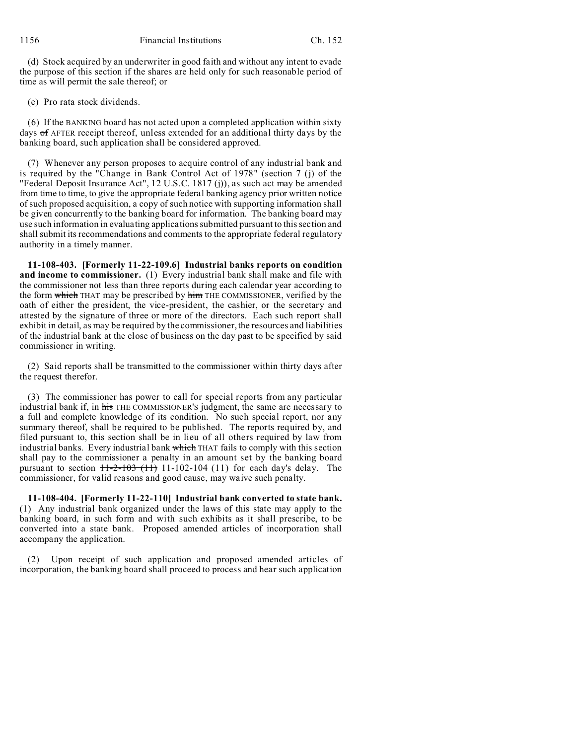(d) Stock acquired by an underwriter in good faith and without any intent to evade the purpose of this section if the shares are held only for such reasonable period of time as will permit the sale thereof; or

(e) Pro rata stock dividends.

(6) If the BANKING board has not acted upon a completed application within sixty days ~~of~~ AFTER receipt thereof, unless extended for an additional thirty days by the banking board, such application shall be considered approved.

(7) Whenever any person proposes to acquire control of any industrial bank and is required by the "Change in Bank Control Act of 1978" (section 7 (j) of the "Federal Deposit Insurance Act", 12 U.S.C. 1817 (j)), as such act may be amended from time to time, to give the appropriate federal banking agency prior written notice of such proposed acquisition, a copy of such notice with supporting information shall be given concurrently to the banking board for information. The banking board may use such information in evaluating applications submitted pursuant to this section and shall submit its recommendations and comments to the appropriate federal regulatory authority in a timely manner.

**11-108-403. [Formerly 11-22-109.6] Industrial banks reports on condition and income to commissioner.** (1) Every industrial bank shall make and file with the commissioner not less than three reports during each calendar year according to the form ~~which~~ THAT may be prescribed by ~~him~~ THE COMMISSIONER, verified by the oath of either the president, the vice-president, the cashier, or the secretary and attested by the signature of three or more of the directors. Each such report shall exhibit in detail, as may be required by the commissioner, the resources and liabilities of the industrial bank at the close of business on the day past to be specified by said commissioner in writing.

(2) Said reports shall be transmitted to the commissioner within thirty days after the request therefor.

(3) The commissioner has power to call for special reports from any particular industrial bank if, in ~~his~~ THE COMMISSIONER'S judgment, the same are necessary to a full and complete knowledge of its condition. No such special report, nor any summary thereof, shall be required to be published. The reports required by, and filed pursuant to, this section shall be in lieu of all others required by law from industrial banks. Every industrial bank ~~which~~ THAT fails to comply with this section shall pay to the commissioner a penalty in an amount set by the banking board pursuant to section ~~11-2-103 (11)~~ 11-102-104 (11) for each day's delay. The commissioner, for valid reasons and good cause, may waive such penalty.

**11-108-404. [Formerly 11-22-110] Industrial bank converted to state bank.** (1) Any industrial bank organized under the laws of this state may apply to the banking board, in such form and with such exhibits as it shall prescribe, to be converted into a state bank. Proposed amended articles of incorporation shall accompany the application.

(2) Upon receipt of such application and proposed amended articles of incorporation, the banking board shall proceed to process and hear such application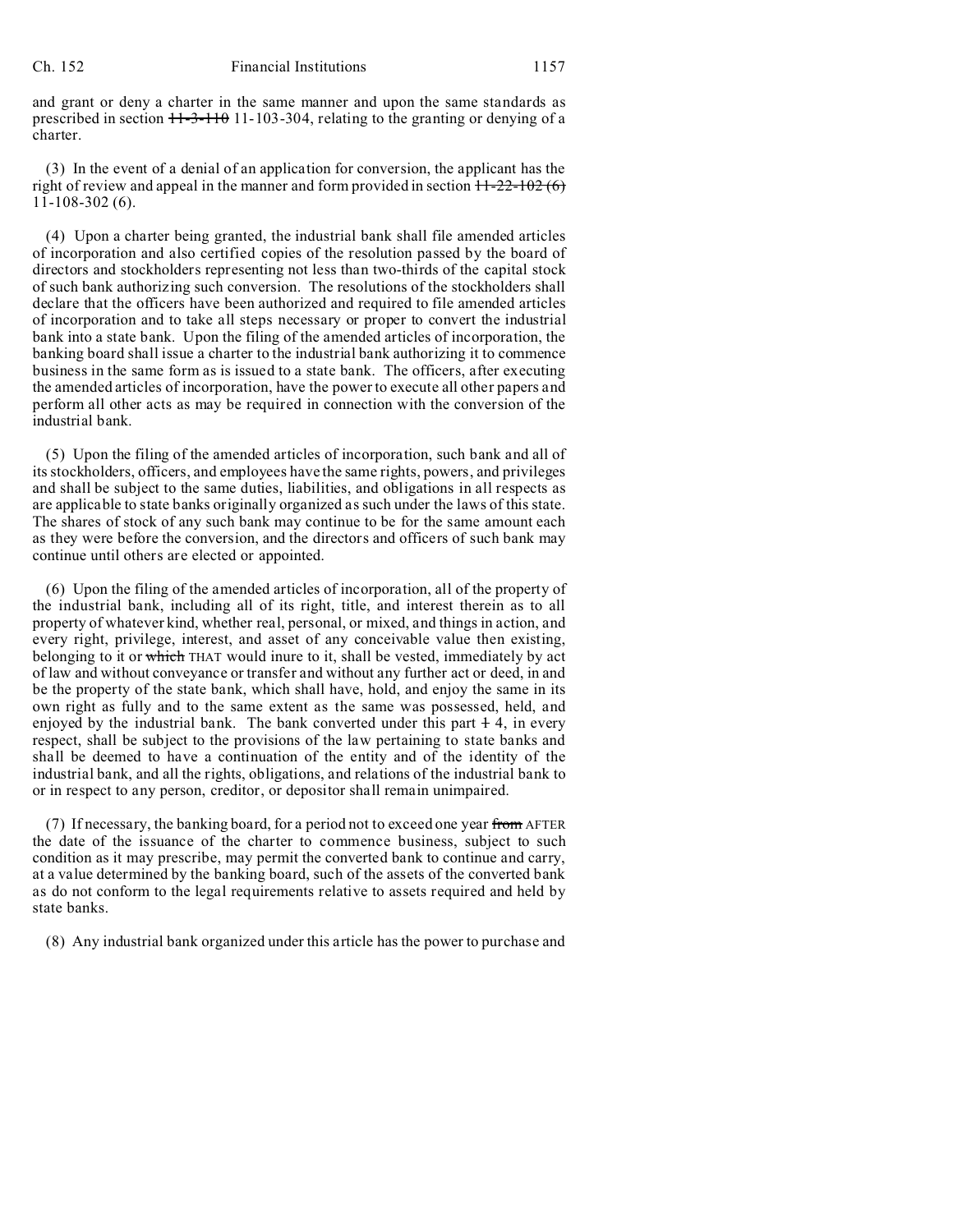and grant or deny a charter in the same manner and upon the same standards as prescribed in section ~~11-3-110~~ 11-103-304, relating to the granting or denying of a charter.

(3) In the event of a denial of an application for conversion, the applicant has the right of review and appeal in the manner and form provided in section ~~11-22-102 (6)~~ 11-108-302 (6).

(4) Upon a charter being granted, the industrial bank shall file amended articles of incorporation and also certified copies of the resolution passed by the board of directors and stockholders representing not less than two-thirds of the capital stock of such bank authorizing such conversion. The resolutions of the stockholders shall declare that the officers have been authorized and required to file amended articles of incorporation and to take all steps necessary or proper to convert the industrial bank into a state bank. Upon the filing of the amended articles of incorporation, the banking board shall issue a charter to the industrial bank authorizing it to commence business in the same form as is issued to a state bank. The officers, after executing the amended articles of incorporation, have the power to execute all other papers and perform all other acts as may be required in connection with the conversion of the industrial bank.

(5) Upon the filing of the amended articles of incorporation, such bank and all of its stockholders, officers, and employees have the same rights, powers, and privileges and shall be subject to the same duties, liabilities, and obligations in all respects as are applicable to state banks originally organized as such under the laws of this state. The shares of stock of any such bank may continue to be for the same amount each as they were before the conversion, and the directors and officers of such bank may continue until others are elected or appointed.

(6) Upon the filing of the amended articles of incorporation, all of the property of the industrial bank, including all of its right, title, and interest therein as to all property of whatever kind, whether real, personal, or mixed, and things in action, and every right, privilege, interest, and asset of any conceivable value then existing, belonging to it or ~~which~~ THAT would inure to it, shall be vested, immediately by act of law and without conveyance or transfer and without any further act or deed, in and be the property of the state bank, which shall have, hold, and enjoy the same in its own right as fully and to the same extent as the same was possessed, held, and enjoyed by the industrial bank. The bank converted under this part ~~1~~ 4, in every respect, shall be subject to the provisions of the law pertaining to state banks and shall be deemed to have a continuation of the entity and of the identity of the industrial bank, and all the rights, obligations, and relations of the industrial bank to or in respect to any person, creditor, or depositor shall remain unimpaired.

(7) If necessary, the banking board, for a period not to exceed one year ~~from~~ AFTER the date of the issuance of the charter to commence business, subject to such condition as it may prescribe, may permit the converted bank to continue and carry, at a value determined by the banking board, such of the assets of the converted bank as do not conform to the legal requirements relative to assets required and held by state banks.

(8) Any industrial bank organized under this article has the power to purchase and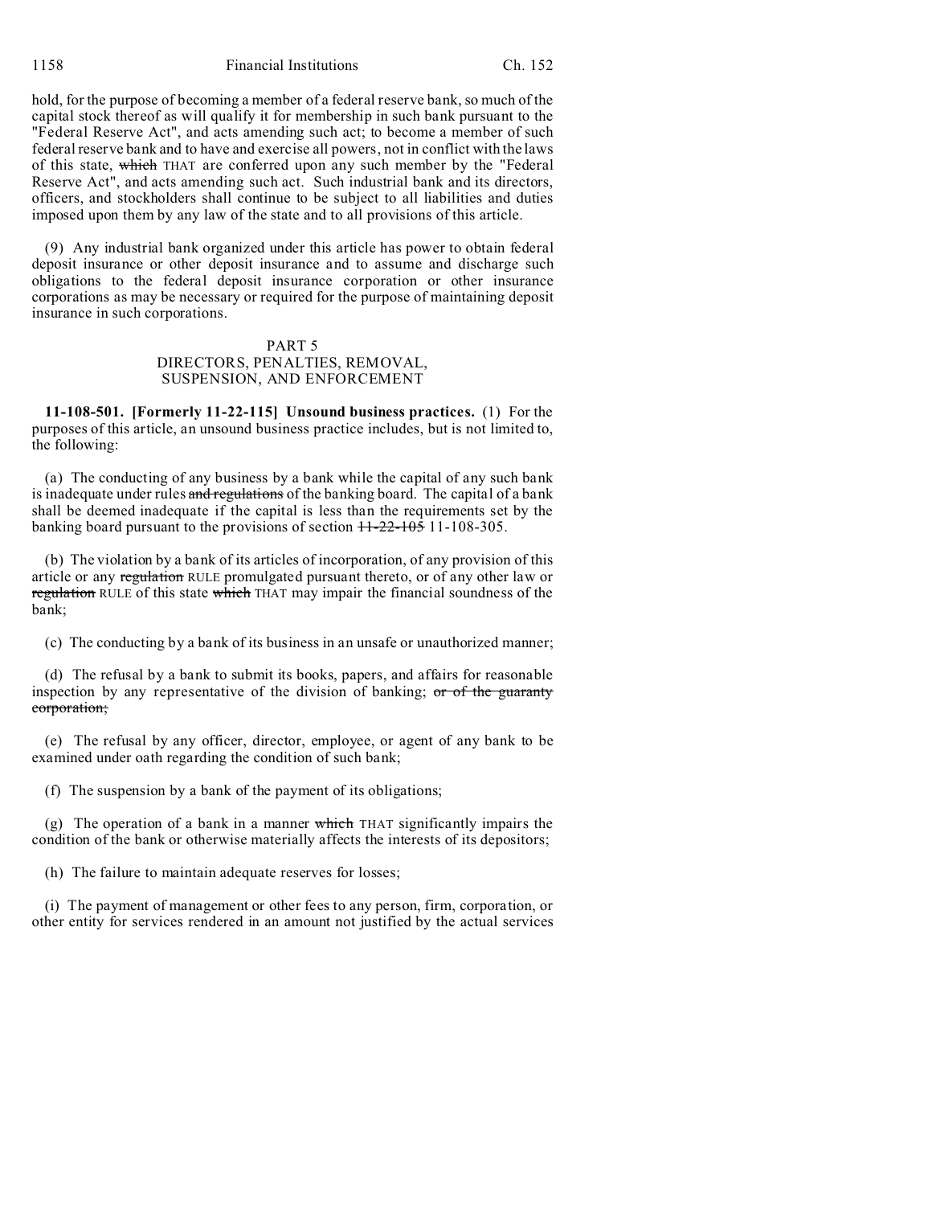hold, for the purpose of becoming a member of a federal reserve bank, so much of the capital stock thereof as will qualify it for membership in such bank pursuant to the "Federal Reserve Act", and acts amending such act; to become a member of such federal reserve bank and to have and exercise all powers, not in conflict with the laws of this state, ~~which~~ THAT are conferred upon any such member by the "Federal Reserve Act", and acts amending such act. Such industrial bank and its directors, officers, and stockholders shall continue to be subject to all liabilities and duties imposed upon them by any law of the state and to all provisions of this article.

(9) Any industrial bank organized under this article has power to obtain federal deposit insurance or other deposit insurance and to assume and discharge such obligations to the federal deposit insurance corporation or other insurance corporations as may be necessary or required for the purpose of maintaining deposit insurance in such corporations.

PART 5
DIRECTORS, PENALTIES, REMOVAL, SUSPENSION, AND ENFORCEMENT

**11-108-501. [Formerly 11-22-115] Unsound business practices.** (1) For the purposes of this article, an unsound business practice includes, but is not limited to, the following:

(a) The conducting of any business by a bank while the capital of any such bank is inadequate under rules ~~and regulations~~ of the banking board. The capital of a bank shall be deemed inadequate if the capital is less than the requirements set by the banking board pursuant to the provisions of section ~~11-22-105~~ 11-108-305.

(b) The violation by a bank of its articles of incorporation, of any provision of this article or any ~~regulation~~ RULE promulgated pursuant thereto, or of any other law or ~~regulation~~ RULE of this state ~~which~~ THAT may impair the financial soundness of the bank;

(c) The conducting by a bank of its business in an unsafe or unauthorized manner;

(d) The refusal by a bank to submit its books, papers, and affairs for reasonable inspection by any representative of the division of banking; ~~or of the guaranty corporation;~~

(e) The refusal by any officer, director, employee, or agent of any bank to be examined under oath regarding the condition of such bank;

(f) The suspension by a bank of the payment of its obligations;

(g) The operation of a bank in a manner ~~which~~ THAT significantly impairs the condition of the bank or otherwise materially affects the interests of its depositors;

(h) The failure to maintain adequate reserves for losses;

(i) The payment of management or other fees to any person, firm, corporation, or other entity for services rendered in an amount not justified by the actual services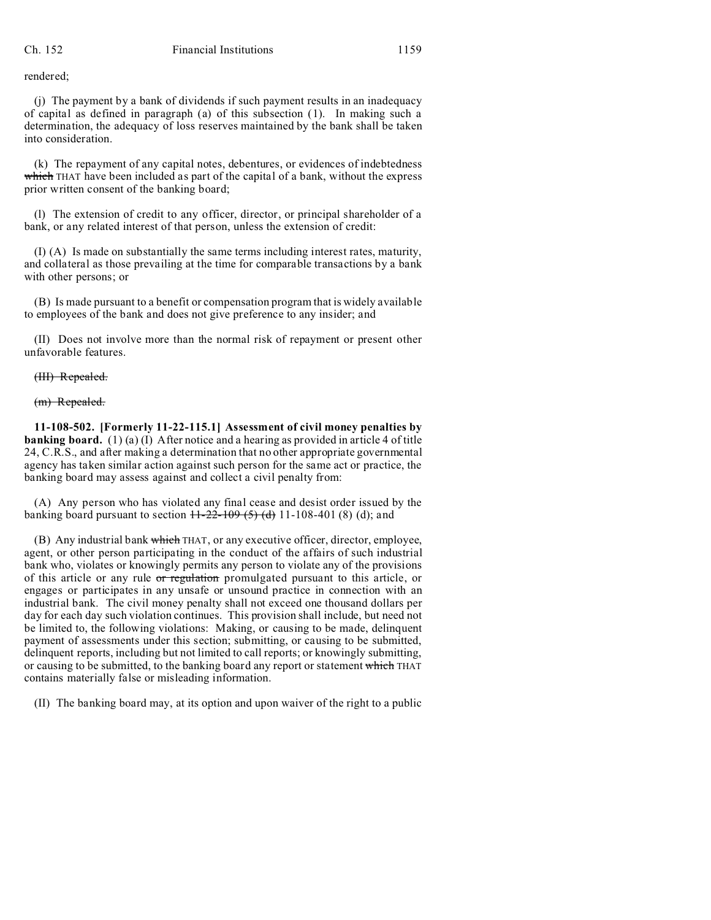rendered;

(j) The payment by a bank of dividends if such payment results in an inadequacy of capital as defined in paragraph (a) of this subsection (1). In making such a determination, the adequacy of loss reserves maintained by the bank shall be taken into consideration.

(k) The repayment of any capital notes, debentures, or evidences of indebtedness ~~which~~ THAT have been included as part of the capital of a bank, without the express prior written consent of the banking board;

(l) The extension of credit to any officer, director, or principal shareholder of a bank, or any related interest of that person, unless the extension of credit:

(I) (A) Is made on substantially the same terms including interest rates, maturity, and collateral as those prevailing at the time for comparable transactions by a bank with other persons; or

(B) Is made pursuant to a benefit or compensation program that is widely available to employees of the bank and does not give preference to any insider; and

(II) Does not involve more than the normal risk of repayment or present other unfavorable features.

~~(III) Repealed.~~

~~(m) Repealed.~~

**11-108-502. [Formerly 11-22-115.1] Assessment of civil money penalties by banking board.** (1) (a) (I) After notice and a hearing as provided in article 4 of title 24, C.R.S., and after making a determination that no other appropriate governmental agency has taken similar action against such person for the same act or practice, the banking board may assess against and collect a civil penalty from:

(A) Any person who has violated any final cease and desist order issued by the banking board pursuant to section ~~11-22-109 (5) (d)~~ 11-108-401 (8) (d); and

(B) Any industrial bank ~~which~~ THAT, or any executive officer, director, employee, agent, or other person participating in the conduct of the affairs of such industrial bank who, violates or knowingly permits any person to violate any of the provisions of this article or any rule ~~or regulation~~ promulgated pursuant to this article, or engages or participates in any unsafe or unsound practice in connection with an industrial bank. The civil money penalty shall not exceed one thousand dollars per day for each day such violation continues. This provision shall include, but need not be limited to, the following violations: Making, or causing to be made, delinquent payment of assessments under this section; submitting, or causing to be submitted, delinquent reports, including but not limited to call reports; or knowingly submitting, or causing to be submitted, to the banking board any report or statement ~~which~~ THAT contains materially false or misleading information.

(II) The banking board may, at its option and upon waiver of the right to a public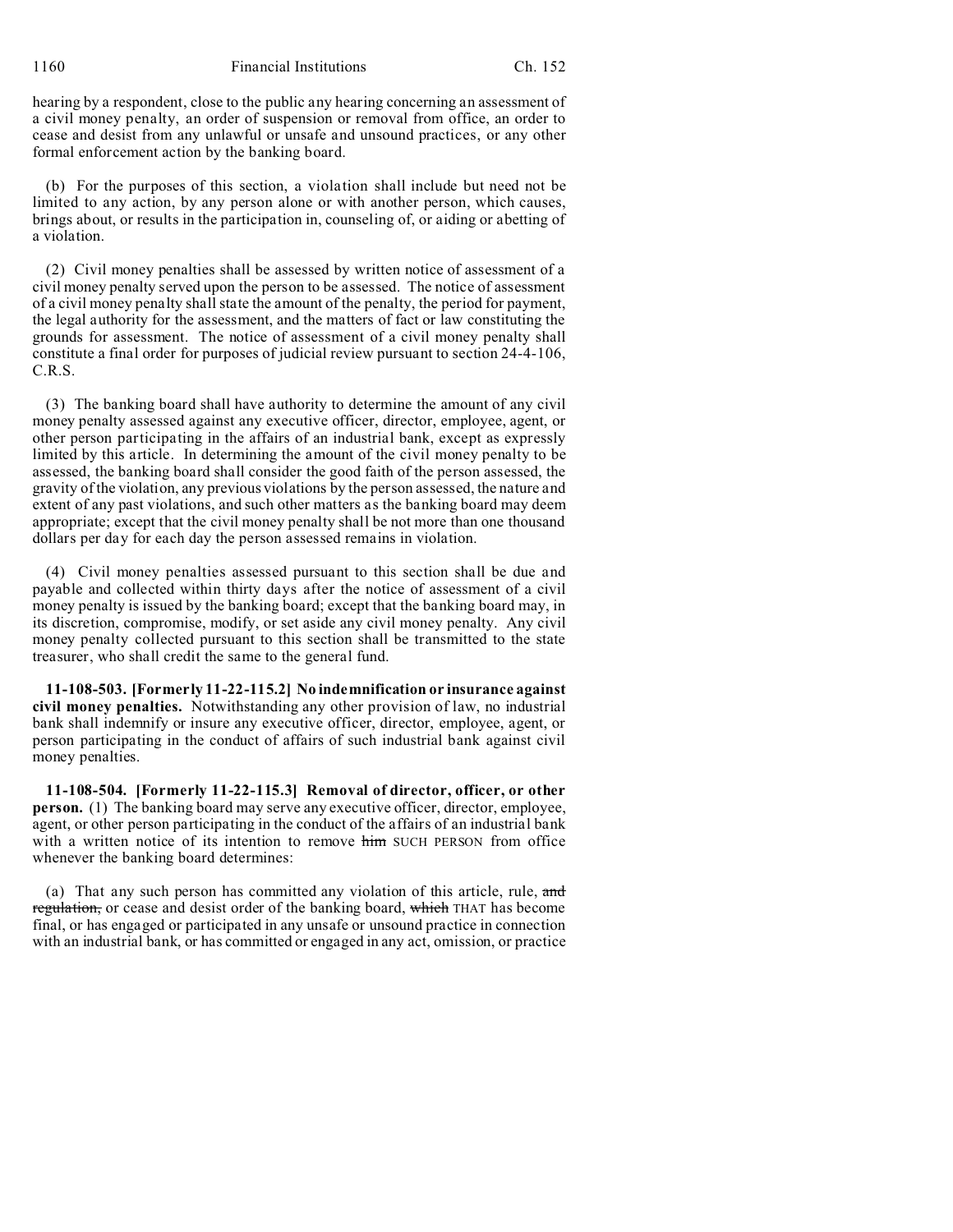hearing by a respondent, close to the public any hearing concerning an assessment of a civil money penalty, an order of suspension or removal from office, an order to cease and desist from any unlawful or unsafe and unsound practices, or any other formal enforcement action by the banking board.

(b) For the purposes of this section, a violation shall include but need not be limited to any action, by any person alone or with another person, which causes, brings about, or results in the participation in, counseling of, or aiding or abetting of a violation.

(2) Civil money penalties shall be assessed by written notice of assessment of a civil money penalty served upon the person to be assessed. The notice of assessment of a civil money penalty shall state the amount of the penalty, the period for payment, the legal authority for the assessment, and the matters of fact or law constituting the grounds for assessment. The notice of assessment of a civil money penalty shall constitute a final order for purposes of judicial review pursuant to section 24-4-106, C.R.S.

(3) The banking board shall have authority to determine the amount of any civil money penalty assessed against any executive officer, director, employee, agent, or other person participating in the affairs of an industrial bank, except as expressly limited by this article. In determining the amount of the civil money penalty to be assessed, the banking board shall consider the good faith of the person assessed, the gravity of the violation, any previous violations by the person assessed, the nature and extent of any past violations, and such other matters as the banking board may deem appropriate; except that the civil money penalty shall be not more than one thousand dollars per day for each day the person assessed remains in violation.

(4) Civil money penalties assessed pursuant to this section shall be due and payable and collected within thirty days after the notice of assessment of a civil money penalty is issued by the banking board; except that the banking board may, in its discretion, compromise, modify, or set aside any civil money penalty. Any civil money penalty collected pursuant to this section shall be transmitted to the state treasurer, who shall credit the same to the general fund.

**11-108-503. [Formerly 11-22-115.2] No indemnification or insurance against civil money penalties.** Notwithstanding any other provision of law, no industrial bank shall indemnify or insure any executive officer, director, employee, agent, or person participating in the conduct of affairs of such industrial bank against civil money penalties.

**11-108-504. [Formerly 11-22-115.3] Removal of director, officer, or other person.** (1) The banking board may serve any executive officer, director, employee, agent, or other person participating in the conduct of the affairs of an industrial bank with a written notice of its intention to remove ~~him~~ SUCH PERSON from office whenever the banking board determines:

(a) That any such person has committed any violation of this article, rule, ~~and regulation,~~ or cease and desist order of the banking board, ~~which~~ THAT has become final, or has engaged or participated in any unsafe or unsound practice in connection with an industrial bank, or has committed or engaged in any act, omission, or practice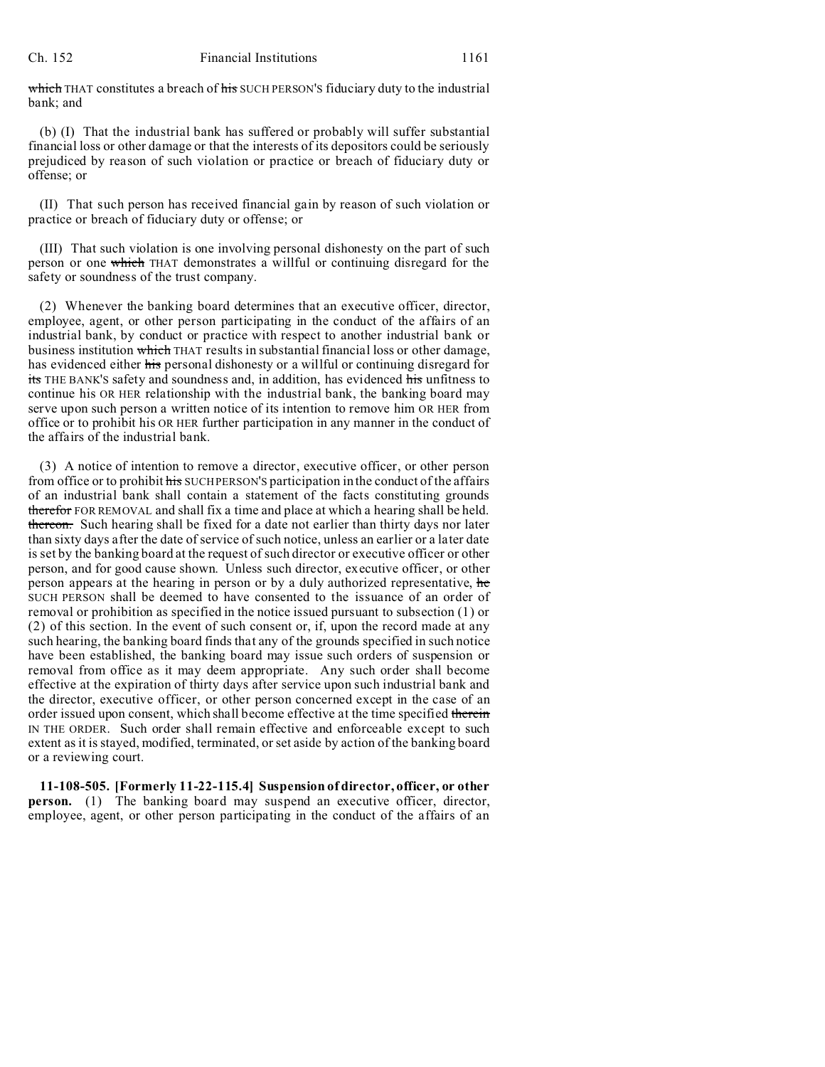which THAT constitutes a breach of his SUCH PERSON'S fiduciary duty to the industrial bank; and

(b) (I) That the industrial bank has suffered or probably will suffer substantial financial loss or other damage or that the interests of its depositors could be seriously prejudiced by reason of such violation or practice or breach of fiduciary duty or offense; or

(II) That such person has received financial gain by reason of such violation or practice or breach of fiduciary duty or offense; or

(III) That such violation is one involving personal dishonesty on the part of such person or one which THAT demonstrates a willful or continuing disregard for the safety or soundness of the trust company.

(2) Whenever the banking board determines that an executive officer, director, employee, agent, or other person participating in the conduct of the affairs of an industrial bank, by conduct or practice with respect to another industrial bank or business institution which THAT results in substantial financial loss or other damage, has evidenced either his personal dishonesty or a willful or continuing disregard for its THE BANK'S safety and soundness and, in addition, has evidenced his unfitness to continue his OR HER relationship with the industrial bank, the banking board may serve upon such person a written notice of its intention to remove him OR HER from office or to prohibit his OR HER further participation in any manner in the conduct of the affairs of the industrial bank.

(3) A notice of intention to remove a director, executive officer, or other person from office or to prohibit his SUCH PERSON'S participation in the conduct of the affairs of an industrial bank shall contain a statement of the facts constituting grounds therefor FOR REMOVAL and shall fix a time and place at which a hearing shall be held. thereon. Such hearing shall be fixed for a date not earlier than thirty days nor later than sixty days after the date of service of such notice, unless an earlier or a later date is set by the banking board at the request of such director or executive officer or other person, and for good cause shown. Unless such director, executive officer, or other person appears at the hearing in person or by a duly authorized representative, he SUCH PERSON shall be deemed to have consented to the issuance of an order of removal or prohibition as specified in the notice issued pursuant to subsection (1) or (2) of this section. In the event of such consent or, if, upon the record made at any such hearing, the banking board finds that any of the grounds specified in such notice have been established, the banking board may issue such orders of suspension or removal from office as it may deem appropriate. Any such order shall become effective at the expiration of thirty days after service upon such industrial bank and the director, executive officer, or other person concerned except in the case of an order issued upon consent, which shall become effective at the time specified therein IN THE ORDER. Such order shall remain effective and enforceable except to such extent as it is stayed, modified, terminated, or set aside by action of the banking board or a reviewing court.

**11-108-505. [Formerly 11-22-115.4] Suspension of director, officer, or other person.** (1) The banking board may suspend an executive officer, director, employee, agent, or other person participating in the conduct of the affairs of an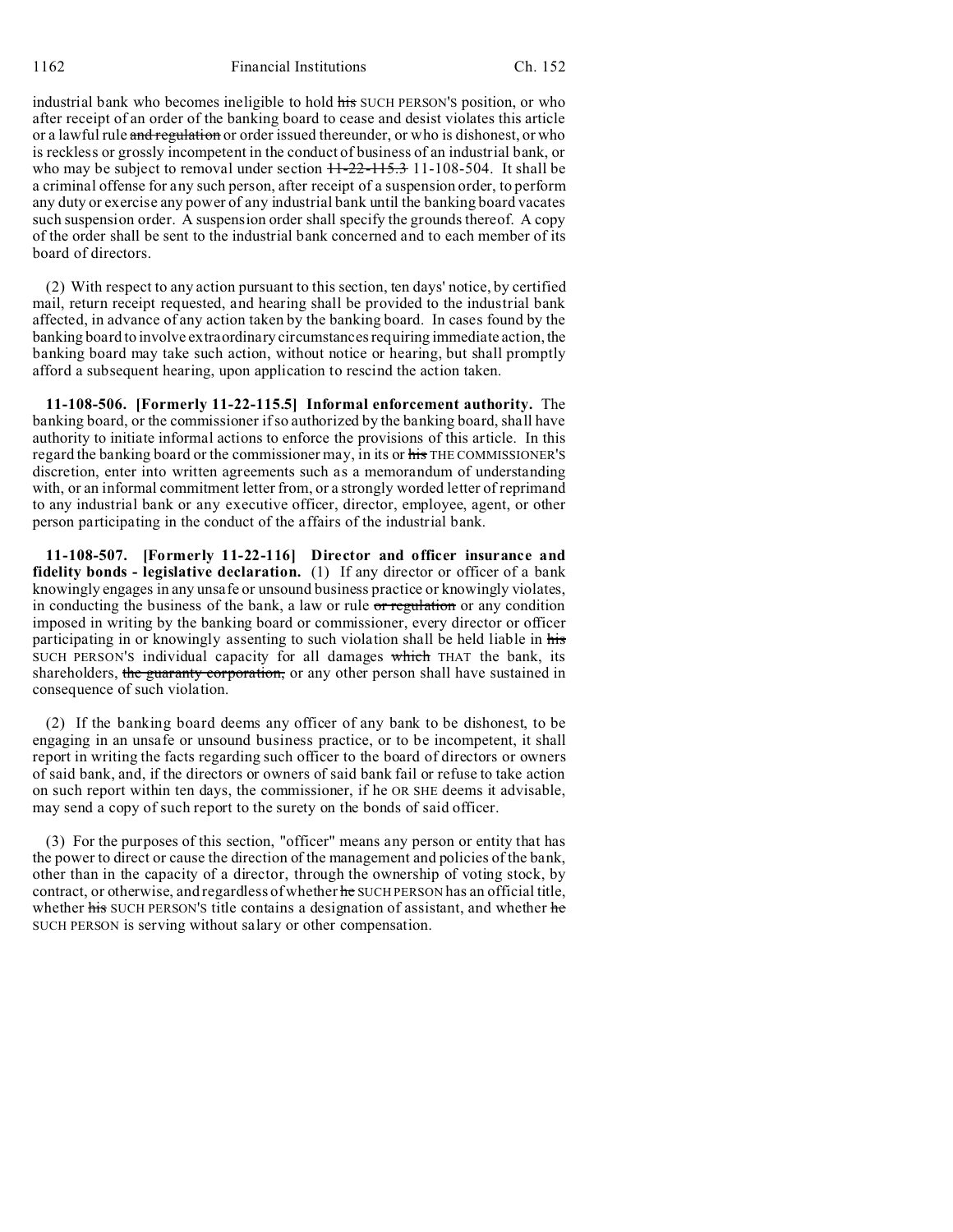industrial bank who becomes ineligible to hold ~~his~~ SUCH PERSON'S position, or who after receipt of an order of the banking board to cease and desist violates this article or a lawful rule ~~and regulation~~ or order issued thereunder, or who is dishonest, or who is reckless or grossly incompetent in the conduct of business of an industrial bank, or who may be subject to removal under section ~~11-22-115.3~~ 11-108-504. It shall be a criminal offense for any such person, after receipt of a suspension order, to perform any duty or exercise any power of any industrial bank until the banking board vacates such suspension order. A suspension order shall specify the grounds thereof. A copy of the order shall be sent to the industrial bank concerned and to each member of its board of directors.

(2) With respect to any action pursuant to this section, ten days' notice, by certified mail, return receipt requested, and hearing shall be provided to the industrial bank affected, in advance of any action taken by the banking board. In cases found by the banking board to involve extraordinary circumstances requiring immediate action, the banking board may take such action, without notice or hearing, but shall promptly afford a subsequent hearing, upon application to rescind the action taken.

**11-108-506. [Formerly 11-22-115.5] Informal enforcement authority.** The banking board, or the commissioner if so authorized by the banking board, shall have authority to initiate informal actions to enforce the provisions of this article. In this regard the banking board or the commissioner may, in its or ~~his~~ THE COMMISSIONER'S discretion, enter into written agreements such as a memorandum of understanding with, or an informal commitment letter from, or a strongly worded letter of reprimand to any industrial bank or any executive officer, director, employee, agent, or other person participating in the conduct of the affairs of the industrial bank.

**11-108-507. [Formerly 11-22-116] Director and officer insurance and fidelity bonds - legislative declaration.** (1) If any director or officer of a bank knowingly engages in any unsafe or unsound business practice or knowingly violates, in conducting the business of the bank, a law or rule ~~or regulation~~ or any condition imposed in writing by the banking board or commissioner, every director or officer participating in or knowingly assenting to such violation shall be held liable in ~~his~~ SUCH PERSON'S individual capacity for all damages ~~which~~ THAT the bank, its shareholders, ~~the guaranty corporation,~~ or any other person shall have sustained in consequence of such violation.

(2) If the banking board deems any officer of any bank to be dishonest, to be engaging in an unsafe or unsound business practice, or to be incompetent, it shall report in writing the facts regarding such officer to the board of directors or owners of said bank, and, if the directors or owners of said bank fail or refuse to take action on such report within ten days, the commissioner, if he OR SHE deems it advisable, may send a copy of such report to the surety on the bonds of said officer.

(3) For the purposes of this section, "officer" means any person or entity that has the power to direct or cause the direction of the management and policies of the bank, other than in the capacity of a director, through the ownership of voting stock, by contract, or otherwise, and regardless of whether ~~he~~ SUCH PERSON has an official title, whether ~~his~~ SUCH PERSON'S title contains a designation of assistant, and whether ~~he~~ SUCH PERSON is serving without salary or other compensation.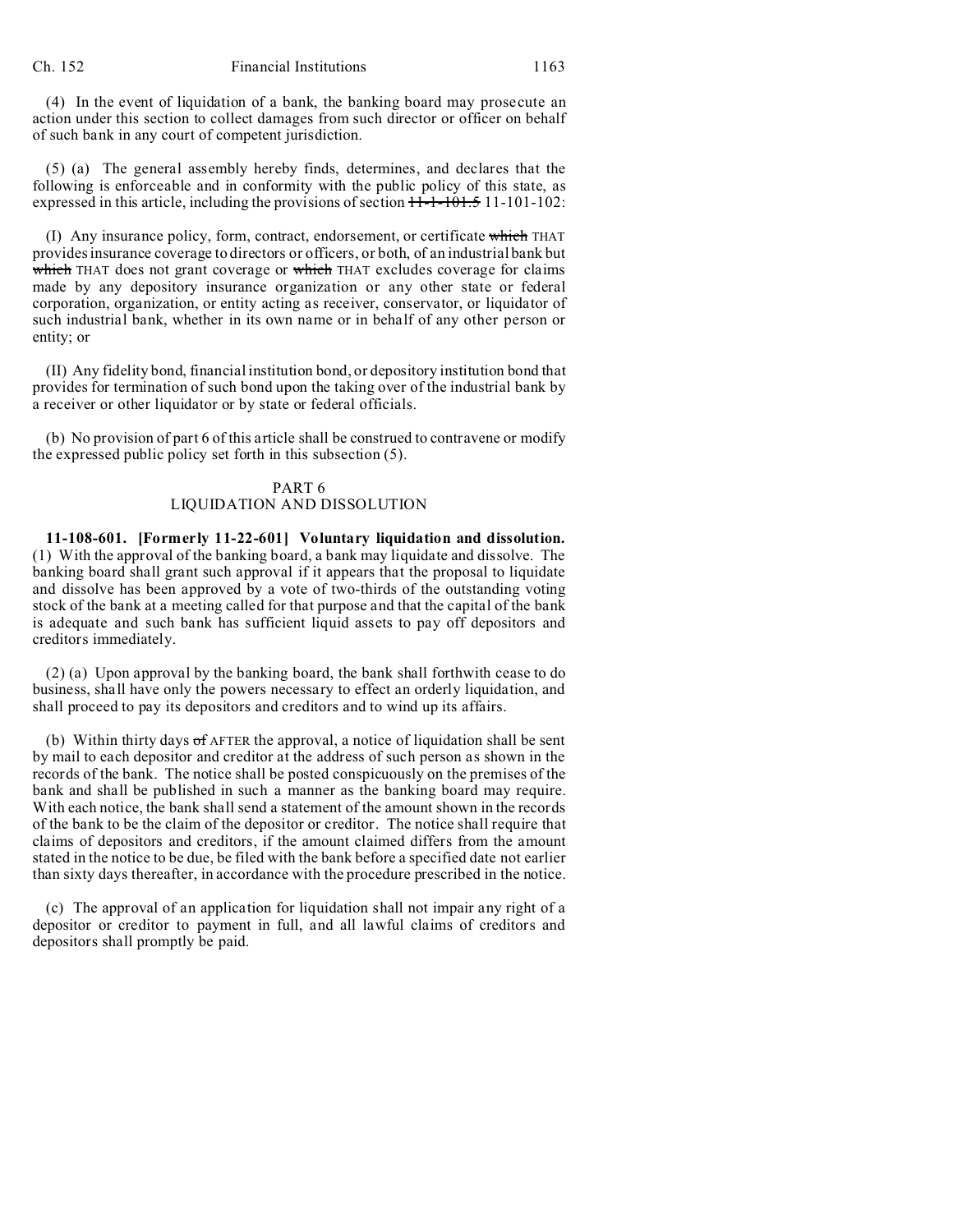(4) In the event of liquidation of a bank, the banking board may prosecute an action under this section to collect damages from such director or officer on behalf of such bank in any court of competent jurisdiction.

(5) (a) The general assembly hereby finds, determines, and declares that the following is enforceable and in conformity with the public policy of this state, as expressed in this article, including the provisions of section ~~11-1-101.5~~ 11-101-102:

(I) Any insurance policy, form, contract, endorsement, or certificate ~~which~~ THAT provides insurance coverage to directors or officers, or both, of an industrial bank but ~~which~~ THAT does not grant coverage or ~~which~~ THAT excludes coverage for claims made by any depository insurance organization or any other state or federal corporation, organization, or entity acting as receiver, conservator, or liquidator of such industrial bank, whether in its own name or in behalf of any other person or entity; or

(II) Any fidelity bond, financial institution bond, or depository institution bond that provides for termination of such bond upon the taking over of the industrial bank by a receiver or other liquidator or by state or federal officials.

(b) No provision of part 6 of this article shall be construed to contravene or modify the expressed public policy set forth in this subsection (5).

## PART 6
## LIQUIDATION AND DISSOLUTION

**11-108-601. [Formerly 11-22-601] Voluntary liquidation and dissolution.** (1) With the approval of the banking board, a bank may liquidate and dissolve. The banking board shall grant such approval if it appears that the proposal to liquidate and dissolve has been approved by a vote of two-thirds of the outstanding voting stock of the bank at a meeting called for that purpose and that the capital of the bank is adequate and such bank has sufficient liquid assets to pay off depositors and creditors immediately.

(2) (a) Upon approval by the banking board, the bank shall forthwith cease to do business, shall have only the powers necessary to effect an orderly liquidation, and shall proceed to pay its depositors and creditors and to wind up its affairs.

(b) Within thirty days ~~of~~ AFTER the approval, a notice of liquidation shall be sent by mail to each depositor and creditor at the address of such person as shown in the records of the bank. The notice shall be posted conspicuously on the premises of the bank and shall be published in such a manner as the banking board may require. With each notice, the bank shall send a statement of the amount shown in the records of the bank to be the claim of the depositor or creditor. The notice shall require that claims of depositors and creditors, if the amount claimed differs from the amount stated in the notice to be due, be filed with the bank before a specified date not earlier than sixty days thereafter, in accordance with the procedure prescribed in the notice.

(c) The approval of an application for liquidation shall not impair any right of a depositor or creditor to payment in full, and all lawful claims of creditors and depositors shall promptly be paid.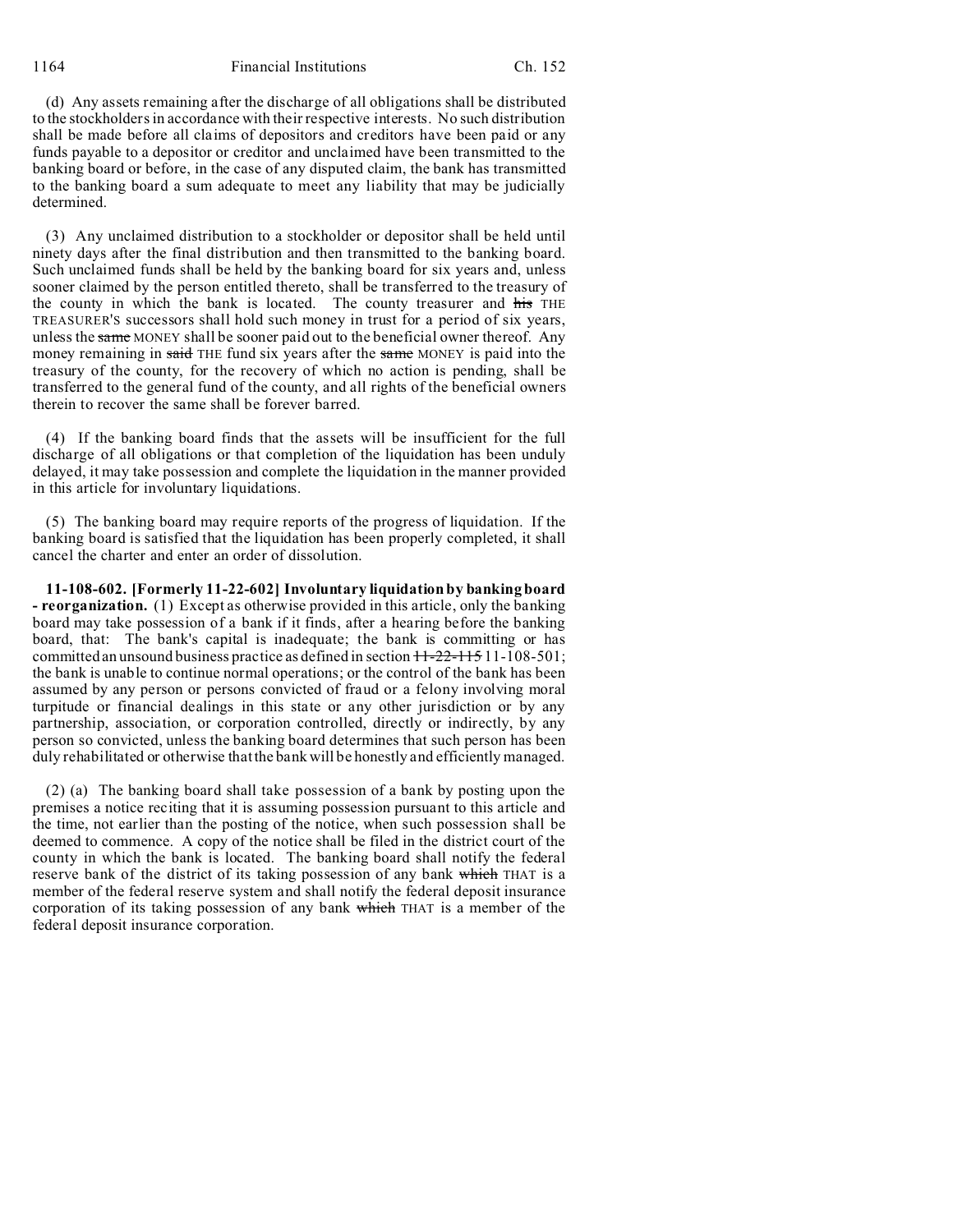(d) Any assets remaining after the discharge of all obligations shall be distributed to the stockholders in accordance with their respective interests. No such distribution shall be made before all claims of depositors and creditors have been paid or any funds payable to a depositor or creditor and unclaimed have been transmitted to the banking board or before, in the case of any disputed claim, the bank has transmitted to the banking board a sum adequate to meet any liability that may be judicially determined.

(3) Any unclaimed distribution to a stockholder or depositor shall be held until ninety days after the final distribution and then transmitted to the banking board. Such unclaimed funds shall be held by the banking board for six years and, unless sooner claimed by the person entitled thereto, shall be transferred to the treasury of the county in which the bank is located. The county treasurer and ~~his~~ THE TREASURER'S successors shall hold such money in trust for a period of six years, unless the ~~same~~ MONEY shall be sooner paid out to the beneficial owner thereof. Any money remaining in ~~said~~ THE fund six years after the ~~same~~ MONEY is paid into the treasury of the county, for the recovery of which no action is pending, shall be transferred to the general fund of the county, and all rights of the beneficial owners therein to recover the same shall be forever barred.

(4) If the banking board finds that the assets will be insufficient for the full discharge of all obligations or that completion of the liquidation has been unduly delayed, it may take possession and complete the liquidation in the manner provided in this article for involuntary liquidations.

(5) The banking board may require reports of the progress of liquidation. If the banking board is satisfied that the liquidation has been properly completed, it shall cancel the charter and enter an order of dissolution.

**11-108-602. [Formerly 11-22-602] Involuntary liquidation by banking board - reorganization.** (1) Except as otherwise provided in this article, only the banking board may take possession of a bank if it finds, after a hearing before the banking board, that: The bank's capital is inadequate; the bank is committing or has committed an unsound business practice as defined in section ~~11-22-115~~ 11-108-501; the bank is unable to continue normal operations; or the control of the bank has been assumed by any person or persons convicted of fraud or a felony involving moral turpitude or financial dealings in this state or any other jurisdiction or by any partnership, association, or corporation controlled, directly or indirectly, by any person so convicted, unless the banking board determines that such person has been duly rehabilitated or otherwise that the bank will be honestly and efficiently managed.

(2) (a) The banking board shall take possession of a bank by posting upon the premises a notice reciting that it is assuming possession pursuant to this article and the time, not earlier than the posting of the notice, when such possession shall be deemed to commence. A copy of the notice shall be filed in the district court of the county in which the bank is located. The banking board shall notify the federal reserve bank of the district of its taking possession of any bank ~~which~~ THAT is a member of the federal reserve system and shall notify the federal deposit insurance corporation of its taking possession of any bank ~~which~~ THAT is a member of the federal deposit insurance corporation.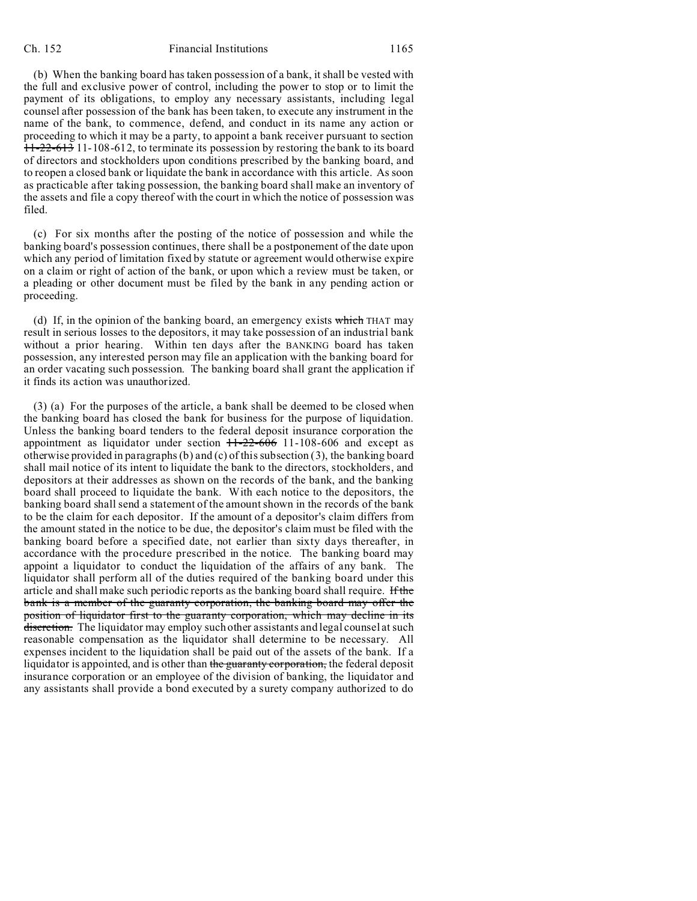(b) When the banking board has taken possession of a bank, it shall be vested with the full and exclusive power of control, including the power to stop or to limit the payment of its obligations, to employ any necessary assistants, including legal counsel after possession of the bank has been taken, to execute any instrument in the name of the bank, to commence, defend, and conduct in its name any action or proceeding to which it may be a party, to appoint a bank receiver pursuant to section ~~11-22-613~~ 11-108-612, to terminate its possession by restoring the bank to its board of directors and stockholders upon conditions prescribed by the banking board, and to reopen a closed bank or liquidate the bank in accordance with this article. As soon as practicable after taking possession, the banking board shall make an inventory of the assets and file a copy thereof with the court in which the notice of possession was filed.

(c) For six months after the posting of the notice of possession and while the banking board's possession continues, there shall be a postponement of the date upon which any period of limitation fixed by statute or agreement would otherwise expire on a claim or right of action of the bank, or upon which a review must be taken, or a pleading or other document must be filed by the bank in any pending action or proceeding.

(d) If, in the opinion of the banking board, an emergency exists ~~which~~ THAT may result in serious losses to the depositors, it may take possession of an industrial bank without a prior hearing. Within ten days after the BANKING board has taken possession, any interested person may file an application with the banking board for an order vacating such possession. The banking board shall grant the application if it finds its action was unauthorized.

(3) (a) For the purposes of the article, a bank shall be deemed to be closed when the banking board has closed the bank for business for the purpose of liquidation. Unless the banking board tenders to the federal deposit insurance corporation the appointment as liquidator under section ~~11-22-606~~ 11-108-606 and except as otherwise provided in paragraphs (b) and (c) of this subsection (3), the banking board shall mail notice of its intent to liquidate the bank to the directors, stockholders, and depositors at their addresses as shown on the records of the bank, and the banking board shall proceed to liquidate the bank. With each notice to the depositors, the banking board shall send a statement of the amount shown in the records of the bank to be the claim for each depositor. If the amount of a depositor's claim differs from the amount stated in the notice to be due, the depositor's claim must be filed with the banking board before a specified date, not earlier than sixty days thereafter, in accordance with the procedure prescribed in the notice. The banking board may appoint a liquidator to conduct the liquidation of the affairs of any bank. The liquidator shall perform all of the duties required of the banking board under this article and shall make such periodic reports as the banking board shall require. ~~If the bank is a member of the guaranty corporation, the banking board may offer the position of liquidator first to the guaranty corporation, which may decline in its discretion.~~ The liquidator may employ such other assistants and legal counsel at such reasonable compensation as the liquidator shall determine to be necessary. All expenses incident to the liquidation shall be paid out of the assets of the bank. If a liquidator is appointed, and is other than ~~the guaranty corporation,~~ the federal deposit insurance corporation or an employee of the division of banking, the liquidator and any assistants shall provide a bond executed by a surety company authorized to do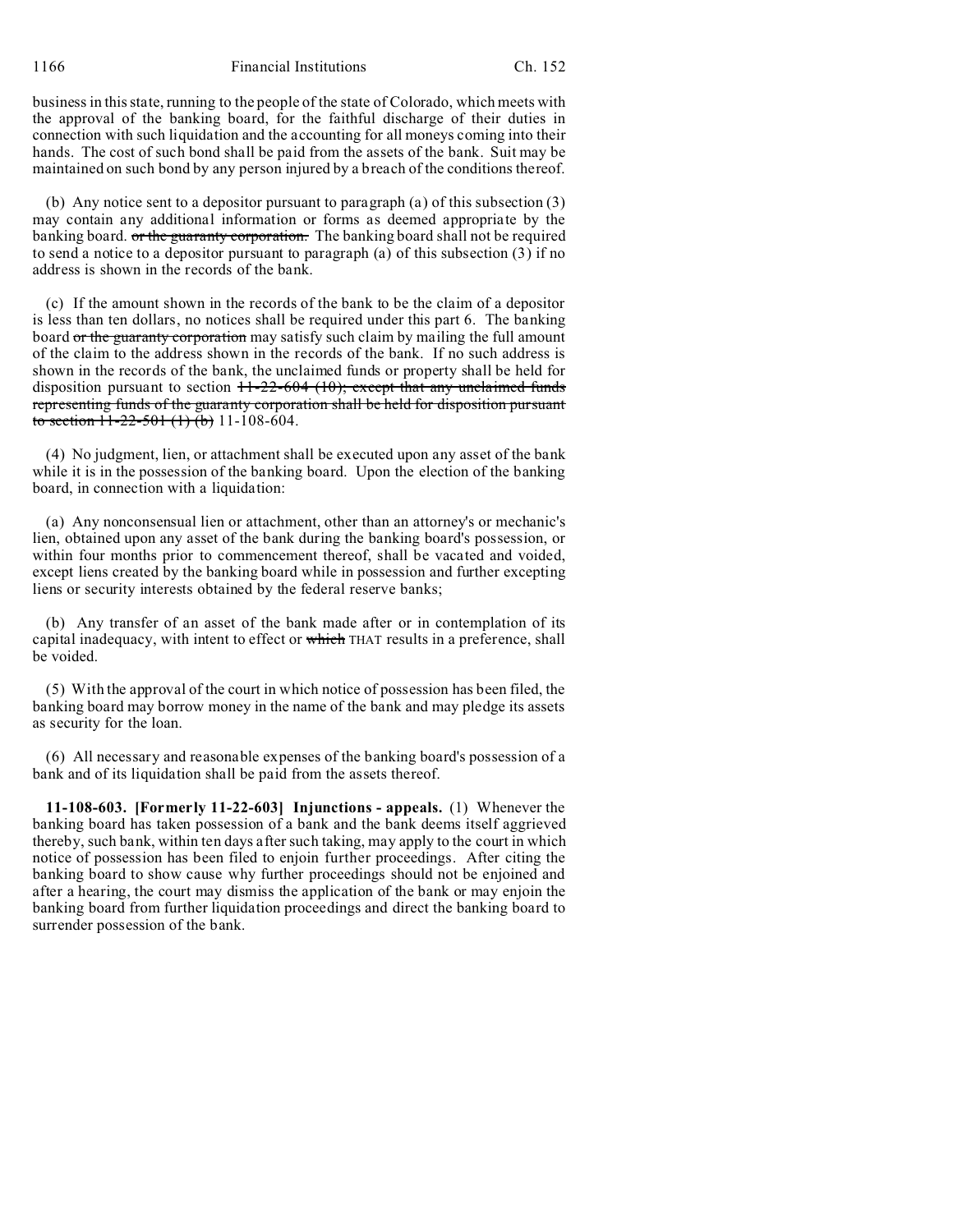business in this state, running to the people of the state of Colorado, which meets with the approval of the banking board, for the faithful discharge of their duties in connection with such liquidation and the accounting for all moneys coming into their hands. The cost of such bond shall be paid from the assets of the bank. Suit may be maintained on such bond by any person injured by a breach of the conditions thereof.

(b) Any notice sent to a depositor pursuant to paragraph (a) of this subsection (3) may contain any additional information or forms as deemed appropriate by the banking board. ~~or the guaranty corporation.~~ The banking board shall not be required to send a notice to a depositor pursuant to paragraph (a) of this subsection (3) if no address is shown in the records of the bank.

(c) If the amount shown in the records of the bank to be the claim of a depositor is less than ten dollars, no notices shall be required under this part 6. The banking board ~~or the guaranty corporation~~ may satisfy such claim by mailing the full amount of the claim to the address shown in the records of the bank. If no such address is shown in the records of the bank, the unclaimed funds or property shall be held for disposition pursuant to section ~~11-22-604 (10); except that any unclaimed funds representing funds of the guaranty corporation shall be held for disposition pursuant to section 11-22-501 (1) (b)~~ 11-108-604.

(4) No judgment, lien, or attachment shall be executed upon any asset of the bank while it is in the possession of the banking board. Upon the election of the banking board, in connection with a liquidation:

(a) Any nonconsensual lien or attachment, other than an attorney's or mechanic's lien, obtained upon any asset of the bank during the banking board's possession, or within four months prior to commencement thereof, shall be vacated and voided, except liens created by the banking board while in possession and further excepting liens or security interests obtained by the federal reserve banks;

(b) Any transfer of an asset of the bank made after or in contemplation of its capital inadequacy, with intent to effect or ~~which~~ THAT results in a preference, shall be voided.

(5) With the approval of the court in which notice of possession has been filed, the banking board may borrow money in the name of the bank and may pledge its assets as security for the loan.

(6) All necessary and reasonable expenses of the banking board's possession of a bank and of its liquidation shall be paid from the assets thereof.

**11-108-603. [Formerly 11-22-603] Injunctions - appeals.** (1) Whenever the banking board has taken possession of a bank and the bank deems itself aggrieved thereby, such bank, within ten days after such taking, may apply to the court in which notice of possession has been filed to enjoin further proceedings. After citing the banking board to show cause why further proceedings should not be enjoined and after a hearing, the court may dismiss the application of the bank or may enjoin the banking board from further liquidation proceedings and direct the banking board to surrender possession of the bank.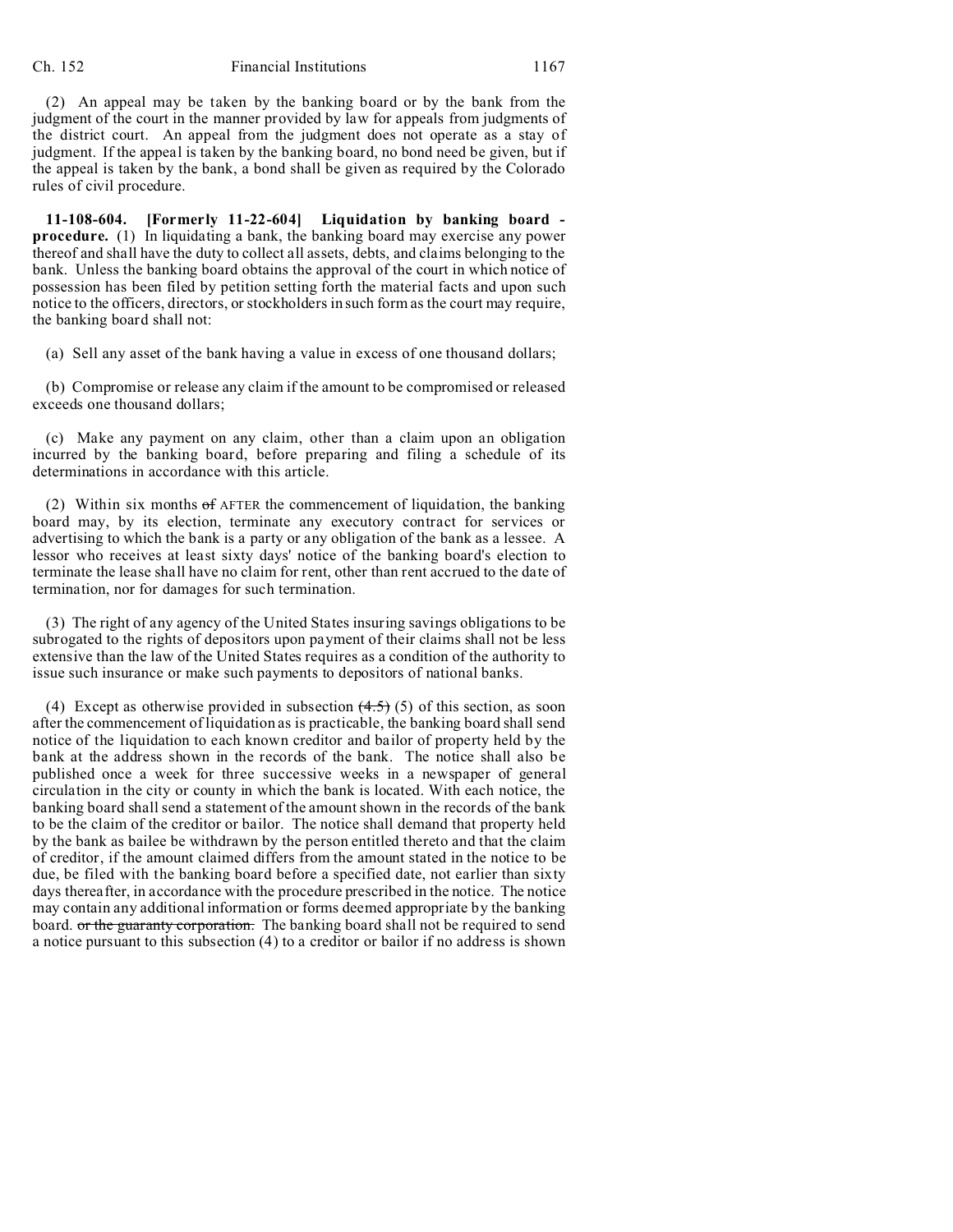(2) An appeal may be taken by the banking board or by the bank from the judgment of the court in the manner provided by law for appeals from judgments of the district court. An appeal from the judgment does not operate as a stay of judgment. If the appeal is taken by the banking board, no bond need be given, but if the appeal is taken by the bank, a bond shall be given as required by the Colorado rules of civil procedure.

**11-108-604. [Formerly 11-22-604] Liquidation by banking board - procedure.** (1) In liquidating a bank, the banking board may exercise any power thereof and shall have the duty to collect all assets, debts, and claims belonging to the bank. Unless the banking board obtains the approval of the court in which notice of possession has been filed by petition setting forth the material facts and upon such notice to the officers, directors, or stockholders in such form as the court may require, the banking board shall not:

(a) Sell any asset of the bank having a value in excess of one thousand dollars;

(b) Compromise or release any claim if the amount to be compromised or released exceeds one thousand dollars;

(c) Make any payment on any claim, other than a claim upon an obligation incurred by the banking board, before preparing and filing a schedule of its determinations in accordance with this article.

(2) Within six months ~~of~~ AFTER the commencement of liquidation, the banking board may, by its election, terminate any executory contract for services or advertising to which the bank is a party or any obligation of the bank as a lessee. A lessor who receives at least sixty days' notice of the banking board's election to terminate the lease shall have no claim for rent, other than rent accrued to the date of termination, nor for damages for such termination.

(3) The right of any agency of the United States insuring savings obligations to be subrogated to the rights of depositors upon payment of their claims shall not be less extensive than the law of the United States requires as a condition of the authority to issue such insurance or make such payments to depositors of national banks.

(4) Except as otherwise provided in subsection ~~(4.5)~~ (5) of this section, as soon after the commencement of liquidation as is practicable, the banking board shall send notice of the liquidation to each known creditor and bailor of property held by the bank at the address shown in the records of the bank. The notice shall also be published once a week for three successive weeks in a newspaper of general circulation in the city or county in which the bank is located. With each notice, the banking board shall send a statement of the amount shown in the records of the bank to be the claim of the creditor or bailor. The notice shall demand that property held by the bank as bailee be withdrawn by the person entitled thereto and that the claim of creditor, if the amount claimed differs from the amount stated in the notice to be due, be filed with the banking board before a specified date, not earlier than sixty days thereafter, in accordance with the procedure prescribed in the notice. The notice may contain any additional information or forms deemed appropriate by the banking board. ~~or the guaranty corporation.~~ The banking board shall not be required to send a notice pursuant to this subsection (4) to a creditor or bailor if no address is shown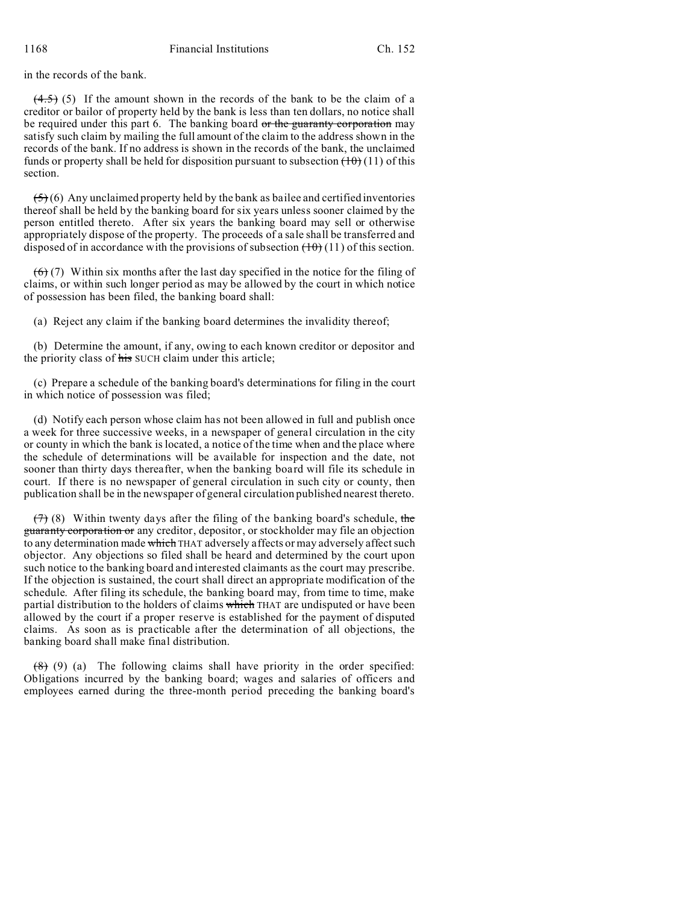in the records of the bank.

~~(4.5)~~ (5) If the amount shown in the records of the bank to be the claim of a creditor or bailor of property held by the bank is less than ten dollars, no notice shall be required under this part 6. The banking board ~~or the guaranty corporation~~ may satisfy such claim by mailing the full amount of the claim to the address shown in the records of the bank. If no address is shown in the records of the bank, the unclaimed funds or property shall be held for disposition pursuant to subsection ~~(10)~~ (11) of this section.

~~(5)~~ (6) Any unclaimed property held by the bank as bailee and certified inventories thereof shall be held by the banking board for six years unless sooner claimed by the person entitled thereto. After six years the banking board may sell or otherwise appropriately dispose of the property. The proceeds of a sale shall be transferred and disposed of in accordance with the provisions of subsection ~~(10)~~ (11) of this section.

~~(6)~~ (7) Within six months after the last day specified in the notice for the filing of claims, or within such longer period as may be allowed by the court in which notice of possession has been filed, the banking board shall:

(a) Reject any claim if the banking board determines the invalidity thereof;

(b) Determine the amount, if any, owing to each known creditor or depositor and the priority class of ~~his~~ SUCH claim under this article;

(c) Prepare a schedule of the banking board's determinations for filing in the court in which notice of possession was filed;

(d) Notify each person whose claim has not been allowed in full and publish once a week for three successive weeks, in a newspaper of general circulation in the city or county in which the bank is located, a notice of the time when and the place where the schedule of determinations will be available for inspection and the date, not sooner than thirty days thereafter, when the banking board will file its schedule in court. If there is no newspaper of general circulation in such city or county, then publication shall be in the newspaper of general circulation published nearest thereto.

~~(7)~~ (8) Within twenty days after the filing of the banking board's schedule, ~~the guaranty corporation or~~ any creditor, depositor, or stockholder may file an objection to any determination made ~~which~~ THAT adversely affects or may adversely affect such objector. Any objections so filed shall be heard and determined by the court upon such notice to the banking board and interested claimants as the court may prescribe. If the objection is sustained, the court shall direct an appropriate modification of the schedule. After filing its schedule, the banking board may, from time to time, make partial distribution to the holders of claims ~~which~~ THAT are undisputed or have been allowed by the court if a proper reserve is established for the payment of disputed claims. As soon as is practicable after the determination of all objections, the banking board shall make final distribution.

~~(8)~~ (9) (a) The following claims shall have priority in the order specified: Obligations incurred by the banking board; wages and salaries of officers and employees earned during the three-month period preceding the banking board's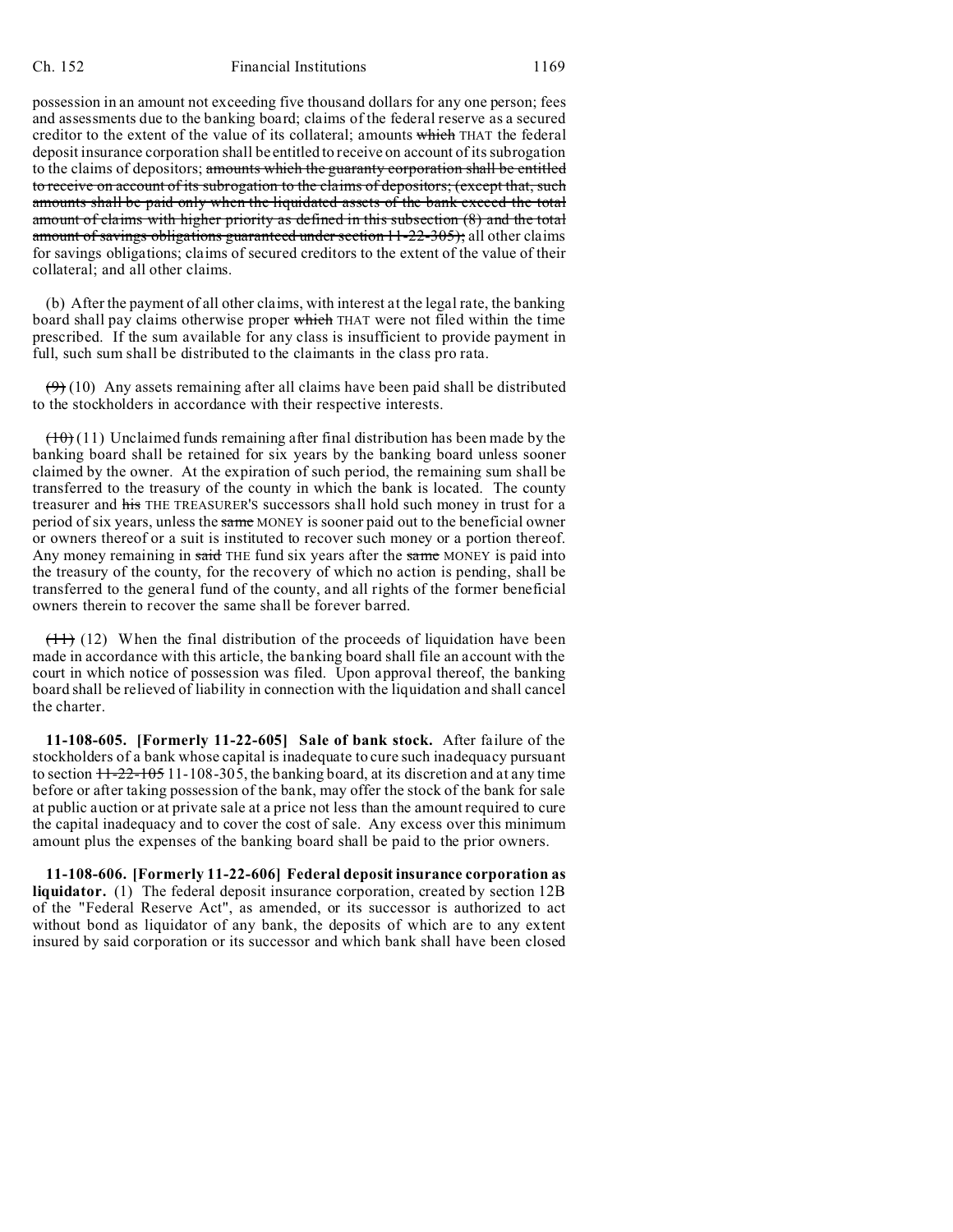possession in an amount not exceeding five thousand dollars for any one person; fees and assessments due to the banking board; claims of the federal reserve as a secured creditor to the extent of the value of its collateral; amounts ~~which~~ THAT the federal deposit insurance corporation shall be entitled to receive on account of its subrogation to the claims of depositors; ~~amounts which the guaranty corporation shall be entitled to receive on account of its subrogation to the claims of depositors; (except that, such amounts shall be paid only when the liquidated assets of the bank exceed the total amount of claims with higher priority as defined in this subsection (8) and the total amount of savings obligations guaranteed under section 11-22-305);~~ all other claims for savings obligations; claims of secured creditors to the extent of the value of their collateral; and all other claims.

(b) After the payment of all other claims, with interest at the legal rate, the banking board shall pay claims otherwise proper ~~which~~ THAT were not filed within the time prescribed. If the sum available for any class is insufficient to provide payment in full, such sum shall be distributed to the claimants in the class pro rata.

~~(9)~~ (10) Any assets remaining after all claims have been paid shall be distributed to the stockholders in accordance with their respective interests.

~~(10)~~ (11) Unclaimed funds remaining after final distribution has been made by the banking board shall be retained for six years by the banking board unless sooner claimed by the owner. At the expiration of such period, the remaining sum shall be transferred to the treasury of the county in which the bank is located. The county treasurer and ~~his~~ THE TREASURER'S successors shall hold such money in trust for a period of six years, unless the ~~same~~ MONEY is sooner paid out to the beneficial owner or owners thereof or a suit is instituted to recover such money or a portion thereof. Any money remaining in ~~said~~ THE fund six years after the ~~same~~ MONEY is paid into the treasury of the county, for the recovery of which no action is pending, shall be transferred to the general fund of the county, and all rights of the former beneficial owners therein to recover the same shall be forever barred.

~~(11)~~ (12) When the final distribution of the proceeds of liquidation have been made in accordance with this article, the banking board shall file an account with the court in which notice of possession was filed. Upon approval thereof, the banking board shall be relieved of liability in connection with the liquidation and shall cancel the charter.

**11-108-605. [Formerly 11-22-605] Sale of bank stock.** After failure of the stockholders of a bank whose capital is inadequate to cure such inadequacy pursuant to section ~~11-22-105~~ 11-108-305, the banking board, at its discretion and at any time before or after taking possession of the bank, may offer the stock of the bank for sale at public auction or at private sale at a price not less than the amount required to cure the capital inadequacy and to cover the cost of sale. Any excess over this minimum amount plus the expenses of the banking board shall be paid to the prior owners.

**11-108-606. [Formerly 11-22-606] Federal deposit insurance corporation as liquidator.** (1) The federal deposit insurance corporation, created by section 12B of the "Federal Reserve Act", as amended, or its successor is authorized to act without bond as liquidator of any bank, the deposits of which are to any extent insured by said corporation or its successor and which bank shall have been closed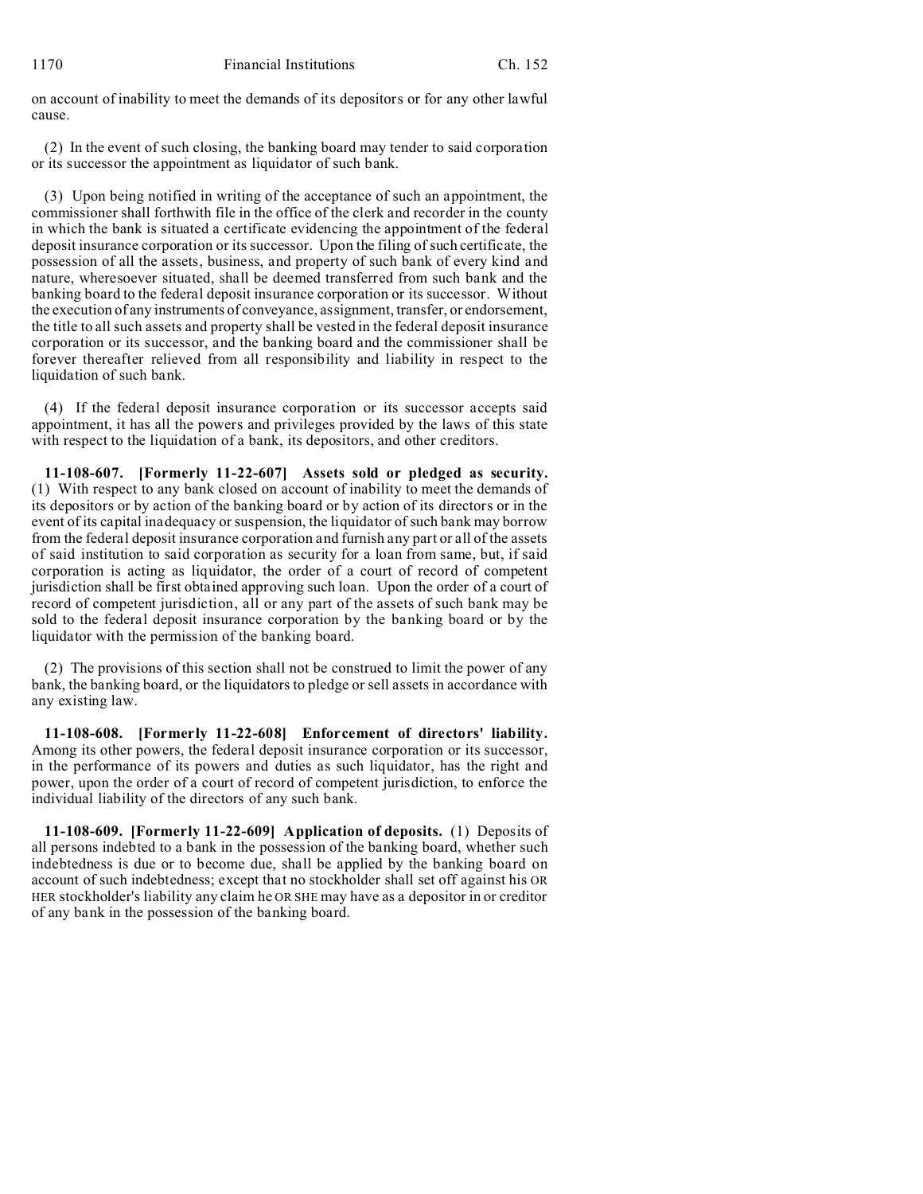on account of inability to meet the demands of its depositors or for any other lawful cause.

(2) In the event of such closing, the banking board may tender to said corporation or its successor the appointment as liquidator of such bank.

(3) Upon being notified in writing of the acceptance of such an appointment, the commissioner shall forthwith file in the office of the clerk and recorder in the county in which the bank is situated a certificate evidencing the appointment of the federal deposit insurance corporation or its successor. Upon the filing of such certificate, the possession of all the assets, business, and property of such bank of every kind and nature, wheresoever situated, shall be deemed transferred from such bank and the banking board to the federal deposit insurance corporation or its successor. Without the execution of any instruments of conveyance, assignment, transfer, or endorsement, the title to all such assets and property shall be vested in the federal deposit insurance corporation or its successor, and the banking board and the commissioner shall be forever thereafter relieved from all responsibility and liability in respect to the liquidation of such bank.

(4) If the federal deposit insurance corporation or its successor accepts said appointment, it has all the powers and privileges provided by the laws of this state with respect to the liquidation of a bank, its depositors, and other creditors.

**11-108-607. [Formerly 11-22-607] Assets sold or pledged as security.** (1) With respect to any bank closed on account of inability to meet the demands of its depositors or by action of the banking board or by action of its directors or in the event of its capital inadequacy or suspension, the liquidator of such bank may borrow from the federal deposit insurance corporation and furnish any part or all of the assets of said institution to said corporation as security for a loan from same, but, if said corporation is acting as liquidator, the order of a court of record of competent jurisdiction shall be first obtained approving such loan. Upon the order of a court of record of competent jurisdiction, all or any part of the assets of such bank may be sold to the federal deposit insurance corporation by the banking board or by the liquidator with the permission of the banking board.

(2) The provisions of this section shall not be construed to limit the power of any bank, the banking board, or the liquidators to pledge or sell assets in accordance with any existing law.

**11-108-608. [Formerly 11-22-608] Enforcement of directors' liability.** Among its other powers, the federal deposit insurance corporation or its successor, in the performance of its powers and duties as such liquidator, has the right and power, upon the order of a court of record of competent jurisdiction, to enforce the individual liability of the directors of any such bank.

**11-108-609. [Formerly 11-22-609] Application of deposits.** (1) Deposits of all persons indebted to a bank in the possession of the banking board, whether such indebtedness is due or to become due, shall be applied by the banking board on account of such indebtedness; except that no stockholder shall set off against his OR HER stockholder's liability any claim he OR SHE may have as a depositor in or creditor of any bank in the possession of the banking board.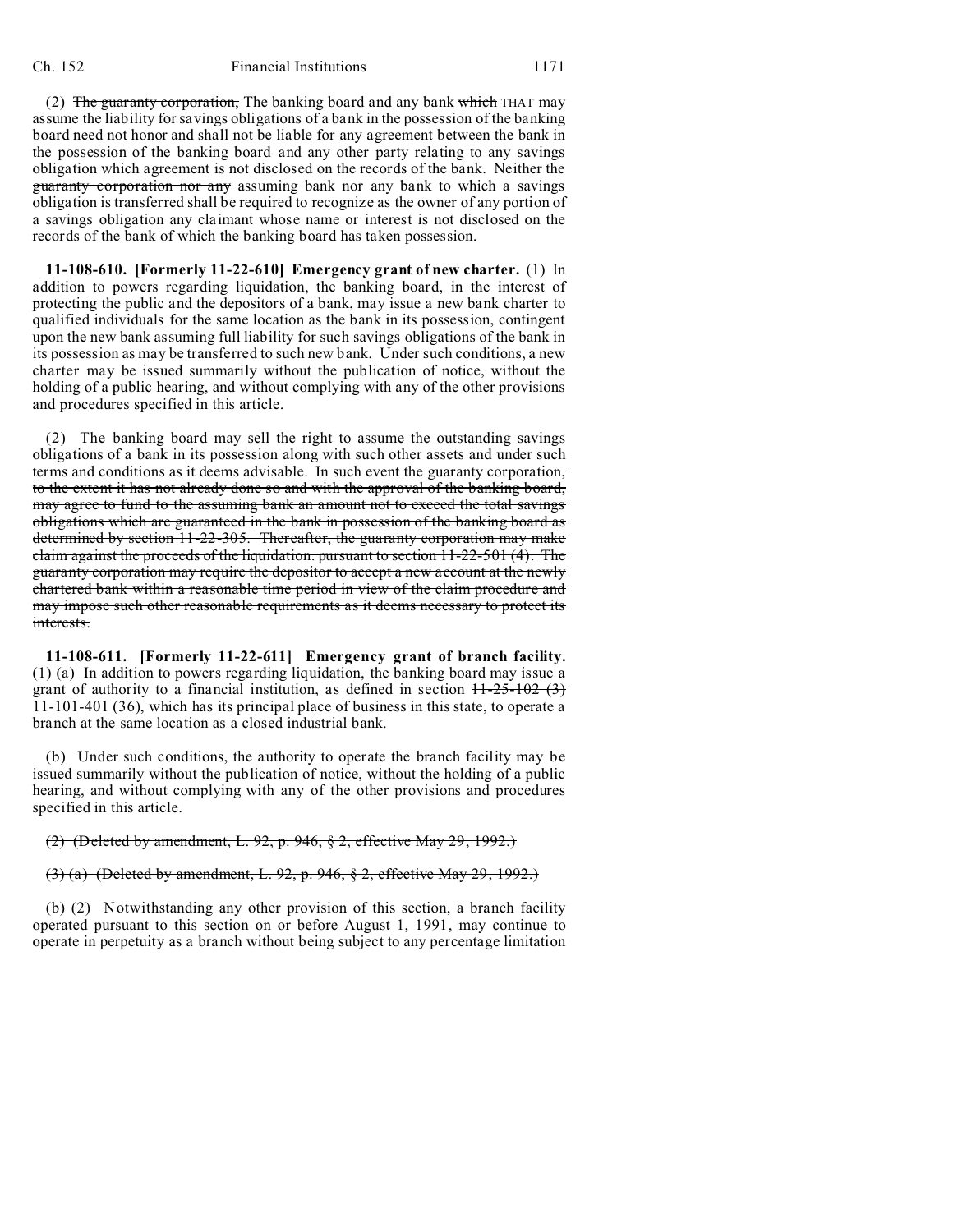(2) ~~The guaranty corporation,~~ The banking board and any bank ~~which~~ THAT may assume the liability for savings obligations of a bank in the possession of the banking board need not honor and shall not be liable for any agreement between the bank in the possession of the banking board and any other party relating to any savings obligation which agreement is not disclosed on the records of the bank. Neither the ~~guaranty corporation nor any~~ assuming bank nor any bank to which a savings obligation is transferred shall be required to recognize as the owner of any portion of a savings obligation any claimant whose name or interest is not disclosed on the records of the bank of which the banking board has taken possession.

**11-108-610. [Formerly 11-22-610] Emergency grant of new charter.** (1) In addition to powers regarding liquidation, the banking board, in the interest of protecting the public and the depositors of a bank, may issue a new bank charter to qualified individuals for the same location as the bank in its possession, contingent upon the new bank assuming full liability for such savings obligations of the bank in its possession as may be transferred to such new bank. Under such conditions, a new charter may be issued summarily without the publication of notice, without the holding of a public hearing, and without complying with any of the other provisions and procedures specified in this article.

(2) The banking board may sell the right to assume the outstanding savings obligations of a bank in its possession along with such other assets and under such terms and conditions as it deems advisable. ~~In such event the guaranty corporation, to the extent it has not already done so and with the approval of the banking board, may agree to fund to the assuming bank an amount not to exceed the total savings obligations which are guaranteed in the bank in possession of the banking board as determined by section 11-22-305. Thereafter, the guaranty corporation may make claim against the proceeds of the liquidation. pursuant to section 11-22-501 (4). The guaranty corporation may require the depositor to accept a new account at the newly chartered bank within a reasonable time period in view of the claim procedure and may impose such other reasonable requirements as it deems necessary to protect its interests.~~

**11-108-611. [Formerly 11-22-611] Emergency grant of branch facility.** (1) (a) In addition to powers regarding liquidation, the banking board may issue a grant of authority to a financial institution, as defined in section ~~11-25-102 (3)~~ 11-101-401 (36), which has its principal place of business in this state, to operate a branch at the same location as a closed industrial bank.

(b) Under such conditions, the authority to operate the branch facility may be issued summarily without the publication of notice, without the holding of a public hearing, and without complying with any of the other provisions and procedures specified in this article.

~~(2) (Deleted by amendment, L. 92, p. 946, § 2, effective May 29, 1992.)~~

~~(3) (a) (Deleted by amendment, L. 92, p. 946, § 2, effective May 29, 1992.)~~

~~(b)~~ (2) Notwithstanding any other provision of this section, a branch facility operated pursuant to this section on or before August 1, 1991, may continue to operate in perpetuity as a branch without being subject to any percentage limitation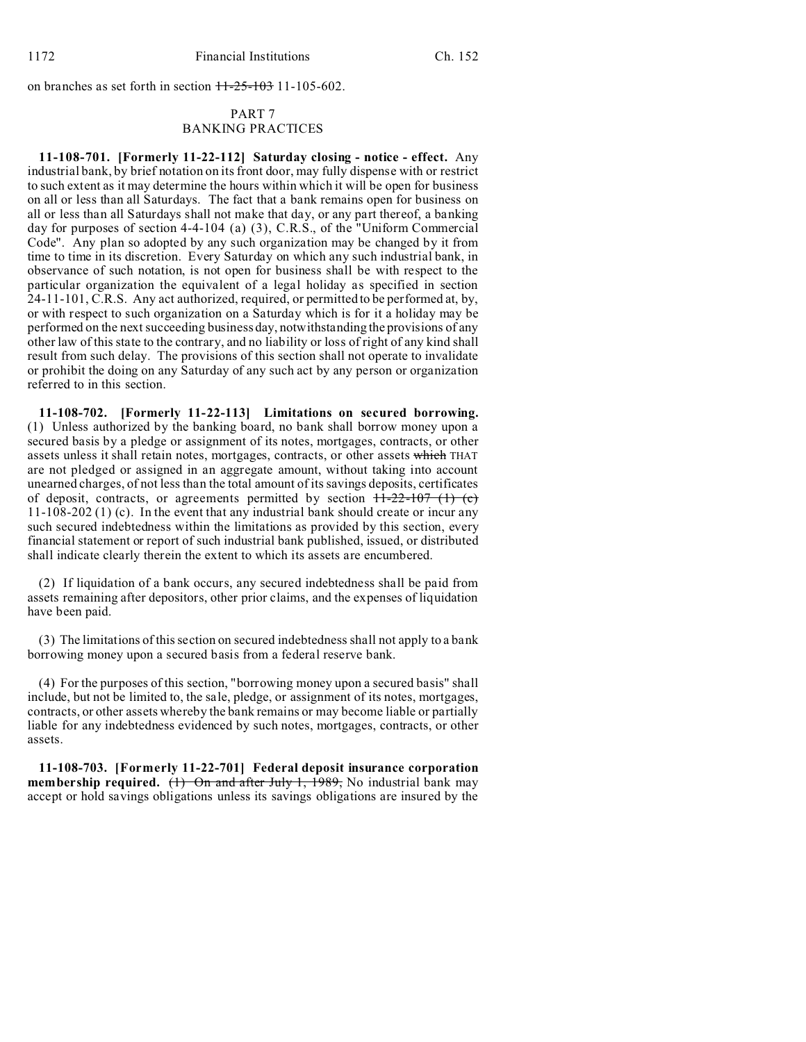on branches as set forth in section ~~11-25-103~~ 11-105-602.

## PART 7
## BANKING PRACTICES

**11-108-701. [Formerly 11-22-112] Saturday closing - notice - effect.** Any industrial bank, by brief notation on its front door, may fully dispense with or restrict to such extent as it may determine the hours within which it will be open for business on all or less than all Saturdays. The fact that a bank remains open for business on all or less than all Saturdays shall not make that day, or any part thereof, a banking day for purposes of section 4-4-104 (a) (3), C.R.S., of the "Uniform Commercial Code". Any plan so adopted by any such organization may be changed by it from time to time in its discretion. Every Saturday on which any such industrial bank, in observance of such notation, is not open for business shall be with respect to the particular organization the equivalent of a legal holiday as specified in section 24-11-101, C.R.S. Any act authorized, required, or permitted to be performed at, by, or with respect to such organization on a Saturday which is for it a holiday may be performed on the next succeeding business day, notwithstanding the provisions of any other law of this state to the contrary, and no liability or loss of right of any kind shall result from such delay. The provisions of this section shall not operate to invalidate or prohibit the doing on any Saturday of any such act by any person or organization referred to in this section.

**11-108-702. [Formerly 11-22-113] Limitations on secured borrowing.** (1) Unless authorized by the banking board, no bank shall borrow money upon a secured basis by a pledge or assignment of its notes, mortgages, contracts, or other assets unless it shall retain notes, mortgages, contracts, or other assets ~~which~~ THAT are not pledged or assigned in an aggregate amount, without taking into account unearned charges, of not less than the total amount of its savings deposits, certificates of deposit, contracts, or agreements permitted by section ~~11-22-107 (1) (c)~~ 11-108-202 (1) (c). In the event that any industrial bank should create or incur any such secured indebtedness within the limitations as provided by this section, every financial statement or report of such industrial bank published, issued, or distributed shall indicate clearly therein the extent to which its assets are encumbered.

(2) If liquidation of a bank occurs, any secured indebtedness shall be paid from assets remaining after depositors, other prior claims, and the expenses of liquidation have been paid.

(3) The limitations of this section on secured indebtedness shall not apply to a bank borrowing money upon a secured basis from a federal reserve bank.

(4) For the purposes of this section, "borrowing money upon a secured basis" shall include, but not be limited to, the sale, pledge, or assignment of its notes, mortgages, contracts, or other assets whereby the bank remains or may become liable or partially liable for any indebtedness evidenced by such notes, mortgages, contracts, or other assets.

**11-108-703. [Formerly 11-22-701] Federal deposit insurance corporation membership required.** ~~(1) On and after July 1, 1989,~~ No industrial bank may accept or hold savings obligations unless its savings obligations are insured by the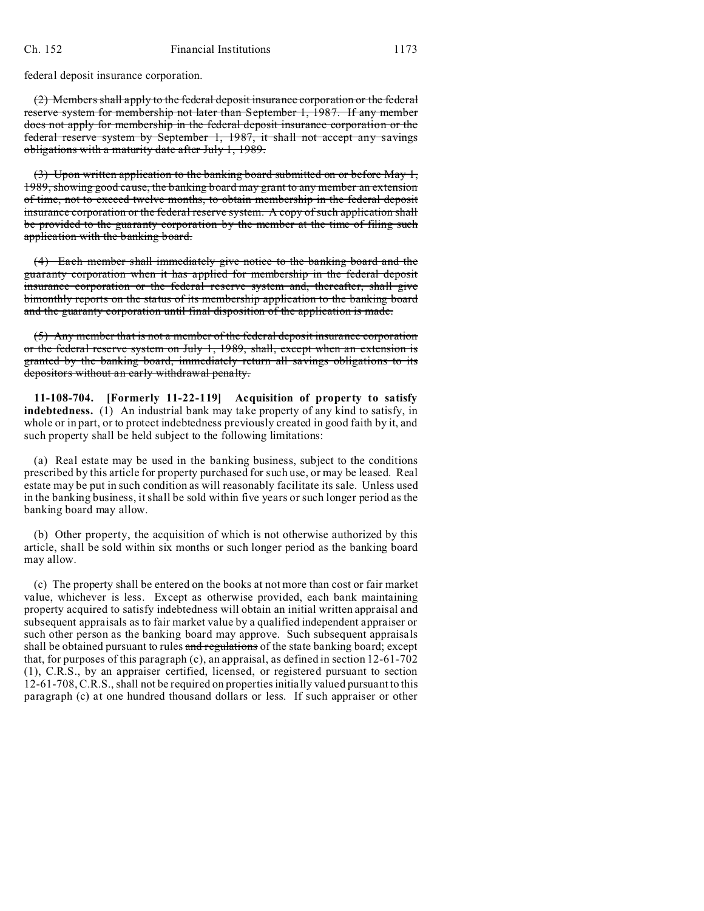federal deposit insurance corporation.

~~(2) Members shall apply to the federal deposit insurance corporation or the federal reserve system for membership not later than September 1, 1987. If any member does not apply for membership in the federal deposit insurance corporation or the federal reserve system by September 1, 1987, it shall not accept any savings obligations with a maturity date after July 1, 1989.~~

~~(3) Upon written application to the banking board submitted on or before May 1, 1989, showing good cause, the banking board may grant to any member an extension of time, not to exceed twelve months, to obtain membership in the federal deposit insurance corporation or the federal reserve system. A copy of such application shall be provided to the guaranty corporation by the member at the time of filing such application with the banking board.~~

~~(4) Each member shall immediately give notice to the banking board and the guaranty corporation when it has applied for membership in the federal deposit insurance corporation or the federal reserve system and, thereafter, shall give bimonthly reports on the status of its membership application to the banking board and the guaranty corporation until final disposition of the application is made.~~

~~(5) Any member that is not a member of the federal deposit insurance corporation or the federal reserve system on July 1, 1989, shall, except when an extension is granted by the banking board, immediately return all savings obligations to its depositors without an early withdrawal penalty.~~

**11-108-704. [Formerly 11-22-119] Acquisition of property to satisfy indebtedness.** (1) An industrial bank may take property of any kind to satisfy, in whole or in part, or to protect indebtedness previously created in good faith by it, and such property shall be held subject to the following limitations:

(a) Real estate may be used in the banking business, subject to the conditions prescribed by this article for property purchased for such use, or may be leased. Real estate may be put in such condition as will reasonably facilitate its sale. Unless used in the banking business, it shall be sold within five years or such longer period as the banking board may allow.

(b) Other property, the acquisition of which is not otherwise authorized by this article, shall be sold within six months or such longer period as the banking board may allow.

(c) The property shall be entered on the books at not more than cost or fair market value, whichever is less. Except as otherwise provided, each bank maintaining property acquired to satisfy indebtedness will obtain an initial written appraisal and subsequent appraisals as to fair market value by a qualified independent appraiser or such other person as the banking board may approve. Such subsequent appraisals shall be obtained pursuant to rules ~~and regulations~~ of the state banking board; except that, for purposes of this paragraph (c), an appraisal, as defined in section 12-61-702 (1), C.R.S., by an appraiser certified, licensed, or registered pursuant to section 12-61-708, C.R.S., shall not be required on properties initially valued pursuant to this paragraph (c) at one hundred thousand dollars or less. If such appraiser or other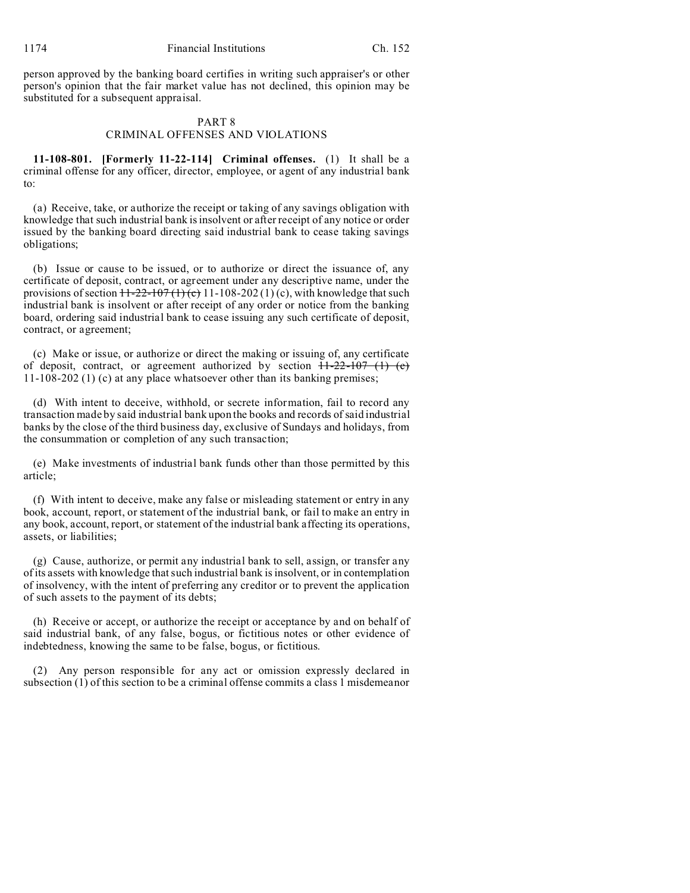person approved by the banking board certifies in writing such appraiser's or other person's opinion that the fair market value has not declined, this opinion may be substituted for a subsequent appraisal.

## PART 8
## CRIMINAL OFFENSES AND VIOLATIONS

**11-108-801. [Formerly 11-22-114] Criminal offenses.** (1) It shall be a criminal offense for any officer, director, employee, or agent of any industrial bank to:

(a) Receive, take, or authorize the receipt or taking of any savings obligation with knowledge that such industrial bank is insolvent or after receipt of any notice or order issued by the banking board directing said industrial bank to cease taking savings obligations;

(b) Issue or cause to be issued, or to authorize or direct the issuance of, any certificate of deposit, contract, or agreement under any descriptive name, under the provisions of section ~~11-22-107 (1) (c)~~ 11-108-202 (1) (c), with knowledge that such industrial bank is insolvent or after receipt of any order or notice from the banking board, ordering said industrial bank to cease issuing any such certificate of deposit, contract, or agreement;

(c) Make or issue, or authorize or direct the making or issuing of, any certificate of deposit, contract, or agreement authorized by section ~~11-22-107 (1) (c)~~ 11-108-202 (1) (c) at any place whatsoever other than its banking premises;

(d) With intent to deceive, withhold, or secrete information, fail to record any transaction made by said industrial bank upon the books and records of said industrial banks by the close of the third business day, exclusive of Sundays and holidays, from the consummation or completion of any such transaction;

(e) Make investments of industrial bank funds other than those permitted by this article;

(f) With intent to deceive, make any false or misleading statement or entry in any book, account, report, or statement of the industrial bank, or fail to make an entry in any book, account, report, or statement of the industrial bank affecting its operations, assets, or liabilities;

(g) Cause, authorize, or permit any industrial bank to sell, assign, or transfer any of its assets with knowledge that such industrial bank is insolvent, or in contemplation of insolvency, with the intent of preferring any creditor or to prevent the application of such assets to the payment of its debts;

(h) Receive or accept, or authorize the receipt or acceptance by and on behalf of said industrial bank, of any false, bogus, or fictitious notes or other evidence of indebtedness, knowing the same to be false, bogus, or fictitious.

(2) Any person responsible for any act or omission expressly declared in subsection (1) of this section to be a criminal offense commits a class 1 misdemeanor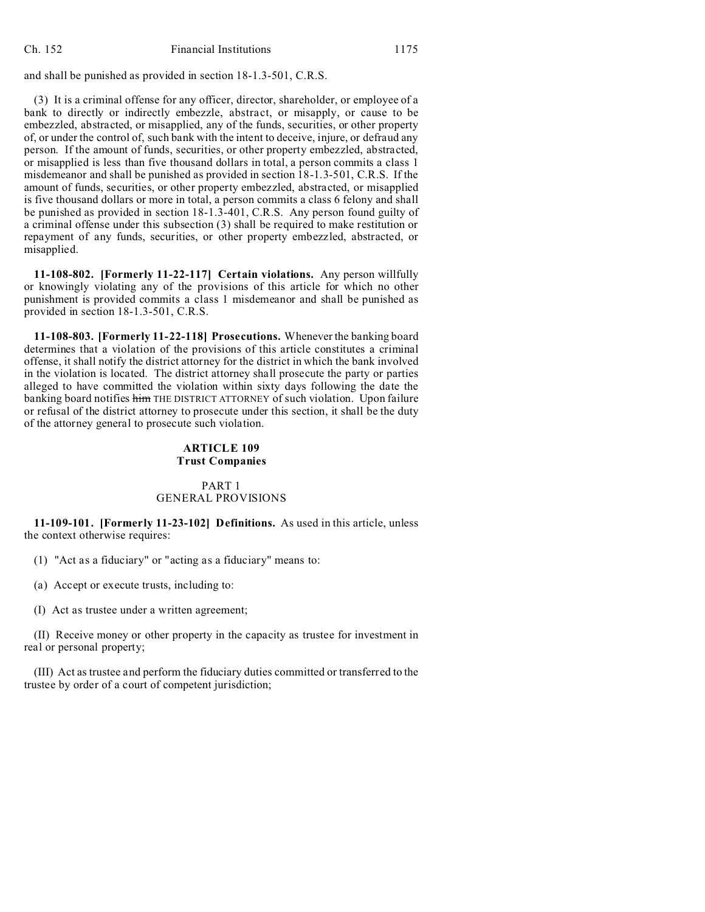and shall be punished as provided in section 18-1.3-501, C.R.S.

(3) It is a criminal offense for any officer, director, shareholder, or employee of a bank to directly or indirectly embezzle, abstract, or misapply, or cause to be embezzled, abstracted, or misapplied, any of the funds, securities, or other property of, or under the control of, such bank with the intent to deceive, injure, or defraud any person. If the amount of funds, securities, or other property embezzled, abstracted, or misapplied is less than five thousand dollars in total, a person commits a class 1 misdemeanor and shall be punished as provided in section 18-1.3-501, C.R.S. If the amount of funds, securities, or other property embezzled, abstracted, or misapplied is five thousand dollars or more in total, a person commits a class 6 felony and shall be punished as provided in section 18-1.3-401, C.R.S. Any person found guilty of a criminal offense under this subsection (3) shall be required to make restitution or repayment of any funds, securities, or other property embezzled, abstracted, or misapplied.

**11-108-802. [Formerly 11-22-117] Certain violations.** Any person willfully or knowingly violating any of the provisions of this article for which no other punishment is provided commits a class 1 misdemeanor and shall be punished as provided in section 18-1.3-501, C.R.S.

**11-108-803. [Formerly 11-22-118] Prosecutions.** Whenever the banking board determines that a violation of the provisions of this article constitutes a criminal offense, it shall notify the district attorney for the district in which the bank involved in the violation is located. The district attorney shall prosecute the party or parties alleged to have committed the violation within sixty days following the date the banking board notifies ~~him~~ THE DISTRICT ATTORNEY of such violation. Upon failure or refusal of the district attorney to prosecute under this section, it shall be the duty of the attorney general to prosecute such violation.

## ARTICLE 109
## Trust Companies

### PART 1
### GENERAL PROVISIONS

**11-109-101. [Formerly 11-23-102] Definitions.** As used in this article, unless the context otherwise requires:

(1) "Act as a fiduciary" or "acting as a fiduciary" means to:

(a) Accept or execute trusts, including to:

(I) Act as trustee under a written agreement;

(II) Receive money or other property in the capacity as trustee for investment in real or personal property;

(III) Act as trustee and perform the fiduciary duties committed or transferred to the trustee by order of a court of competent jurisdiction;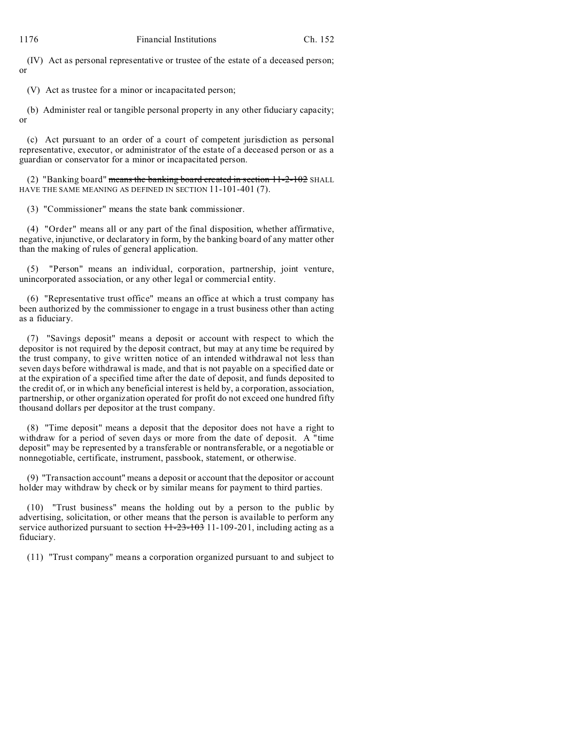(IV) Act as personal representative or trustee of the estate of a deceased person; or

(V) Act as trustee for a minor or incapacitated person;

(b) Administer real or tangible personal property in any other fiduciary capacity; or

(c) Act pursuant to an order of a court of competent jurisdiction as personal representative, executor, or administrator of the estate of a deceased person or as a guardian or conservator for a minor or incapacitated person.

(2) "Banking board" ~~means the banking board created in section 11-2-102~~ SHALL HAVE THE SAME MEANING AS DEFINED IN SECTION 11-101-401 (7).

(3) "Commissioner" means the state bank commissioner.

(4) "Order" means all or any part of the final disposition, whether affirmative, negative, injunctive, or declaratory in form, by the banking board of any matter other than the making of rules of general application.

(5) "Person" means an individual, corporation, partnership, joint venture, unincorporated association, or any other legal or commercial entity.

(6) "Representative trust office" means an office at which a trust company has been authorized by the commissioner to engage in a trust business other than acting as a fiduciary.

(7) "Savings deposit" means a deposit or account with respect to which the depositor is not required by the deposit contract, but may at any time be required by the trust company, to give written notice of an intended withdrawal not less than seven days before withdrawal is made, and that is not payable on a specified date or at the expiration of a specified time after the date of deposit, and funds deposited to the credit of, or in which any beneficial interest is held by, a corporation, association, partnership, or other organization operated for profit do not exceed one hundred fifty thousand dollars per depositor at the trust company.

(8) "Time deposit" means a deposit that the depositor does not have a right to withdraw for a period of seven days or more from the date of deposit. A "time deposit" may be represented by a transferable or nontransferable, or a negotiable or nonnegotiable, certificate, instrument, passbook, statement, or otherwise.

(9) "Transaction account" means a deposit or account that the depositor or account holder may withdraw by check or by similar means for payment to third parties.

(10) "Trust business" means the holding out by a person to the public by advertising, solicitation, or other means that the person is available to perform any service authorized pursuant to section ~~11-23-103~~ 11-109-201, including acting as a fiduciary.

(11) "Trust company" means a corporation organized pursuant to and subject to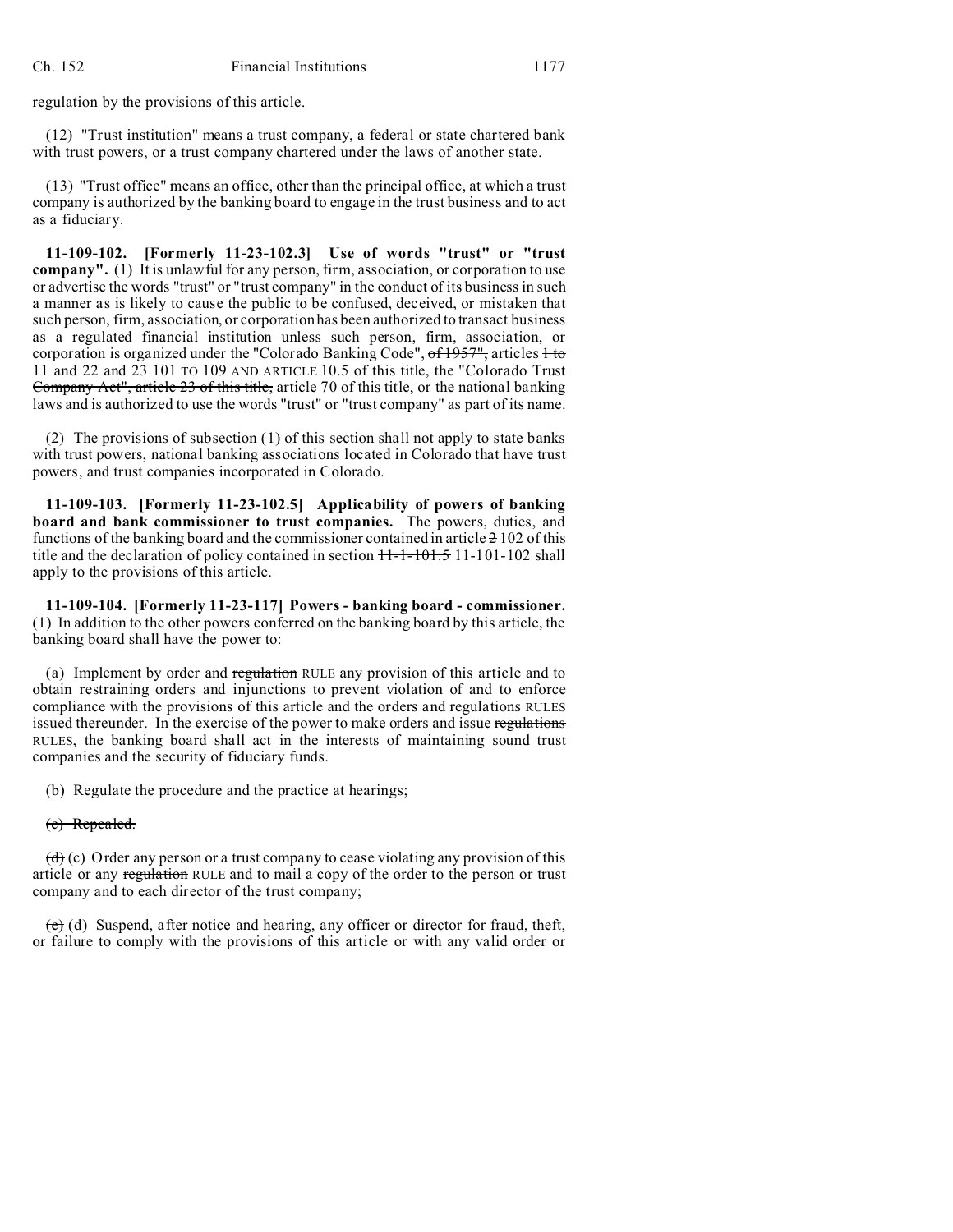regulation by the provisions of this article.

(12) "Trust institution" means a trust company, a federal or state chartered bank with trust powers, or a trust company chartered under the laws of another state.

(13) "Trust office" means an office, other than the principal office, at which a trust company is authorized by the banking board to engage in the trust business and to act as a fiduciary.

**11-109-102. [Formerly 11-23-102.3] Use of words "trust" or "trust company".** (1) It is unlawful for any person, firm, association, or corporation to use or advertise the words "trust" or "trust company" in the conduct of its business in such a manner as is likely to cause the public to be confused, deceived, or mistaken that such person, firm, association, or corporation has been authorized to transact business as a regulated financial institution unless such person, firm, association, or corporation is organized under the "Colorado Banking Code", ~~of 1957",~~ articles ~~1 to 11 and 22 and 23~~ 101 TO 109 AND ARTICLE 10.5 of this title, ~~the "Colorado Trust Company Act", article 23 of this title,~~ article 70 of this title, or the national banking laws and is authorized to use the words "trust" or "trust company" as part of its name.

(2) The provisions of subsection (1) of this section shall not apply to state banks with trust powers, national banking associations located in Colorado that have trust powers, and trust companies incorporated in Colorado.

**11-109-103. [Formerly 11-23-102.5] Applicability of powers of banking board and bank commissioner to trust companies.** The powers, duties, and functions of the banking board and the commissioner contained in article ~~2~~ 102 of this title and the declaration of policy contained in section ~~11-1-101.5~~ 11-101-102 shall apply to the provisions of this article.

**11-109-104. [Formerly 11-23-117] Powers - banking board - commissioner.** (1) In addition to the other powers conferred on the banking board by this article, the banking board shall have the power to:

(a) Implement by order and ~~regulation~~ RULE any provision of this article and to obtain restraining orders and injunctions to prevent violation of and to enforce compliance with the provisions of this article and the orders and ~~regulations~~ RULES issued thereunder. In the exercise of the power to make orders and issue ~~regulations~~ RULES, the banking board shall act in the interests of maintaining sound trust companies and the security of fiduciary funds.

(b) Regulate the procedure and the practice at hearings;

~~(c) Repealed.~~

~~(d)~~ (c) Order any person or a trust company to cease violating any provision of this article or any ~~regulation~~ RULE and to mail a copy of the order to the person or trust company and to each director of the trust company;

~~(e)~~ (d) Suspend, after notice and hearing, any officer or director for fraud, theft, or failure to comply with the provisions of this article or with any valid order or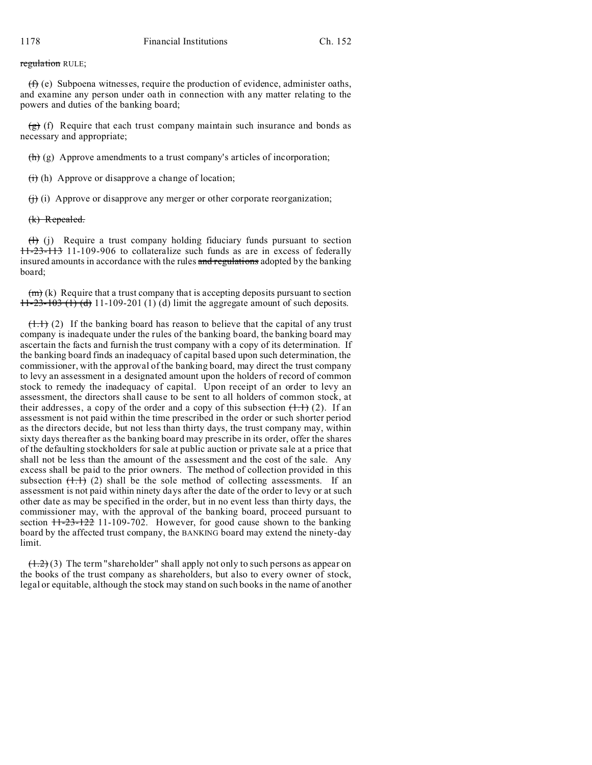~~regulation~~ RULE;

~~(f)~~ (e) Subpoena witnesses, require the production of evidence, administer oaths, and examine any person under oath in connection with any matter relating to the powers and duties of the banking board;

~~(g)~~ (f) Require that each trust company maintain such insurance and bonds as necessary and appropriate;

~~(h)~~ (g) Approve amendments to a trust company's articles of incorporation;

~~(i)~~ (h) Approve or disapprove a change of location;

~~(j)~~ (i) Approve or disapprove any merger or other corporate reorganization;

~~(k) Repealed.~~

~~(l)~~ (j) Require a trust company holding fiduciary funds pursuant to section ~~11-23-113~~ 11-109-906 to collateralize such funds as are in excess of federally insured amounts in accordance with the rules ~~and regulations~~ adopted by the banking board;

~~(m)~~ (k) Require that a trust company that is accepting deposits pursuant to section ~~11-23-103 (1) (d)~~ 11-109-201 (1) (d) limit the aggregate amount of such deposits.

~~(1.1)~~ (2) If the banking board has reason to believe that the capital of any trust company is inadequate under the rules of the banking board, the banking board may ascertain the facts and furnish the trust company with a copy of its determination. If the banking board finds an inadequacy of capital based upon such determination, the commissioner, with the approval of the banking board, may direct the trust company to levy an assessment in a designated amount upon the holders of record of common stock to remedy the inadequacy of capital. Upon receipt of an order to levy an assessment, the directors shall cause to be sent to all holders of common stock, at their addresses, a copy of the order and a copy of this subsection ~~(1.1)~~ (2). If an assessment is not paid within the time prescribed in the order or such shorter period as the directors decide, but not less than thirty days, the trust company may, within sixty days thereafter as the banking board may prescribe in its order, offer the shares of the defaulting stockholders for sale at public auction or private sale at a price that shall not be less than the amount of the assessment and the cost of the sale. Any excess shall be paid to the prior owners. The method of collection provided in this subsection ~~(1.1)~~ (2) shall be the sole method of collecting assessments. If an assessment is not paid within ninety days after the date of the order to levy or at such other date as may be specified in the order, but in no event less than thirty days, the commissioner may, with the approval of the banking board, proceed pursuant to section ~~11-23-122~~ 11-109-702. However, for good cause shown to the banking board by the affected trust company, the BANKING board may extend the ninety-day limit.

~~(1.2)~~ (3) The term "shareholder" shall apply not only to such persons as appear on the books of the trust company as shareholders, but also to every owner of stock, legal or equitable, although the stock may stand on such books in the name of another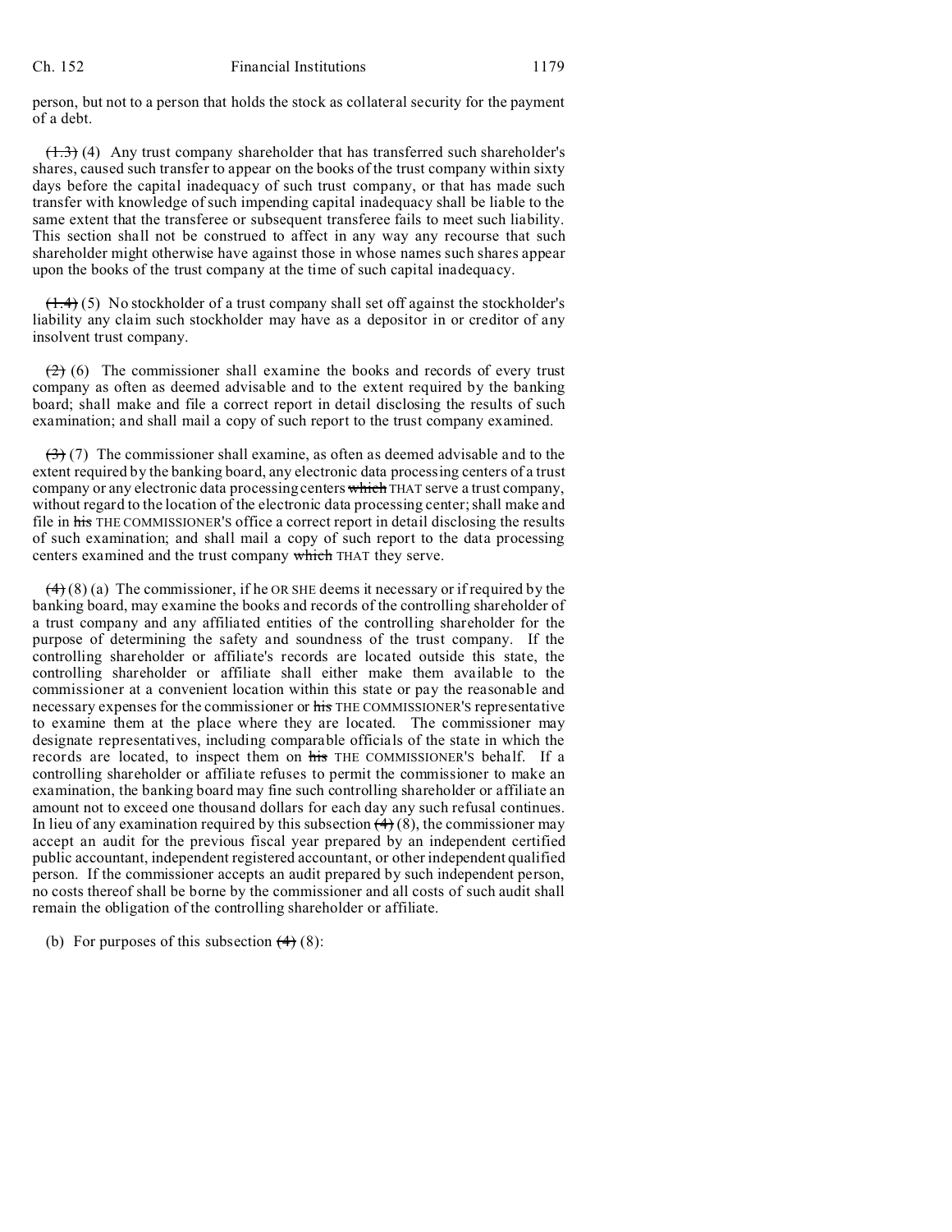person, but not to a person that holds the stock as collateral security for the payment of a debt.

~~(1.3)~~ (4) Any trust company shareholder that has transferred such shareholder's shares, caused such transfer to appear on the books of the trust company within sixty days before the capital inadequacy of such trust company, or that has made such transfer with knowledge of such impending capital inadequacy shall be liable to the same extent that the transferee or subsequent transferee fails to meet such liability. This section shall not be construed to affect in any way any recourse that such shareholder might otherwise have against those in whose names such shares appear upon the books of the trust company at the time of such capital inadequacy.

~~(1.4)~~ (5) No stockholder of a trust company shall set off against the stockholder's liability any claim such stockholder may have as a depositor in or creditor of any insolvent trust company.

~~(2)~~ (6) The commissioner shall examine the books and records of every trust company as often as deemed advisable and to the extent required by the banking board; shall make and file a correct report in detail disclosing the results of such examination; and shall mail a copy of such report to the trust company examined.

~~(3)~~ (7) The commissioner shall examine, as often as deemed advisable and to the extent required by the banking board, any electronic data processing centers of a trust company or any electronic data processing centers ~~which~~ THAT serve a trust company, without regard to the location of the electronic data processing center; shall make and file in ~~his~~ THE COMMISSIONER'S office a correct report in detail disclosing the results of such examination; and shall mail a copy of such report to the data processing centers examined and the trust company ~~which~~ THAT they serve.

~~(4)~~ (8) (a) The commissioner, if he OR SHE deems it necessary or if required by the banking board, may examine the books and records of the controlling shareholder of a trust company and any affiliated entities of the controlling shareholder for the purpose of determining the safety and soundness of the trust company. If the controlling shareholder or affiliate's records are located outside this state, the controlling shareholder or affiliate shall either make them available to the commissioner at a convenient location within this state or pay the reasonable and necessary expenses for the commissioner or ~~his~~ THE COMMISSIONER'S representative to examine them at the place where they are located. The commissioner may designate representatives, including comparable officials of the state in which the records are located, to inspect them on ~~his~~ THE COMMISSIONER'S behalf. If a controlling shareholder or affiliate refuses to permit the commissioner to make an examination, the banking board may fine such controlling shareholder or affiliate an amount not to exceed one thousand dollars for each day any such refusal continues. In lieu of any examination required by this subsection ~~(4)~~ (8), the commissioner may accept an audit for the previous fiscal year prepared by an independent certified public accountant, independent registered accountant, or other independent qualified person. If the commissioner accepts an audit prepared by such independent person, no costs thereof shall be borne by the commissioner and all costs of such audit shall remain the obligation of the controlling shareholder or affiliate.

(b) For purposes of this subsection ~~(4)~~ (8):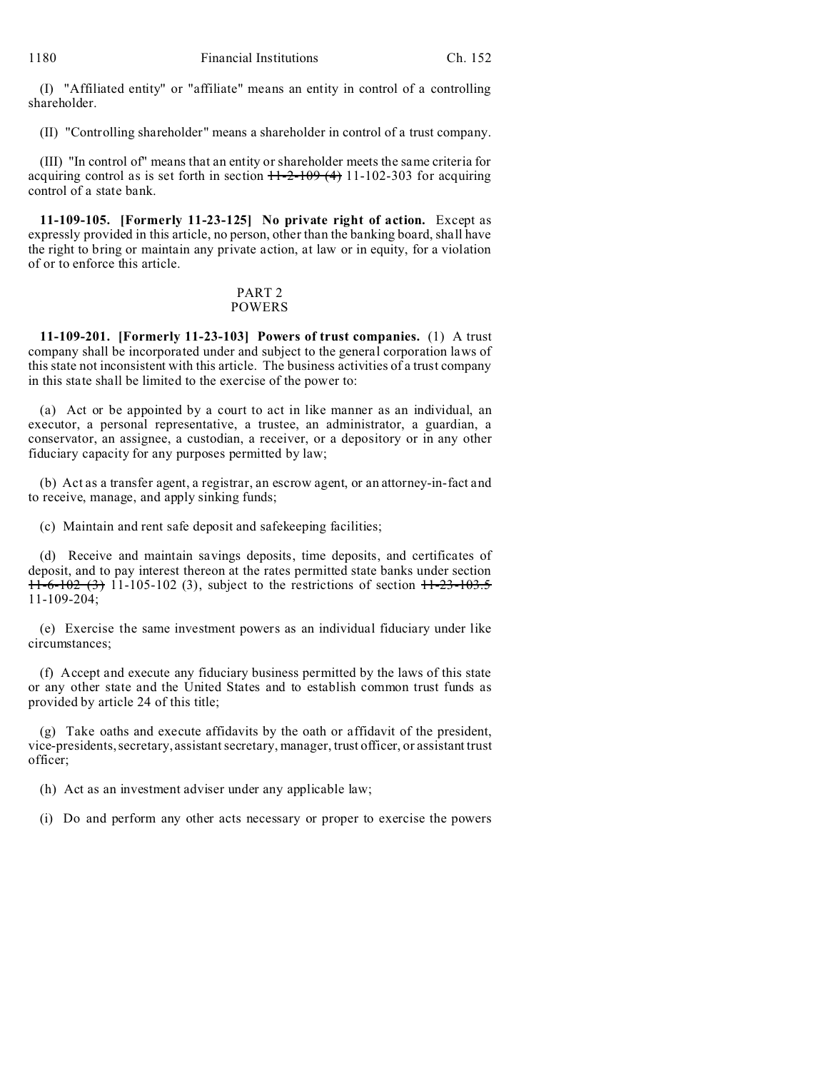(I) "Affiliated entity" or "affiliate" means an entity in control of a controlling shareholder.

(II) "Controlling shareholder" means a shareholder in control of a trust company.

(III) "In control of" means that an entity or shareholder meets the same criteria for acquiring control as is set forth in section ~~11-2-109 (4)~~ 11-102-303 for acquiring control of a state bank.

**11-109-105. [Formerly 11-23-125] No private right of action.** Except as expressly provided in this article, no person, other than the banking board, shall have the right to bring or maintain any private action, at law or in equity, for a violation of or to enforce this article.

## PART 2
## POWERS

**11-109-201. [Formerly 11-23-103] Powers of trust companies.** (1) A trust company shall be incorporated under and subject to the general corporation laws of this state not inconsistent with this article. The business activities of a trust company in this state shall be limited to the exercise of the power to:

(a) Act or be appointed by a court to act in like manner as an individual, an executor, a personal representative, a trustee, an administrator, a guardian, a conservator, an assignee, a custodian, a receiver, or a depository or in any other fiduciary capacity for any purposes permitted by law;

(b) Act as a transfer agent, a registrar, an escrow agent, or an attorney-in-fact and to receive, manage, and apply sinking funds;

(c) Maintain and rent safe deposit and safekeeping facilities;

(d) Receive and maintain savings deposits, time deposits, and certificates of deposit, and to pay interest thereon at the rates permitted state banks under section ~~11-6-102 (3)~~ 11-105-102 (3), subject to the restrictions of section ~~11-23-103.5~~ 11-109-204;

(e) Exercise the same investment powers as an individual fiduciary under like circumstances;

(f) Accept and execute any fiduciary business permitted by the laws of this state or any other state and the United States and to establish common trust funds as provided by article 24 of this title;

(g) Take oaths and execute affidavits by the oath or affidavit of the president, vice-presidents, secretary, assistant secretary, manager, trust officer, or assistant trust officer;

(h) Act as an investment adviser under any applicable law;

(i) Do and perform any other acts necessary or proper to exercise the powers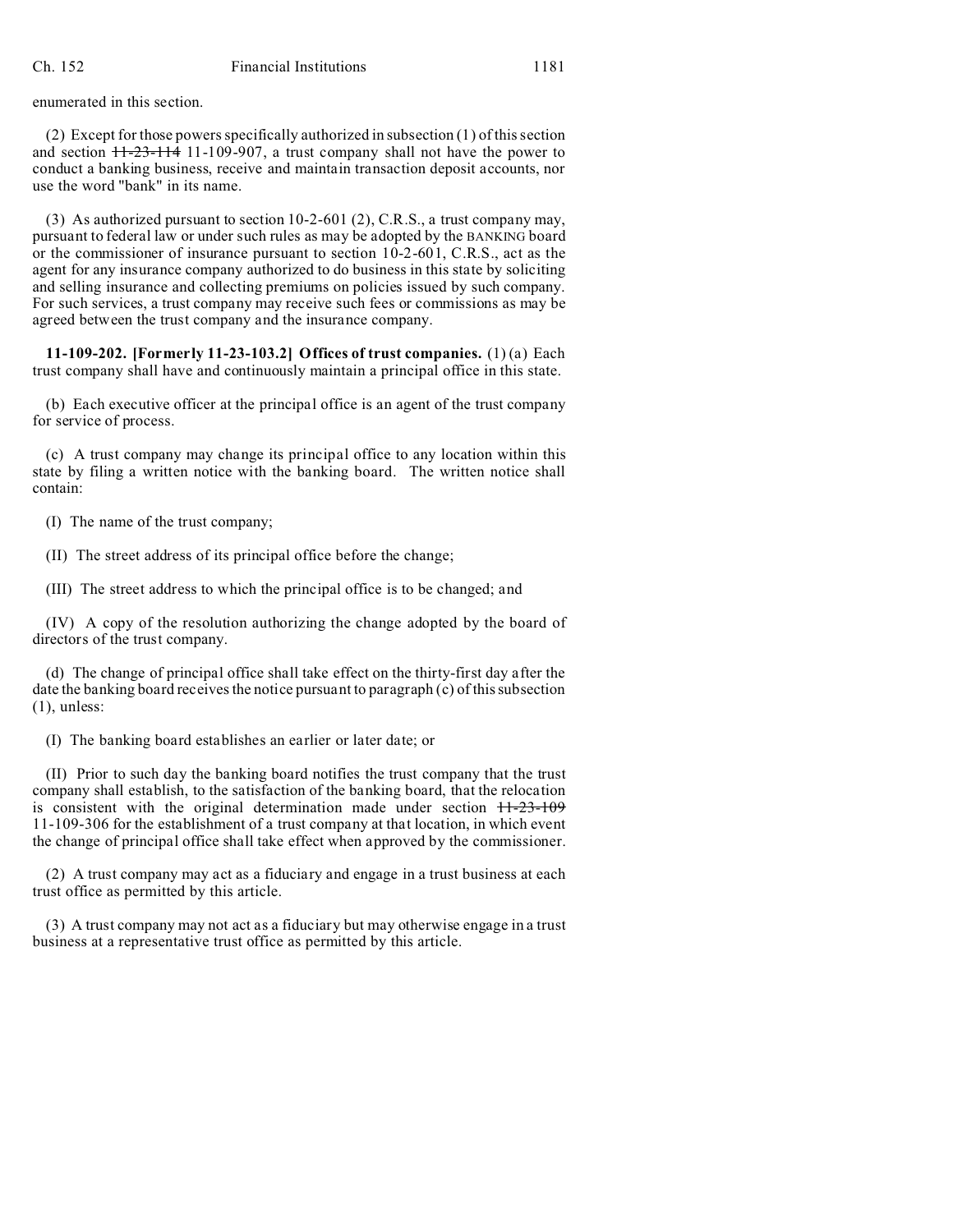enumerated in this section.

(2) Except for those powers specifically authorized in subsection (1) of this section and section ~~11-23-114~~ 11-109-907, a trust company shall not have the power to conduct a banking business, receive and maintain transaction deposit accounts, nor use the word "bank" in its name.

(3) As authorized pursuant to section 10-2-601 (2), C.R.S., a trust company may, pursuant to federal law or under such rules as may be adopted by the BANKING board or the commissioner of insurance pursuant to section 10-2-601, C.R.S., act as the agent for any insurance company authorized to do business in this state by soliciting and selling insurance and collecting premiums on policies issued by such company. For such services, a trust company may receive such fees or commissions as may be agreed between the trust company and the insurance company.

**11-109-202. [Formerly 11-23-103.2] Offices of trust companies.** (1) (a) Each trust company shall have and continuously maintain a principal office in this state.

(b) Each executive officer at the principal office is an agent of the trust company for service of process.

(c) A trust company may change its principal office to any location within this state by filing a written notice with the banking board. The written notice shall contain:

(I) The name of the trust company;

(II) The street address of its principal office before the change;

(III) The street address to which the principal office is to be changed; and

(IV) A copy of the resolution authorizing the change adopted by the board of directors of the trust company.

(d) The change of principal office shall take effect on the thirty-first day after the date the banking board receives the notice pursuant to paragraph (c) of this subsection (1), unless:

(I) The banking board establishes an earlier or later date; or

(II) Prior to such day the banking board notifies the trust company that the trust company shall establish, to the satisfaction of the banking board, that the relocation is consistent with the original determination made under section ~~11-23-109~~ 11-109-306 for the establishment of a trust company at that location, in which event the change of principal office shall take effect when approved by the commissioner.

(2) A trust company may act as a fiduciary and engage in a trust business at each trust office as permitted by this article.

(3) A trust company may not act as a fiduciary but may otherwise engage in a trust business at a representative trust office as permitted by this article.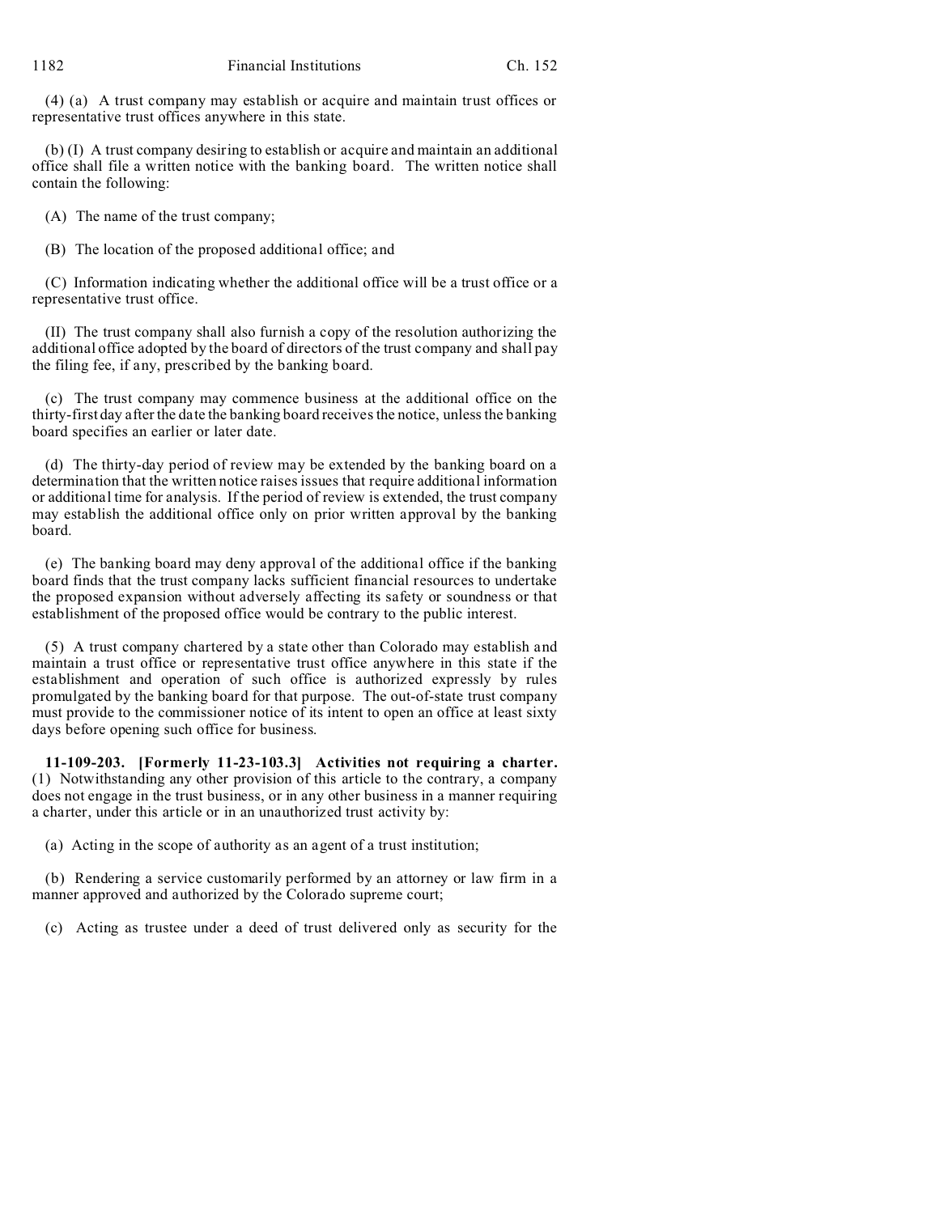(4) (a) A trust company may establish or acquire and maintain trust offices or representative trust offices anywhere in this state.

(b) (I) A trust company desiring to establish or acquire and maintain an additional office shall file a written notice with the banking board. The written notice shall contain the following:

(A) The name of the trust company;

(B) The location of the proposed additional office; and

(C) Information indicating whether the additional office will be a trust office or a representative trust office.

(II) The trust company shall also furnish a copy of the resolution authorizing the additional office adopted by the board of directors of the trust company and shall pay the filing fee, if any, prescribed by the banking board.

(c) The trust company may commence business at the additional office on the thirty-first day after the date the banking board receives the notice, unless the banking board specifies an earlier or later date.

(d) The thirty-day period of review may be extended by the banking board on a determination that the written notice raises issues that require additional information or additional time for analysis. If the period of review is extended, the trust company may establish the additional office only on prior written approval by the banking board.

(e) The banking board may deny approval of the additional office if the banking board finds that the trust company lacks sufficient financial resources to undertake the proposed expansion without adversely affecting its safety or soundness or that establishment of the proposed office would be contrary to the public interest.

(5) A trust company chartered by a state other than Colorado may establish and maintain a trust office or representative trust office anywhere in this state if the establishment and operation of such office is authorized expressly by rules promulgated by the banking board for that purpose. The out-of-state trust company must provide to the commissioner notice of its intent to open an office at least sixty days before opening such office for business.

**11-109-203. [Formerly 11-23-103.3] Activities not requiring a charter.** (1) Notwithstanding any other provision of this article to the contrary, a company does not engage in the trust business, or in any other business in a manner requiring a charter, under this article or in an unauthorized trust activity by:

(a) Acting in the scope of authority as an agent of a trust institution;

(b) Rendering a service customarily performed by an attorney or law firm in a manner approved and authorized by the Colorado supreme court;

(c) Acting as trustee under a deed of trust delivered only as security for the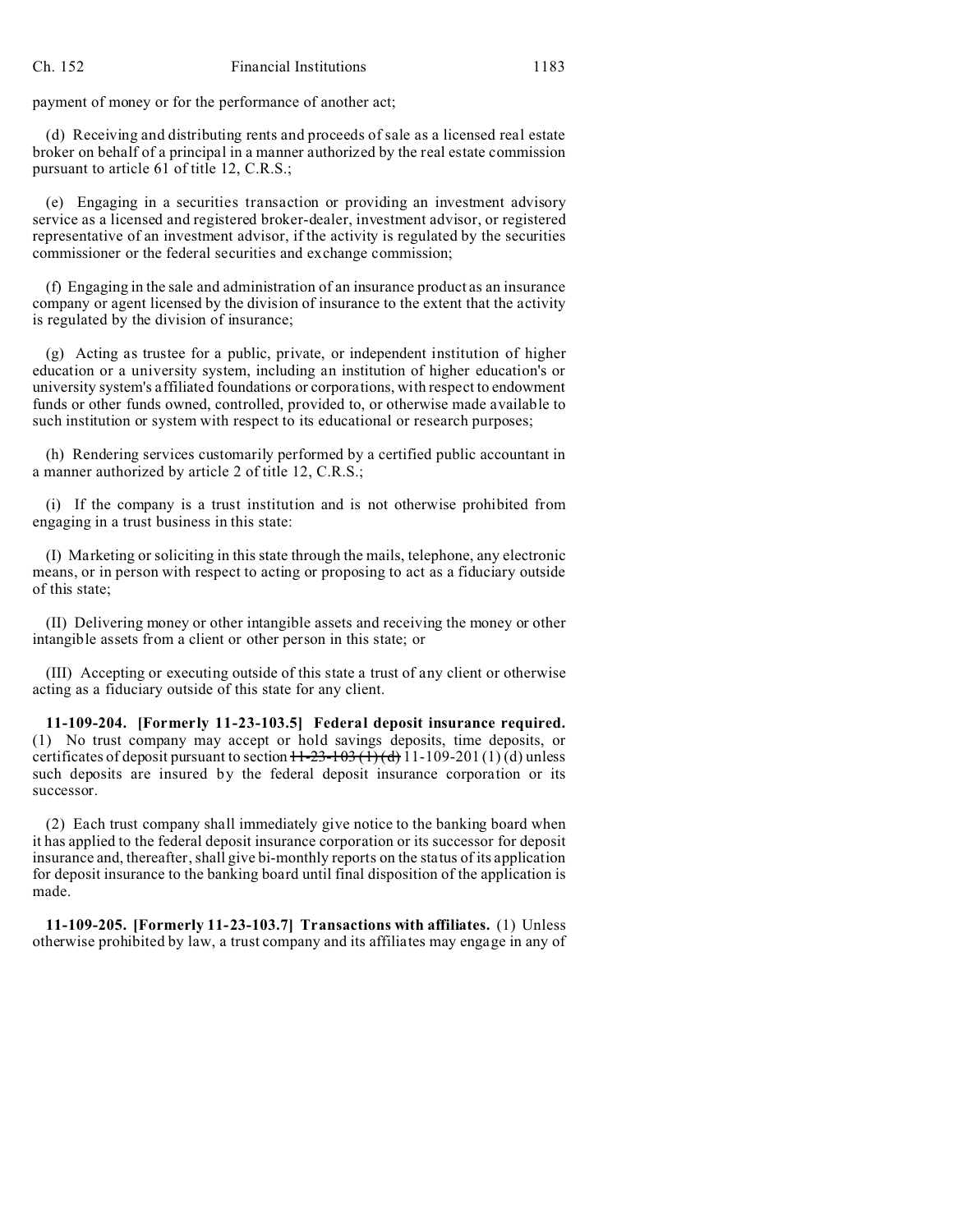payment of money or for the performance of another act;

(d) Receiving and distributing rents and proceeds of sale as a licensed real estate broker on behalf of a principal in a manner authorized by the real estate commission pursuant to article 61 of title 12, C.R.S.;

(e) Engaging in a securities transaction or providing an investment advisory service as a licensed and registered broker-dealer, investment advisor, or registered representative of an investment advisor, if the activity is regulated by the securities commissioner or the federal securities and exchange commission;

(f) Engaging in the sale and administration of an insurance product as an insurance company or agent licensed by the division of insurance to the extent that the activity is regulated by the division of insurance;

(g) Acting as trustee for a public, private, or independent institution of higher education or a university system, including an institution of higher education's or university system's affiliated foundations or corporations, with respect to endowment funds or other funds owned, controlled, provided to, or otherwise made available to such institution or system with respect to its educational or research purposes;

(h) Rendering services customarily performed by a certified public accountant in a manner authorized by article 2 of title 12, C.R.S.;

(i) If the company is a trust institution and is not otherwise prohibited from engaging in a trust business in this state:

(I) Marketing or soliciting in this state through the mails, telephone, any electronic means, or in person with respect to acting or proposing to act as a fiduciary outside of this state;

(II) Delivering money or other intangible assets and receiving the money or other intangible assets from a client or other person in this state; or

(III) Accepting or executing outside of this state a trust of any client or otherwise acting as a fiduciary outside of this state for any client.

**11-109-204. [Formerly 11-23-103.5] Federal deposit insurance required.** (1) No trust company may accept or hold savings deposits, time deposits, or certificates of deposit pursuant to section ~~11-23-103 (1) (d)~~ 11-109-201 (1) (d) unless such deposits are insured by the federal deposit insurance corporation or its successor.

(2) Each trust company shall immediately give notice to the banking board when it has applied to the federal deposit insurance corporation or its successor for deposit insurance and, thereafter, shall give bi-monthly reports on the status of its application for deposit insurance to the banking board until final disposition of the application is made.

**11-109-205. [Formerly 11-23-103.7] Transactions with affiliates.** (1) Unless otherwise prohibited by law, a trust company and its affiliates may engage in any of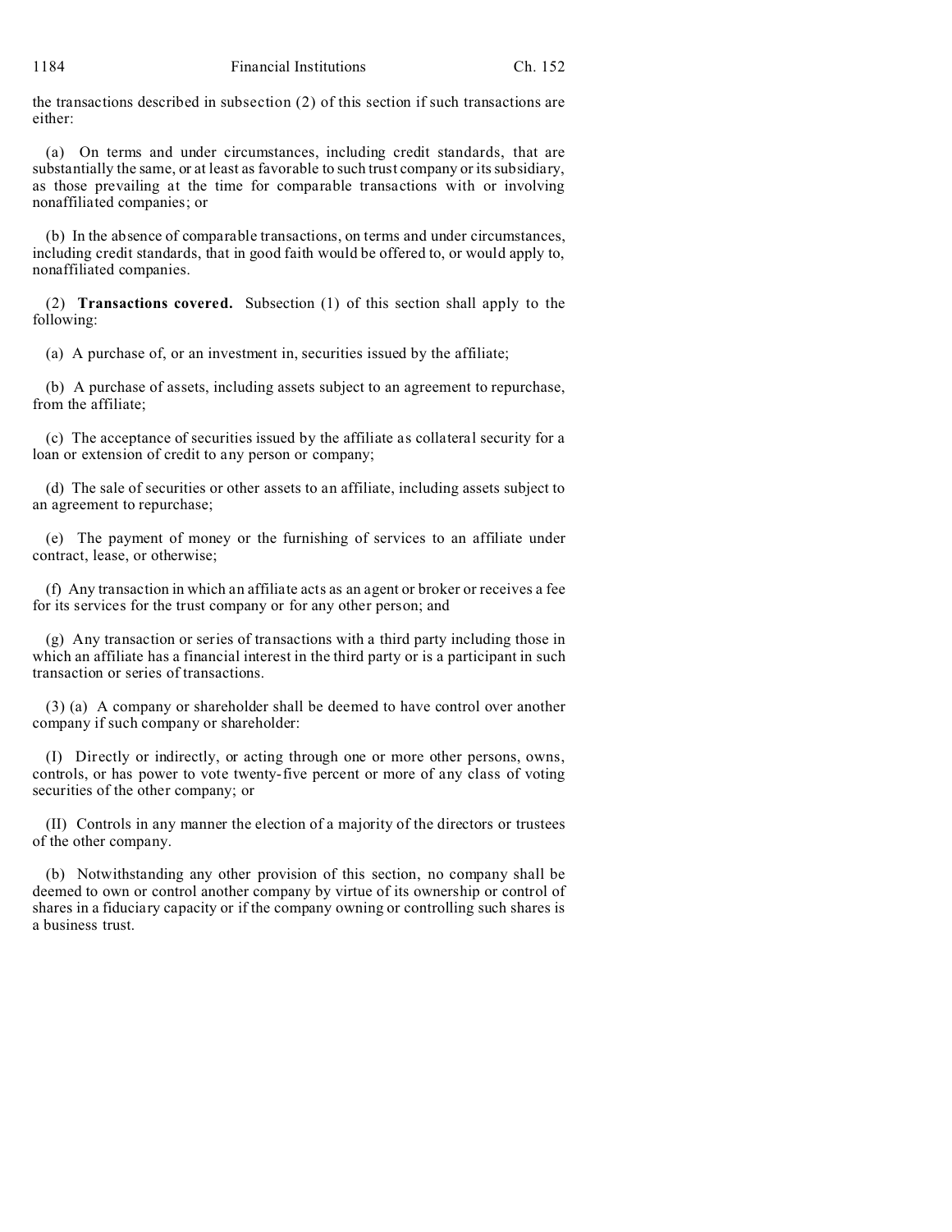the transactions described in subsection (2) of this section if such transactions are either:

(a) On terms and under circumstances, including credit standards, that are substantially the same, or at least as favorable to such trust company or its subsidiary, as those prevailing at the time for comparable transactions with or involving nonaffiliated companies; or

(b) In the absence of comparable transactions, on terms and under circumstances, including credit standards, that in good faith would be offered to, or would apply to, nonaffiliated companies.

(2) **Transactions covered.** Subsection (1) of this section shall apply to the following:

(a) A purchase of, or an investment in, securities issued by the affiliate;

(b) A purchase of assets, including assets subject to an agreement to repurchase, from the affiliate;

(c) The acceptance of securities issued by the affiliate as collateral security for a loan or extension of credit to any person or company;

(d) The sale of securities or other assets to an affiliate, including assets subject to an agreement to repurchase;

(e) The payment of money or the furnishing of services to an affiliate under contract, lease, or otherwise;

(f) Any transaction in which an affiliate acts as an agent or broker or receives a fee for its services for the trust company or for any other person; and

(g) Any transaction or series of transactions with a third party including those in which an affiliate has a financial interest in the third party or is a participant in such transaction or series of transactions.

(3) (a) A company or shareholder shall be deemed to have control over another company if such company or shareholder:

(I) Directly or indirectly, or acting through one or more other persons, owns, controls, or has power to vote twenty-five percent or more of any class of voting securities of the other company; or

(II) Controls in any manner the election of a majority of the directors or trustees of the other company.

(b) Notwithstanding any other provision of this section, no company shall be deemed to own or control another company by virtue of its ownership or control of shares in a fiduciary capacity or if the company owning or controlling such shares is a business trust.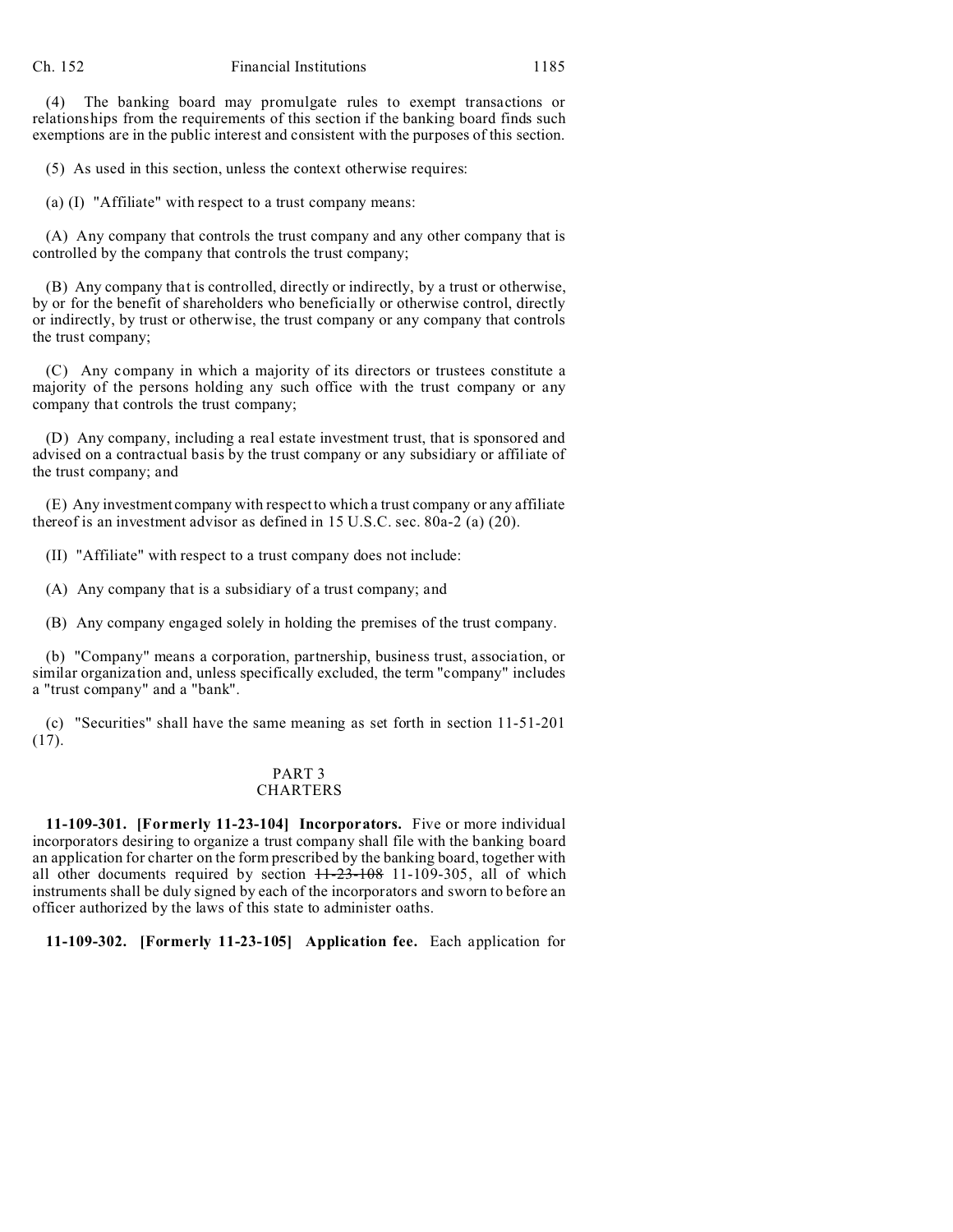(4) The banking board may promulgate rules to exempt transactions or relationships from the requirements of this section if the banking board finds such exemptions are in the public interest and consistent with the purposes of this section.

(5) As used in this section, unless the context otherwise requires:

(a) (I) "Affiliate" with respect to a trust company means:

(A) Any company that controls the trust company and any other company that is controlled by the company that controls the trust company;

(B) Any company that is controlled, directly or indirectly, by a trust or otherwise, by or for the benefit of shareholders who beneficially or otherwise control, directly or indirectly, by trust or otherwise, the trust company or any company that controls the trust company;

(C) Any company in which a majority of its directors or trustees constitute a majority of the persons holding any such office with the trust company or any company that controls the trust company;

(D) Any company, including a real estate investment trust, that is sponsored and advised on a contractual basis by the trust company or any subsidiary or affiliate of the trust company; and

(E) Any investment company with respect to which a trust company or any affiliate thereof is an investment advisor as defined in 15 U.S.C. sec. 80a-2 (a) (20).

(II) "Affiliate" with respect to a trust company does not include:

(A) Any company that is a subsidiary of a trust company; and

(B) Any company engaged solely in holding the premises of the trust company.

(b) "Company" means a corporation, partnership, business trust, association, or similar organization and, unless specifically excluded, the term "company" includes a "trust company" and a "bank".

(c) "Securities" shall have the same meaning as set forth in section 11-51-201 (17).

## PART 3
## CHARTERS

**11-109-301. [Formerly 11-23-104] Incorporators.** Five or more individual incorporators desiring to organize a trust company shall file with the banking board an application for charter on the form prescribed by the banking board, together with all other documents required by section ~~11-23-108~~ 11-109-305, all of which instruments shall be duly signed by each of the incorporators and sworn to before an officer authorized by the laws of this state to administer oaths.

**11-109-302. [Formerly 11-23-105] Application fee.** Each application for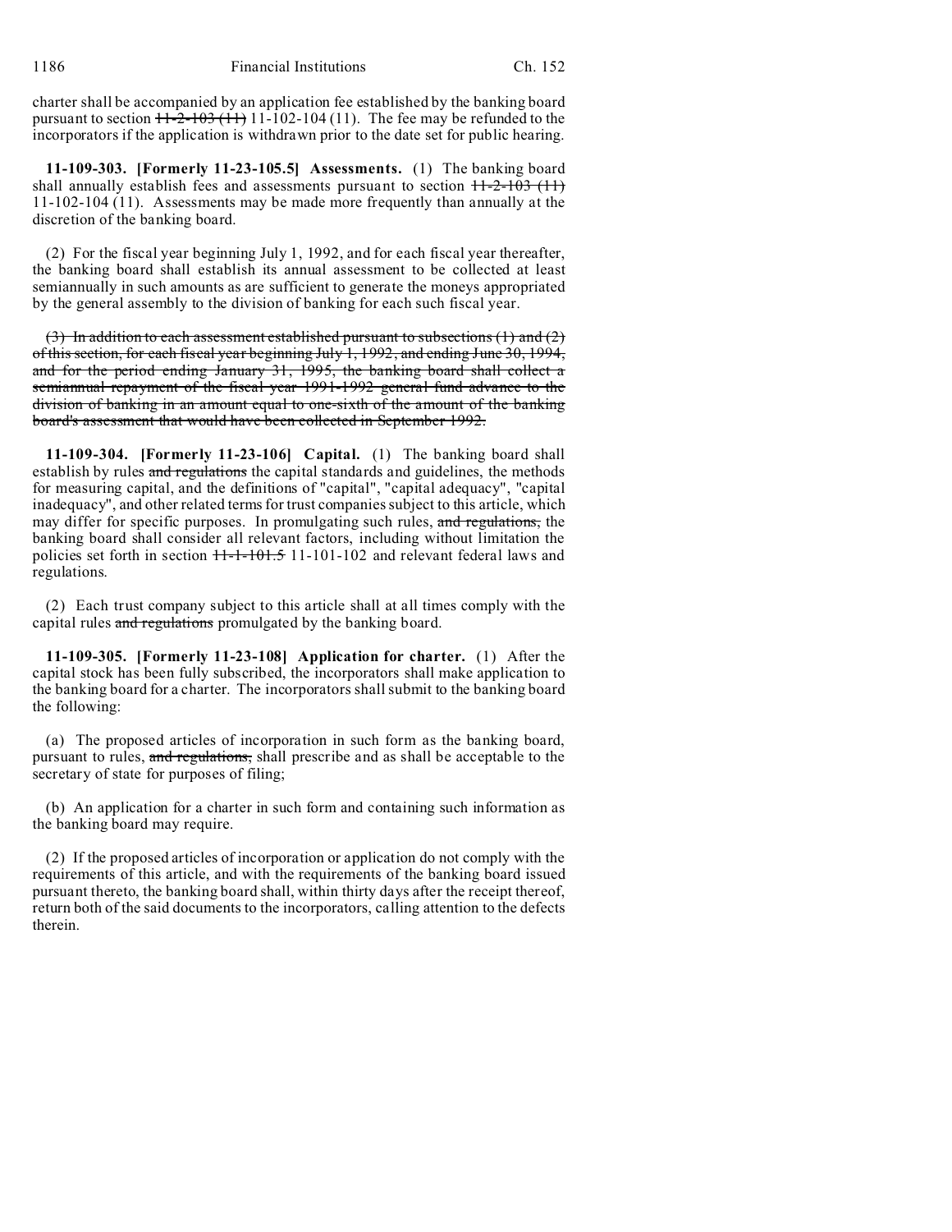charter shall be accompanied by an application fee established by the banking board pursuant to section ~~11-2-103 (11)~~ 11-102-104 (11). The fee may be refunded to the incorporators if the application is withdrawn prior to the date set for public hearing.

**11-109-303. [Formerly 11-23-105.5] Assessments.** (1) The banking board shall annually establish fees and assessments pursuant to section ~~11-2-103 (11)~~ 11-102-104 (11). Assessments may be made more frequently than annually at the discretion of the banking board.

(2) For the fiscal year beginning July 1, 1992, and for each fiscal year thereafter, the banking board shall establish its annual assessment to be collected at least semiannually in such amounts as are sufficient to generate the moneys appropriated by the general assembly to the division of banking for each such fiscal year.

~~(3) In addition to each assessment established pursuant to subsections (1) and (2) of this section, for each fiscal year beginning July 1, 1992, and ending June 30, 1994, and for the period ending January 31, 1995, the banking board shall collect a semiannual repayment of the fiscal year 1991-1992 general fund advance to the division of banking in an amount equal to one-sixth of the amount of the banking board's assessment that would have been collected in September 1992.~~

**11-109-304. [Formerly 11-23-106] Capital.** (1) The banking board shall establish by rules ~~and regulations~~ the capital standards and guidelines, the methods for measuring capital, and the definitions of "capital", "capital adequacy", "capital inadequacy", and other related terms for trust companies subject to this article, which may differ for specific purposes. In promulgating such rules, ~~and regulations,~~ the banking board shall consider all relevant factors, including without limitation the policies set forth in section ~~11-1-101.5~~ 11-101-102 and relevant federal laws and regulations.

(2) Each trust company subject to this article shall at all times comply with the capital rules ~~and regulations~~ promulgated by the banking board.

**11-109-305. [Formerly 11-23-108] Application for charter.** (1) After the capital stock has been fully subscribed, the incorporators shall make application to the banking board for a charter. The incorporators shall submit to the banking board the following:

(a) The proposed articles of incorporation in such form as the banking board, pursuant to rules, ~~and regulations,~~ shall prescribe and as shall be acceptable to the secretary of state for purposes of filing;

(b) An application for a charter in such form and containing such information as the banking board may require.

(2) If the proposed articles of incorporation or application do not comply with the requirements of this article, and with the requirements of the banking board issued pursuant thereto, the banking board shall, within thirty days after the receipt thereof, return both of the said documents to the incorporators, calling attention to the defects therein.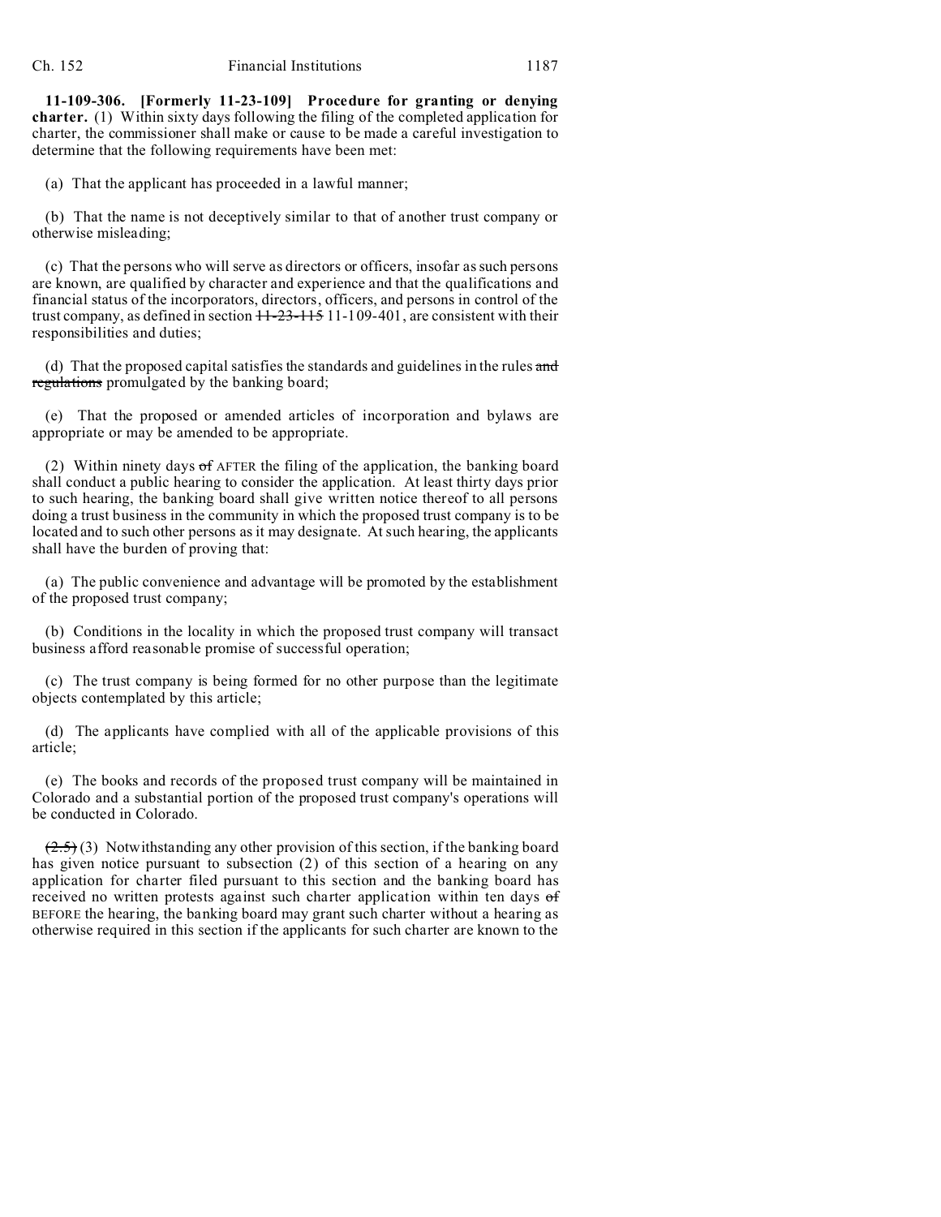**11-109-306. [Formerly 11-23-109] Procedure for granting or denying charter.** (1) Within sixty days following the filing of the completed application for charter, the commissioner shall make or cause to be made a careful investigation to determine that the following requirements have been met:

(a) That the applicant has proceeded in a lawful manner;

(b) That the name is not deceptively similar to that of another trust company or otherwise misleading;

(c) That the persons who will serve as directors or officers, insofar as such persons are known, are qualified by character and experience and that the qualifications and financial status of the incorporators, directors, officers, and persons in control of the trust company, as defined in section ~~11-23-115~~ 11-109-401, are consistent with their responsibilities and duties;

(d) That the proposed capital satisfies the standards and guidelines in the rules ~~and regulations~~ promulgated by the banking board;

(e) That the proposed or amended articles of incorporation and bylaws are appropriate or may be amended to be appropriate.

(2) Within ninety days ~~of~~ AFTER the filing of the application, the banking board shall conduct a public hearing to consider the application. At least thirty days prior to such hearing, the banking board shall give written notice thereof to all persons doing a trust business in the community in which the proposed trust company is to be located and to such other persons as it may designate. At such hearing, the applicants shall have the burden of proving that:

(a) The public convenience and advantage will be promoted by the establishment of the proposed trust company;

(b) Conditions in the locality in which the proposed trust company will transact business afford reasonable promise of successful operation;

(c) The trust company is being formed for no other purpose than the legitimate objects contemplated by this article;

(d) The applicants have complied with all of the applicable provisions of this article;

(e) The books and records of the proposed trust company will be maintained in Colorado and a substantial portion of the proposed trust company's operations will be conducted in Colorado.

~~(2.5)~~ (3) Notwithstanding any other provision of this section, if the banking board has given notice pursuant to subsection (2) of this section of a hearing on any application for charter filed pursuant to this section and the banking board has received no written protests against such charter application within ten days ~~of~~ BEFORE the hearing, the banking board may grant such charter without a hearing as otherwise required in this section if the applicants for such charter are known to the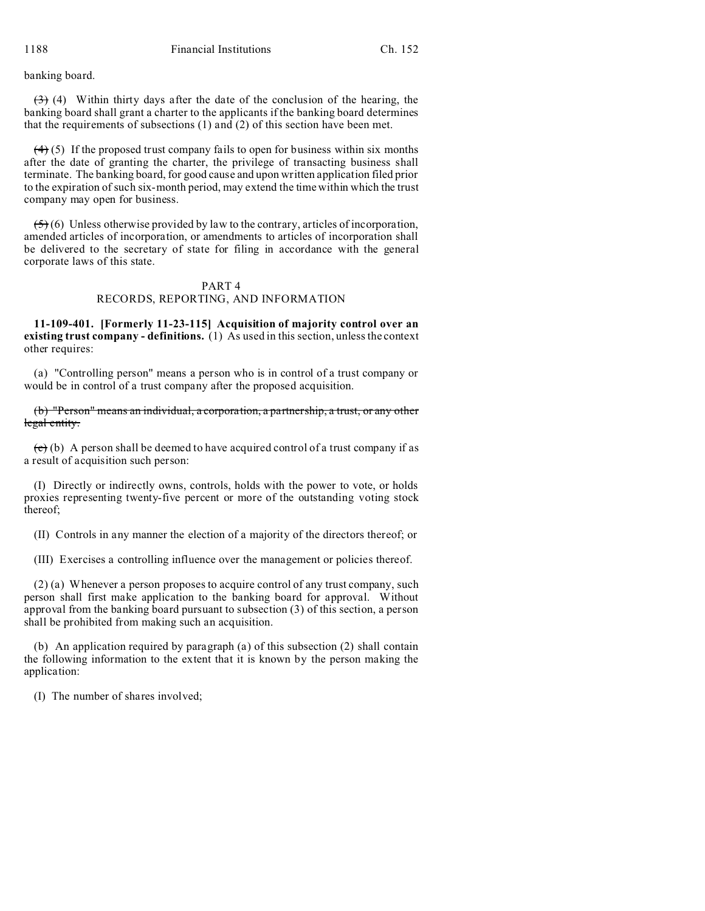banking board.

~~(3)~~ (4) Within thirty days after the date of the conclusion of the hearing, the banking board shall grant a charter to the applicants if the banking board determines that the requirements of subsections (1) and (2) of this section have been met.

~~(4)~~ (5) If the proposed trust company fails to open for business within six months after the date of granting the charter, the privilege of transacting business shall terminate. The banking board, for good cause and upon written application filed prior to the expiration of such six-month period, may extend the time within which the trust company may open for business.

~~(5)~~ (6) Unless otherwise provided by law to the contrary, articles of incorporation, amended articles of incorporation, or amendments to articles of incorporation shall be delivered to the secretary of state for filing in accordance with the general corporate laws of this state.

## PART 4
## RECORDS, REPORTING, AND INFORMATION

**11-109-401. [Formerly 11-23-115] Acquisition of majority control over an existing trust company - definitions.** (1) As used in this section, unless the context other requires:

(a) "Controlling person" means a person who is in control of a trust company or would be in control of a trust company after the proposed acquisition.

~~(b) "Person" means an individual, a corporation, a partnership, a trust, or any other legal entity.~~

~~(c)~~ (b) A person shall be deemed to have acquired control of a trust company if as a result of acquisition such person:

(I) Directly or indirectly owns, controls, holds with the power to vote, or holds proxies representing twenty-five percent or more of the outstanding voting stock thereof;

(II) Controls in any manner the election of a majority of the directors thereof; or

(III) Exercises a controlling influence over the management or policies thereof.

(2) (a) Whenever a person proposes to acquire control of any trust company, such person shall first make application to the banking board for approval. Without approval from the banking board pursuant to subsection (3) of this section, a person shall be prohibited from making such an acquisition.

(b) An application required by paragraph (a) of this subsection (2) shall contain the following information to the extent that it is known by the person making the application:

(I) The number of shares involved;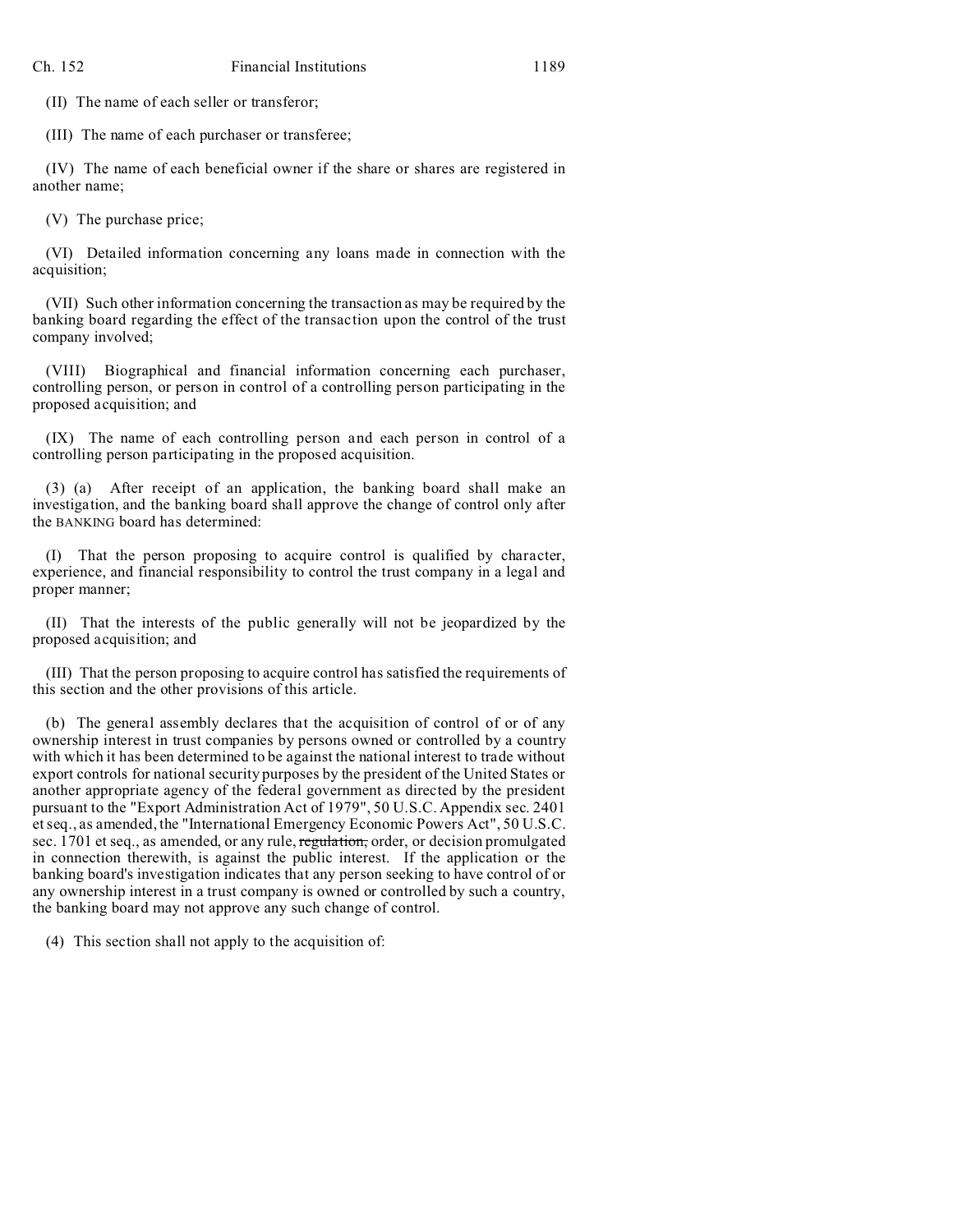(II) The name of each seller or transferor;

(III) The name of each purchaser or transferee;

(IV) The name of each beneficial owner if the share or shares are registered in another name;

(V) The purchase price;

(VI) Detailed information concerning any loans made in connection with the acquisition;

(VII) Such other information concerning the transaction as may be required by the banking board regarding the effect of the transaction upon the control of the trust company involved;

(VIII) Biographical and financial information concerning each purchaser, controlling person, or person in control of a controlling person participating in the proposed acquisition; and

(IX) The name of each controlling person and each person in control of a controlling person participating in the proposed acquisition.

(3) (a) After receipt of an application, the banking board shall make an investigation, and the banking board shall approve the change of control only after the BANKING board has determined:

(I) That the person proposing to acquire control is qualified by character, experience, and financial responsibility to control the trust company in a legal and proper manner;

(II) That the interests of the public generally will not be jeopardized by the proposed acquisition; and

(III) That the person proposing to acquire control has satisfied the requirements of this section and the other provisions of this article.

(b) The general assembly declares that the acquisition of control of or of any ownership interest in trust companies by persons owned or controlled by a country with which it has been determined to be against the national interest to trade without export controls for national security purposes by the president of the United States or another appropriate agency of the federal government as directed by the president pursuant to the "Export Administration Act of 1979", 50 U.S.C. Appendix sec. 2401 et seq., as amended, the "International Emergency Economic Powers Act", 50 U.S.C. sec. 1701 et seq., as amended, or any rule, ~~regulation,~~ order, or decision promulgated in connection therewith, is against the public interest. If the application or the banking board's investigation indicates that any person seeking to have control of or any ownership interest in a trust company is owned or controlled by such a country, the banking board may not approve any such change of control.

(4) This section shall not apply to the acquisition of: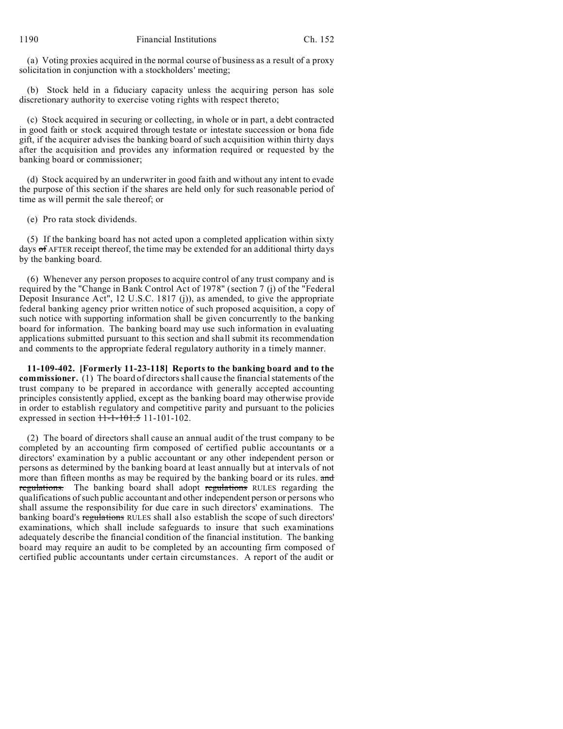(a) Voting proxies acquired in the normal course of business as a result of a proxy solicitation in conjunction with a stockholders' meeting;

(b) Stock held in a fiduciary capacity unless the acquiring person has sole discretionary authority to exercise voting rights with respect thereto;

(c) Stock acquired in securing or collecting, in whole or in part, a debt contracted in good faith or stock acquired through testate or intestate succession or bona fide gift, if the acquirer advises the banking board of such acquisition within thirty days after the acquisition and provides any information required or requested by the banking board or commissioner;

(d) Stock acquired by an underwriter in good faith and without any intent to evade the purpose of this section if the shares are held only for such reasonable period of time as will permit the sale thereof; or

(e) Pro rata stock dividends.

(5) If the banking board has not acted upon a completed application within sixty days ~~of~~ AFTER receipt thereof, the time may be extended for an additional thirty days by the banking board.

(6) Whenever any person proposes to acquire control of any trust company and is required by the "Change in Bank Control Act of 1978" (section 7 (j) of the "Federal Deposit Insurance Act", 12 U.S.C. 1817 (j)), as amended, to give the appropriate federal banking agency prior written notice of such proposed acquisition, a copy of such notice with supporting information shall be given concurrently to the banking board for information. The banking board may use such information in evaluating applications submitted pursuant to this section and shall submit its recommendation and comments to the appropriate federal regulatory authority in a timely manner.

**11-109-402. [Formerly 11-23-118] Reports to the banking board and to the commissioner.** (1) The board of directors shall cause the financial statements of the trust company to be prepared in accordance with generally accepted accounting principles consistently applied, except as the banking board may otherwise provide in order to establish regulatory and competitive parity and pursuant to the policies expressed in section ~~11-1-101.5~~ 11-101-102.

(2) The board of directors shall cause an annual audit of the trust company to be completed by an accounting firm composed of certified public accountants or a directors' examination by a public accountant or any other independent person or persons as determined by the banking board at least annually but at intervals of not more than fifteen months as may be required by the banking board or its rules. ~~and regulations.~~ The banking board shall adopt ~~regulations~~ RULES regarding the qualifications of such public accountant and other independent person or persons who shall assume the responsibility for due care in such directors' examinations. The banking board's ~~regulations~~ RULES shall also establish the scope of such directors' examinations, which shall include safeguards to insure that such examinations adequately describe the financial condition of the financial institution. The banking board may require an audit to be completed by an accounting firm composed of certified public accountants under certain circumstances. A report of the audit or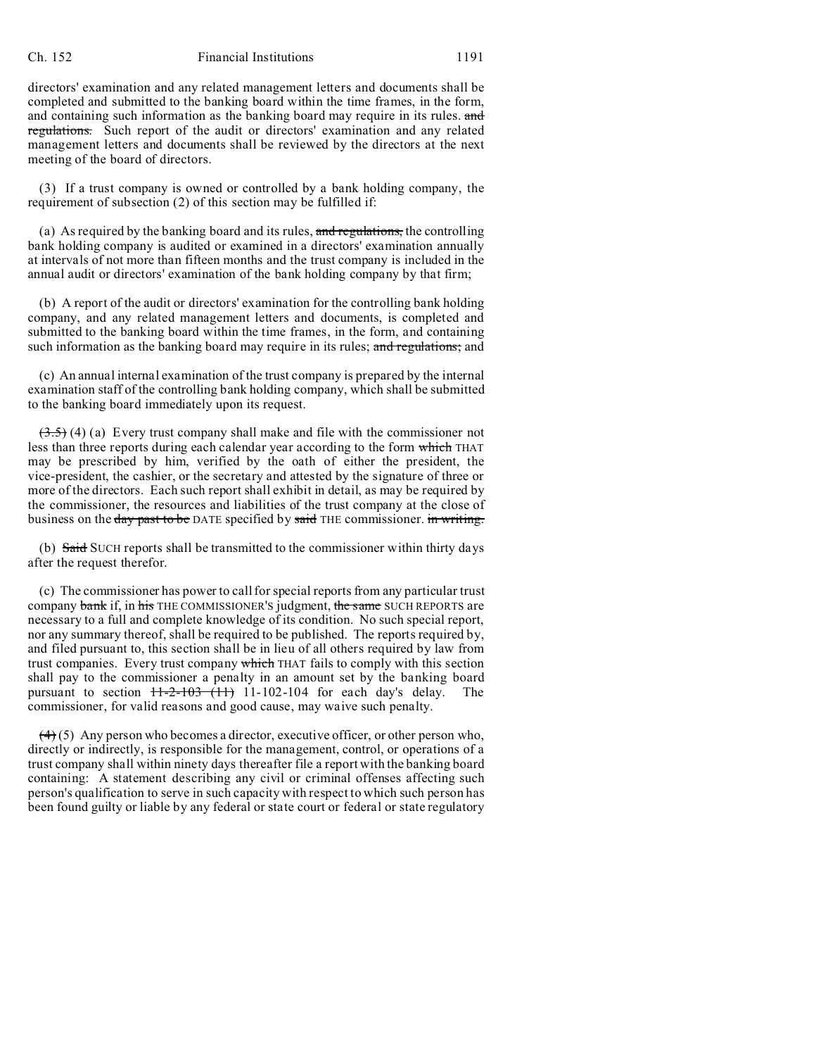directors' examination and any related management letters and documents shall be completed and submitted to the banking board within the time frames, in the form, and containing such information as the banking board may require in its rules. ~~and regulations.~~ Such report of the audit or directors' examination and any related management letters and documents shall be reviewed by the directors at the next meeting of the board of directors.

(3) If a trust company is owned or controlled by a bank holding company, the requirement of subsection (2) of this section may be fulfilled if:

(a) As required by the banking board and its rules, ~~and regulations,~~ the controlling bank holding company is audited or examined in a directors' examination annually at intervals of not more than fifteen months and the trust company is included in the annual audit or directors' examination of the bank holding company by that firm;

(b) A report of the audit or directors' examination for the controlling bank holding company, and any related management letters and documents, is completed and submitted to the banking board within the time frames, in the form, and containing such information as the banking board may require in its rules; ~~and regulations;~~ and

(c) An annual internal examination of the trust company is prepared by the internal examination staff of the controlling bank holding company, which shall be submitted to the banking board immediately upon its request.

~~(3.5)~~ (4) (a) Every trust company shall make and file with the commissioner not less than three reports during each calendar year according to the form ~~which~~ THAT may be prescribed by him, verified by the oath of either the president, the vice-president, the cashier, or the secretary and attested by the signature of three or more of the directors. Each such report shall exhibit in detail, as may be required by the commissioner, the resources and liabilities of the trust company at the close of business on the ~~day past to be~~ DATE specified by ~~said~~ THE commissioner. ~~in writing.~~

(b) ~~Said~~ SUCH reports shall be transmitted to the commissioner within thirty days after the request therefor.

(c) The commissioner has power to call for special reports from any particular trust company ~~bank~~ if, in ~~his~~ THE COMMISSIONER'S judgment, ~~the same~~ SUCH REPORTS are necessary to a full and complete knowledge of its condition. No such special report, nor any summary thereof, shall be required to be published. The reports required by, and filed pursuant to, this section shall be in lieu of all others required by law from trust companies. Every trust company ~~which~~ THAT fails to comply with this section shall pay to the commissioner a penalty in an amount set by the banking board pursuant to section ~~11-2-103 (11)~~ 11-102-104 for each day's delay. The commissioner, for valid reasons and good cause, may waive such penalty.

~~(4)~~ (5) Any person who becomes a director, executive officer, or other person who, directly or indirectly, is responsible for the management, control, or operations of a trust company shall within ninety days thereafter file a report with the banking board containing: A statement describing any civil or criminal offenses affecting such person's qualification to serve in such capacity with respect to which such person has been found guilty or liable by any federal or state court or federal or state regulatory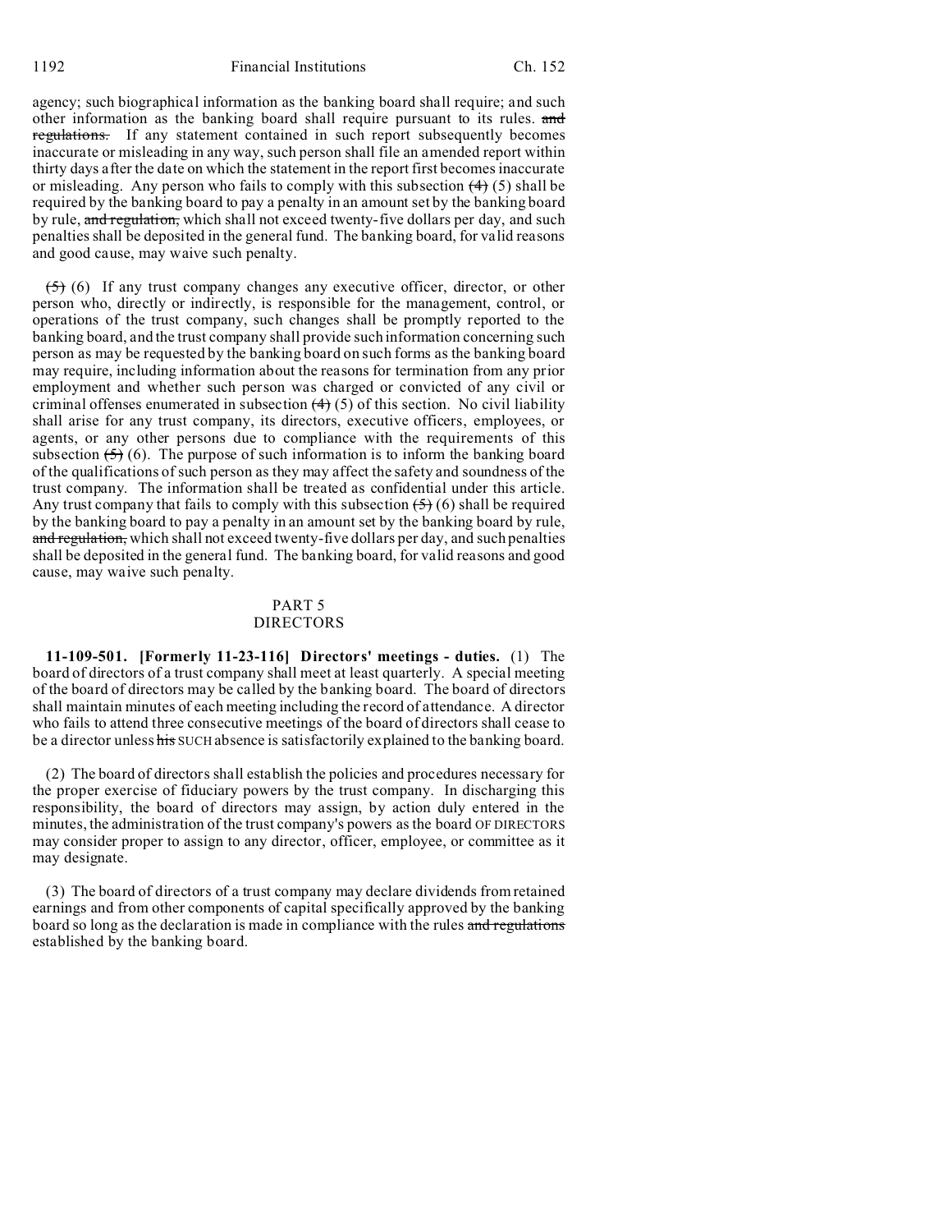agency; such biographical information as the banking board shall require; and such other information as the banking board shall require pursuant to its rules. ~~and regulations.~~ If any statement contained in such report subsequently becomes inaccurate or misleading in any way, such person shall file an amended report within thirty days after the date on which the statement in the report first becomes inaccurate or misleading. Any person who fails to comply with this subsection ~~(4)~~ (5) shall be required by the banking board to pay a penalty in an amount set by the banking board by rule, ~~and regulation,~~ which shall not exceed twenty-five dollars per day, and such penalties shall be deposited in the general fund. The banking board, for valid reasons and good cause, may waive such penalty.

~~(5)~~ (6) If any trust company changes any executive officer, director, or other person who, directly or indirectly, is responsible for the management, control, or operations of the trust company, such changes shall be promptly reported to the banking board, and the trust company shall provide such information concerning such person as may be requested by the banking board on such forms as the banking board may require, including information about the reasons for termination from any prior employment and whether such person was charged or convicted of any civil or criminal offenses enumerated in subsection ~~(4)~~ (5) of this section. No civil liability shall arise for any trust company, its directors, executive officers, employees, or agents, or any other persons due to compliance with the requirements of this subsection ~~(5)~~ (6). The purpose of such information is to inform the banking board of the qualifications of such person as they may affect the safety and soundness of the trust company. The information shall be treated as confidential under this article. Any trust company that fails to comply with this subsection ~~(5)~~ (6) shall be required by the banking board to pay a penalty in an amount set by the banking board by rule, ~~and regulation,~~ which shall not exceed twenty-five dollars per day, and such penalties shall be deposited in the general fund. The banking board, for valid reasons and good cause, may waive such penalty.

## PART 5
## DIRECTORS

**11-109-501. [Formerly 11-23-116] Directors' meetings - duties.** (1) The board of directors of a trust company shall meet at least quarterly. A special meeting of the board of directors may be called by the banking board. The board of directors shall maintain minutes of each meeting including the record of attendance. A director who fails to attend three consecutive meetings of the board of directors shall cease to be a director unless ~~his~~ SUCH absence is satisfactorily explained to the banking board.

(2) The board of directors shall establish the policies and procedures necessary for the proper exercise of fiduciary powers by the trust company. In discharging this responsibility, the board of directors may assign, by action duly entered in the minutes, the administration of the trust company's powers as the board OF DIRECTORS may consider proper to assign to any director, officer, employee, or committee as it may designate.

(3) The board of directors of a trust company may declare dividends from retained earnings and from other components of capital specifically approved by the banking board so long as the declaration is made in compliance with the rules ~~and regulations~~ established by the banking board.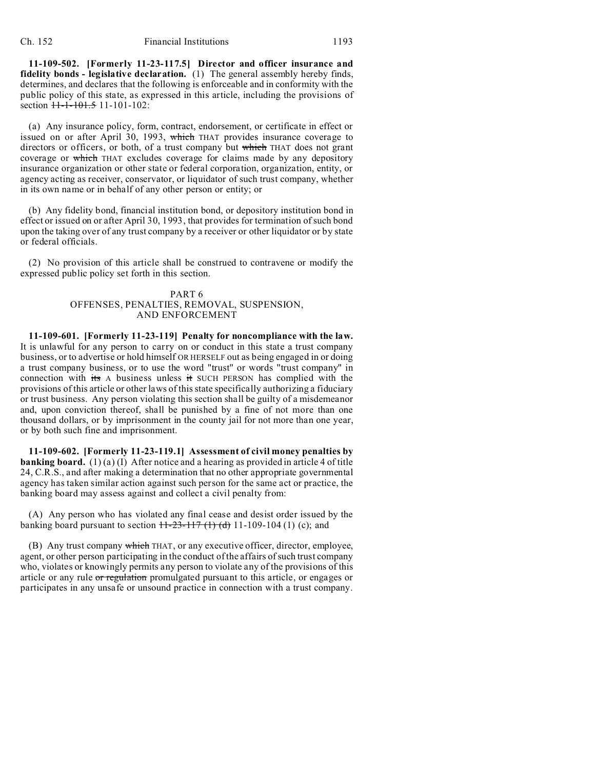**11-109-502. [Formerly 11-23-117.5] Director and officer insurance and fidelity bonds - legislative declaration.** (1) The general assembly hereby finds, determines, and declares that the following is enforceable and in conformity with the public policy of this state, as expressed in this article, including the provisions of section ~~11-1-101.5~~ 11-101-102:

(a) Any insurance policy, form, contract, endorsement, or certificate in effect or issued on or after April 30, 1993, ~~which~~ THAT provides insurance coverage to directors or officers, or both, of a trust company but ~~which~~ THAT does not grant coverage or ~~which~~ THAT excludes coverage for claims made by any depository insurance organization or other state or federal corporation, organization, entity, or agency acting as receiver, conservator, or liquidator of such trust company, whether in its own name or in behalf of any other person or entity; or

(b) Any fidelity bond, financial institution bond, or depository institution bond in effect or issued on or after April 30, 1993, that provides for termination of such bond upon the taking over of any trust company by a receiver or other liquidator or by state or federal officials.

(2) No provision of this article shall be construed to contravene or modify the expressed public policy set forth in this section.

## PART 6
## OFFENSES, PENALTIES, REMOVAL, SUSPENSION, AND ENFORCEMENT

**11-109-601. [Formerly 11-23-119] Penalty for noncompliance with the law.** It is unlawful for any person to carry on or conduct in this state a trust company business, or to advertise or hold himself OR HERSELF out as being engaged in or doing a trust company business, or to use the word "trust" or words "trust company" in connection with ~~its~~ A business unless ~~it~~ SUCH PERSON has complied with the provisions of this article or other laws of this state specifically authorizing a fiduciary or trust business. Any person violating this section shall be guilty of a misdemeanor and, upon conviction thereof, shall be punished by a fine of not more than one thousand dollars, or by imprisonment in the county jail for not more than one year, or by both such fine and imprisonment.

**11-109-602. [Formerly 11-23-119.1] Assessment of civil money penalties by banking board.** (1) (a) (I) After notice and a hearing as provided in article 4 of title 24, C.R.S., and after making a determination that no other appropriate governmental agency has taken similar action against such person for the same act or practice, the banking board may assess against and collect a civil penalty from:

(A) Any person who has violated any final cease and desist order issued by the banking board pursuant to section ~~11-23-117 (1) (d)~~ 11-109-104 (1) (c); and

(B) Any trust company ~~which~~ THAT, or any executive officer, director, employee, agent, or other person participating in the conduct of the affairs of such trust company who, violates or knowingly permits any person to violate any of the provisions of this article or any rule ~~or regulation~~ promulgated pursuant to this article, or engages or participates in any unsafe or unsound practice in connection with a trust company.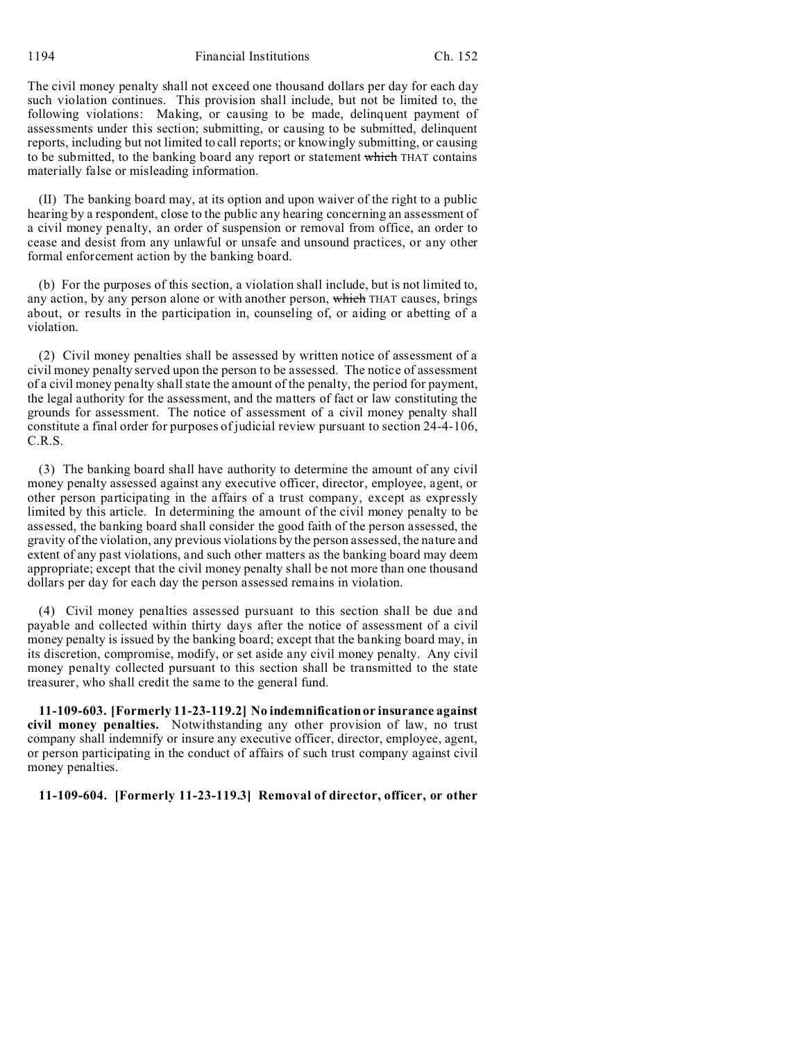The civil money penalty shall not exceed one thousand dollars per day for each day such violation continues. This provision shall include, but not be limited to, the following violations: Making, or causing to be made, delinquent payment of assessments under this section; submitting, or causing to be submitted, delinquent reports, including but not limited to call reports; or knowingly submitting, or causing to be submitted, to the banking board any report or statement ~~which~~ THAT contains materially false or misleading information.

(II) The banking board may, at its option and upon waiver of the right to a public hearing by a respondent, close to the public any hearing concerning an assessment of a civil money penalty, an order of suspension or removal from office, an order to cease and desist from any unlawful or unsafe and unsound practices, or any other formal enforcement action by the banking board.

(b) For the purposes of this section, a violation shall include, but is not limited to, any action, by any person alone or with another person, ~~which~~ THAT causes, brings about, or results in the participation in, counseling of, or aiding or abetting of a violation.

(2) Civil money penalties shall be assessed by written notice of assessment of a civil money penalty served upon the person to be assessed. The notice of assessment of a civil money penalty shall state the amount of the penalty, the period for payment, the legal authority for the assessment, and the matters of fact or law constituting the grounds for assessment. The notice of assessment of a civil money penalty shall constitute a final order for purposes of judicial review pursuant to section 24-4-106, C.R.S.

(3) The banking board shall have authority to determine the amount of any civil money penalty assessed against any executive officer, director, employee, agent, or other person participating in the affairs of a trust company, except as expressly limited by this article. In determining the amount of the civil money penalty to be assessed, the banking board shall consider the good faith of the person assessed, the gravity of the violation, any previous violations by the person assessed, the nature and extent of any past violations, and such other matters as the banking board may deem appropriate; except that the civil money penalty shall be not more than one thousand dollars per day for each day the person assessed remains in violation.

(4) Civil money penalties assessed pursuant to this section shall be due and payable and collected within thirty days after the notice of assessment of a civil money penalty is issued by the banking board; except that the banking board may, in its discretion, compromise, modify, or set aside any civil money penalty. Any civil money penalty collected pursuant to this section shall be transmitted to the state treasurer, who shall credit the same to the general fund.

**11-109-603. [Formerly 11-23-119.2] No indemnification or insurance against civil money penalties.** Notwithstanding any other provision of law, no trust company shall indemnify or insure any executive officer, director, employee, agent, or person participating in the conduct of affairs of such trust company against civil money penalties.

**11-109-604. [Formerly 11-23-119.3] Removal of director, officer, or other**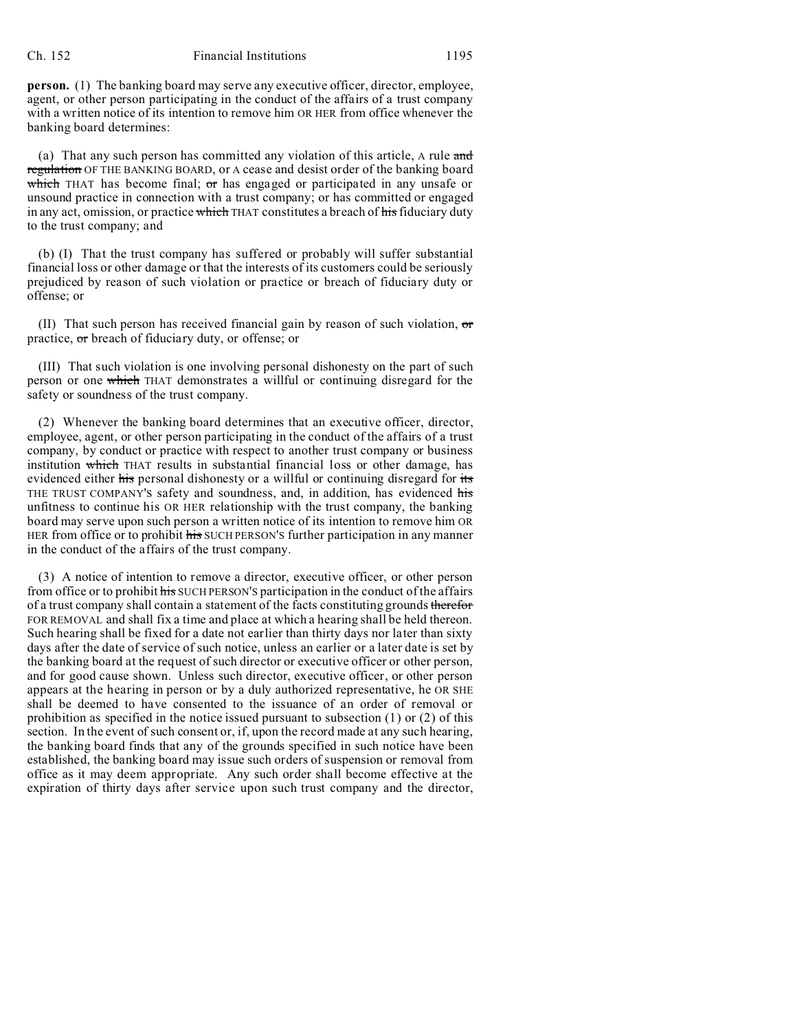**person.** (1) The banking board may serve any executive officer, director, employee, agent, or other person participating in the conduct of the affairs of a trust company with a written notice of its intention to remove him OR HER from office whenever the banking board determines:

(a) That any such person has committed any violation of this article, A rule ~~and regulation~~ OF THE BANKING BOARD, or A cease and desist order of the banking board ~~which~~ THAT has become final; ~~or~~ has engaged or participated in any unsafe or unsound practice in connection with a trust company; or has committed or engaged in any act, omission, or practice ~~which~~ THAT constitutes a breach of ~~his~~ fiduciary duty to the trust company; and

(b) (I) That the trust company has suffered or probably will suffer substantial financial loss or other damage or that the interests of its customers could be seriously prejudiced by reason of such violation or practice or breach of fiduciary duty or offense; or

(II) That such person has received financial gain by reason of such violation, ~~or~~ practice, ~~or~~ breach of fiduciary duty, or offense; or

(III) That such violation is one involving personal dishonesty on the part of such person or one ~~which~~ THAT demonstrates a willful or continuing disregard for the safety or soundness of the trust company.

(2) Whenever the banking board determines that an executive officer, director, employee, agent, or other person participating in the conduct of the affairs of a trust company, by conduct or practice with respect to another trust company or business institution ~~which~~ THAT results in substantial financial loss or other damage, has evidenced either ~~his~~ personal dishonesty or a willful or continuing disregard for ~~its~~ THE TRUST COMPANY'S safety and soundness, and, in addition, has evidenced ~~his~~ unfitness to continue his OR HER relationship with the trust company, the banking board may serve upon such person a written notice of its intention to remove him OR HER from office or to prohibit ~~his~~ SUCH PERSON'S further participation in any manner in the conduct of the affairs of the trust company.

(3) A notice of intention to remove a director, executive officer, or other person from office or to prohibit ~~his~~ SUCH PERSON'S participation in the conduct of the affairs of a trust company shall contain a statement of the facts constituting grounds ~~therefor~~ FOR REMOVAL and shall fix a time and place at which a hearing shall be held thereon. Such hearing shall be fixed for a date not earlier than thirty days nor later than sixty days after the date of service of such notice, unless an earlier or a later date is set by the banking board at the request of such director or executive officer or other person, and for good cause shown. Unless such director, executive officer, or other person appears at the hearing in person or by a duly authorized representative, he OR SHE shall be deemed to have consented to the issuance of an order of removal or prohibition as specified in the notice issued pursuant to subsection (1) or (2) of this section. In the event of such consent or, if, upon the record made at any such hearing, the banking board finds that any of the grounds specified in such notice have been established, the banking board may issue such orders of suspension or removal from office as it may deem appropriate. Any such order shall become effective at the expiration of thirty days after service upon such trust company and the director,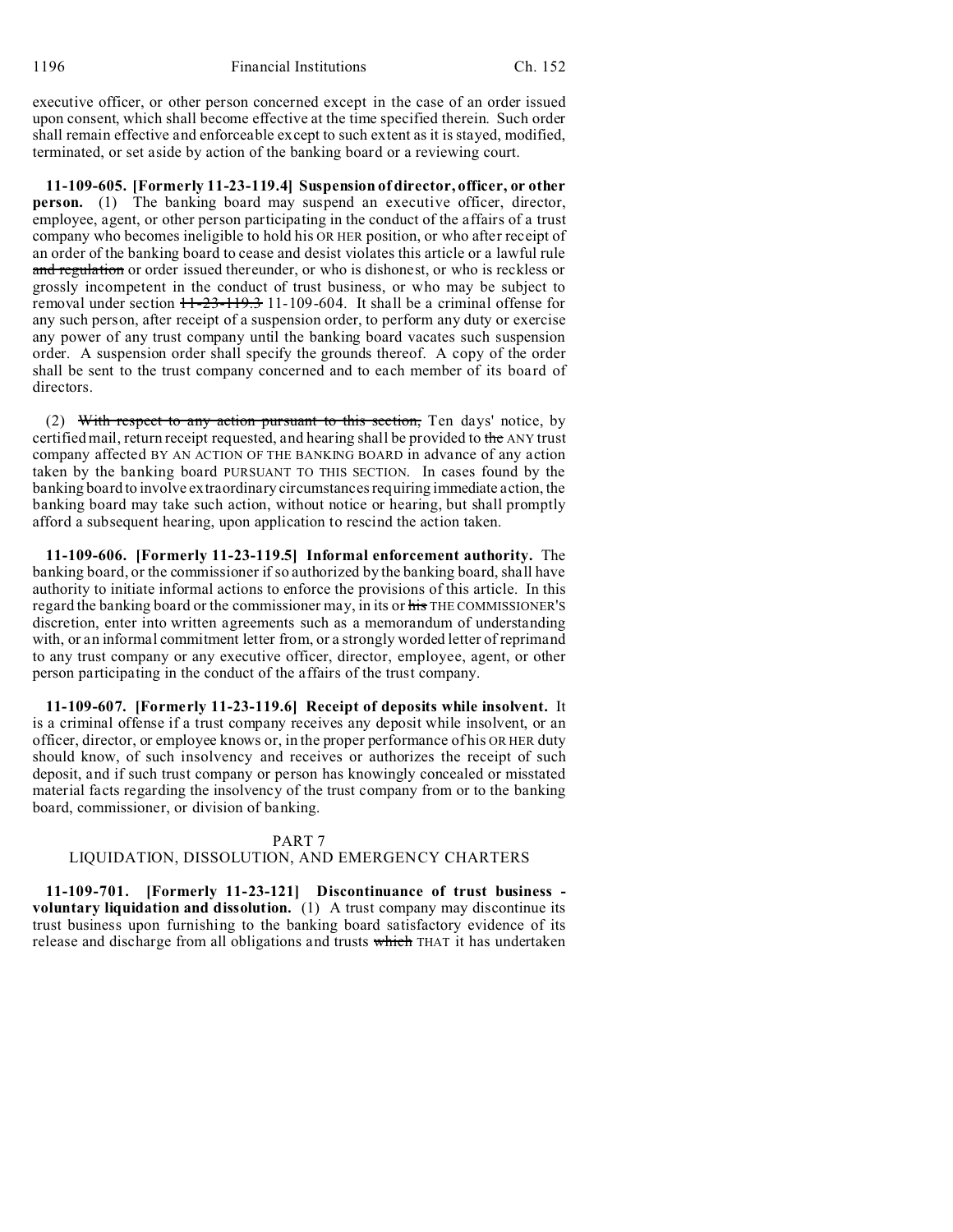executive officer, or other person concerned except in the case of an order issued upon consent, which shall become effective at the time specified therein. Such order shall remain effective and enforceable except to such extent as it is stayed, modified, terminated, or set aside by action of the banking board or a reviewing court.

**11-109-605. [Formerly 11-23-119.4] Suspension of director, officer, or other person.** (1) The banking board may suspend an executive officer, director, employee, agent, or other person participating in the conduct of the affairs of a trust company who becomes ineligible to hold his OR HER position, or who after receipt of an order of the banking board to cease and desist violates this article or a lawful rule ~~and regulation~~ or order issued thereunder, or who is dishonest, or who is reckless or grossly incompetent in the conduct of trust business, or who may be subject to removal under section ~~11-23-119.3~~ 11-109-604. It shall be a criminal offense for any such person, after receipt of a suspension order, to perform any duty or exercise any power of any trust company until the banking board vacates such suspension order. A suspension order shall specify the grounds thereof. A copy of the order shall be sent to the trust company concerned and to each member of its board of directors.

(2) ~~With respect to any action pursuant to this section,~~ Ten days' notice, by certified mail, return receipt requested, and hearing shall be provided to ~~the~~ ANY trust company affected BY AN ACTION OF THE BANKING BOARD in advance of any action taken by the banking board PURSUANT TO THIS SECTION. In cases found by the banking board to involve extraordinary circumstances requiring immediate action, the banking board may take such action, without notice or hearing, but shall promptly afford a subsequent hearing, upon application to rescind the action taken.

**11-109-606. [Formerly 11-23-119.5] Informal enforcement authority.** The banking board, or the commissioner if so authorized by the banking board, shall have authority to initiate informal actions to enforce the provisions of this article. In this regard the banking board or the commissioner may, in its or ~~his~~ THE COMMISSIONER'S discretion, enter into written agreements such as a memorandum of understanding with, or an informal commitment letter from, or a strongly worded letter of reprimand to any trust company or any executive officer, director, employee, agent, or other person participating in the conduct of the affairs of the trust company.

**11-109-607. [Formerly 11-23-119.6] Receipt of deposits while insolvent.** It is a criminal offense if a trust company receives any deposit while insolvent, or an officer, director, or employee knows or, in the proper performance of his OR HER duty should know, of such insolvency and receives or authorizes the receipt of such deposit, and if such trust company or person has knowingly concealed or misstated material facts regarding the insolvency of the trust company from or to the banking board, commissioner, or division of banking.

## PART 7
## LIQUIDATION, DISSOLUTION, AND EMERGENCY CHARTERS

**11-109-701. [Formerly 11-23-121] Discontinuance of trust business - voluntary liquidation and dissolution.** (1) A trust company may discontinue its trust business upon furnishing to the banking board satisfactory evidence of its release and discharge from all obligations and trusts ~~which~~ THAT it has undertaken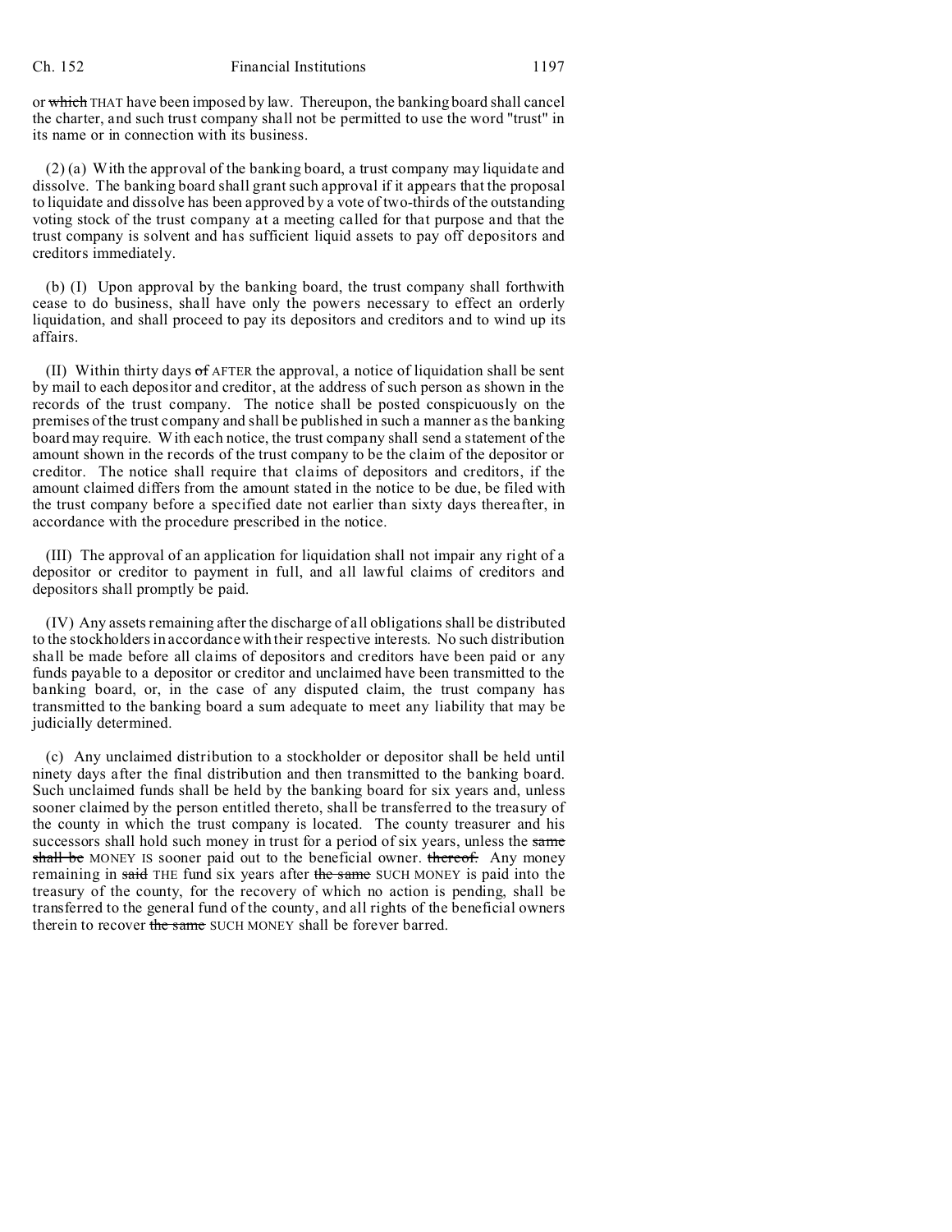or ~~which~~ THAT have been imposed by law. Thereupon, the banking board shall cancel the charter, and such trust company shall not be permitted to use the word "trust" in its name or in connection with its business.

(2) (a) With the approval of the banking board, a trust company may liquidate and dissolve. The banking board shall grant such approval if it appears that the proposal to liquidate and dissolve has been approved by a vote of two-thirds of the outstanding voting stock of the trust company at a meeting called for that purpose and that the trust company is solvent and has sufficient liquid assets to pay off depositors and creditors immediately.

(b) (I) Upon approval by the banking board, the trust company shall forthwith cease to do business, shall have only the powers necessary to effect an orderly liquidation, and shall proceed to pay its depositors and creditors and to wind up its affairs.

(II) Within thirty days ~~of~~ AFTER the approval, a notice of liquidation shall be sent by mail to each depositor and creditor, at the address of such person as shown in the records of the trust company. The notice shall be posted conspicuously on the premises of the trust company and shall be published in such a manner as the banking board may require. With each notice, the trust company shall send a statement of the amount shown in the records of the trust company to be the claim of the depositor or creditor. The notice shall require that claims of depositors and creditors, if the amount claimed differs from the amount stated in the notice to be due, be filed with the trust company before a specified date not earlier than sixty days thereafter, in accordance with the procedure prescribed in the notice.

(III) The approval of an application for liquidation shall not impair any right of a depositor or creditor to payment in full, and all lawful claims of creditors and depositors shall promptly be paid.

(IV) Any assets remaining after the discharge of all obligations shall be distributed to the stockholders in accordance with their respective interests. No such distribution shall be made before all claims of depositors and creditors have been paid or any funds payable to a depositor or creditor and unclaimed have been transmitted to the banking board, or, in the case of any disputed claim, the trust company has transmitted to the banking board a sum adequate to meet any liability that may be judicially determined.

(c) Any unclaimed distribution to a stockholder or depositor shall be held until ninety days after the final distribution and then transmitted to the banking board. Such unclaimed funds shall be held by the banking board for six years and, unless sooner claimed by the person entitled thereto, shall be transferred to the treasury of the county in which the trust company is located. The county treasurer and his successors shall hold such money in trust for a period of six years, unless the ~~same shall be~~ MONEY IS sooner paid out to the beneficial owner. ~~thereof.~~ Any money remaining in ~~said~~ THE fund six years after ~~the same~~ SUCH MONEY is paid into the treasury of the county, for the recovery of which no action is pending, shall be transferred to the general fund of the county, and all rights of the beneficial owners therein to recover ~~the same~~ SUCH MONEY shall be forever barred.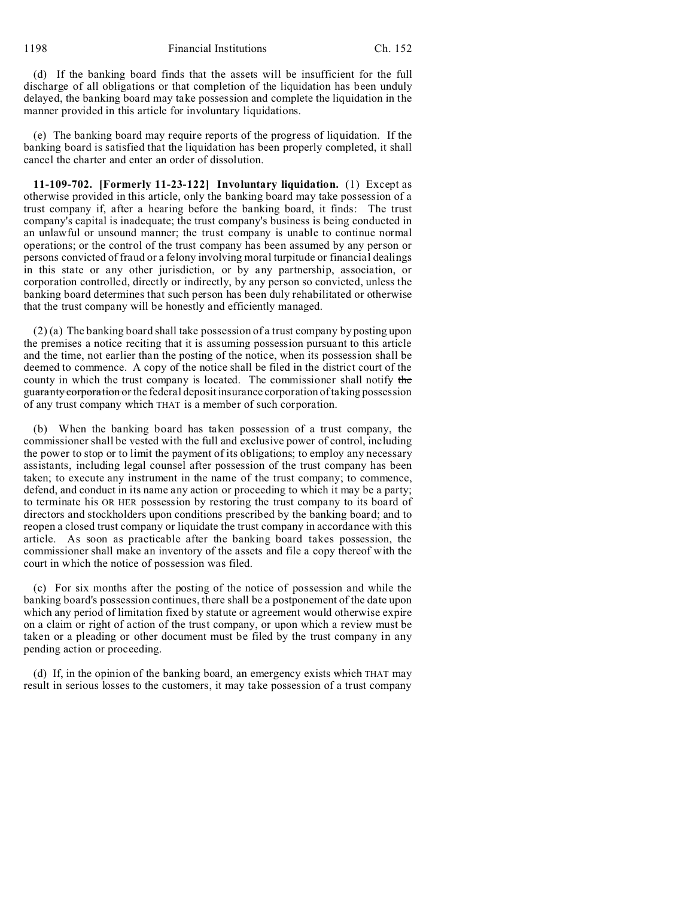(d) If the banking board finds that the assets will be insufficient for the full discharge of all obligations or that completion of the liquidation has been unduly delayed, the banking board may take possession and complete the liquidation in the manner provided in this article for involuntary liquidations.

(e) The banking board may require reports of the progress of liquidation. If the banking board is satisfied that the liquidation has been properly completed, it shall cancel the charter and enter an order of dissolution.

**11-109-702. [Formerly 11-23-122] Involuntary liquidation.** (1) Except as otherwise provided in this article, only the banking board may take possession of a trust company if, after a hearing before the banking board, it finds: The trust company's capital is inadequate; the trust company's business is being conducted in an unlawful or unsound manner; the trust company is unable to continue normal operations; or the control of the trust company has been assumed by any person or persons convicted of fraud or a felony involving moral turpitude or financial dealings in this state or any other jurisdiction, or by any partnership, association, or corporation controlled, directly or indirectly, by any person so convicted, unless the banking board determines that such person has been duly rehabilitated or otherwise that the trust company will be honestly and efficiently managed.

(2) (a) The banking board shall take possession of a trust company by posting upon the premises a notice reciting that it is assuming possession pursuant to this article and the time, not earlier than the posting of the notice, when its possession shall be deemed to commence. A copy of the notice shall be filed in the district court of the county in which the trust company is located. The commissioner shall notify ~~the guaranty corporation or~~ the federal deposit insurance corporation of taking possession of any trust company ~~which~~ THAT is a member of such corporation.

(b) When the banking board has taken possession of a trust company, the commissioner shall be vested with the full and exclusive power of control, including the power to stop or to limit the payment of its obligations; to employ any necessary assistants, including legal counsel after possession of the trust company has been taken; to execute any instrument in the name of the trust company; to commence, defend, and conduct in its name any action or proceeding to which it may be a party; to terminate his OR HER possession by restoring the trust company to its board of directors and stockholders upon conditions prescribed by the banking board; and to reopen a closed trust company or liquidate the trust company in accordance with this article. As soon as practicable after the banking board takes possession, the commissioner shall make an inventory of the assets and file a copy thereof with the court in which the notice of possession was filed.

(c) For six months after the posting of the notice of possession and while the banking board's possession continues, there shall be a postponement of the date upon which any period of limitation fixed by statute or agreement would otherwise expire on a claim or right of action of the trust company, or upon which a review must be taken or a pleading or other document must be filed by the trust company in any pending action or proceeding.

(d) If, in the opinion of the banking board, an emergency exists ~~which~~ THAT may result in serious losses to the customers, it may take possession of a trust company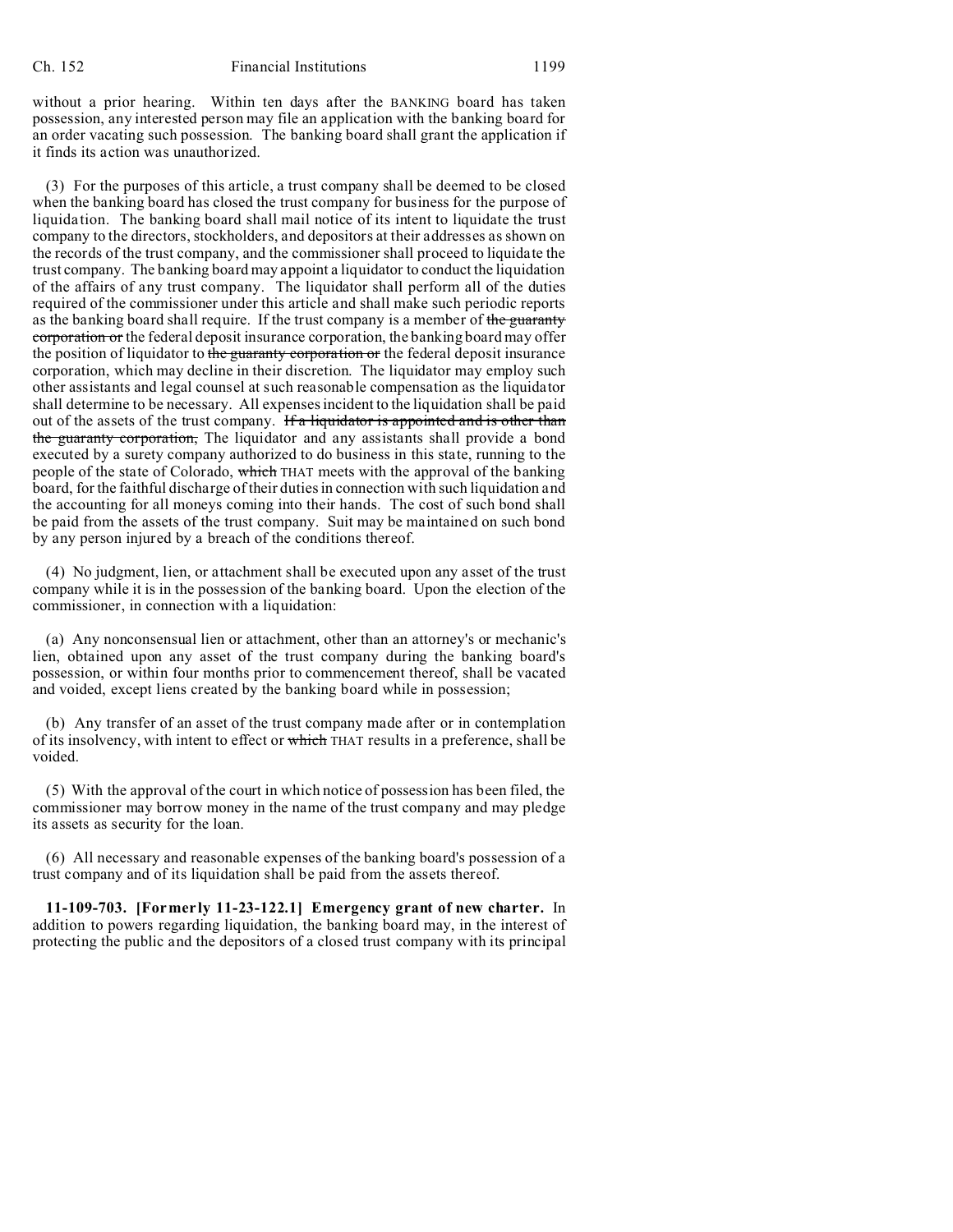without a prior hearing. Within ten days after the BANKING board has taken possession, any interested person may file an application with the banking board for an order vacating such possession. The banking board shall grant the application if it finds its action was unauthorized.

(3) For the purposes of this article, a trust company shall be deemed to be closed when the banking board has closed the trust company for business for the purpose of liquidation. The banking board shall mail notice of its intent to liquidate the trust company to the directors, stockholders, and depositors at their addresses as shown on the records of the trust company, and the commissioner shall proceed to liquidate the trust company. The banking board may appoint a liquidator to conduct the liquidation of the affairs of any trust company. The liquidator shall perform all of the duties required of the commissioner under this article and shall make such periodic reports as the banking board shall require. If the trust company is a member of ~~the guaranty corporation or~~ the federal deposit insurance corporation, the banking board may offer the position of liquidator to ~~the guaranty corporation or~~ the federal deposit insurance corporation, which may decline in their discretion. The liquidator may employ such other assistants and legal counsel at such reasonable compensation as the liquidator shall determine to be necessary. All expenses incident to the liquidation shall be paid out of the assets of the trust company. ~~If a liquidator is appointed and is other than the guaranty corporation,~~ The liquidator and any assistants shall provide a bond executed by a surety company authorized to do business in this state, running to the people of the state of Colorado, ~~which~~ THAT meets with the approval of the banking board, for the faithful discharge of their duties in connection with such liquidation and the accounting for all moneys coming into their hands. The cost of such bond shall be paid from the assets of the trust company. Suit may be maintained on such bond by any person injured by a breach of the conditions thereof.

(4) No judgment, lien, or attachment shall be executed upon any asset of the trust company while it is in the possession of the banking board. Upon the election of the commissioner, in connection with a liquidation:

(a) Any nonconsensual lien or attachment, other than an attorney's or mechanic's lien, obtained upon any asset of the trust company during the banking board's possession, or within four months prior to commencement thereof, shall be vacated and voided, except liens created by the banking board while in possession;

(b) Any transfer of an asset of the trust company made after or in contemplation of its insolvency, with intent to effect or ~~which~~ THAT results in a preference, shall be voided.

(5) With the approval of the court in which notice of possession has been filed, the commissioner may borrow money in the name of the trust company and may pledge its assets as security for the loan.

(6) All necessary and reasonable expenses of the banking board's possession of a trust company and of its liquidation shall be paid from the assets thereof.

**11-109-703. [Formerly 11-23-122.1] Emergency grant of new charter.** In addition to powers regarding liquidation, the banking board may, in the interest of protecting the public and the depositors of a closed trust company with its principal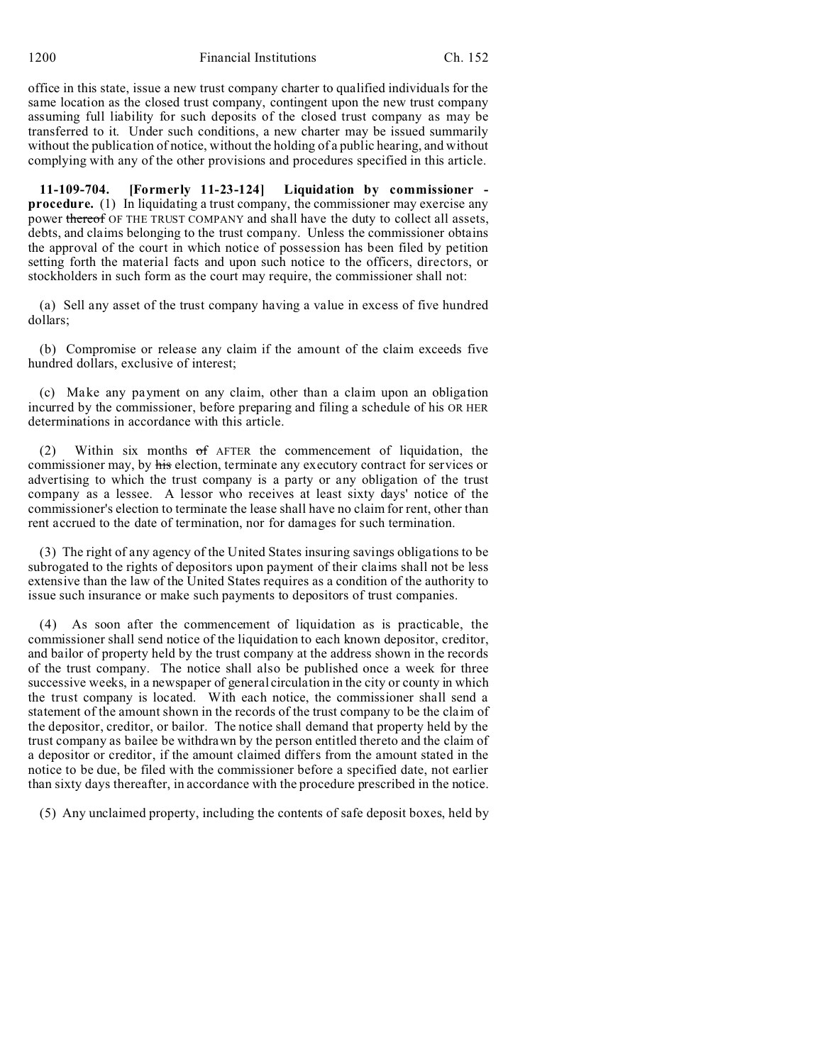office in this state, issue a new trust company charter to qualified individuals for the same location as the closed trust company, contingent upon the new trust company assuming full liability for such deposits of the closed trust company as may be transferred to it. Under such conditions, a new charter may be issued summarily without the publication of notice, without the holding of a public hearing, and without complying with any of the other provisions and procedures specified in this article.

**11-109-704. [Formerly 11-23-124] Liquidation by commissioner - procedure.** (1) In liquidating a trust company, the commissioner may exercise any power ~~thereof~~ OF THE TRUST COMPANY and shall have the duty to collect all assets, debts, and claims belonging to the trust company. Unless the commissioner obtains the approval of the court in which notice of possession has been filed by petition setting forth the material facts and upon such notice to the officers, directors, or stockholders in such form as the court may require, the commissioner shall not:

(a) Sell any asset of the trust company having a value in excess of five hundred dollars;

(b) Compromise or release any claim if the amount of the claim exceeds five hundred dollars, exclusive of interest;

(c) Make any payment on any claim, other than a claim upon an obligation incurred by the commissioner, before preparing and filing a schedule of his OR HER determinations in accordance with this article.

(2) Within six months ~~of~~ AFTER the commencement of liquidation, the commissioner may, by ~~his~~ election, terminate any executory contract for services or advertising to which the trust company is a party or any obligation of the trust company as a lessee. A lessor who receives at least sixty days' notice of the commissioner's election to terminate the lease shall have no claim for rent, other than rent accrued to the date of termination, nor for damages for such termination.

(3) The right of any agency of the United States insuring savings obligations to be subrogated to the rights of depositors upon payment of their claims shall not be less extensive than the law of the United States requires as a condition of the authority to issue such insurance or make such payments to depositors of trust companies.

(4) As soon after the commencement of liquidation as is practicable, the commissioner shall send notice of the liquidation to each known depositor, creditor, and bailor of property held by the trust company at the address shown in the records of the trust company. The notice shall also be published once a week for three successive weeks, in a newspaper of general circulation in the city or county in which the trust company is located. With each notice, the commissioner shall send a statement of the amount shown in the records of the trust company to be the claim of the depositor, creditor, or bailor. The notice shall demand that property held by the trust company as bailee be withdrawn by the person entitled thereto and the claim of a depositor or creditor, if the amount claimed differs from the amount stated in the notice to be due, be filed with the commissioner before a specified date, not earlier than sixty days thereafter, in accordance with the procedure prescribed in the notice.

(5) Any unclaimed property, including the contents of safe deposit boxes, held by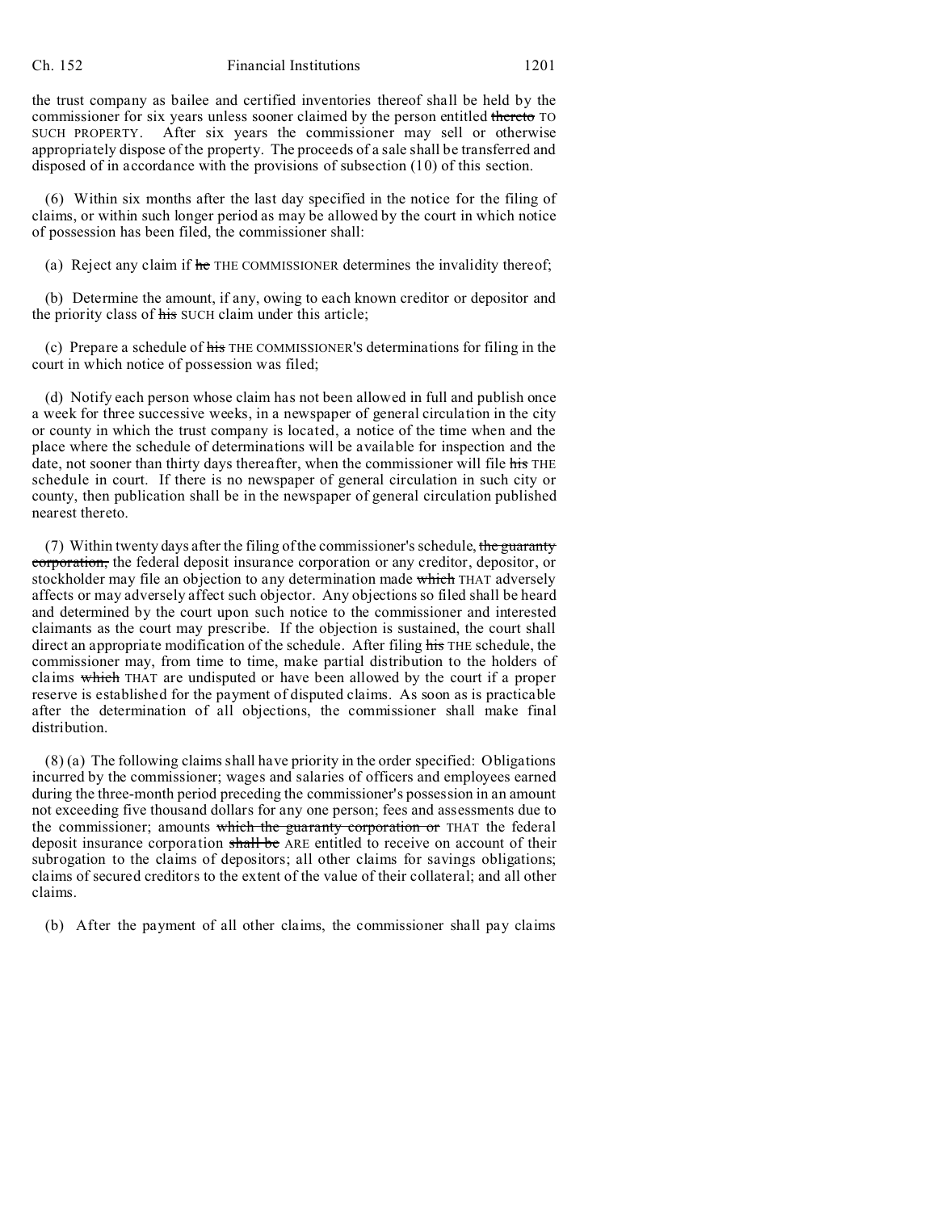the trust company as bailee and certified inventories thereof shall be held by the commissioner for six years unless sooner claimed by the person entitled ~~thereto~~ TO SUCH PROPERTY. After six years the commissioner may sell or otherwise appropriately dispose of the property. The proceeds of a sale shall be transferred and disposed of in accordance with the provisions of subsection (10) of this section.

(6) Within six months after the last day specified in the notice for the filing of claims, or within such longer period as may be allowed by the court in which notice of possession has been filed, the commissioner shall:

(a) Reject any claim if ~~he~~ THE COMMISSIONER determines the invalidity thereof;

(b) Determine the amount, if any, owing to each known creditor or depositor and the priority class of ~~his~~ SUCH claim under this article;

(c) Prepare a schedule of ~~his~~ THE COMMISSIONER'S determinations for filing in the court in which notice of possession was filed;

(d) Notify each person whose claim has not been allowed in full and publish once a week for three successive weeks, in a newspaper of general circulation in the city or county in which the trust company is located, a notice of the time when and the place where the schedule of determinations will be available for inspection and the date, not sooner than thirty days thereafter, when the commissioner will file ~~his~~ THE schedule in court. If there is no newspaper of general circulation in such city or county, then publication shall be in the newspaper of general circulation published nearest thereto.

(7) Within twenty days after the filing of the commissioner's schedule, ~~the guaranty corporation,~~ the federal deposit insurance corporation or any creditor, depositor, or stockholder may file an objection to any determination made ~~which~~ THAT adversely affects or may adversely affect such objector. Any objections so filed shall be heard and determined by the court upon such notice to the commissioner and interested claimants as the court may prescribe. If the objection is sustained, the court shall direct an appropriate modification of the schedule. After filing ~~his~~ THE schedule, the commissioner may, from time to time, make partial distribution to the holders of claims ~~which~~ THAT are undisputed or have been allowed by the court if a proper reserve is established for the payment of disputed claims. As soon as is practicable after the determination of all objections, the commissioner shall make final distribution.

(8) (a) The following claims shall have priority in the order specified: Obligations incurred by the commissioner; wages and salaries of officers and employees earned during the three-month period preceding the commissioner's possession in an amount not exceeding five thousand dollars for any one person; fees and assessments due to the commissioner; amounts ~~which the guaranty corporation or~~ THAT the federal deposit insurance corporation ~~shall be~~ ARE entitled to receive on account of their subrogation to the claims of depositors; all other claims for savings obligations; claims of secured creditors to the extent of the value of their collateral; and all other claims.

(b) After the payment of all other claims, the commissioner shall pay claims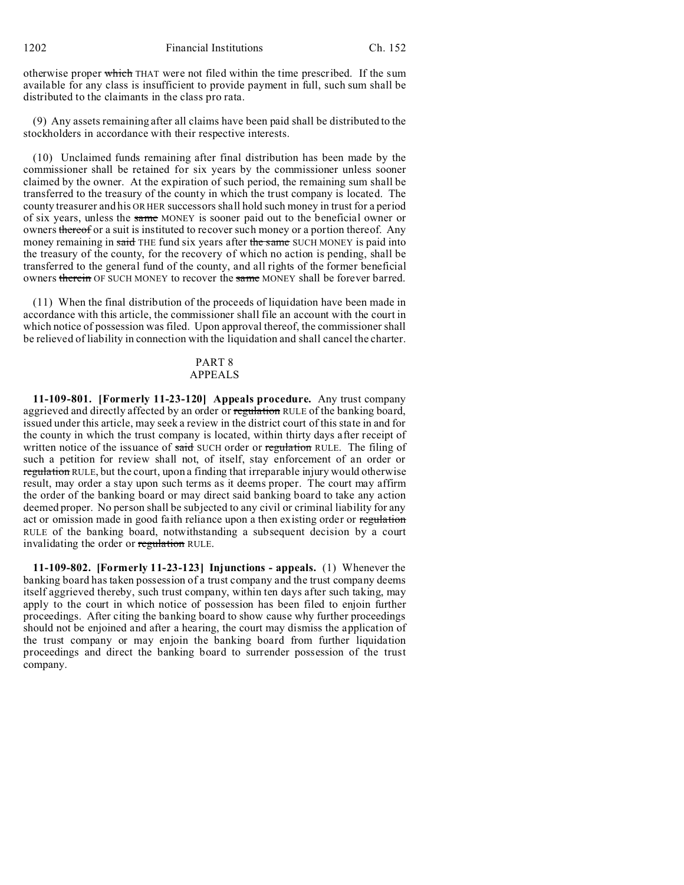otherwise proper ~~which~~ THAT were not filed within the time prescribed. If the sum available for any class is insufficient to provide payment in full, such sum shall be distributed to the claimants in the class pro rata.

(9) Any assets remaining after all claims have been paid shall be distributed to the stockholders in accordance with their respective interests.

(10) Unclaimed funds remaining after final distribution has been made by the commissioner shall be retained for six years by the commissioner unless sooner claimed by the owner. At the expiration of such period, the remaining sum shall be transferred to the treasury of the county in which the trust company is located. The county treasurer and his OR HER successors shall hold such money in trust for a period of six years, unless the ~~same~~ MONEY is sooner paid out to the beneficial owner or owners ~~thereof~~ or a suit is instituted to recover such money or a portion thereof. Any money remaining in ~~said~~ THE fund six years after ~~the same~~ SUCH MONEY is paid into the treasury of the county, for the recovery of which no action is pending, shall be transferred to the general fund of the county, and all rights of the former beneficial owners ~~therein~~ OF SUCH MONEY to recover the ~~same~~ MONEY shall be forever barred.

(11) When the final distribution of the proceeds of liquidation have been made in accordance with this article, the commissioner shall file an account with the court in which notice of possession was filed. Upon approval thereof, the commissioner shall be relieved of liability in connection with the liquidation and shall cancel the charter.

## PART 8
## APPEALS

**11-109-801. [Formerly 11-23-120] Appeals procedure.** Any trust company aggrieved and directly affected by an order or ~~regulation~~ RULE of the banking board, issued under this article, may seek a review in the district court of this state in and for the county in which the trust company is located, within thirty days after receipt of written notice of the issuance of ~~said~~ SUCH order or ~~regulation~~ RULE. The filing of such a petition for review shall not, of itself, stay enforcement of an order or ~~regulation~~ RULE, but the court, upon a finding that irreparable injury would otherwise result, may order a stay upon such terms as it deems proper. The court may affirm the order of the banking board or may direct said banking board to take any action deemed proper. No person shall be subjected to any civil or criminal liability for any act or omission made in good faith reliance upon a then existing order or ~~regulation~~ RULE of the banking board, notwithstanding a subsequent decision by a court invalidating the order or ~~regulation~~ RULE.

**11-109-802. [Formerly 11-23-123] Injunctions - appeals.** (1) Whenever the banking board has taken possession of a trust company and the trust company deems itself aggrieved thereby, such trust company, within ten days after such taking, may apply to the court in which notice of possession has been filed to enjoin further proceedings. After citing the banking board to show cause why further proceedings should not be enjoined and after a hearing, the court may dismiss the application of the trust company or may enjoin the banking board from further liquidation proceedings and direct the banking board to surrender possession of the trust company.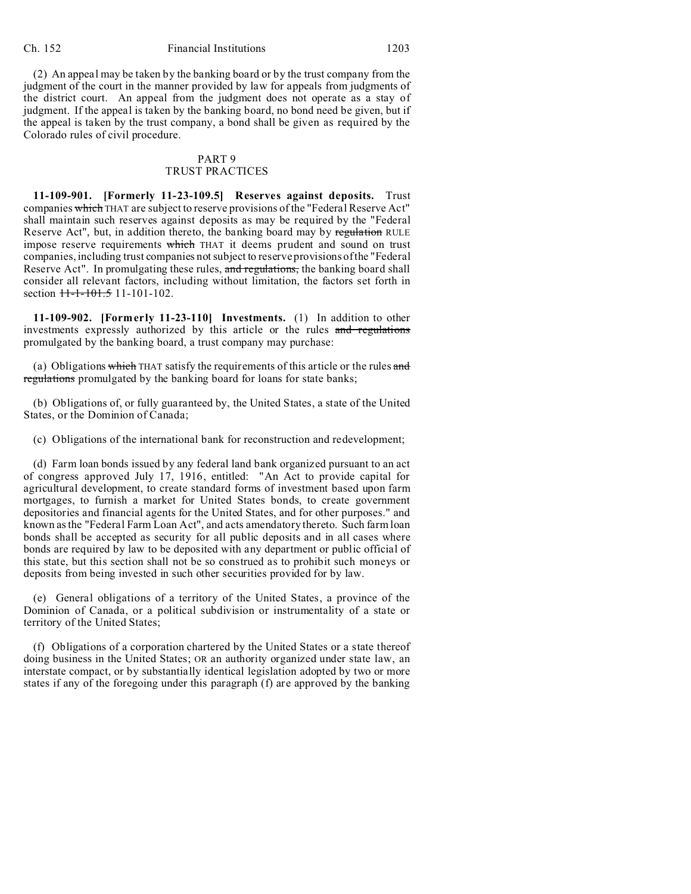(2) An appeal may be taken by the banking board or by the trust company from the judgment of the court in the manner provided by law for appeals from judgments of the district court. An appeal from the judgment does not operate as a stay of judgment. If the appeal is taken by the banking board, no bond need be given, but if the appeal is taken by the trust company, a bond shall be given as required by the Colorado rules of civil procedure.

## PART 9
## TRUST PRACTICES

**11-109-901. [Formerly 11-23-109.5] Reserves against deposits.** Trust companies ~~which~~ THAT are subject to reserve provisions of the "Federal Reserve Act" shall maintain such reserves against deposits as may be required by the "Federal Reserve Act", but, in addition thereto, the banking board may by ~~regulation~~ RULE impose reserve requirements ~~which~~ THAT it deems prudent and sound on trust companies, including trust companies not subject to reserve provisions of the "Federal Reserve Act". In promulgating these rules, ~~and regulations,~~ the banking board shall consider all relevant factors, including without limitation, the factors set forth in section ~~11-1-101.5~~ 11-101-102.

**11-109-902. [Formerly 11-23-110] Investments.** (1) In addition to other investments expressly authorized by this article or the rules ~~and regulations~~ promulgated by the banking board, a trust company may purchase:

(a) Obligations ~~which~~ THAT satisfy the requirements of this article or the rules ~~and regulations~~ promulgated by the banking board for loans for state banks;

(b) Obligations of, or fully guaranteed by, the United States, a state of the United States, or the Dominion of Canada;

(c) Obligations of the international bank for reconstruction and redevelopment;

(d) Farm loan bonds issued by any federal land bank organized pursuant to an act of congress approved July 17, 1916, entitled: "An Act to provide capital for agricultural development, to create standard forms of investment based upon farm mortgages, to furnish a market for United States bonds, to create government depositories and financial agents for the United States, and for other purposes." and known as the "Federal Farm Loan Act", and acts amendatory thereto. Such farm loan bonds shall be accepted as security for all public deposits and in all cases where bonds are required by law to be deposited with any department or public official of this state, but this section shall not be so construed as to prohibit such moneys or deposits from being invested in such other securities provided for by law.

(e) General obligations of a territory of the United States, a province of the Dominion of Canada, or a political subdivision or instrumentality of a state or territory of the United States;

(f) Obligations of a corporation chartered by the United States or a state thereof doing business in the United States; OR an authority organized under state law, an interstate compact, or by substantially identical legislation adopted by two or more states if any of the foregoing under this paragraph (f) are approved by the banking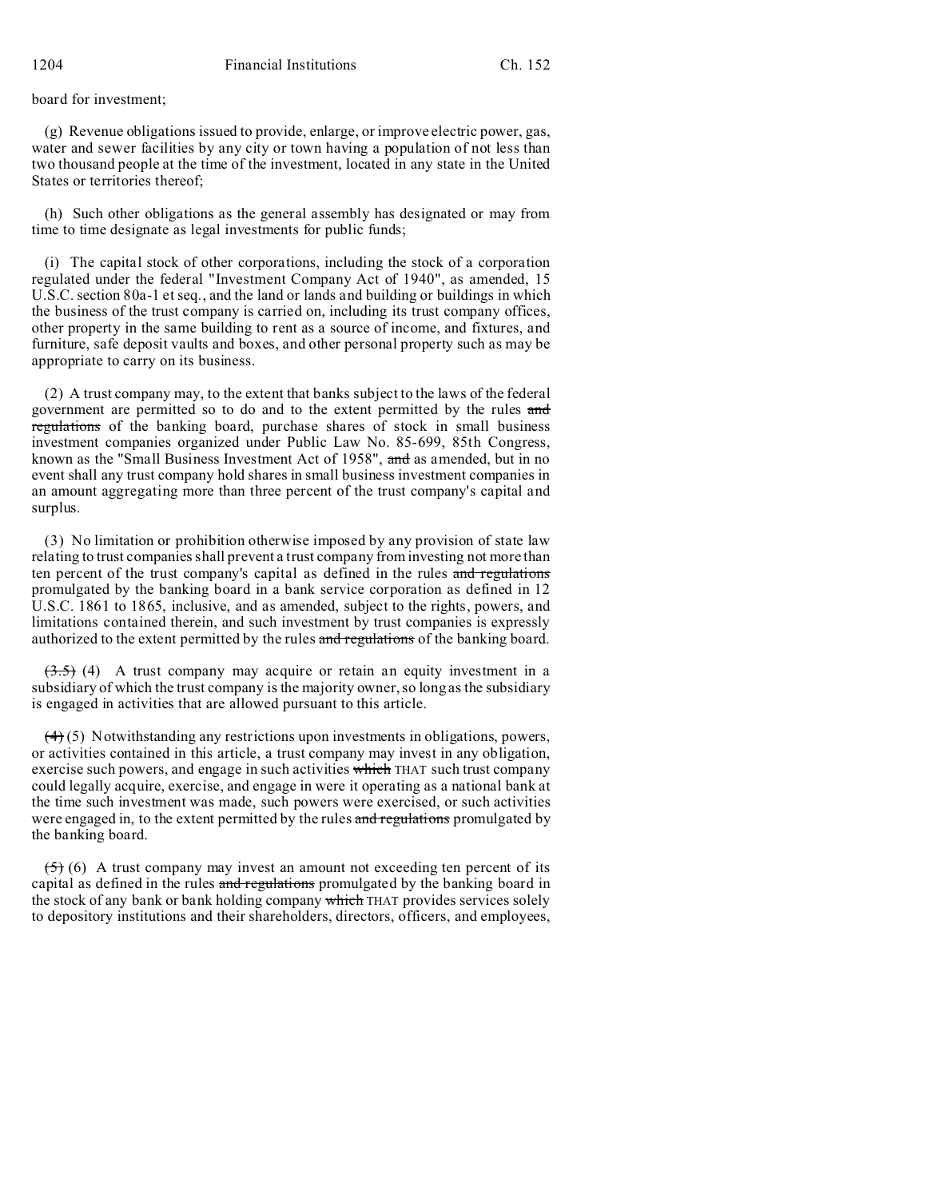board for investment;

(g) Revenue obligations issued to provide, enlarge, or improve electric power, gas, water and sewer facilities by any city or town having a population of not less than two thousand people at the time of the investment, located in any state in the United States or territories thereof;

(h) Such other obligations as the general assembly has designated or may from time to time designate as legal investments for public funds;

(i) The capital stock of other corporations, including the stock of a corporation regulated under the federal "Investment Company Act of 1940", as amended, 15 U.S.C. section 80a-1 et seq., and the land or lands and building or buildings in which the business of the trust company is carried on, including its trust company offices, other property in the same building to rent as a source of income, and fixtures, and furniture, safe deposit vaults and boxes, and other personal property such as may be appropriate to carry on its business.

(2) A trust company may, to the extent that banks subject to the laws of the federal government are permitted so to do and to the extent permitted by the rules ~~and regulations~~ of the banking board, purchase shares of stock in small business investment companies organized under Public Law No. 85-699, 85th Congress, known as the "Small Business Investment Act of 1958", ~~and~~ as amended, but in no event shall any trust company hold shares in small business investment companies in an amount aggregating more than three percent of the trust company's capital and surplus.

(3) No limitation or prohibition otherwise imposed by any provision of state law relating to trust companies shall prevent a trust company from investing not more than ten percent of the trust company's capital as defined in the rules ~~and regulations~~ promulgated by the banking board in a bank service corporation as defined in 12 U.S.C. 1861 to 1865, inclusive, and as amended, subject to the rights, powers, and limitations contained therein, and such investment by trust companies is expressly authorized to the extent permitted by the rules ~~and regulations~~ of the banking board.

~~(3.5)~~ (4) A trust company may acquire or retain an equity investment in a subsidiary of which the trust company is the majority owner, so long as the subsidiary is engaged in activities that are allowed pursuant to this article.

~~(4)~~ (5) Notwithstanding any restrictions upon investments in obligations, powers, or activities contained in this article, a trust company may invest in any obligation, exercise such powers, and engage in such activities ~~which~~ THAT such trust company could legally acquire, exercise, and engage in were it operating as a national bank at the time such investment was made, such powers were exercised, or such activities were engaged in, to the extent permitted by the rules ~~and regulations~~ promulgated by the banking board.

~~(5)~~ (6) A trust company may invest an amount not exceeding ten percent of its capital as defined in the rules ~~and regulations~~ promulgated by the banking board in the stock of any bank or bank holding company ~~which~~ THAT provides services solely to depository institutions and their shareholders, directors, officers, and employees,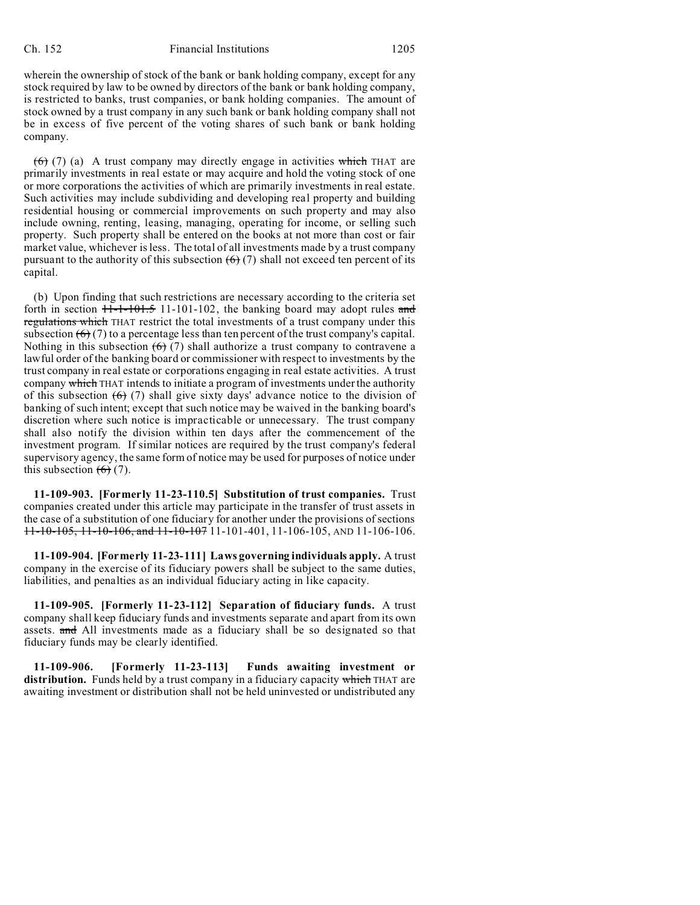wherein the ownership of stock of the bank or bank holding company, except for any stock required by law to be owned by directors of the bank or bank holding company, is restricted to banks, trust companies, or bank holding companies. The amount of stock owned by a trust company in any such bank or bank holding company shall not be in excess of five percent of the voting shares of such bank or bank holding company.

~~(6)~~ (7) (a) A trust company may directly engage in activities ~~which~~ THAT are primarily investments in real estate or may acquire and hold the voting stock of one or more corporations the activities of which are primarily investments in real estate. Such activities may include subdividing and developing real property and building residential housing or commercial improvements on such property and may also include owning, renting, leasing, managing, operating for income, or selling such property. Such property shall be entered on the books at not more than cost or fair market value, whichever is less. The total of all investments made by a trust company pursuant to the authority of this subsection ~~(6)~~ (7) shall not exceed ten percent of its capital.

(b) Upon finding that such restrictions are necessary according to the criteria set forth in section ~~11-1-101.5~~ 11-101-102, the banking board may adopt rules ~~and regulations which~~ THAT restrict the total investments of a trust company under this subsection ~~(6)~~ (7) to a percentage less than ten percent of the trust company's capital. Nothing in this subsection ~~(6)~~ (7) shall authorize a trust company to contravene a lawful order of the banking board or commissioner with respect to investments by the trust company in real estate or corporations engaging in real estate activities. A trust company ~~which~~ THAT intends to initiate a program of investments under the authority of this subsection ~~(6)~~ (7) shall give sixty days' advance notice to the division of banking of such intent; except that such notice may be waived in the banking board's discretion where such notice is impracticable or unnecessary. The trust company shall also notify the division within ten days after the commencement of the investment program. If similar notices are required by the trust company's federal supervisory agency, the same form of notice may be used for purposes of notice under this subsection ~~(6)~~ (7).

**11-109-903. [Formerly 11-23-110.5] Substitution of trust companies.** Trust companies created under this article may participate in the transfer of trust assets in the case of a substitution of one fiduciary for another under the provisions of sections ~~11-10-105, 11-10-106, and 11-10-107~~ 11-101-401, 11-106-105, AND 11-106-106.

**11-109-904. [Formerly 11-23-111] Laws governing individuals apply.** A trust company in the exercise of its fiduciary powers shall be subject to the same duties, liabilities, and penalties as an individual fiduciary acting in like capacity.

**11-109-905. [Formerly 11-23-112] Separation of fiduciary funds.** A trust company shall keep fiduciary funds and investments separate and apart from its own assets. ~~and~~ All investments made as a fiduciary shall be so designated so that fiduciary funds may be clearly identified.

**11-109-906. [Formerly 11-23-113] Funds awaiting investment or distribution.** Funds held by a trust company in a fiduciary capacity ~~which~~ THAT are awaiting investment or distribution shall not be held uninvested or undistributed any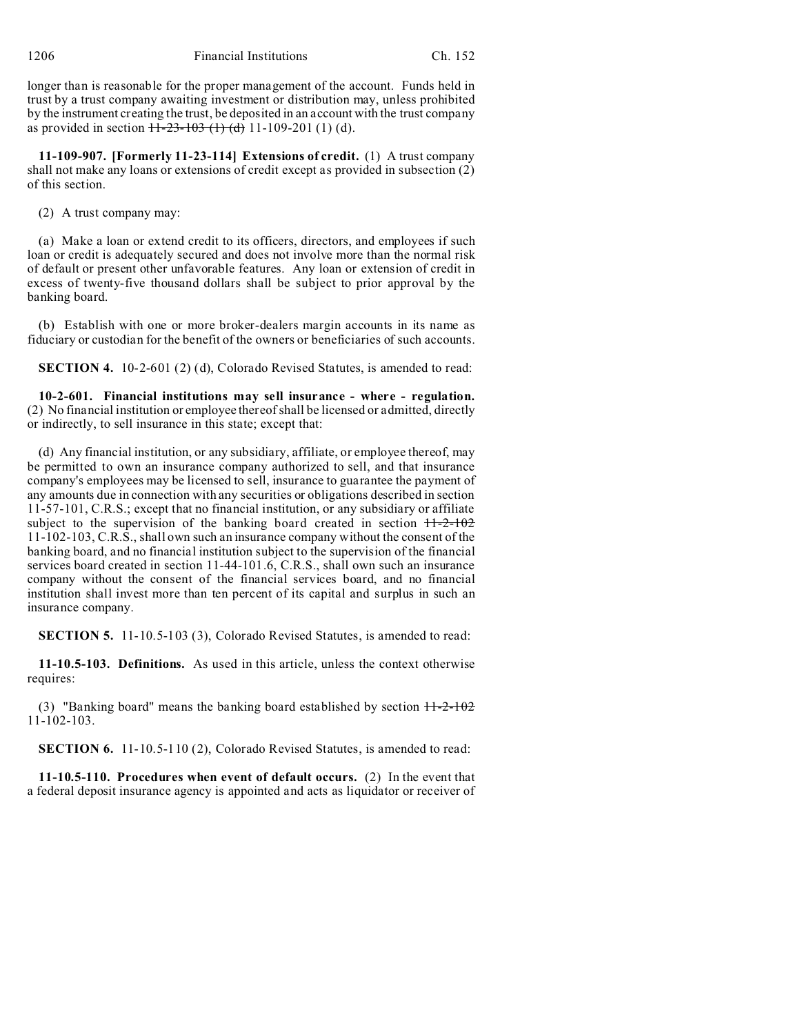longer than is reasonable for the proper management of the account. Funds held in trust by a trust company awaiting investment or distribution may, unless prohibited by the instrument creating the trust, be deposited in an account with the trust company as provided in section ~~11-23-103 (1) (d)~~ 11-109-201 (1) (d).

**11-109-907. [Formerly 11-23-114] Extensions of credit.** (1) A trust company shall not make any loans or extensions of credit except as provided in subsection (2) of this section.

(2) A trust company may:

(a) Make a loan or extend credit to its officers, directors, and employees if such loan or credit is adequately secured and does not involve more than the normal risk of default or present other unfavorable features. Any loan or extension of credit in excess of twenty-five thousand dollars shall be subject to prior approval by the banking board.

(b) Establish with one or more broker-dealers margin accounts in its name as fiduciary or custodian for the benefit of the owners or beneficiaries of such accounts.

**SECTION 4.** 10-2-601 (2) (d), Colorado Revised Statutes, is amended to read:

**10-2-601. Financial institutions may sell insurance - where - regulation.** (2) No financial institution or employee thereof shall be licensed or admitted, directly or indirectly, to sell insurance in this state; except that:

(d) Any financial institution, or any subsidiary, affiliate, or employee thereof, may be permitted to own an insurance company authorized to sell, and that insurance company's employees may be licensed to sell, insurance to guarantee the payment of any amounts due in connection with any securities or obligations described in section 11-57-101, C.R.S.; except that no financial institution, or any subsidiary or affiliate subject to the supervision of the banking board created in section ~~11-2-102~~ 11-102-103, C.R.S., shall own such an insurance company without the consent of the banking board, and no financial institution subject to the supervision of the financial services board created in section 11-44-101.6, C.R.S., shall own such an insurance company without the consent of the financial services board, and no financial institution shall invest more than ten percent of its capital and surplus in such an insurance company.

**SECTION 5.** 11-10.5-103 (3), Colorado Revised Statutes, is amended to read:

**11-10.5-103. Definitions.** As used in this article, unless the context otherwise requires:

(3) "Banking board" means the banking board established by section ~~11-2-102~~ 11-102-103.

**SECTION 6.** 11-10.5-110 (2), Colorado Revised Statutes, is amended to read:

**11-10.5-110. Procedures when event of default occurs.** (2) In the event that a federal deposit insurance agency is appointed and acts as liquidator or receiver of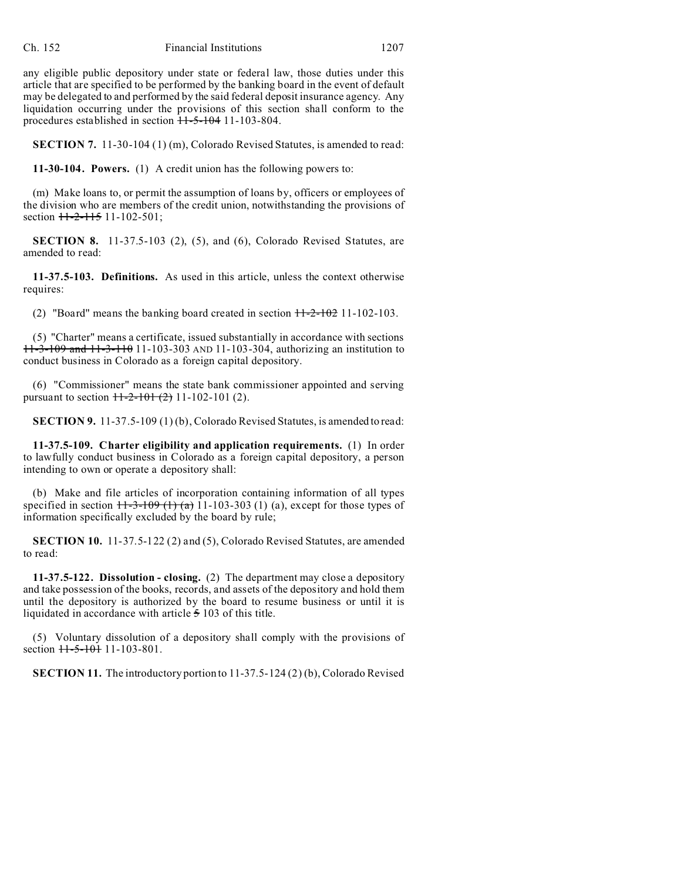any eligible public depository under state or federal law, those duties under this article that are specified to be performed by the banking board in the event of default may be delegated to and performed by the said federal deposit insurance agency. Any liquidation occurring under the provisions of this section shall conform to the procedures established in section ~~11-5-104~~ 11-103-804.

**SECTION 7.** 11-30-104 (1) (m), Colorado Revised Statutes, is amended to read:

**11-30-104. Powers.** (1) A credit union has the following powers to:

(m) Make loans to, or permit the assumption of loans by, officers or employees of the division who are members of the credit union, notwithstanding the provisions of section ~~11-2-115~~ 11-102-501;

**SECTION 8.** 11-37.5-103 (2), (5), and (6), Colorado Revised Statutes, are amended to read:

**11-37.5-103. Definitions.** As used in this article, unless the context otherwise requires:

(2) "Board" means the banking board created in section ~~11-2-102~~ 11-102-103.

(5) "Charter" means a certificate, issued substantially in accordance with sections ~~11-3-109 and 11-3-110~~ 11-103-303 AND 11-103-304, authorizing an institution to conduct business in Colorado as a foreign capital depository.

(6) "Commissioner" means the state bank commissioner appointed and serving pursuant to section ~~11-2-101 (2)~~ 11-102-101 (2).

**SECTION 9.** 11-37.5-109 (1) (b), Colorado Revised Statutes, is amended to read:

**11-37.5-109. Charter eligibility and application requirements.** (1) In order to lawfully conduct business in Colorado as a foreign capital depository, a person intending to own or operate a depository shall:

(b) Make and file articles of incorporation containing information of all types specified in section ~~11-3-109 (1) (a)~~ 11-103-303 (1) (a), except for those types of information specifically excluded by the board by rule;

**SECTION 10.** 11-37.5-122 (2) and (5), Colorado Revised Statutes, are amended to read:

**11-37.5-122. Dissolution - closing.** (2) The department may close a depository and take possession of the books, records, and assets of the depository and hold them until the depository is authorized by the board to resume business or until it is liquidated in accordance with article ~~5~~ 103 of this title.

(5) Voluntary dissolution of a depository shall comply with the provisions of section ~~11-5-101~~ 11-103-801.

**SECTION 11.** The introductory portion to 11-37.5-124 (2) (b), Colorado Revised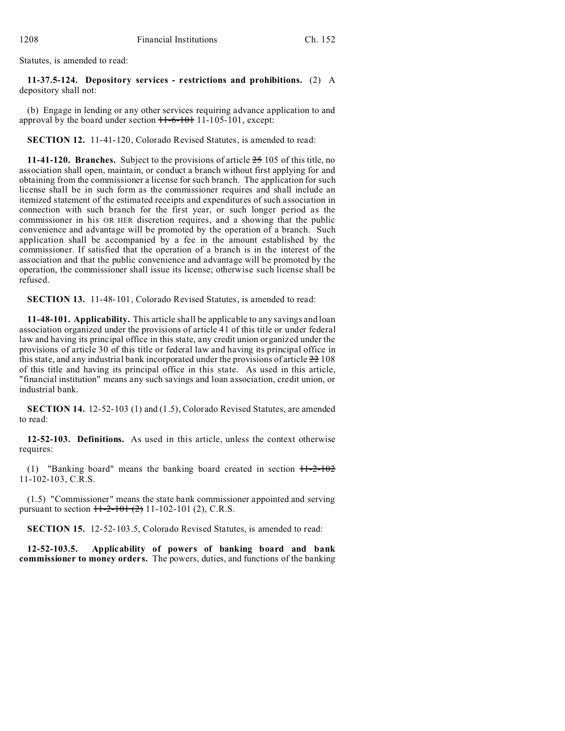Statutes, is amended to read:

**11-37.5-124. Depository services - restrictions and prohibitions.** (2) A depository shall not:

(b) Engage in lending or any other services requiring advance application to and approval by the board under section ~~11-6-101~~ 11-105-101, except:

**SECTION 12.** 11-41-120, Colorado Revised Statutes, is amended to read:

**11-41-120. Branches.** Subject to the provisions of article ~~25~~ 105 of this title, no association shall open, maintain, or conduct a branch without first applying for and obtaining from the commissioner a license for such branch. The application for such license shall be in such form as the commissioner requires and shall include an itemized statement of the estimated receipts and expenditures of such association in connection with such branch for the first year, or such longer period as the commissioner in his OR HER discretion requires, and a showing that the public convenience and advantage will be promoted by the operation of a branch. Such application shall be accompanied by a fee in the amount established by the commissioner. If satisfied that the operation of a branch is in the interest of the association and that the public convenience and advantage will be promoted by the operation, the commissioner shall issue its license; otherwise such license shall be refused.

**SECTION 13.** 11-48-101, Colorado Revised Statutes, is amended to read:

**11-48-101. Applicability.** This article shall be applicable to any savings and loan association organized under the provisions of article 41 of this title or under federal law and having its principal office in this state, any credit union organized under the provisions of article 30 of this title or federal law and having its principal office in this state, and any industrial bank incorporated under the provisions of article ~~22~~ 108 of this title and having its principal office in this state. As used in this article, "financial institution" means any such savings and loan association, credit union, or industrial bank.

**SECTION 14.** 12-52-103 (1) and (1.5), Colorado Revised Statutes, are amended to read:

**12-52-103. Definitions.** As used in this article, unless the context otherwise requires:

(1) "Banking board" means the banking board created in section ~~11-2-102~~ 11-102-103, C.R.S.

(1.5) "Commissioner" means the state bank commissioner appointed and serving pursuant to section ~~11-2-101 (2)~~ 11-102-101 (2), C.R.S.

**SECTION 15.** 12-52-103.5, Colorado Revised Statutes, is amended to read:

**12-52-103.5. Applicability of powers of banking board and bank commissioner to money orders.** The powers, duties, and functions of the banking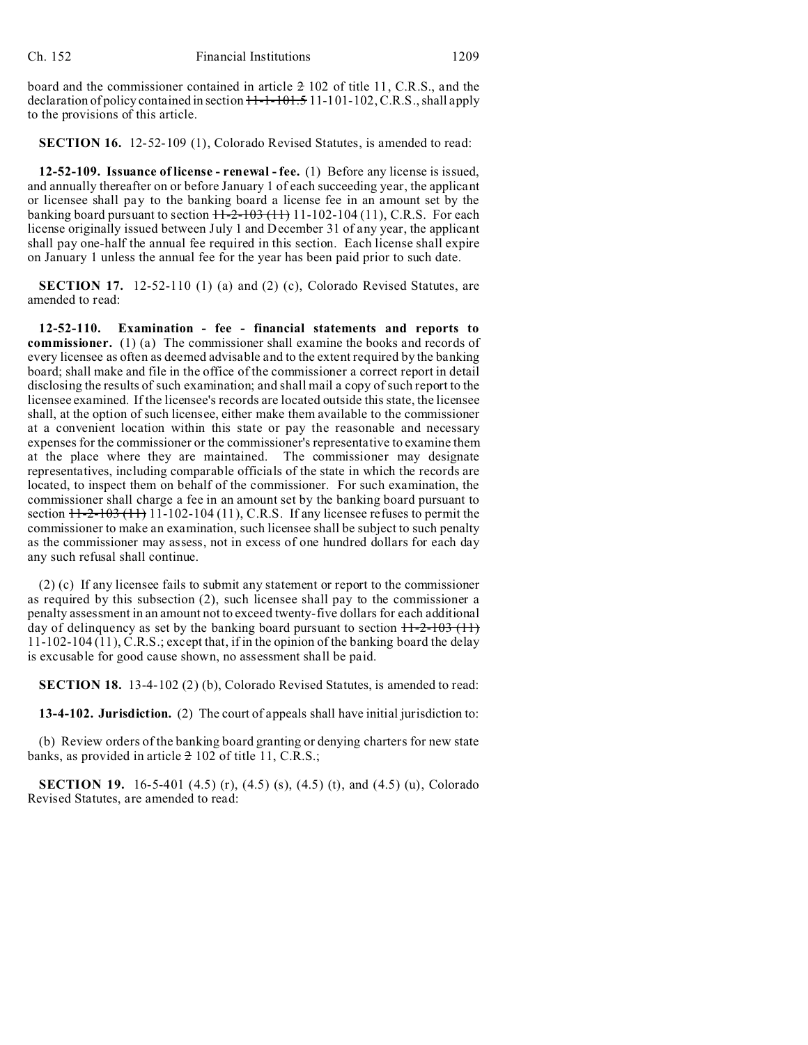board and the commissioner contained in article ~~2~~ 102 of title 11, C.R.S., and the declaration of policy contained in section ~~11-1-101.5~~ 11-101-102, C.R.S., shall apply to the provisions of this article.

**SECTION 16.** 12-52-109 (1), Colorado Revised Statutes, is amended to read:

**12-52-109. Issuance of license - renewal - fee.** (1) Before any license is issued, and annually thereafter on or before January 1 of each succeeding year, the applicant or licensee shall pay to the banking board a license fee in an amount set by the banking board pursuant to section ~~11-2-103 (11)~~ 11-102-104 (11), C.R.S. For each license originally issued between July 1 and December 31 of any year, the applicant shall pay one-half the annual fee required in this section. Each license shall expire on January 1 unless the annual fee for the year has been paid prior to such date.

**SECTION 17.** 12-52-110 (1) (a) and (2) (c), Colorado Revised Statutes, are amended to read:

**12-52-110. Examination - fee - financial statements and reports to commissioner.** (1) (a) The commissioner shall examine the books and records of every licensee as often as deemed advisable and to the extent required by the banking board; shall make and file in the office of the commissioner a correct report in detail disclosing the results of such examination; and shall mail a copy of such report to the licensee examined. If the licensee's records are located outside this state, the licensee shall, at the option of such licensee, either make them available to the commissioner at a convenient location within this state or pay the reasonable and necessary expenses for the commissioner or the commissioner's representative to examine them at the place where they are maintained. The commissioner may designate representatives, including comparable officials of the state in which the records are located, to inspect them on behalf of the commissioner. For such examination, the commissioner shall charge a fee in an amount set by the banking board pursuant to section ~~11-2-103 (11)~~ 11-102-104 (11), C.R.S. If any licensee refuses to permit the commissioner to make an examination, such licensee shall be subject to such penalty as the commissioner may assess, not in excess of one hundred dollars for each day any such refusal shall continue.

(2) (c) If any licensee fails to submit any statement or report to the commissioner as required by this subsection (2), such licensee shall pay to the commissioner a penalty assessment in an amount not to exceed twenty-five dollars for each additional day of delinquency as set by the banking board pursuant to section ~~11-2-103 (11)~~ 11-102-104 (11), C.R.S.; except that, if in the opinion of the banking board the delay is excusable for good cause shown, no assessment shall be paid.

**SECTION 18.** 13-4-102 (2) (b), Colorado Revised Statutes, is amended to read:

**13-4-102. Jurisdiction.** (2) The court of appeals shall have initial jurisdiction to:

(b) Review orders of the banking board granting or denying charters for new state banks, as provided in article ~~2~~ 102 of title 11, C.R.S.;

**SECTION 19.** 16-5-401 (4.5) (r), (4.5) (s), (4.5) (t), and (4.5) (u), Colorado Revised Statutes, are amended to read: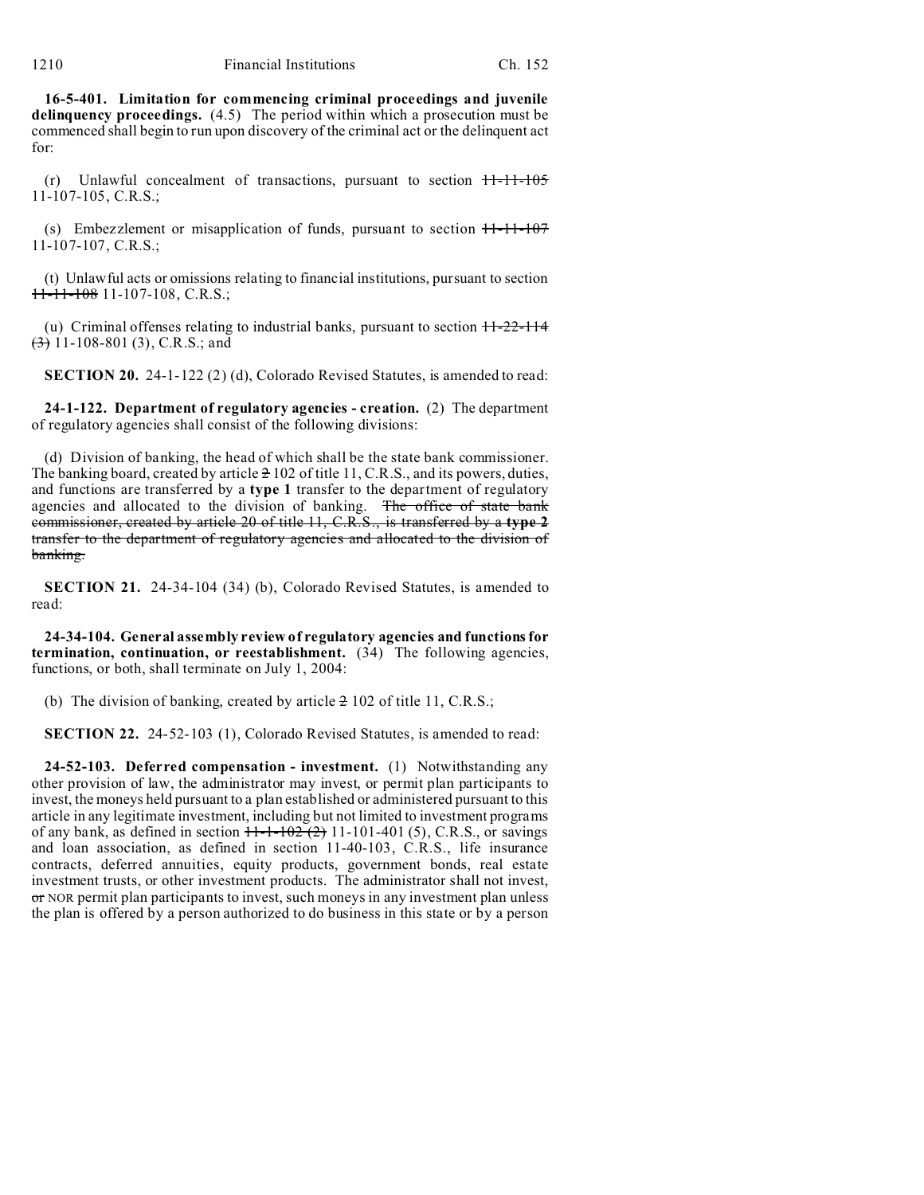**16-5-401. Limitation for commencing criminal proceedings and juvenile delinquency proceedings.** (4.5) The period within which a prosecution must be commenced shall begin to run upon discovery of the criminal act or the delinquent act for:

(r) Unlawful concealment of transactions, pursuant to section ~~11-11-105~~ 11-107-105, C.R.S.;

(s) Embezzlement or misapplication of funds, pursuant to section ~~11-11-107~~ 11-107-107, C.R.S.;

(t) Unlawful acts or omissions relating to financial institutions, pursuant to section ~~11-11-108~~ 11-107-108, C.R.S.;

(u) Criminal offenses relating to industrial banks, pursuant to section ~~11-22-114 (3)~~ 11-108-801 (3), C.R.S.; and

**SECTION 20.** 24-1-122 (2) (d), Colorado Revised Statutes, is amended to read:

**24-1-122. Department of regulatory agencies - creation.** (2) The department of regulatory agencies shall consist of the following divisions:

(d) Division of banking, the head of which shall be the state bank commissioner. The banking board, created by article ~~2~~ 102 of title 11, C.R.S., and its powers, duties, and functions are transferred by a **type 1** transfer to the department of regulatory agencies and allocated to the division of banking. ~~The office of state bank commissioner, created by article 20 of title 11, C.R.S., is transferred by a **type 2** transfer to the department of regulatory agencies and allocated to the division of banking.~~

**SECTION 21.** 24-34-104 (34) (b), Colorado Revised Statutes, is amended to read:

**24-34-104. General assembly review of regulatory agencies and functions for termination, continuation, or reestablishment.** (34) The following agencies, functions, or both, shall terminate on July 1, 2004:

(b) The division of banking, created by article ~~2~~ 102 of title 11, C.R.S.;

**SECTION 22.** 24-52-103 (1), Colorado Revised Statutes, is amended to read:

**24-52-103. Deferred compensation - investment.** (1) Notwithstanding any other provision of law, the administrator may invest, or permit plan participants to invest, the moneys held pursuant to a plan established or administered pursuant to this article in any legitimate investment, including but not limited to investment programs of any bank, as defined in section ~~11-1-102 (2)~~ 11-101-401 (5), C.R.S., or savings and loan association, as defined in section 11-40-103, C.R.S., life insurance contracts, deferred annuities, equity products, government bonds, real estate investment trusts, or other investment products. The administrator shall not invest, ~~or~~ NOR permit plan participants to invest, such moneys in any investment plan unless the plan is offered by a person authorized to do business in this state or by a person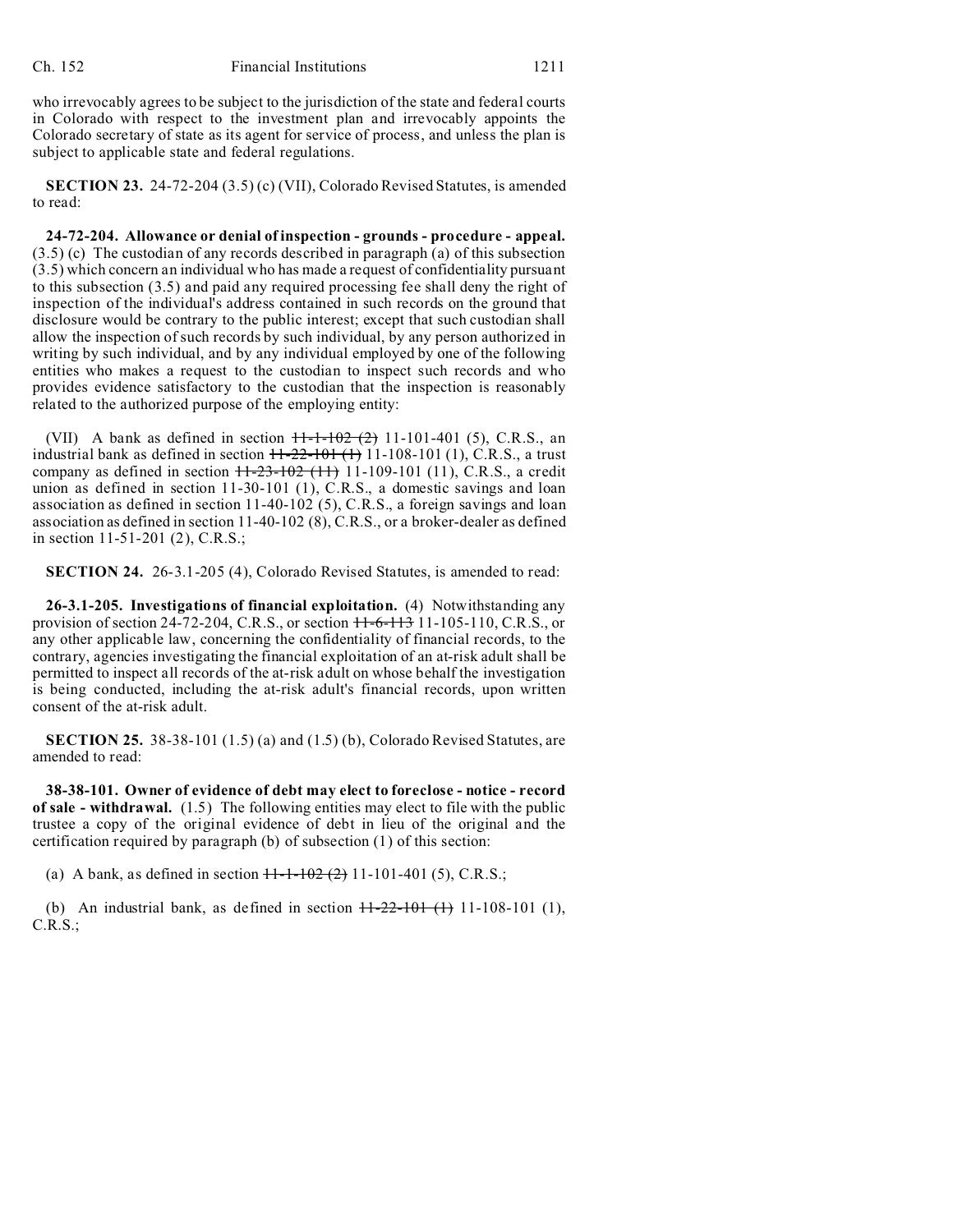who irrevocably agrees to be subject to the jurisdiction of the state and federal courts in Colorado with respect to the investment plan and irrevocably appoints the Colorado secretary of state as its agent for service of process, and unless the plan is subject to applicable state and federal regulations.

**SECTION 23.** 24-72-204 (3.5) (c) (VII), Colorado Revised Statutes, is amended to read:

**24-72-204. Allowance or denial of inspection - grounds - procedure - appeal.** (3.5) (c) The custodian of any records described in paragraph (a) of this subsection (3.5) which concern an individual who has made a request of confidentiality pursuant to this subsection (3.5) and paid any required processing fee shall deny the right of inspection of the individual's address contained in such records on the ground that disclosure would be contrary to the public interest; except that such custodian shall allow the inspection of such records by such individual, by any person authorized in writing by such individual, and by any individual employed by one of the following entities who makes a request to the custodian to inspect such records and who provides evidence satisfactory to the custodian that the inspection is reasonably related to the authorized purpose of the employing entity:

(VII) A bank as defined in section ~~11-1-102 (2)~~ 11-101-401 (5), C.R.S., an industrial bank as defined in section ~~11-22-101 (1)~~ 11-108-101 (1), C.R.S., a trust company as defined in section ~~11-23-102 (11)~~ 11-109-101 (11), C.R.S., a credit union as defined in section 11-30-101 (1), C.R.S., a domestic savings and loan association as defined in section 11-40-102 (5), C.R.S., a foreign savings and loan association as defined in section 11-40-102 (8), C.R.S., or a broker-dealer as defined in section 11-51-201 (2), C.R.S.;

**SECTION 24.** 26-3.1-205 (4), Colorado Revised Statutes, is amended to read:

**26-3.1-205. Investigations of financial exploitation.** (4) Notwithstanding any provision of section 24-72-204, C.R.S., or section ~~11-6-113~~ 11-105-110, C.R.S., or any other applicable law, concerning the confidentiality of financial records, to the contrary, agencies investigating the financial exploitation of an at-risk adult shall be permitted to inspect all records of the at-risk adult on whose behalf the investigation is being conducted, including the at-risk adult's financial records, upon written consent of the at-risk adult.

**SECTION 25.** 38-38-101 (1.5) (a) and (1.5) (b), Colorado Revised Statutes, are amended to read:

**38-38-101. Owner of evidence of debt may elect to foreclose - notice - record of sale - withdrawal.** (1.5) The following entities may elect to file with the public trustee a copy of the original evidence of debt in lieu of the original and the certification required by paragraph (b) of subsection (1) of this section:

(a) A bank, as defined in section ~~11-1-102 (2)~~ 11-101-401 (5), C.R.S.;

(b) An industrial bank, as defined in section ~~11-22-101 (1)~~ 11-108-101 (1), C.R.S.;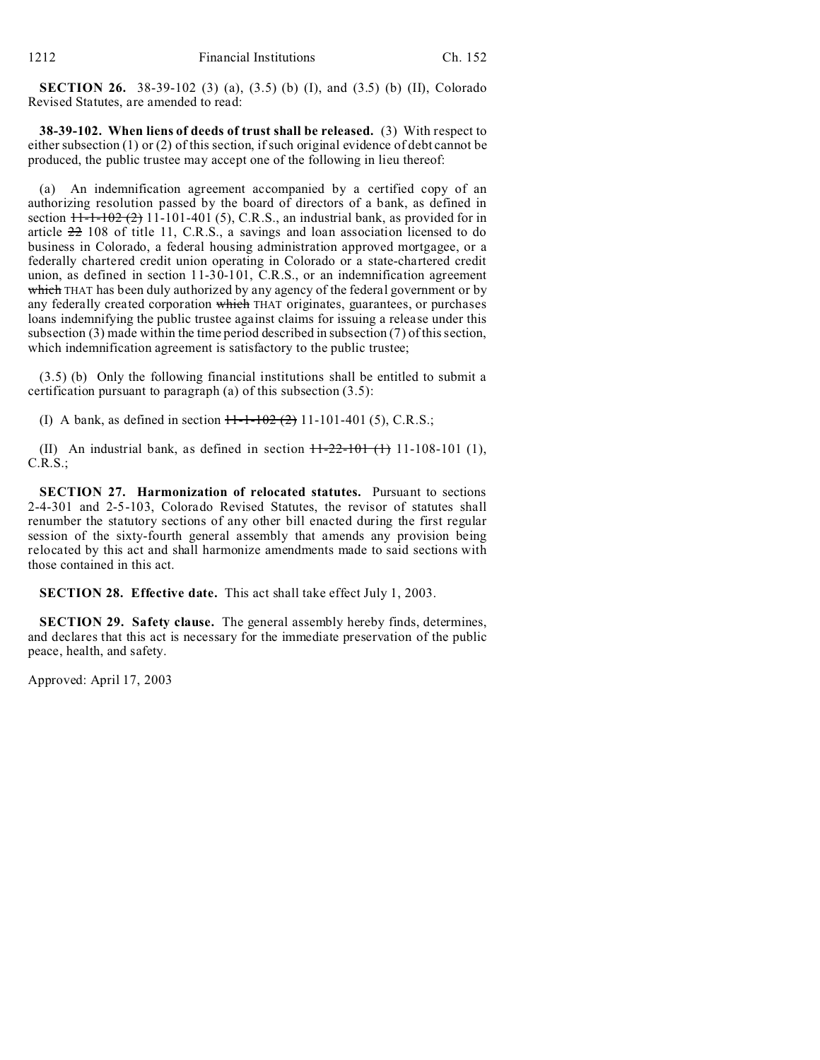**SECTION 26.** 38-39-102 (3) (a), (3.5) (b) (I), and (3.5) (b) (II), Colorado Revised Statutes, are amended to read:

**38-39-102. When liens of deeds of trust shall be released.** (3) With respect to either subsection (1) or (2) of this section, if such original evidence of debt cannot be produced, the public trustee may accept one of the following in lieu thereof:

(a) An indemnification agreement accompanied by a certified copy of an authorizing resolution passed by the board of directors of a bank, as defined in section ~~11-1-102 (2)~~ 11-101-401 (5), C.R.S., an industrial bank, as provided for in article ~~22~~ 108 of title 11, C.R.S., a savings and loan association licensed to do business in Colorado, a federal housing administration approved mortgagee, or a federally chartered credit union operating in Colorado or a state-chartered credit union, as defined in section 11-30-101, C.R.S., or an indemnification agreement ~~which~~ THAT has been duly authorized by any agency of the federal government or by any federally created corporation ~~which~~ THAT originates, guarantees, or purchases loans indemnifying the public trustee against claims for issuing a release under this subsection (3) made within the time period described in subsection (7) of this section, which indemnification agreement is satisfactory to the public trustee;

(3.5) (b) Only the following financial institutions shall be entitled to submit a certification pursuant to paragraph (a) of this subsection (3.5):

(I) A bank, as defined in section ~~11-1-102 (2)~~ 11-101-401 (5), C.R.S.;

(II) An industrial bank, as defined in section ~~11-22-101 (1)~~ 11-108-101 (1), C.R.S.;

**SECTION 27. Harmonization of relocated statutes.** Pursuant to sections 2-4-301 and 2-5-103, Colorado Revised Statutes, the revisor of statutes shall renumber the statutory sections of any other bill enacted during the first regular session of the sixty-fourth general assembly that amends any provision being relocated by this act and shall harmonize amendments made to said sections with those contained in this act.

**SECTION 28. Effective date.** This act shall take effect July 1, 2003.

**SECTION 29. Safety clause.** The general assembly hereby finds, determines, and declares that this act is necessary for the immediate preservation of the public peace, health, and safety.

Approved: April 17, 2003